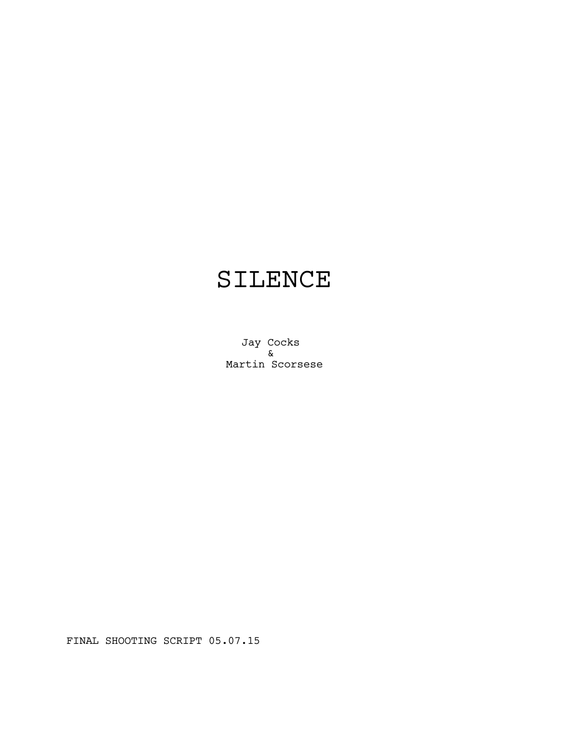# SILENCE

Jay Cocks
&
Martin Scorsese

FINAL SHOOTING SCRIPT 05.07.15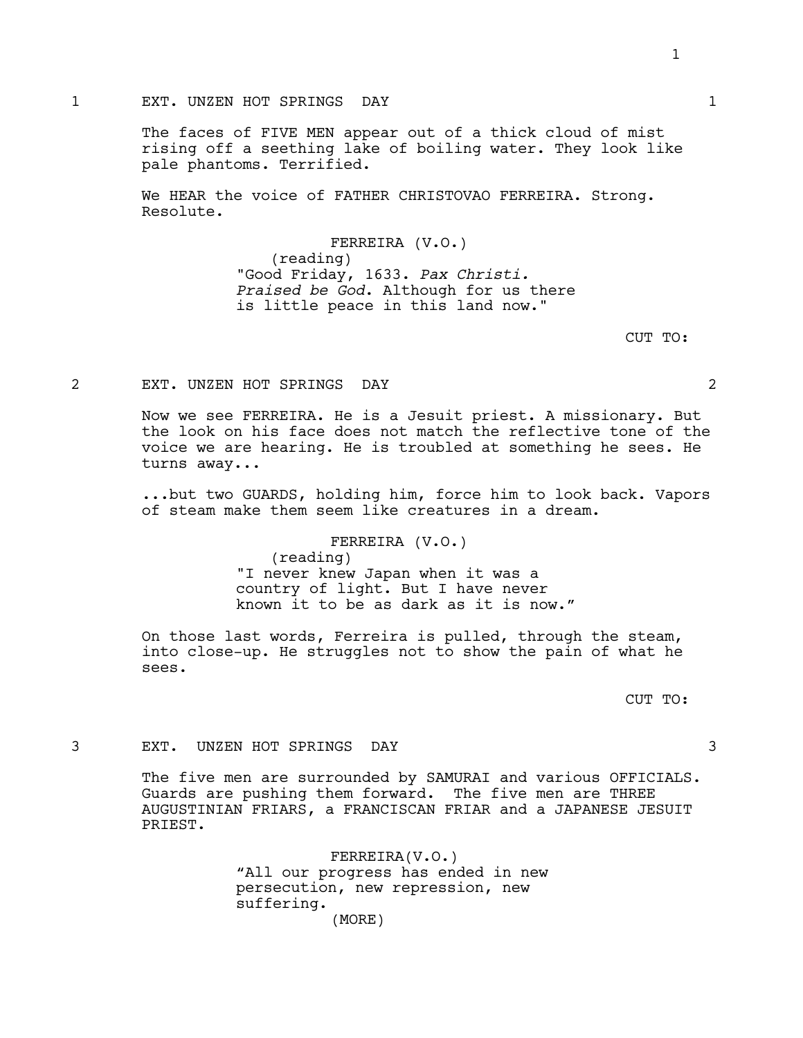1 EXT. UNZEN HOT SPRINGS DAY 1

The faces of FIVE MEN appear out of a thick cloud of mist rising off a seething lake of boiling water. They look like pale phantoms. Terrified.

We HEAR the voice of FATHER CHRISTOVAO FERREIRA. Strong. Resolute.

FERREIRA (V.O.)
(reading)
"Good Friday, 1633. *Pax Christi. Praised be God*. Although for us there is little peace in this land now."

CUT TO:

2 EXT. UNZEN HOT SPRINGS DAY 2

Now we see FERREIRA. He is a Jesuit priest. A missionary. But the look on his face does not match the reflective tone of the voice we are hearing. He is troubled at something he sees. He turns away...

...but two GUARDS, holding him, force him to look back. Vapors of steam make them seem like creatures in a dream.

FERREIRA (V.O.)
(reading)
"I never knew Japan when it was a country of light. But I have never known it to be as dark as it is now."

On those last words, Ferreira is pulled, through the steam, into close-up. He struggles not to show the pain of what he sees.

CUT TO:

3 EXT. UNZEN HOT SPRINGS DAY 3

The five men are surrounded by SAMURAI and various OFFICIALS. Guards are pushing them forward. The five men are THREE AUGUSTINIAN FRIARS, a FRANCISCAN FRIAR and a JAPANESE JESUIT PRIEST.

FERREIRA(V.O.)
"All our progress has ended in new persecution, new repression, new suffering.
(MORE)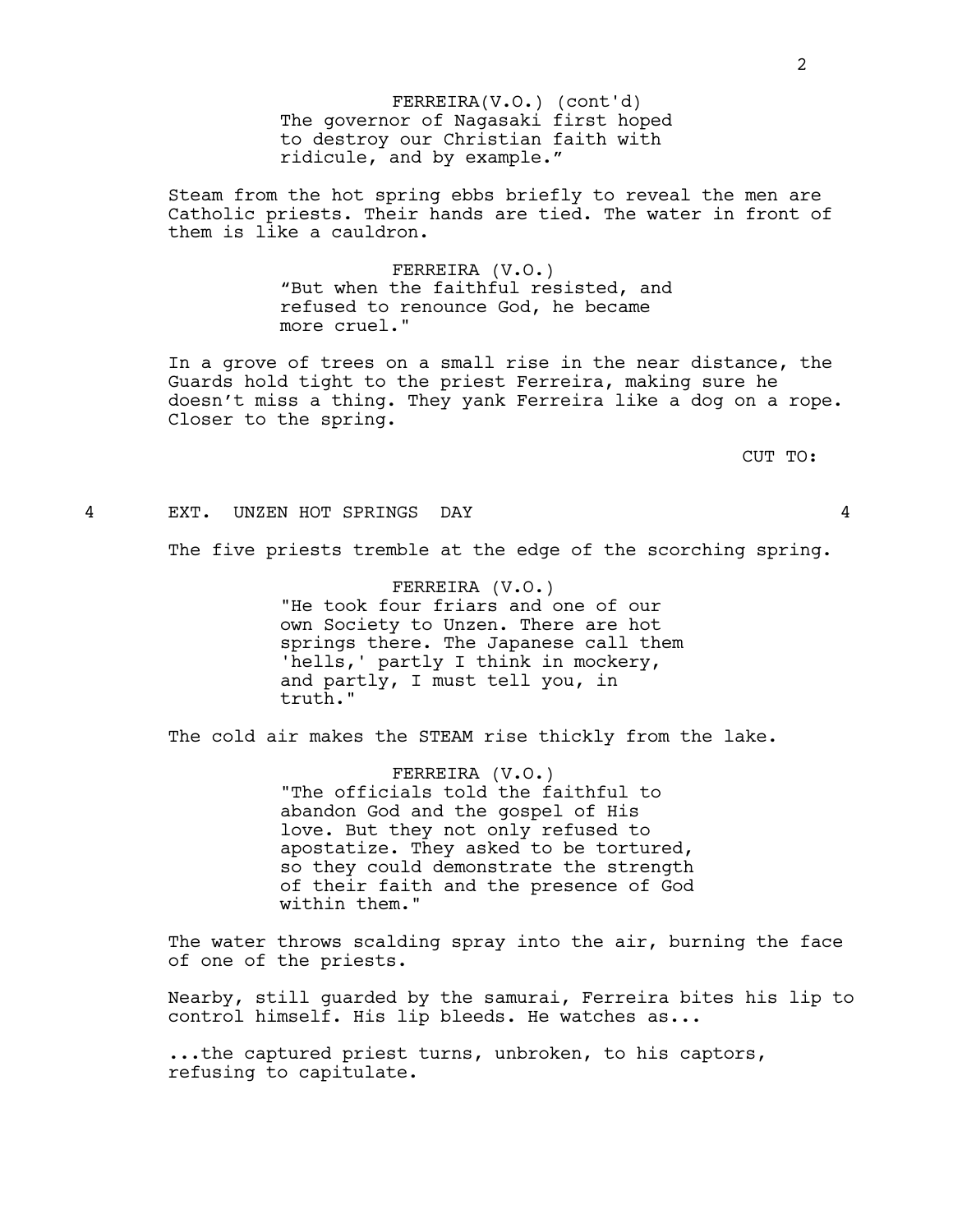FERREIRA(V.O.) (cont'd)
The governor of Nagasaki first hoped to destroy our Christian faith with ridicule, and by example.”

Steam from the hot spring ebbs briefly to reveal the men are Catholic priests. Their hands are tied. The water in front of them is like a cauldron.

FERREIRA (V.O.)
“But when the faithful resisted, and refused to renounce God, he became more cruel."

In a grove of trees on a small rise in the near distance, the Guards hold tight to the priest Ferreira, making sure he doesn’t miss a thing. They yank Ferreira like a dog on a rope. Closer to the spring.

CUT TO:

4 EXT. UNZEN HOT SPRINGS DAY 4

The five priests tremble at the edge of the scorching spring.

FERREIRA (V.O.)
"He took four friars and one of our own Society to Unzen. There are hot springs there. The Japanese call them 'hells,' partly I think in mockery, and partly, I must tell you, in truth."

The cold air makes the STEAM rise thickly from the lake.

FERREIRA (V.O.)
"The officials told the faithful to abandon God and the gospel of His love. But they not only refused to apostatize. They asked to be tortured, so they could demonstrate the strength of their faith and the presence of God within them."

The water throws scalding spray into the air, burning the face of one of the priests.

Nearby, still guarded by the samurai, Ferreira bites his lip to control himself. His lip bleeds. He watches as...

...the captured priest turns, unbroken, to his captors, refusing to capitulate.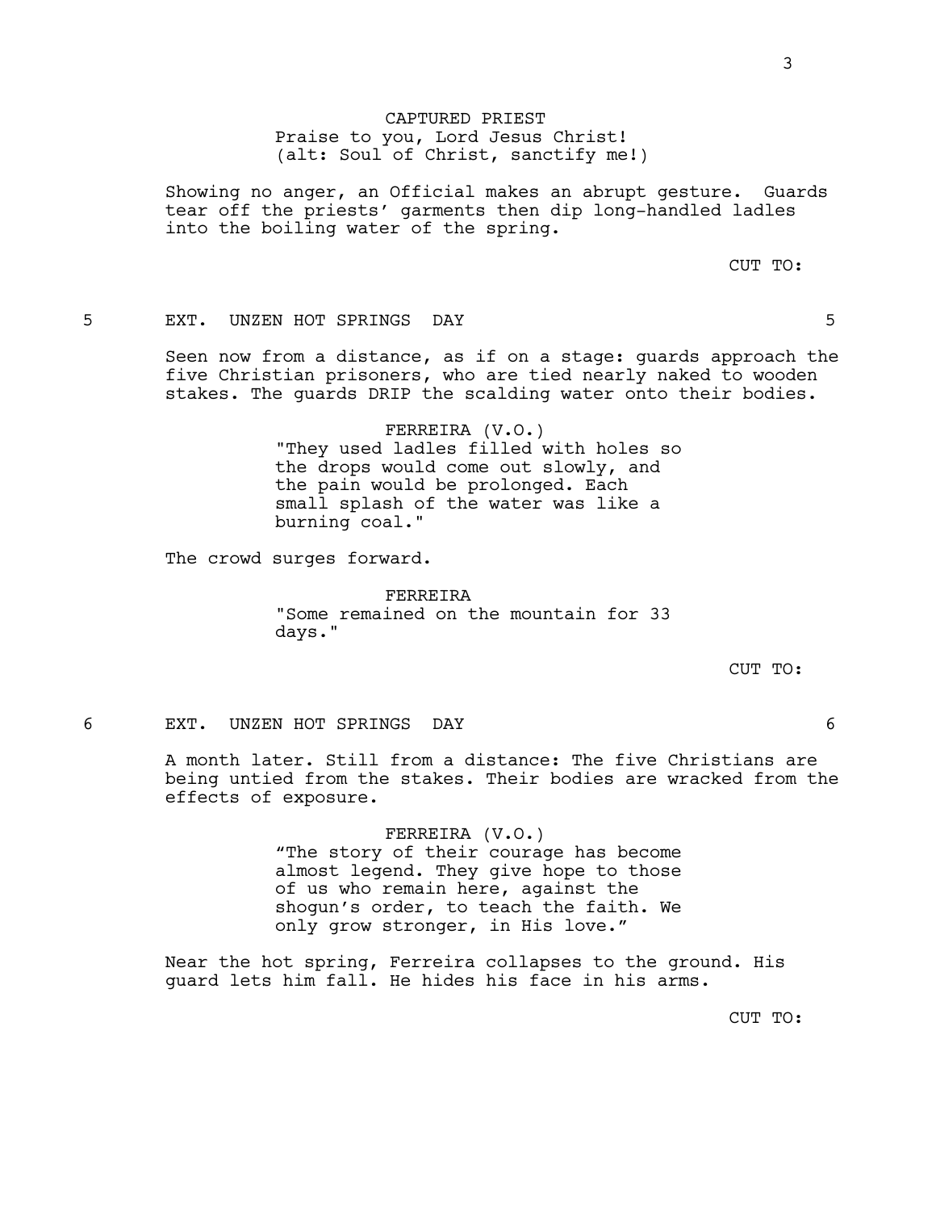CAPTURED PRIEST
Praise to you, Lord Jesus Christ!
(alt: Soul of Christ, sanctify me!)

Showing no anger, an Official makes an abrupt gesture. Guards tear off the priests' garments then dip long-handled ladles into the boiling water of the spring.

CUT TO:

5 EXT. UNZEN HOT SPRINGS DAY 5

Seen now from a distance, as if on a stage: guards approach the five Christian prisoners, who are tied nearly naked to wooden stakes. The guards DRIP the scalding water onto their bodies.

FERREIRA (V.O.)
"They used ladles filled with holes so the drops would come out slowly, and the pain would be prolonged. Each small splash of the water was like a burning coal."

The crowd surges forward.

FERREIRA
"Some remained on the mountain for 33 days."

CUT TO:

6 EXT. UNZEN HOT SPRINGS DAY 6

A month later. Still from a distance: The five Christians are being untied from the stakes. Their bodies are wracked from the effects of exposure.

FERREIRA (V.O.)
“The story of their courage has become almost legend. They give hope to those of us who remain here, against the shogun’s order, to teach the faith. We only grow stronger, in His love.”

Near the hot spring, Ferreira collapses to the ground. His guard lets him fall. He hides his face in his arms.

CUT TO: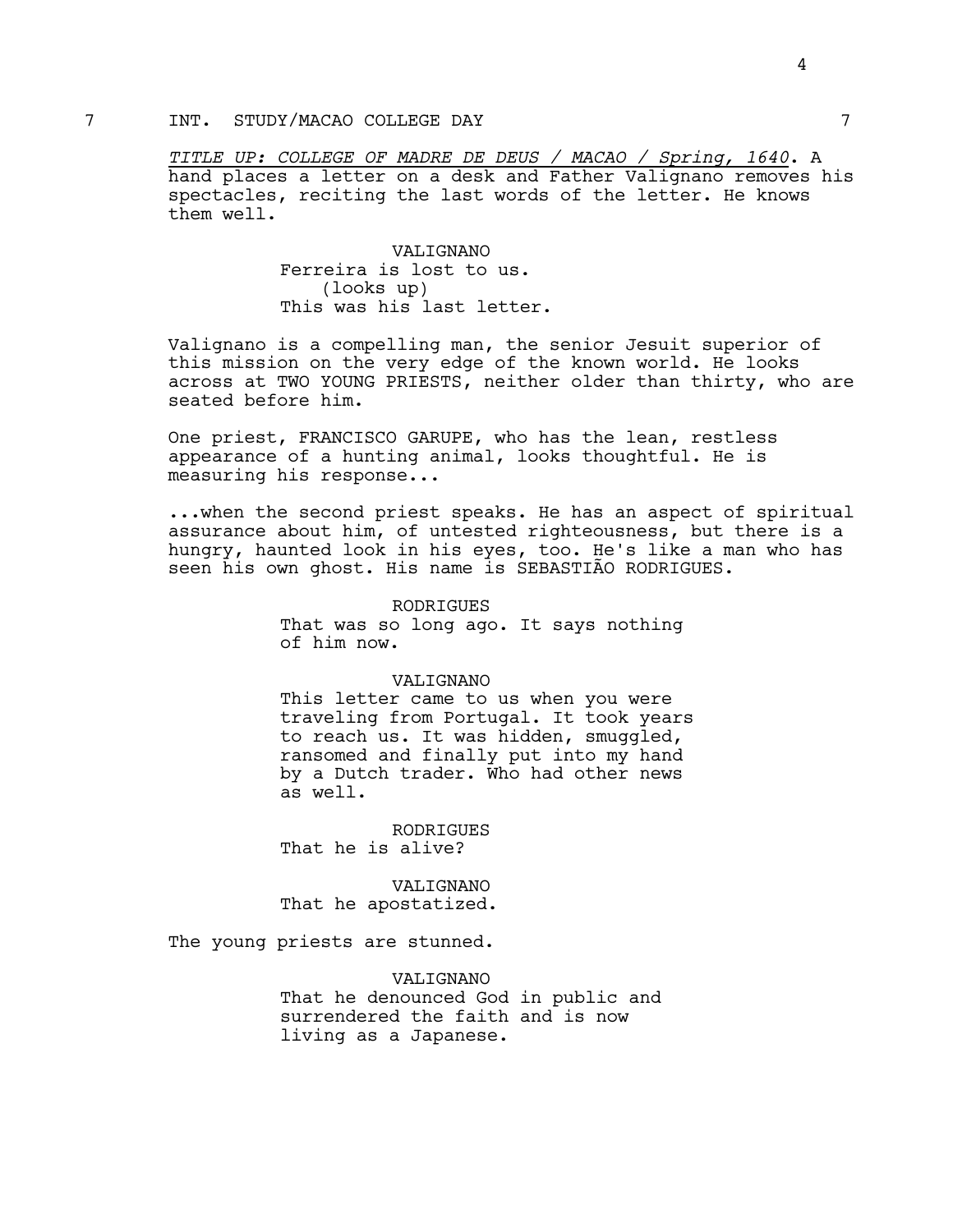7 INT. STUDY/MACAO COLLEGE DAY 7

*TITLE UP: COLLEGE OF MADRE DE DEUS / MACAO / Spring, 1640*. A hand places a letter on a desk and Father Valignano removes his spectacles, reciting the last words of the letter. He knows them well.

VALIGNANO
Ferreira is lost to us.
(looks up)
This was his last letter.

Valignano is a compelling man, the senior Jesuit superior of this mission on the very edge of the known world. He looks across at TWO YOUNG PRIESTS, neither older than thirty, who are seated before him.

One priest, FRANCISCO GARUPE, who has the lean, restless appearance of a hunting animal, looks thoughtful. He is measuring his response...

...when the second priest speaks. He has an aspect of spiritual assurance about him, of untested righteousness, but there is a hungry, haunted look in his eyes, too. He's like a man who has seen his own ghost. His name is SEBASTIÃO RODRIGUES.

RODRIGUES
That was so long ago. It says nothing of him now.

VALIGNANO
This letter came to us when you were traveling from Portugal. It took years to reach us. It was hidden, smuggled, ransomed and finally put into my hand by a Dutch trader. Who had other news as well.

RODRIGUES
That he is alive?

VALIGNANO
That he apostatized.

The young priests are stunned.

VALIGNANO
That he denounced God in public and surrendered the faith and is now living as a Japanese.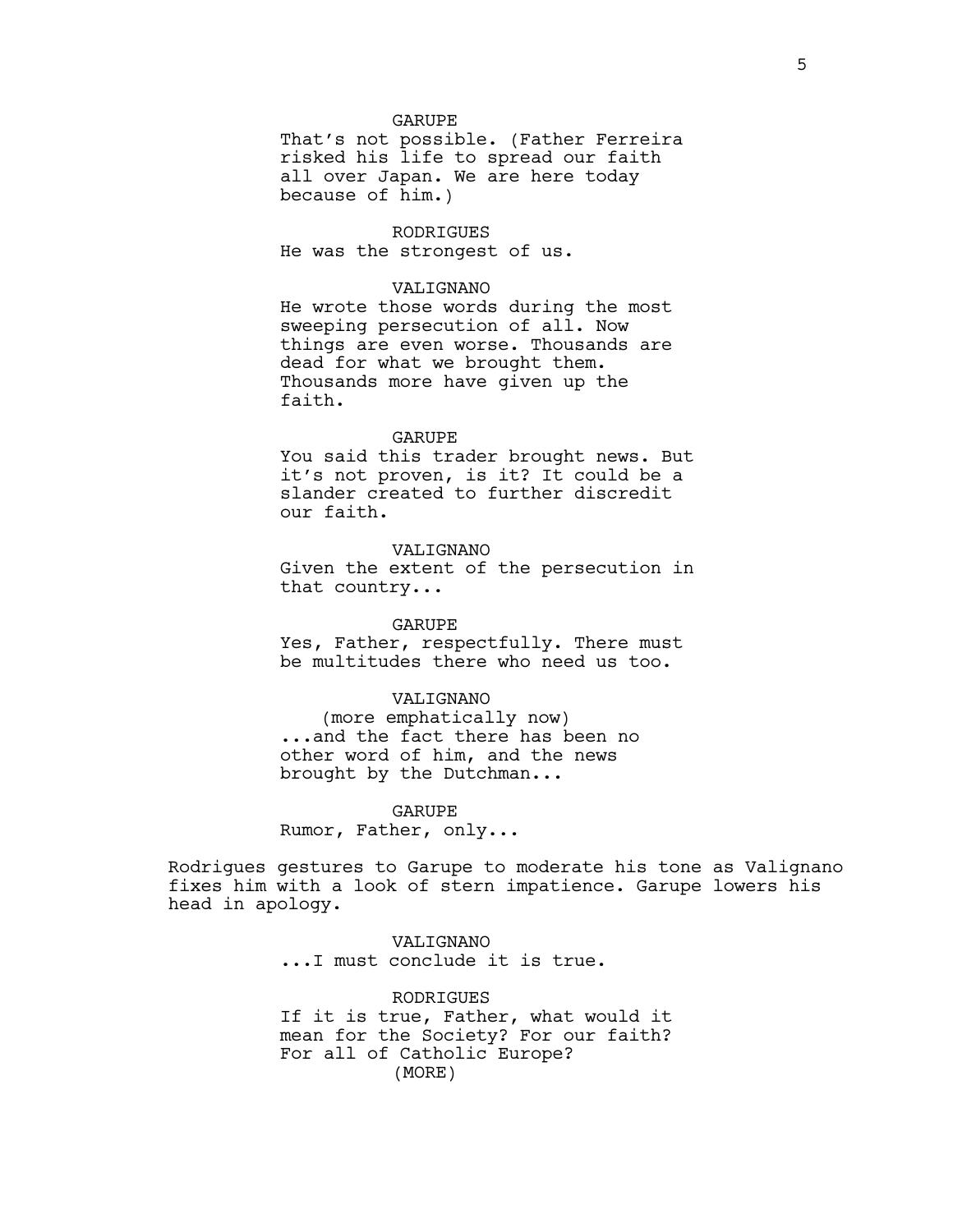GARUPE
That's not possible. (Father Ferreira risked his life to spread our faith all over Japan. We are here today because of him.)

RODRIGUES
He was the strongest of us.

VALIGNANO
He wrote those words during the most sweeping persecution of all. Now things are even worse. Thousands are dead for what we brought them. Thousands more have given up the faith.

GARUPE
You said this trader brought news. But it's not proven, is it? It could be a slander created to further discredit our faith.

VALIGNANO
Given the extent of the persecution in that country...

GARUPE
Yes, Father, respectfully. There must be multitudes there who need us too.

VALIGNANO
(more emphatically now)
...and the fact there has been no other word of him, and the news brought by the Dutchman...

GARUPE
Rumor, Father, only...

Rodrigues gestures to Garupe to moderate his tone as Valignano fixes him with a look of stern impatience. Garupe lowers his head in apology.

VALIGNANO
...I must conclude it is true.

RODRIGUES
If it is true, Father, what would it mean for the Society? For our faith? For all of Catholic Europe?
(MORE)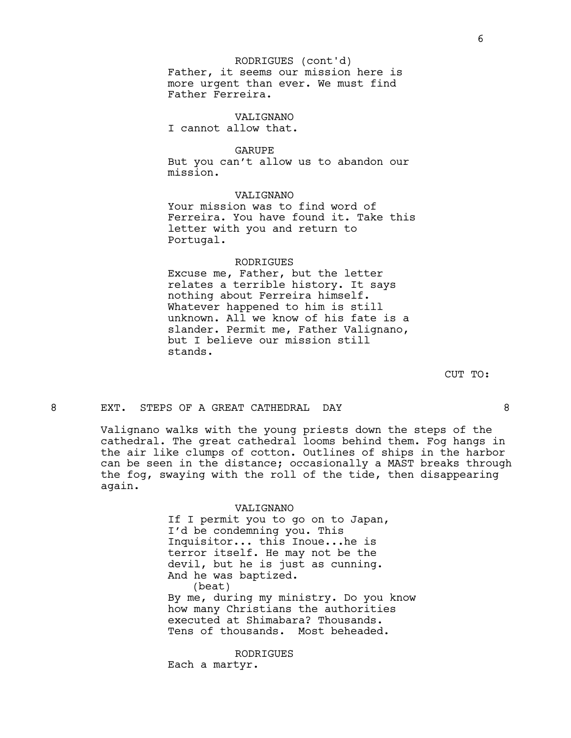RODRIGUES (cont'd)
Father, it seems our mission here is more urgent than ever. We must find Father Ferreira.

VALIGNANO
I cannot allow that.

GARUPE
But you can't allow us to abandon our mission.

VALIGNANO
Your mission was to find word of Ferreira. You have found it. Take this letter with you and return to Portugal.

RODRIGUES
Excuse me, Father, but the letter relates a terrible history. It says nothing about Ferreira himself. Whatever happened to him is still unknown. All we know of his fate is a slander. Permit me, Father Valignano, but I believe our mission still stands.

CUT TO:

8 EXT. STEPS OF A GREAT CATHEDRAL DAY 8

Valignano walks with the young priests down the steps of the cathedral. The great cathedral looms behind them. Fog hangs in the air like clumps of cotton. Outlines of ships in the harbor can be seen in the distance; occasionally a MAST breaks through the fog, swaying with the roll of the tide, then disappearing again.

VALIGNANO
If I permit you to go on to Japan, I'd be condemning you. This Inquisitor... this Inoue...he is terror itself. He may not be the devil, but he is just as cunning. And he was baptized.
(beat)
By me, during my ministry. Do you know how many Christians the authorities executed at Shimabara? Thousands. Tens of thousands. Most beheaded.

RODRIGUES
Each a martyr.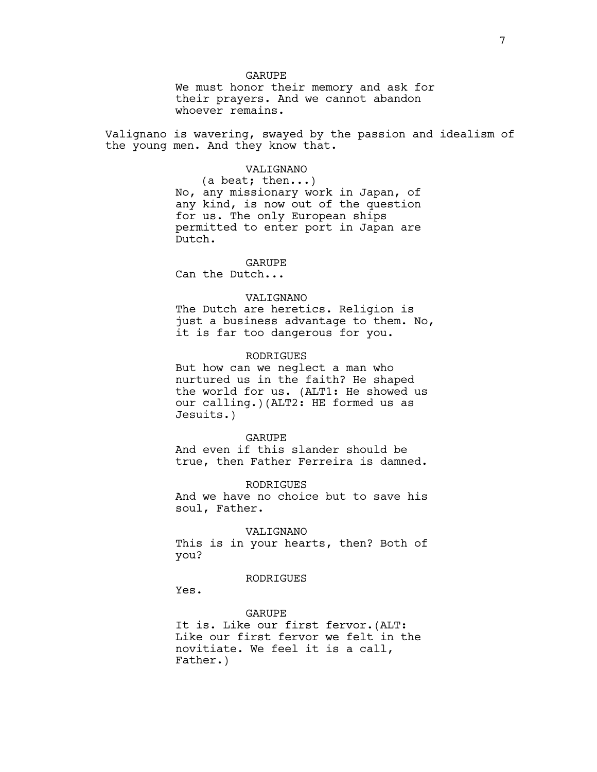GARUPE

We must honor their memory and ask for their prayers. And we cannot abandon whoever remains.

Valignano is wavering, swayed by the passion and idealism of the young men. And they know that.

VALIGNANO

(a beat; then...)

No, any missionary work in Japan, of any kind, is now out of the question for us. The only European ships permitted to enter port in Japan are Dutch.

GARUPE

Can the Dutch...

VALIGNANO

The Dutch are heretics. Religion is just a business advantage to them. No, it is far too dangerous for you.

RODRIGUES

But how can we neglect a man who nurtured us in the faith? He shaped the world for us. (ALT1: He showed us our calling.)(ALT2: HE formed us as Jesuits.)

GARUPE

And even if this slander should be true, then Father Ferreira is damned.

RODRIGUES

And we have no choice but to save his soul, Father.

VALIGNANO

This is in your hearts, then? Both of you?

RODRIGUES

Yes.

GARUPE

It is. Like our first fervor.(ALT: Like our first fervor we felt in the novitiate. We feel it is a call, Father.)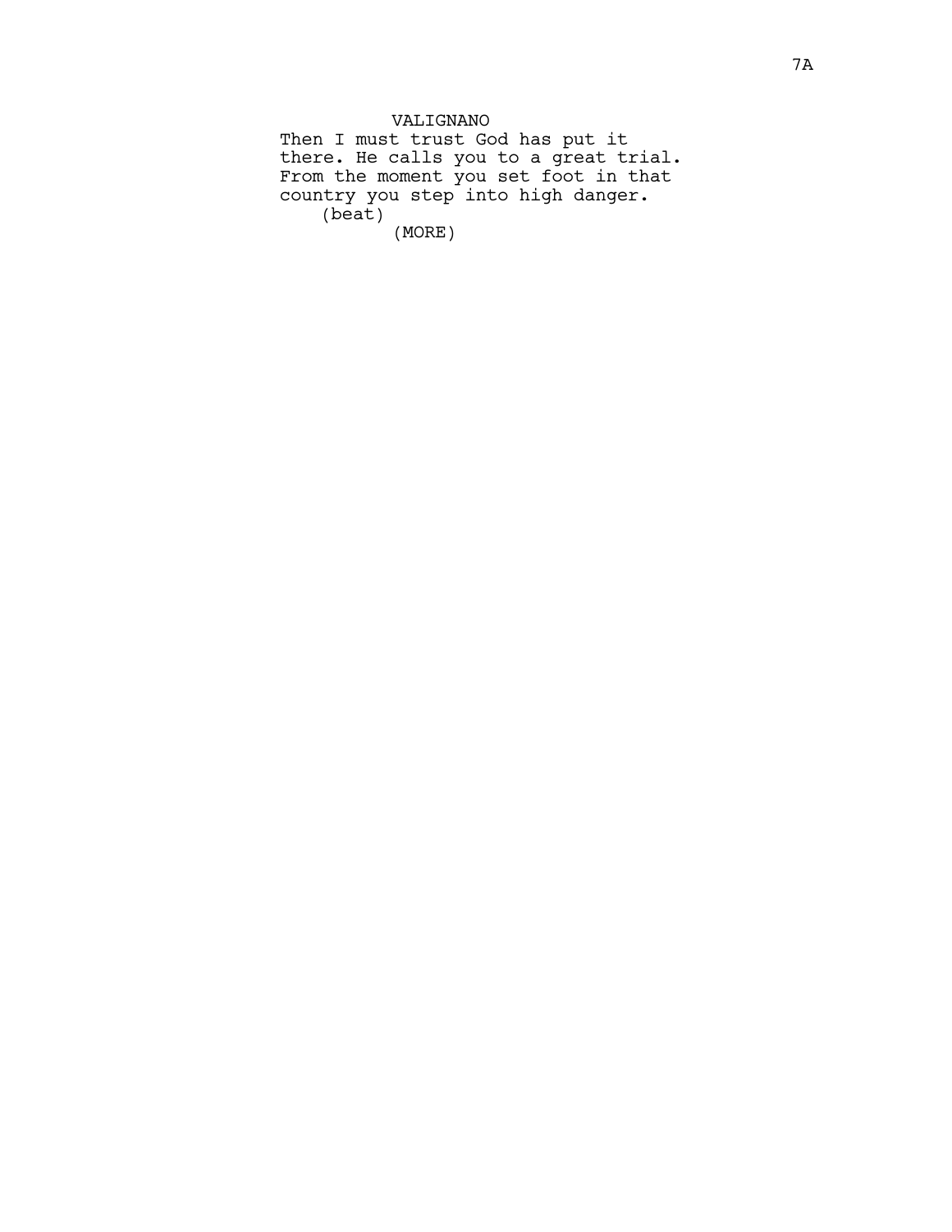VALIGNANO

Then I must trust God has put it there. He calls you to a great trial. From the moment you set foot in that country you step into high danger.

(beat)

(MORE)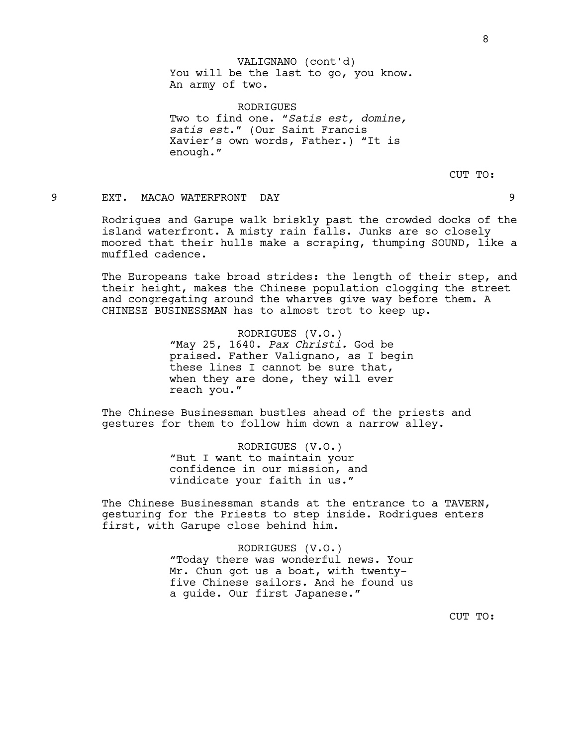VALIGNANO (cont'd)
You will be the last to go, you know.
An army of two.

RODRIGUES
Two to find one. "*Satis est, domine, satis est*." (Our Saint Francis Xavier's own words, Father.) "It is enough."

CUT TO:

9 EXT. MACAO WATERFRONT DAY 9

Rodrigues and Garupe walk briskly past the crowded docks of the island waterfront. A misty rain falls. Junks are so closely moored that their hulls make a scraping, thumping SOUND, like a muffled cadence.

The Europeans take broad strides: the length of their step, and their height, makes the Chinese population clogging the street and congregating around the wharves give way before them. A CHINESE BUSINESSMAN has to almost trot to keep up.

RODRIGUES (V.O.)
"May 25, 1640. *Pax Christi.* God be praised. Father Valignano, as I begin these lines I cannot be sure that, when they are done, they will ever reach you."

The Chinese Businessman bustles ahead of the priests and gestures for them to follow him down a narrow alley.

RODRIGUES (V.O.)
"But I want to maintain your confidence in our mission, and vindicate your faith in us."

The Chinese Businessman stands at the entrance to a TAVERN, gesturing for the Priests to step inside. Rodrigues enters first, with Garupe close behind him.

RODRIGUES (V.O.)
"Today there was wonderful news. Your Mr. Chun got us a boat, with twenty-five Chinese sailors. And he found us a guide. Our first Japanese."

CUT TO: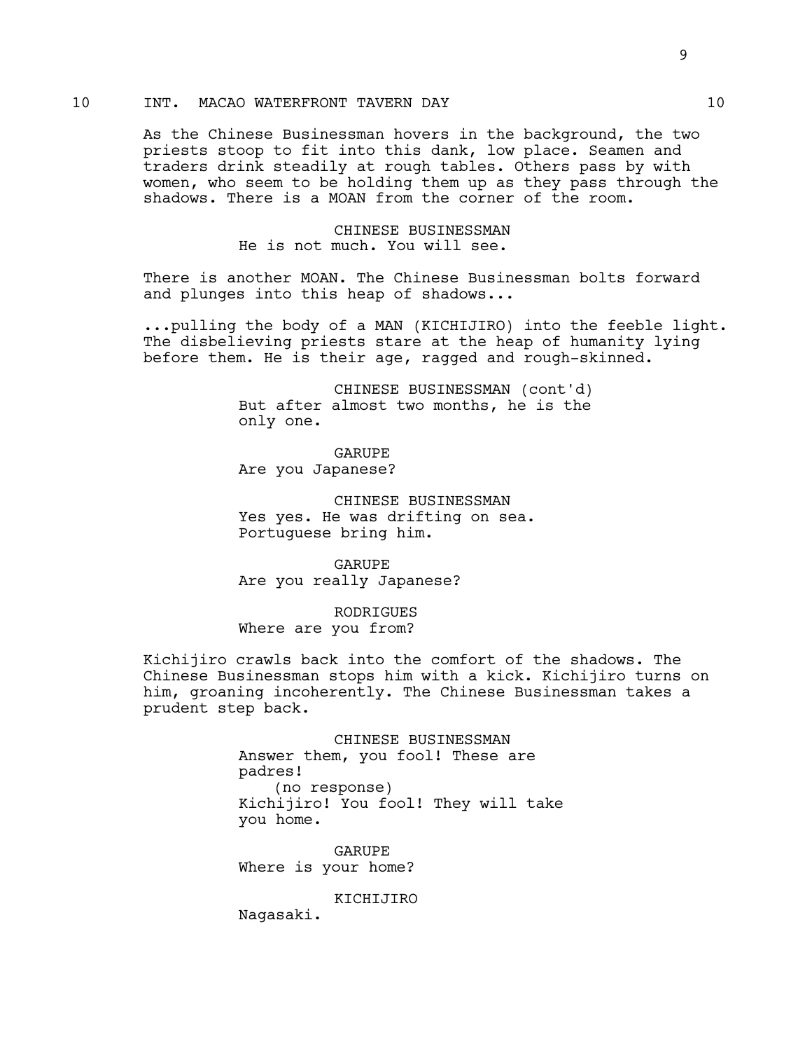## 10 INT. MACAO WATERFRONT TAVERN DAY 10

As the Chinese Businessman hovers in the background, the two priests stoop to fit into this dank, low place. Seamen and traders drink steadily at rough tables. Others pass by with women, who seem to be holding them up as they pass through the shadows. There is a MOAN from the corner of the room.

CHINESE BUSINESSMAN
He is not much. You will see.

There is another MOAN. The Chinese Businessman bolts forward and plunges into this heap of shadows...

...pulling the body of a MAN (KICHIJIRO) into the feeble light. The disbelieving priests stare at the heap of humanity lying before them. He is their age, ragged and rough-skinned.

CHINESE BUSINESSMAN (cont'd)
But after almost two months, he is the only one.

GARUPE
Are you Japanese?

CHINESE BUSINESSMAN
Yes yes. He was drifting on sea. Portuguese bring him.

GARUPE
Are you really Japanese?

RODRIGUES
Where are you from?

Kichijiro crawls back into the comfort of the shadows. The Chinese Businessman stops him with a kick. Kichijiro turns on him, groaning incoherently. The Chinese Businessman takes a prudent step back.

CHINESE BUSINESSMAN
Answer them, you fool! These are padres!
(no response)
Kichijiro! You fool! They will take you home.

GARUPE
Where is your home?

KICHIJIRO
Nagasaki.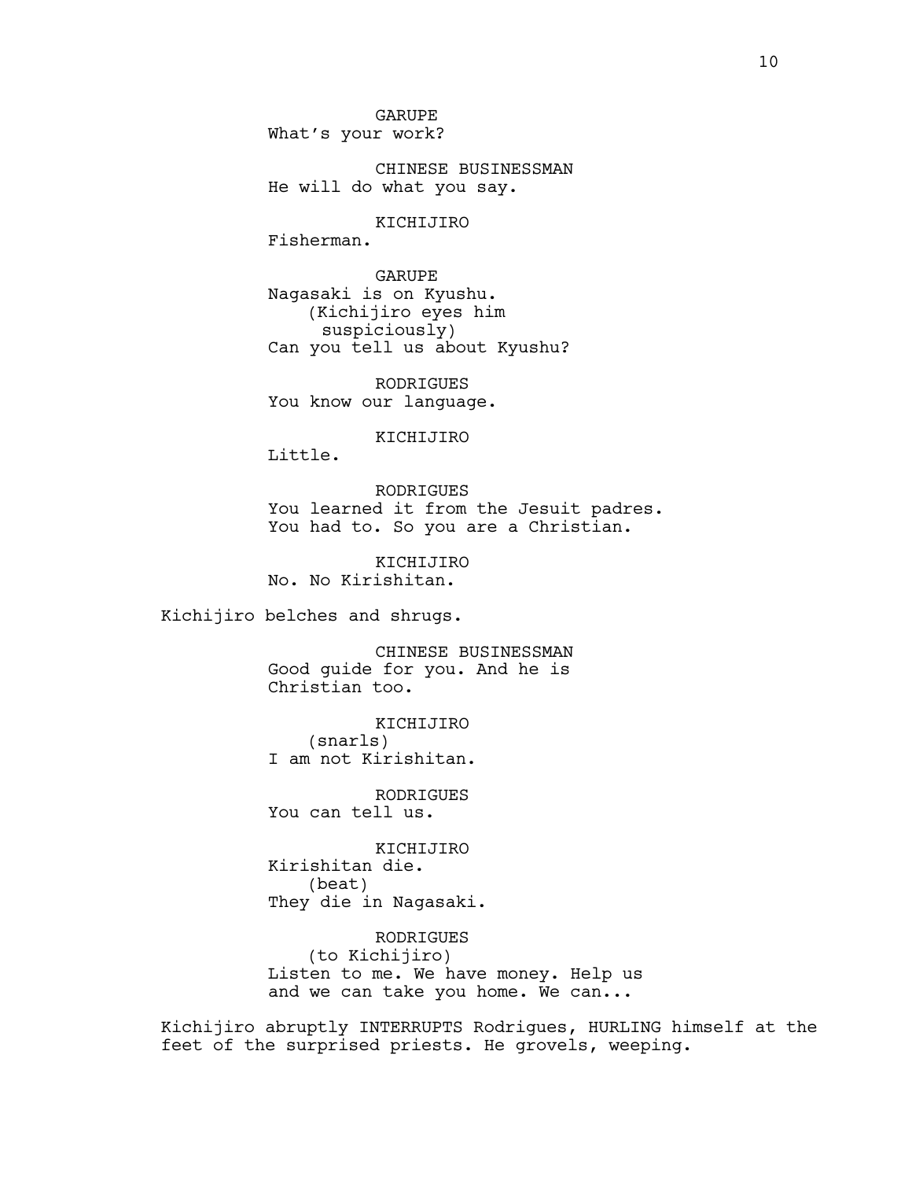GARUPE
What's your work?

CHINESE BUSINESSMAN
He will do what you say.

KICHIJIRO
Fisherman.

GARUPE
Nagasaki is on Kyushu.
(Kichijiro eyes him suspiciously)
Can you tell us about Kyushu?

RODRIGUES
You know our language.

KICHIJIRO
Little.

RODRIGUES
You learned it from the Jesuit padres. You had to. So you are a Christian.

KICHIJIRO
No. No Kirishitan.

Kichijiro belches and shrugs.

CHINESE BUSINESSMAN
Good guide for you. And he is Christian too.

KICHIJIRO
(snarls)
I am not Kirishitan.

RODRIGUES
You can tell us.

KICHIJIRO
Kirishitan die.
(beat)
They die in Nagasaki.

RODRIGUES
(to Kichijiro)
Listen to me. We have money. Help us and we can take you home. We can...

Kichijiro abruptly INTERRUPTS Rodrigues, HURLING himself at the feet of the surprised priests. He grovels, weeping.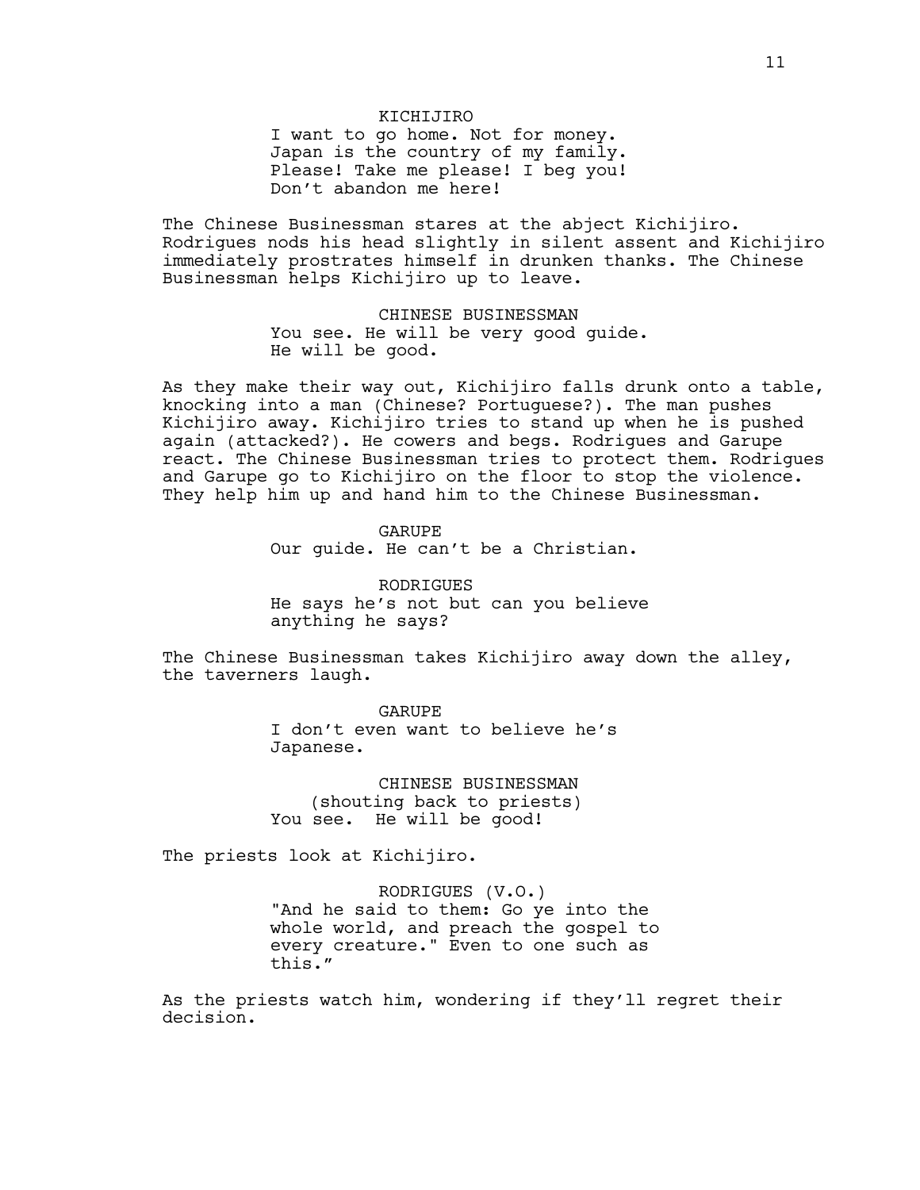KICHIJIRO
I want to go home. Not for money. Japan is the country of my family. Please! Take me please! I beg you! Don't abandon me here!

The Chinese Businessman stares at the abject Kichijiro. Rodrigues nods his head slightly in silent assent and Kichijiro immediately prostrates himself in drunken thanks. The Chinese Businessman helps Kichijiro up to leave.

CHINESE BUSINESSMAN
You see. He will be very good guide. He will be good.

As they make their way out, Kichijiro falls drunk onto a table, knocking into a man (Chinese? Portuguese?). The man pushes Kichijiro away. Kichijiro tries to stand up when he is pushed again (attacked?). He cowers and begs. Rodrigues and Garupe react. The Chinese Businessman tries to protect them. Rodrigues and Garupe go to Kichijiro on the floor to stop the violence. They help him up and hand him to the Chinese Businessman.

GARUPE
Our guide. He can't be a Christian.

RODRIGUES
He says he's not but can you believe anything he says?

The Chinese Businessman takes Kichijiro away down the alley, the taverners laugh.

GARUPE
I don't even want to believe he's Japanese.

CHINESE BUSINESSMAN
(shouting back to priests)
You see. He will be good!

The priests look at Kichijiro.

RODRIGUES (V.O.)
"And he said to them: Go ye into the whole world, and preach the gospel to every creature." Even to one such as this."

As the priests watch him, wondering if they'll regret their decision.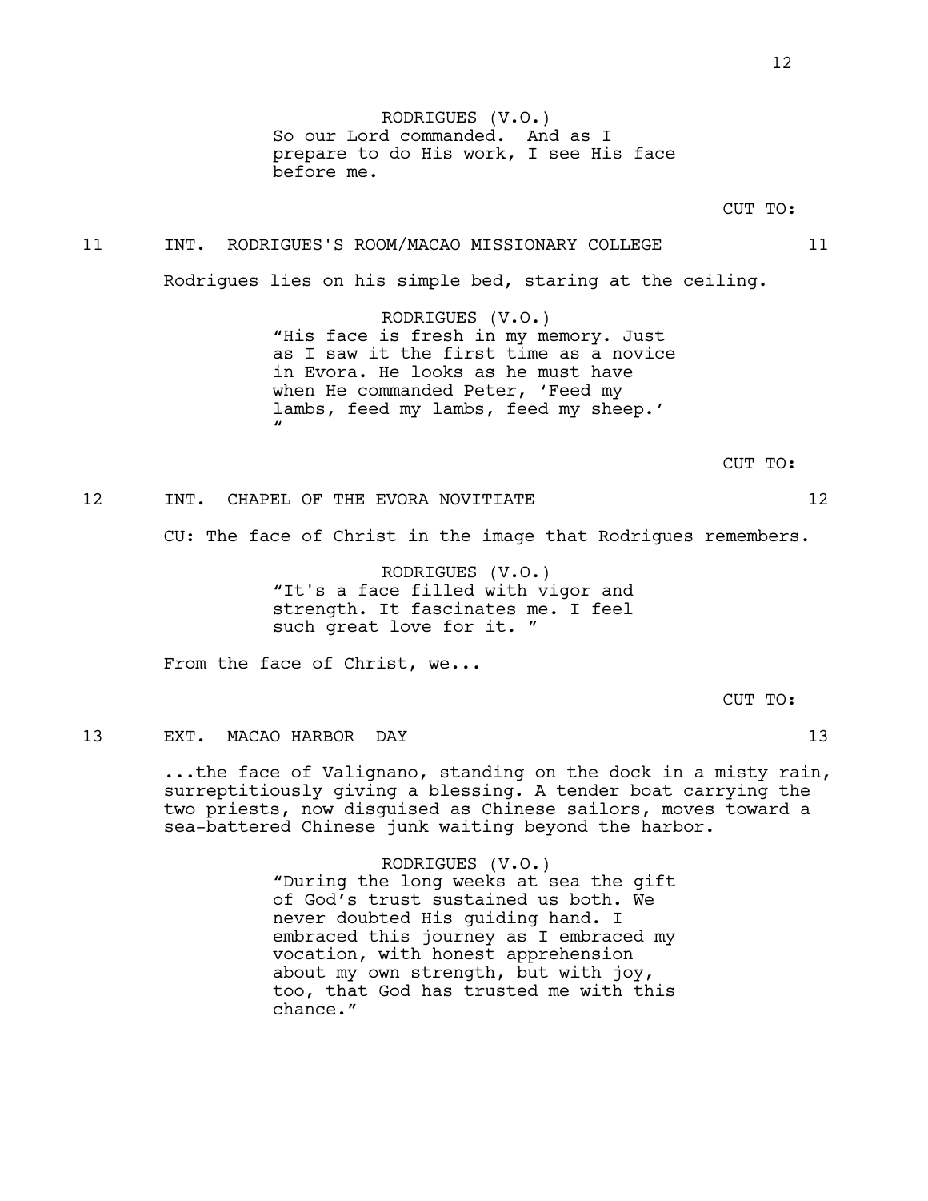RODRIGUES (V.O.)
So our Lord commanded. And as I prepare to do His work, I see His face before me.

CUT TO:

11 INT. RODRIGUES'S ROOM/MACAO MISSIONARY COLLEGE 11

Rodrigues lies on his simple bed, staring at the ceiling.

RODRIGUES (V.O.)
"His face is fresh in my memory. Just as I saw it the first time as a novice in Evora. He looks as he must have when He commanded Peter, 'Feed my lambs, feed my lambs, feed my sheep.' "

CUT TO:

12 INT. CHAPEL OF THE EVORA NOVITIATE 12

CU: The face of Christ in the image that Rodrigues remembers.

RODRIGUES (V.O.)
"It's a face filled with vigor and strength. It fascinates me. I feel such great love for it. "

From the face of Christ, we...

CUT TO:

13 EXT. MACAO HARBOR DAY 13

...the face of Valignano, standing on the dock in a misty rain, surreptitiously giving a blessing. A tender boat carrying the two priests, now disguised as Chinese sailors, moves toward a sea-battered Chinese junk waiting beyond the harbor.

RODRIGUES (V.O.)
"During the long weeks at sea the gift of God's trust sustained us both. We never doubted His guiding hand. I embraced this journey as I embraced my vocation, with honest apprehension about my own strength, but with joy, too, that God has trusted me with this chance."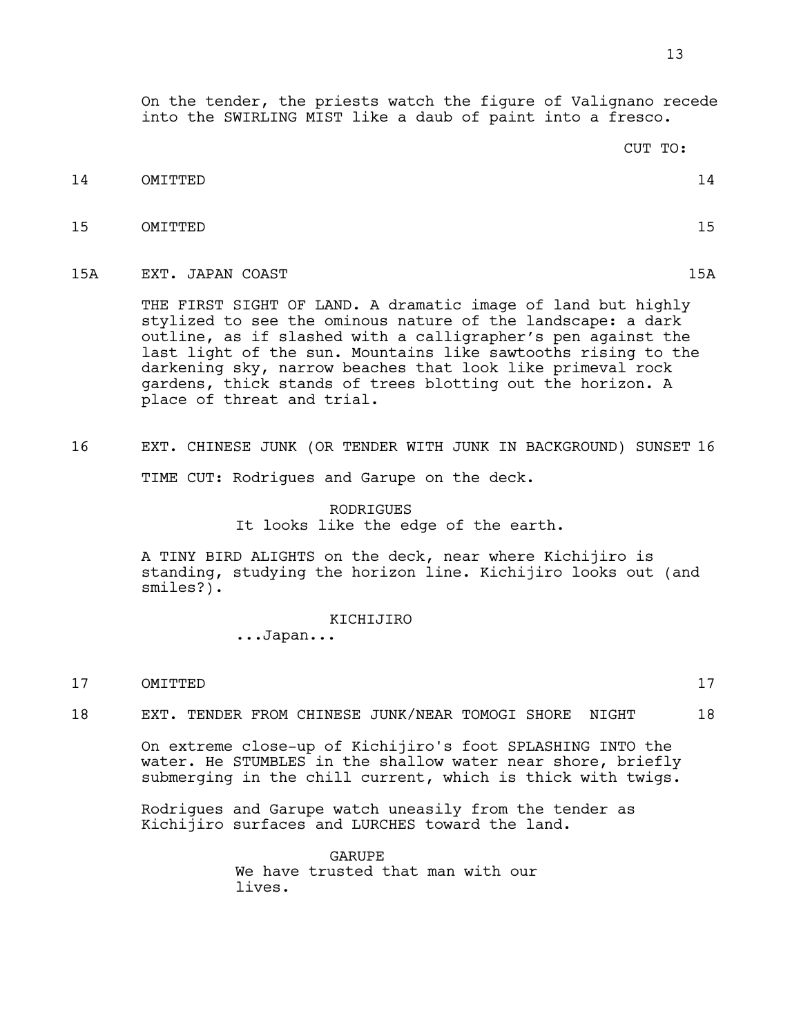On the tender, the priests watch the figure of Valignano recede into the SWIRLING MIST like a daub of paint into a fresco.

CUT TO:

14 OMITTED 14

15 OMITTED 15

15A EXT. JAPAN COAST 15A

THE FIRST SIGHT OF LAND. A dramatic image of land but highly stylized to see the ominous nature of the landscape: a dark outline, as if slashed with a calligrapher's pen against the last light of the sun. Mountains like sawtooths rising to the darkening sky, narrow beaches that look like primeval rock gardens, thick stands of trees blotting out the horizon. A place of threat and trial.

16 EXT. CHINESE JUNK (OR TENDER WITH JUNK IN BACKGROUND) SUNSET 16

TIME CUT: Rodrigues and Garupe on the deck.

RODRIGUES
It looks like the edge of the earth.

A TINY BIRD ALIGHTS on the deck, near where Kichijiro is standing, studying the horizon line. Kichijiro looks out (and smiles?).

KICHIJIRO
...Japan...

17 OMITTED 17

18 EXT. TENDER FROM CHINESE JUNK/NEAR TOMOGI SHORE NIGHT 18

On extreme close-up of Kichijiro's foot SPLASHING INTO the water. He STUMBLES in the shallow water near shore, briefly submerging in the chill current, which is thick with twigs.

Rodrigues and Garupe watch uneasily from the tender as Kichijiro surfaces and LURCHES toward the land.

GARUPE
We have trusted that man with our lives.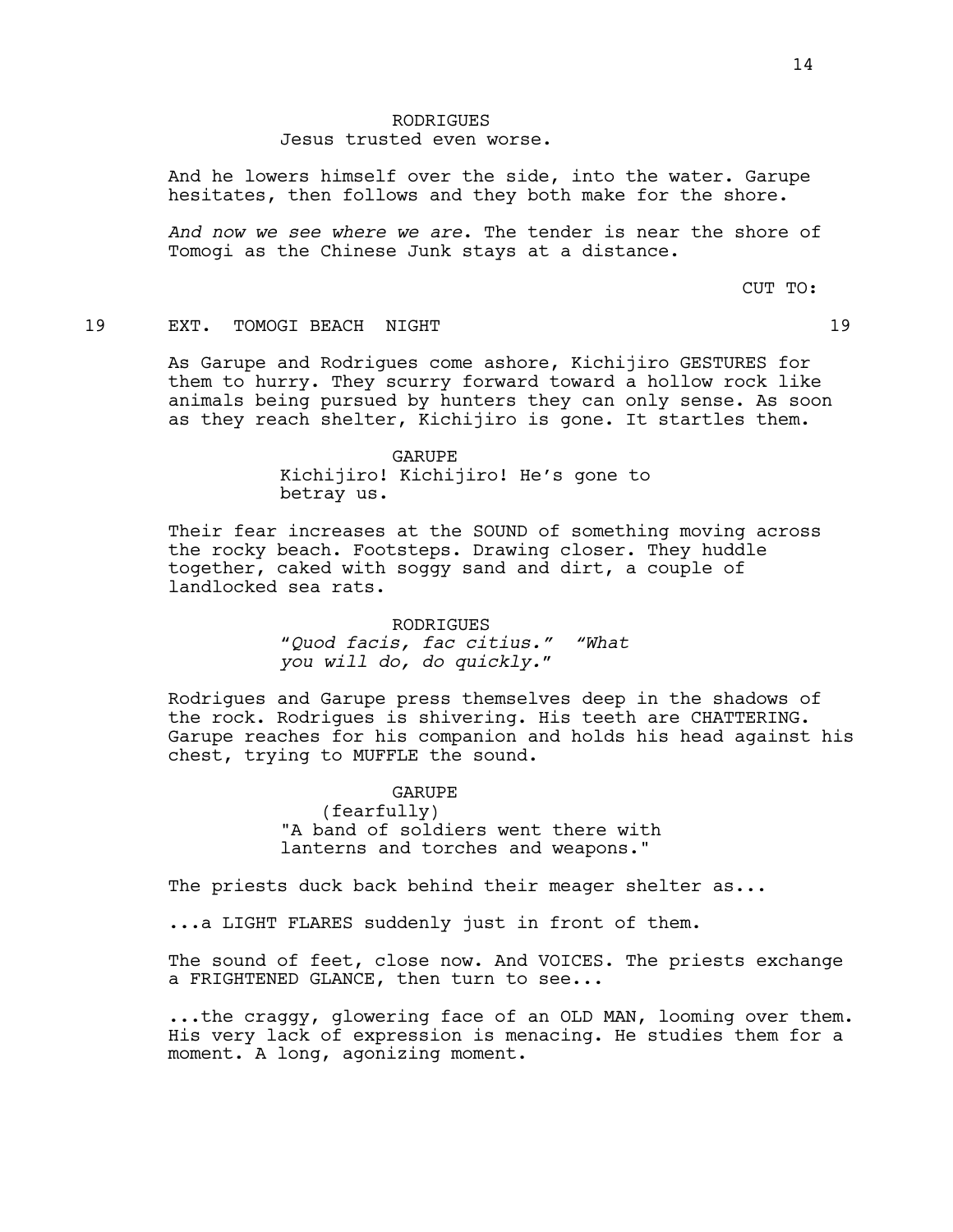RODRIGUES
Jesus trusted even worse.

And he lowers himself over the side, into the water. Garupe hesitates, then follows and they both make for the shore.

*And now we see where we are*. The tender is near the shore of Tomogi as the Chinese Junk stays at a distance.

CUT TO:

19 EXT. TOMOGI BEACH NIGHT 19

As Garupe and Rodrigues come ashore, Kichijiro GESTURES for them to hurry. They scurry forward toward a hollow rock like animals being pursued by hunters they can only sense. As soon as they reach shelter, Kichijiro is gone. It startles them.

GARUPE
Kichijiro! Kichijiro! He's gone to betray us.

Their fear increases at the SOUND of something moving across the rocky beach. Footsteps. Drawing closer. They huddle together, caked with soggy sand and dirt, a couple of landlocked sea rats.

RODRIGUES
*"Quod facis, fac citius." "What you will do, do quickly."*

Rodrigues and Garupe press themselves deep in the shadows of the rock. Rodrigues is shivering. His teeth are CHATTERING. Garupe reaches for his companion and holds his head against his chest, trying to MUFFLE the sound.

GARUPE
(fearfully)
"A band of soldiers went there with lanterns and torches and weapons."

The priests duck back behind their meager shelter as...

...a LIGHT FLARES suddenly just in front of them.

The sound of feet, close now. And VOICES. The priests exchange a FRIGHTENED GLANCE, then turn to see...

...the craggy, glowering face of an OLD MAN, looming over them. His very lack of expression is menacing. He studies them for a moment. A long, agonizing moment.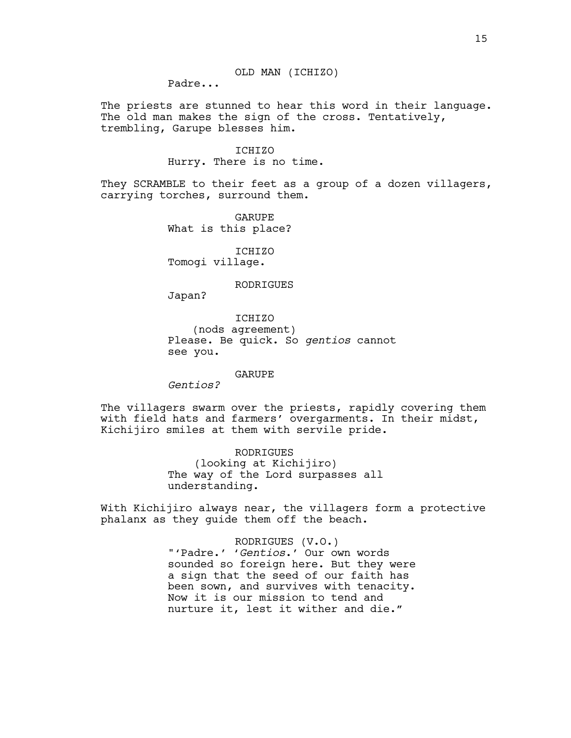OLD MAN (ICHIZO)

Padre...

The priests are stunned to hear this word in their language. The old man makes the sign of the cross. Tentatively, trembling, Garupe blesses him.

ICHIZO

Hurry. There is no time.

They SCRAMBLE to their feet as a group of a dozen villagers, carrying torches, surround them.

GARUPE

What is this place?

ICHIZO

Tomogi village.

RODRIGUES

Japan?

ICHIZO

(nods agreement)

Please. Be quick. So *gentios* cannot see you.

GARUPE

*Gentios?*

The villagers swarm over the priests, rapidly covering them with field hats and farmers' overgarments. In their midst, Kichijiro smiles at them with servile pride.

RODRIGUES

(looking at Kichijiro)

The way of the Lord surpasses all understanding.

With Kichijiro always near, the villagers form a protective phalanx as they guide them off the beach.

RODRIGUES (V.O.)

"'Padre.' '*Gentios*.' Our own words sounded so foreign here. But they were a sign that the seed of our faith has been sown, and survives with tenacity. Now it is our mission to tend and nurture it, lest it wither and die."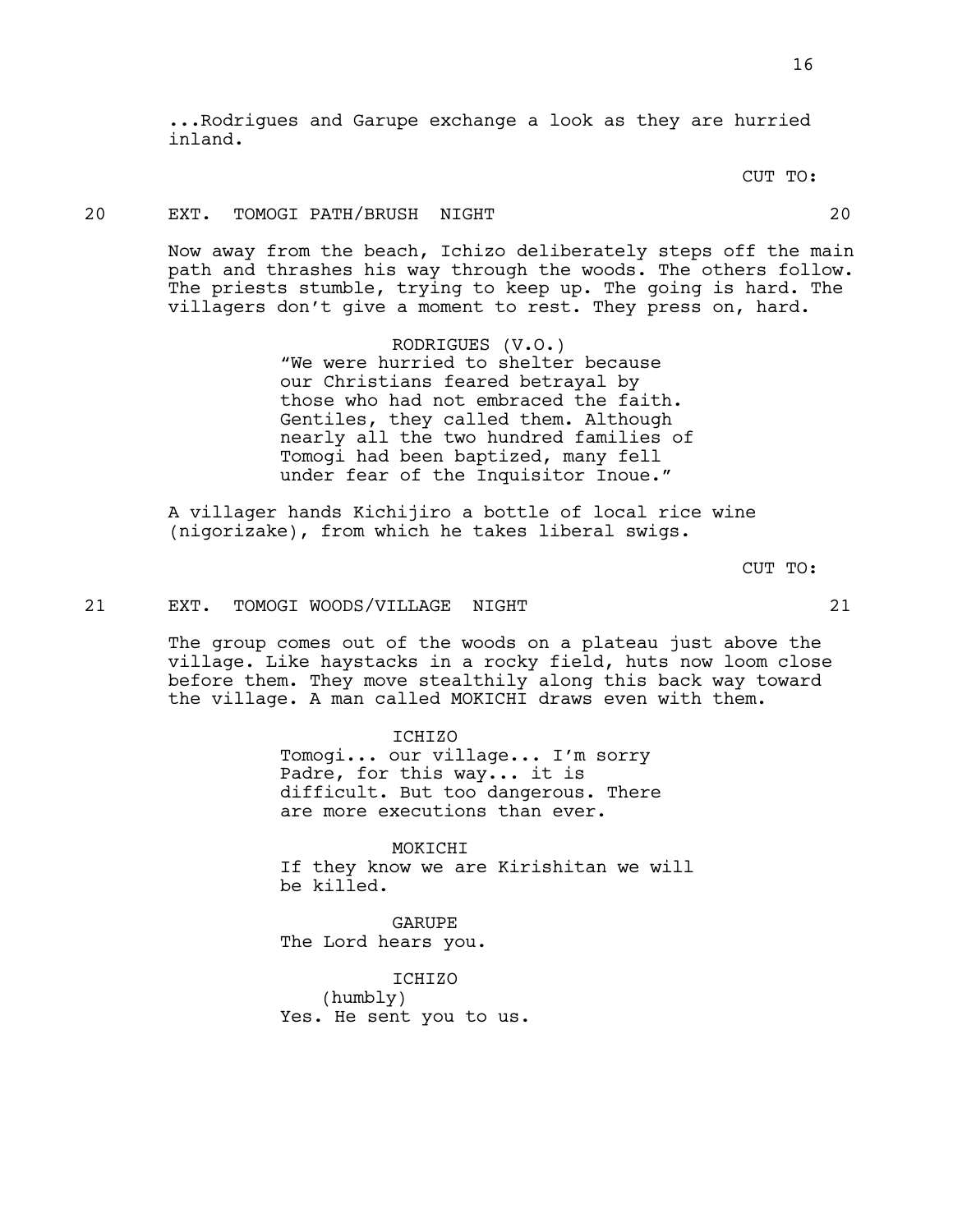...Rodrigues and Garupe exchange a look as they are hurried inland.

CUT TO:

20 EXT. TOMOGI PATH/BRUSH NIGHT 20

Now away from the beach, Ichizo deliberately steps off the main path and thrashes his way through the woods. The others follow. The priests stumble, trying to keep up. The going is hard. The villagers don't give a moment to rest. They press on, hard.

RODRIGUES (V.O.)
"We were hurried to shelter because our Christians feared betrayal by those who had not embraced the faith. Gentiles, they called them. Although nearly all the two hundred families of Tomogi had been baptized, many fell under fear of the Inquisitor Inoue."

A villager hands Kichijiro a bottle of local rice wine (nigorizake), from which he takes liberal swigs.

CUT TO:

21 EXT. TOMOGI WOODS/VILLAGE NIGHT 21

The group comes out of the woods on a plateau just above the village. Like haystacks in a rocky field, huts now loom close before them. They move stealthily along this back way toward the village. A man called MOKICHI draws even with them.

ICHIZO
Tomogi... our village... I'm sorry Padre, for this way... it is difficult. But too dangerous. There are more executions than ever.

MOKICHI
If they know we are Kirishitan we will be killed.

GARUPE
The Lord hears you.

ICHIZO
(humbly)
Yes. He sent you to us.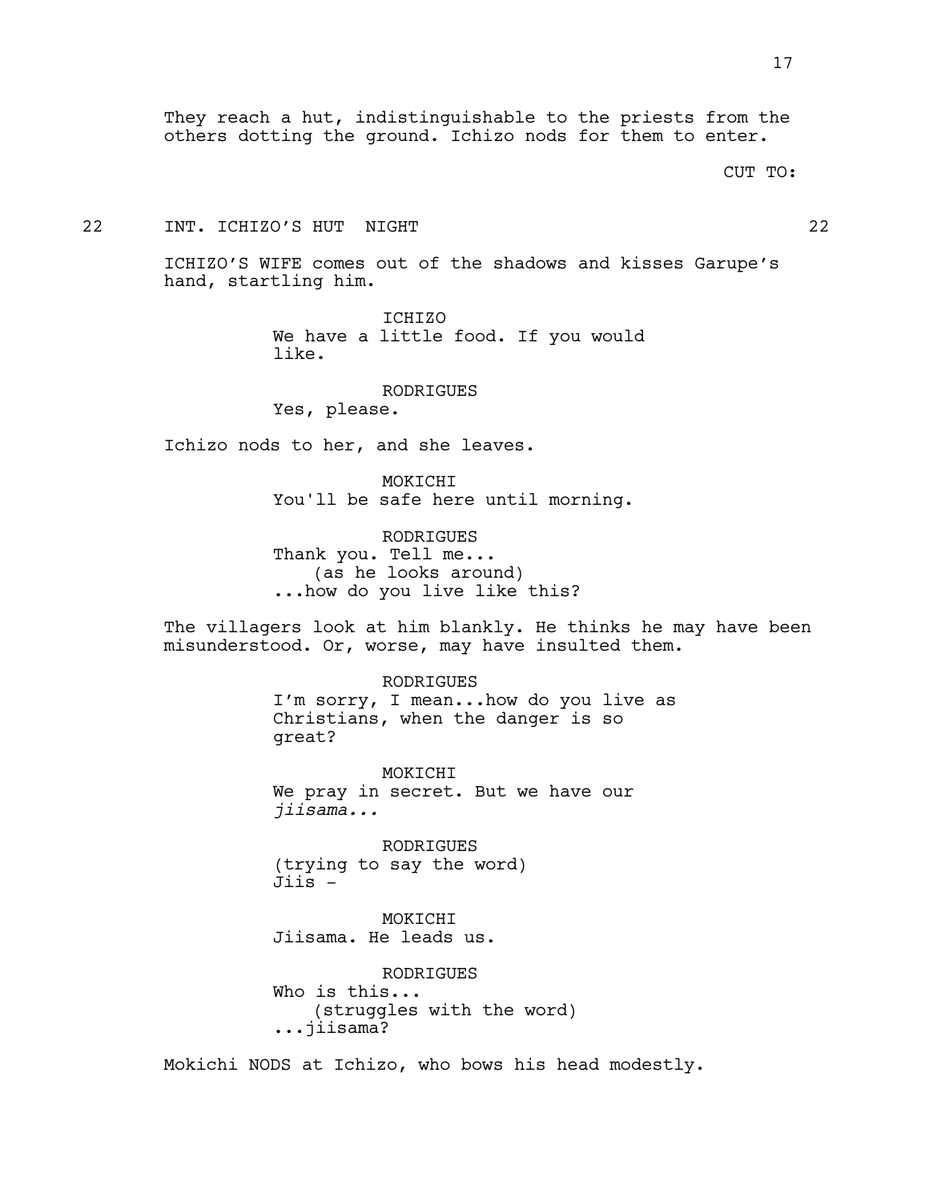They reach a hut, indistinguishable to the priests from the others dotting the ground. Ichizo nods for them to enter.

CUT TO:

22 INT. ICHIZO'S HUT NIGHT 22

ICHIZO'S WIFE comes out of the shadows and kisses Garupe's hand, startling him.

ICHIZO
We have a little food. If you would like.

RODRIGUES
Yes, please.

Ichizo nods to her, and she leaves.

MOKICHI
You'll be safe here until morning.

RODRIGUES
Thank you. Tell me...
(as he looks around)
...how do you live like this?

The villagers look at him blankly. He thinks he may have been misunderstood. Or, worse, may have insulted them.

RODRIGUES
I'm sorry, I mean...how do you live as Christians, when the danger is so great?

MOKICHI
We pray in secret. But we have our *jiisama...*

RODRIGUES
(trying to say the word)
Jiis -

MOKICHI
Jiisama. He leads us.

RODRIGUES
Who is this...
(struggles with the word)
...jiisama?

Mokichi NODS at Ichizo, who bows his head modestly.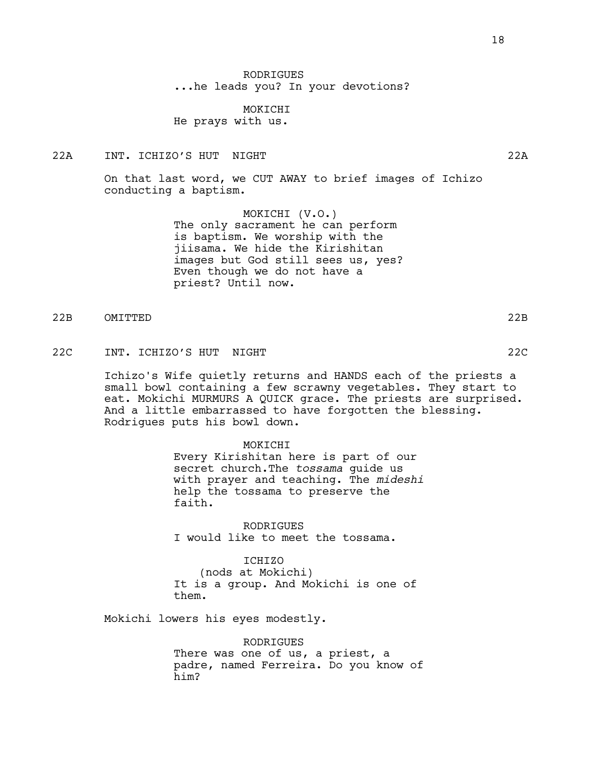RODRIGUES
...he leads you? In your devotions?

MOKICHI
He prays with us.

22A INT. ICHIZO'S HUT NIGHT 22A

On that last word, we CUT AWAY to brief images of Ichizo conducting a baptism.

MOKICHI (V.O.)
The only sacrament he can perform is baptism. We worship with the jiisama. We hide the Kirishitan images but God still sees us, yes? Even though we do not have a priest? Until now.

22B OMITTED 22B

22C INT. ICHIZO'S HUT NIGHT 22C

Ichizo's Wife quietly returns and HANDS each of the priests a small bowl containing a few scrawny vegetables. They start to eat. Mokichi MURMURS A QUICK grace. The priests are surprised. And a little embarrassed to have forgotten the blessing. Rodrigues puts his bowl down.

MOKICHI
Every Kirishitan here is part of our secret church.The *tossama* guide us with prayer and teaching. The *mideshi* help the tossama to preserve the faith.

RODRIGUES
I would like to meet the tossama.

ICHIZO
(nods at Mokichi)
It is a group. And Mokichi is one of them.

Mokichi lowers his eyes modestly.

RODRIGUES
There was one of us, a priest, a padre, named Ferreira. Do you know of him?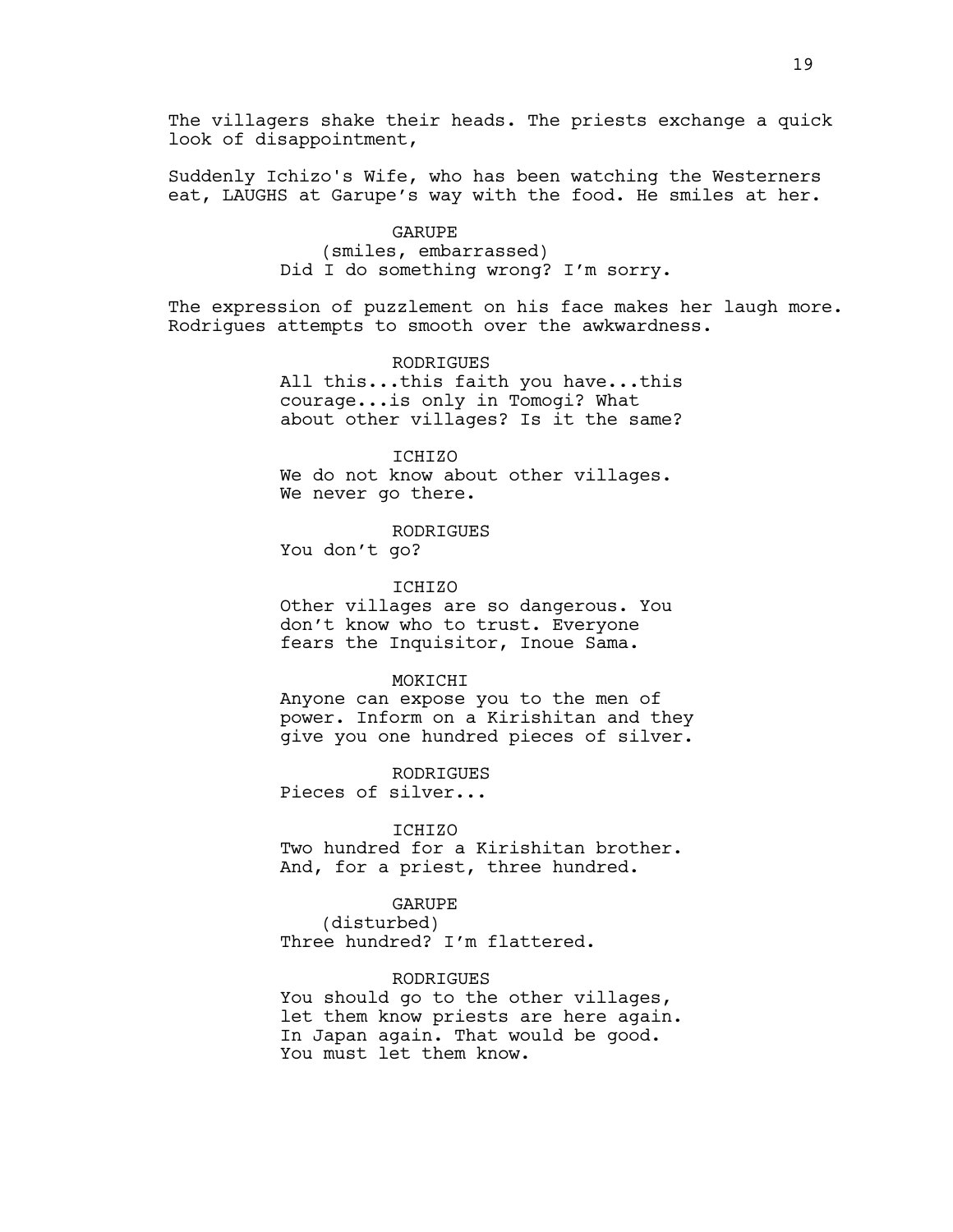The villagers shake their heads. The priests exchange a quick look of disappointment,

Suddenly Ichizo's Wife, who has been watching the Westerners eat, LAUGHS at Garupe's way with the food. He smiles at her.

GARUPE
(smiles, embarrassed)
Did I do something wrong? I'm sorry.

The expression of puzzlement on his face makes her laugh more. Rodrigues attempts to smooth over the awkwardness.

RODRIGUES
All this...this faith you have...this courage...is only in Tomogi? What about other villages? Is it the same?

ICHIZO
We do not know about other villages. We never go there.

RODRIGUES
You don't go?

ICHIZO
Other villages are so dangerous. You don't know who to trust. Everyone fears the Inquisitor, Inoue Sama.

MOKICHI
Anyone can expose you to the men of power. Inform on a Kirishitan and they give you one hundred pieces of silver.

RODRIGUES
Pieces of silver...

ICHIZO
Two hundred for a Kirishitan brother. And, for a priest, three hundred.

GARUPE
(disturbed)
Three hundred? I'm flattered.

RODRIGUES
You should go to the other villages, let them know priests are here again. In Japan again. That would be good. You must let them know.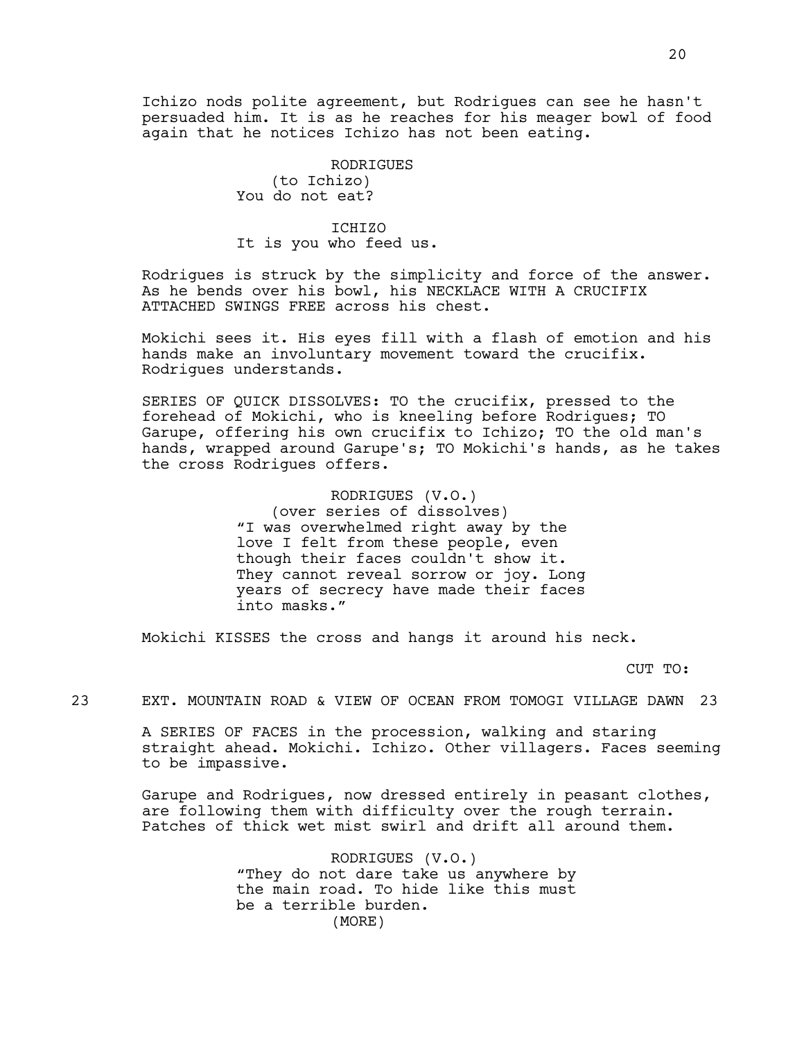Ichizo nods polite agreement, but Rodrigues can see he hasn't persuaded him. It is as he reaches for his meager bowl of food again that he notices Ichizo has not been eating.

RODRIGUES
(to Ichizo)
You do not eat?

ICHIZO
It is you who feed us.

Rodrigues is struck by the simplicity and force of the answer. As he bends over his bowl, his NECKLACE WITH A CRUCIFIX ATTACHED SWINGS FREE across his chest.

Mokichi sees it. His eyes fill with a flash of emotion and his hands make an involuntary movement toward the crucifix. Rodrigues understands.

SERIES OF QUICK DISSOLVES: TO the crucifix, pressed to the forehead of Mokichi, who is kneeling before Rodrigues; TO Garupe, offering his own crucifix to Ichizo; TO the old man's hands, wrapped around Garupe's; TO Mokichi's hands, as he takes the cross Rodrigues offers.

RODRIGUES (V.O.)
(over series of dissolves)
"I was overwhelmed right away by the love I felt from these people, even though their faces couldn't show it. They cannot reveal sorrow or joy. Long years of secrecy have made their faces into masks."

Mokichi KISSES the cross and hangs it around his neck.

CUT TO:

23 EXT. MOUNTAIN ROAD & VIEW OF OCEAN FROM TOMOGI VILLAGE DAWN 23

A SERIES OF FACES in the procession, walking and staring straight ahead. Mokichi. Ichizo. Other villagers. Faces seeming to be impassive.

Garupe and Rodrigues, now dressed entirely in peasant clothes, are following them with difficulty over the rough terrain. Patches of thick wet mist swirl and drift all around them.

RODRIGUES (V.O.)
"They do not dare take us anywhere by the main road. To hide like this must be a terrible burden.
(MORE)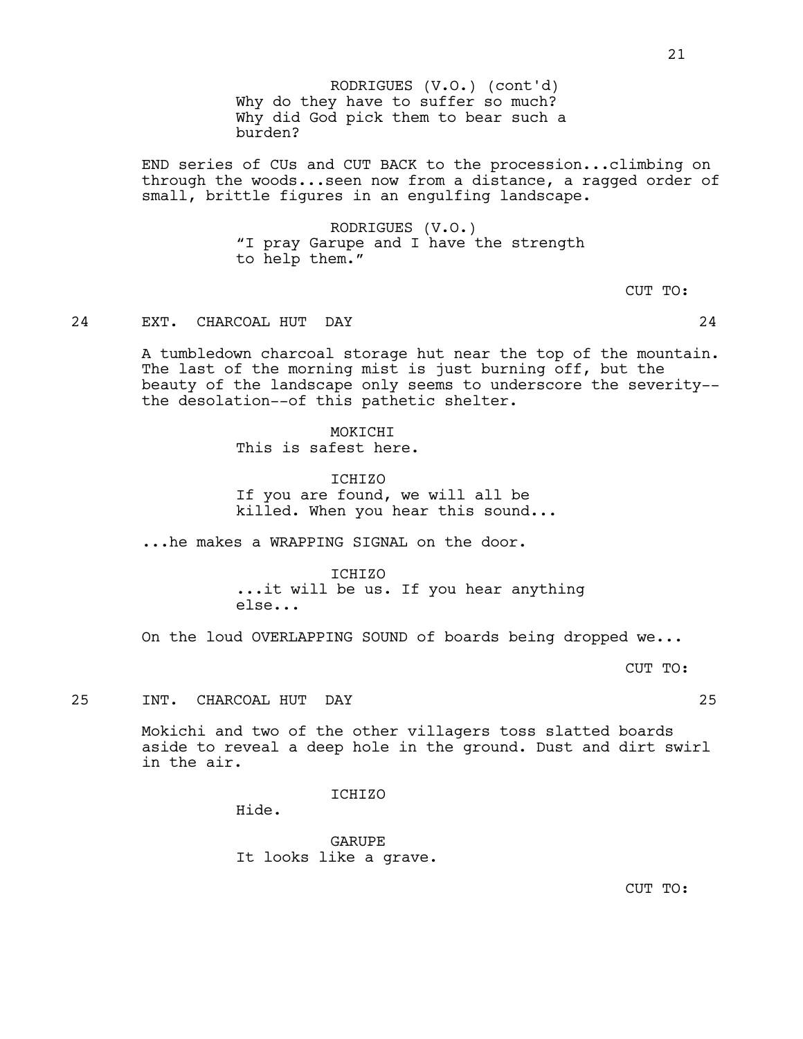RODRIGUES (V.O.) (cont'd)
Why do they have to suffer so much?
Why did God pick them to bear such a
burden?

END series of CUs and CUT BACK to the procession...climbing on through the woods...seen now from a distance, a ragged order of small, brittle figures in an engulfing landscape.

RODRIGUES (V.O.)
"I pray Garupe and I have the strength
to help them."

CUT TO:

24 EXT. CHARCOAL HUT DAY 24

A tumbledown charcoal storage hut near the top of the mountain. The last of the morning mist is just burning off, but the beauty of the landscape only seems to underscore the severity--the desolation--of this pathetic shelter.

MOKICHI
This is safest here.

ICHIZO
If you are found, we will all be
killed. When you hear this sound...

...he makes a WRAPPING SIGNAL on the door.

ICHIZO
...it will be us. If you hear anything
else...

On the loud OVERLAPPING SOUND of boards being dropped we...

CUT TO:

25 INT. CHARCOAL HUT DAY 25

Mokichi and two of the other villagers toss slatted boards aside to reveal a deep hole in the ground. Dust and dirt swirl in the air.

ICHIZO
Hide.

GARUPE
It looks like a grave.

CUT TO: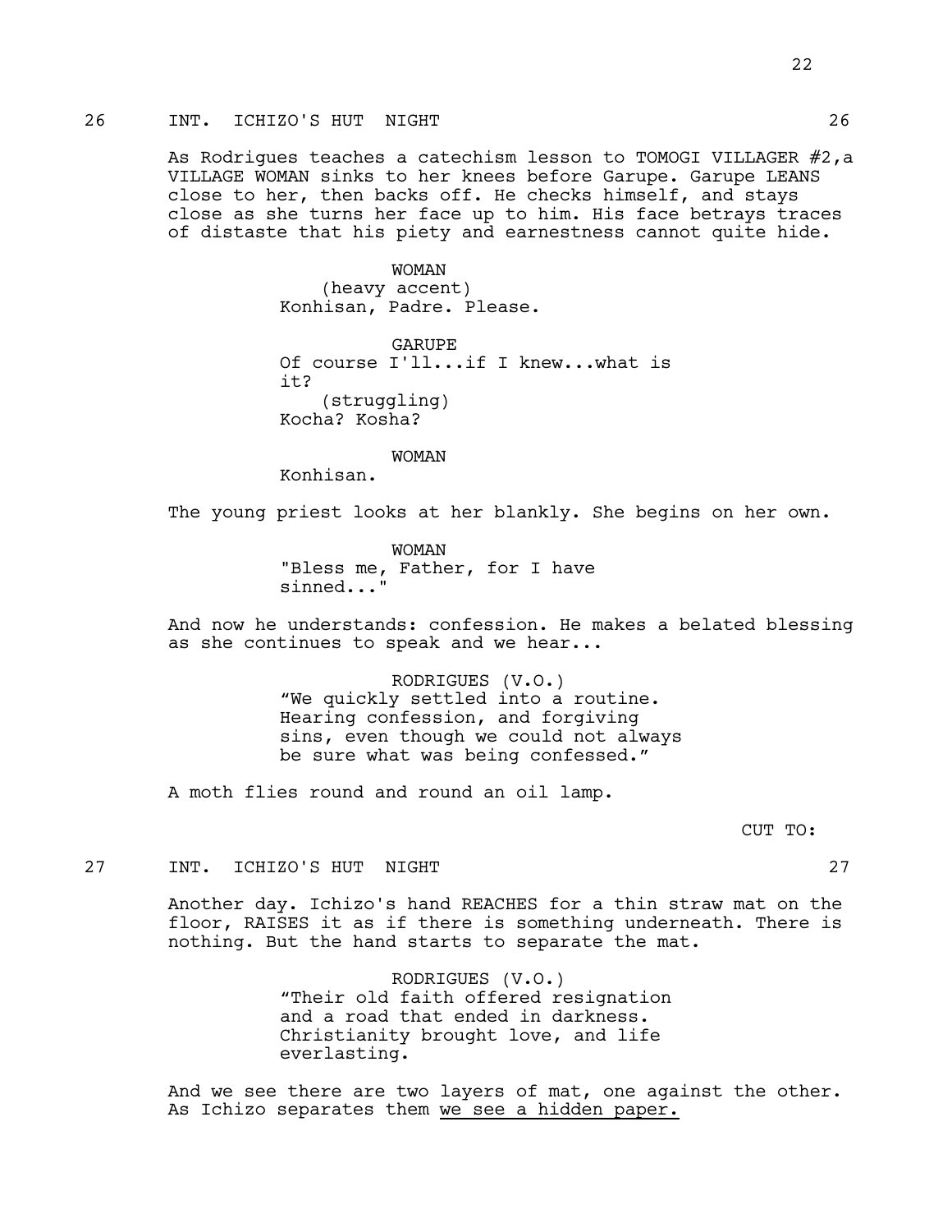26 INT. ICHIZO'S HUT NIGHT 26

As Rodrigues teaches a catechism lesson to TOMOGI VILLAGER #2,a VILLAGE WOMAN sinks to her knees before Garupe. Garupe LEANS close to her, then backs off. He checks himself, and stays close as she turns her face up to him. His face betrays traces of distaste that his piety and earnestness cannot quite hide.

WOMAN
(heavy accent)
Konhisan, Padre. Please.

GARUPE
Of course I'll...if I knew...what is it?
(struggling)
Kocha? Kosha?

WOMAN
Konhisan.

The young priest looks at her blankly. She begins on her own.

WOMAN
"Bless me, Father, for I have sinned..."

And now he understands: confession. He makes a belated blessing as she continues to speak and we hear...

RODRIGUES (V.O.)
“We quickly settled into a routine. Hearing confession, and forgiving sins, even though we could not always be sure what was being confessed.”

A moth flies round and round an oil lamp.

CUT TO:

27 INT. ICHIZO'S HUT NIGHT 27

Another day. Ichizo's hand REACHES for a thin straw mat on the floor, RAISES it as if there is something underneath. There is nothing. But the hand starts to separate the mat.

RODRIGUES (V.O.)
“Their old faith offered resignation and a road that ended in darkness. Christianity brought love, and life everlasting.

And we see there are two layers of mat, one against the other. As Ichizo separates them <u>we see a hidden paper.</u>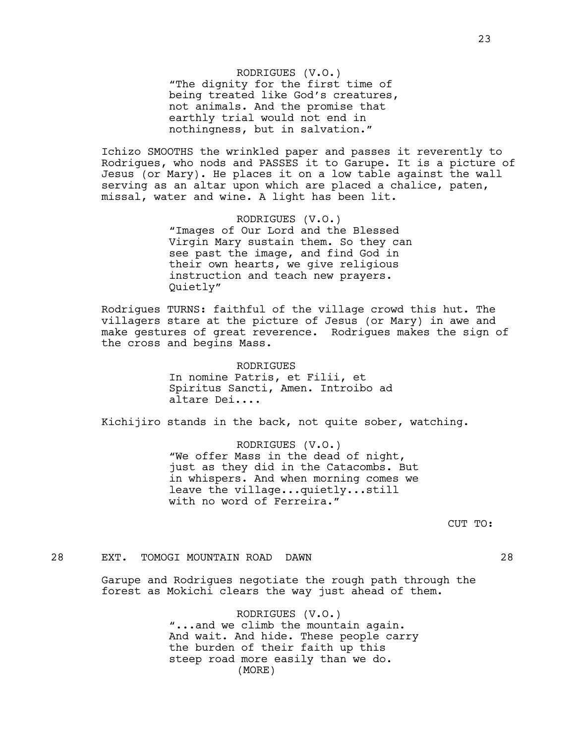RODRIGUES (V.O.)
"The dignity for the first time of being treated like God's creatures, not animals. And the promise that earthly trial would not end in nothingness, but in salvation."

Ichizo SMOOTHS the wrinkled paper and passes it reverently to Rodrigues, who nods and PASSES it to Garupe. It is a picture of Jesus (or Mary). He places it on a low table against the wall serving as an altar upon which are placed a chalice, paten, missal, water and wine. A light has been lit.

RODRIGUES (V.O.)
"Images of Our Lord and the Blessed Virgin Mary sustain them. So they can see past the image, and find God in their own hearts, we give religious instruction and teach new prayers. Quietly"

Rodrigues TURNS: faithful of the village crowd this hut. The villagers stare at the picture of Jesus (or Mary) in awe and make gestures of great reverence. Rodrigues makes the sign of the cross and begins Mass.

RODRIGUES
In nomine Patris, et Filii, et Spiritus Sancti, Amen. Introibo ad altare Dei....

Kichijiro stands in the back, not quite sober, watching.

RODRIGUES (V.O.)
"We offer Mass in the dead of night, just as they did in the Catacombs. But in whispers. And when morning comes we leave the village...quietly...still with no word of Ferreira."

CUT TO:

28 EXT. TOMOGI MOUNTAIN ROAD DAWN 28

Garupe and Rodrigues negotiate the rough path through the forest as Mokichi clears the way just ahead of them.

RODRIGUES (V.O.)
"...and we climb the mountain again. And wait. And hide. These people carry the burden of their faith up this steep road more easily than we do.
(MORE)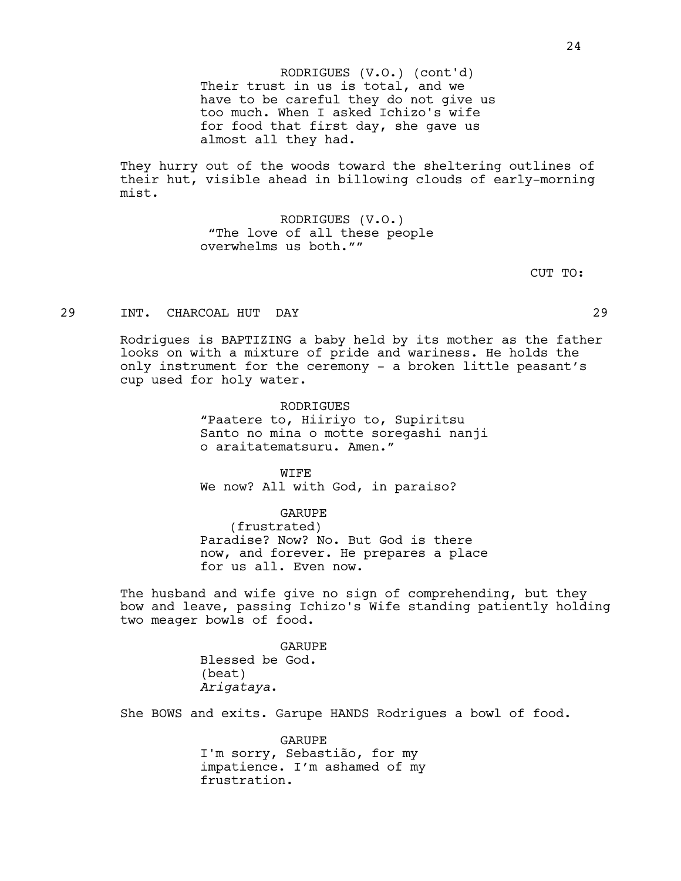RODRIGUES (V.O.) (cont'd)
Their trust in us is total, and we have to be careful they do not give us too much. When I asked Ichizo's wife for food that first day, she gave us almost all they had.

They hurry out of the woods toward the sheltering outlines of their hut, visible ahead in billowing clouds of early-morning mist.

RODRIGUES (V.O.)
"The love of all these people overwhelms us both.""

CUT TO:

29 INT. CHARCOAL HUT DAY 29

Rodrigues is BAPTIZING a baby held by its mother as the father looks on with a mixture of pride and wariness. He holds the only instrument for the ceremony - a broken little peasant's cup used for holy water.

RODRIGUES
"Paatere to, Hiiriyo to, Supiritsu Santo no mina o motte soregashi nanji o araitatematsuru. Amen."

WIFE
We now? All with God, in paraiso?

GARUPE
(frustrated)
Paradise? Now? No. But God is there now, and forever. He prepares a place for us all. Even now.

The husband and wife give no sign of comprehending, but they bow and leave, passing Ichizo's Wife standing patiently holding two meager bowls of food.

GARUPE
Blessed be God.
(beat)
*Arigataya*.

She BOWS and exits. Garupe HANDS Rodrigues a bowl of food.

GARUPE
I'm sorry, Sebastião, for my impatience. I'm ashamed of my frustration.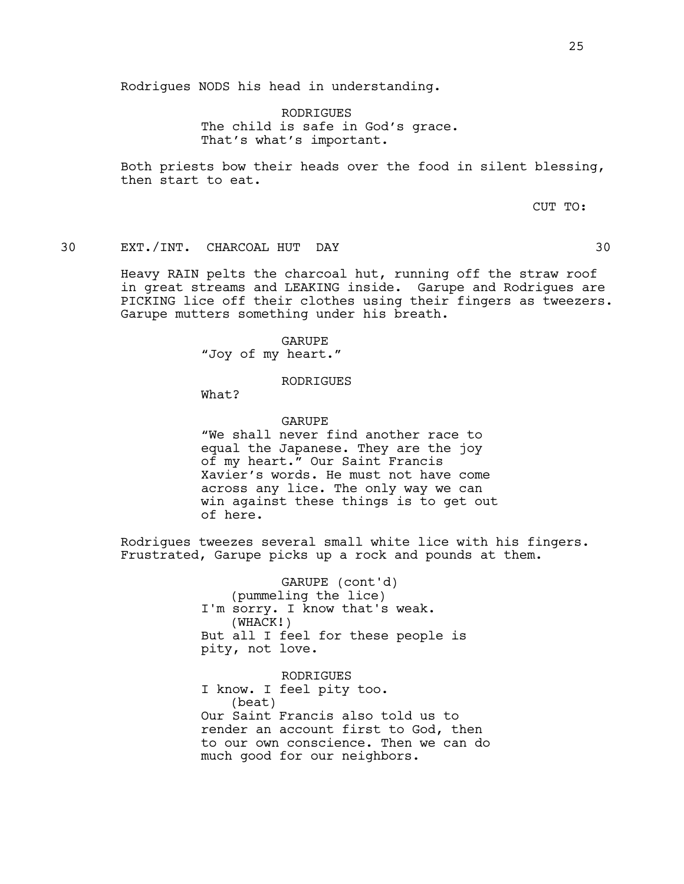Rodrigues NODS his head in understanding.

RODRIGUES
The child is safe in God's grace.
That's what's important.

Both priests bow their heads over the food in silent blessing, then start to eat.

CUT TO:

30 EXT./INT. CHARCOAL HUT DAY 30

Heavy RAIN pelts the charcoal hut, running off the straw roof in great streams and LEAKING inside. Garupe and Rodrigues are PICKING lice off their clothes using their fingers as tweezers. Garupe mutters something under his breath.

GARUPE
"Joy of my heart."

RODRIGUES
What?

GARUPE
"We shall never find another race to equal the Japanese. They are the joy of my heart." Our Saint Francis Xavier's words. He must not have come across any lice. The only way we can win against these things is to get out of here.

Rodrigues tweezes several small white lice with his fingers. Frustrated, Garupe picks up a rock and pounds at them.

GARUPE (cont'd)
(pummeling the lice)
I'm sorry. I know that's weak.
(WHACK!)
But all I feel for these people is pity, not love.

RODRIGUES
I know. I feel pity too.
(beat)
Our Saint Francis also told us to render an account first to God, then to our own conscience. Then we can do much good for our neighbors.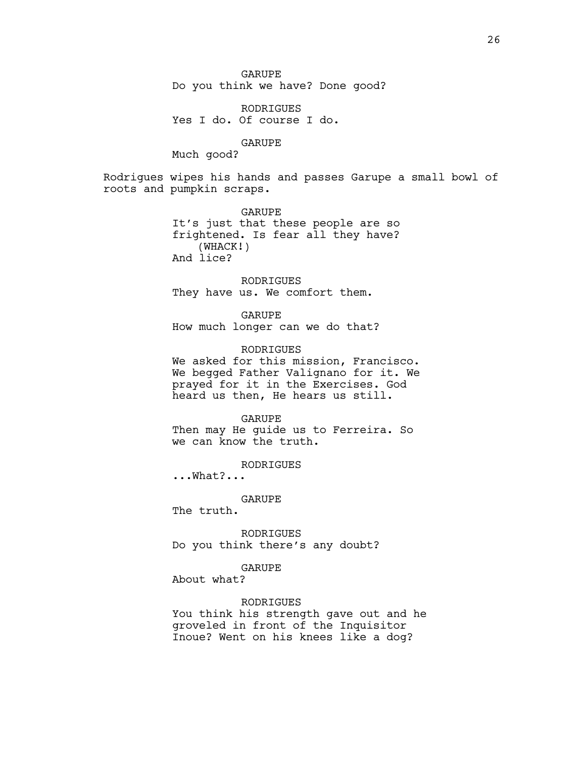GARUPE
Do you think we have? Done good?

RODRIGUES
Yes I do. Of course I do.

GARUPE
Much good?

Rodrigues wipes his hands and passes Garupe a small bowl of roots and pumpkin scraps.

GARUPE
It's just that these people are so frightened. Is fear all they have?
(WHACK!)
And lice?

RODRIGUES
They have us. We comfort them.

GARUPE
How much longer can we do that?

RODRIGUES
We asked for this mission, Francisco. We begged Father Valignano for it. We prayed for it in the Exercises. God heard us then, He hears us still.

GARUPE
Then may He guide us to Ferreira. So we can know the truth.

RODRIGUES
...What?...

GARUPE
The truth.

RODRIGUES
Do you think there's any doubt?

GARUPE
About what?

RODRIGUES
You think his strength gave out and he groveled in front of the Inquisitor Inoue? Went on his knees like a dog?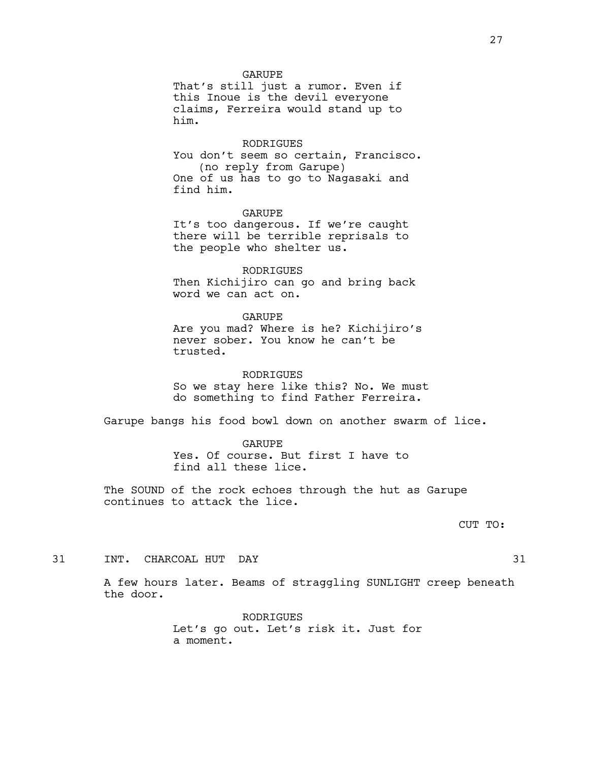GARUPE
That's still just a rumor. Even if this Inoue is the devil everyone claims, Ferreira would stand up to him.

RODRIGUES
You don't seem so certain, Francisco.
(no reply from Garupe)
One of us has to go to Nagasaki and find him.

GARUPE
It's too dangerous. If we're caught there will be terrible reprisals to the people who shelter us.

RODRIGUES
Then Kichijiro can go and bring back word we can act on.

GARUPE
Are you mad? Where is he? Kichijiro's never sober. You know he can't be trusted.

RODRIGUES
So we stay here like this? No. We must do something to find Father Ferreira.

Garupe bangs his food bowl down on another swarm of lice.

GARUPE
Yes. Of course. But first I have to find all these lice.

The SOUND of the rock echoes through the hut as Garupe continues to attack the lice.

CUT TO:

31 INT. CHARCOAL HUT DAY 31

A few hours later. Beams of straggling SUNLIGHT creep beneath the door.

RODRIGUES
Let's go out. Let's risk it. Just for a moment.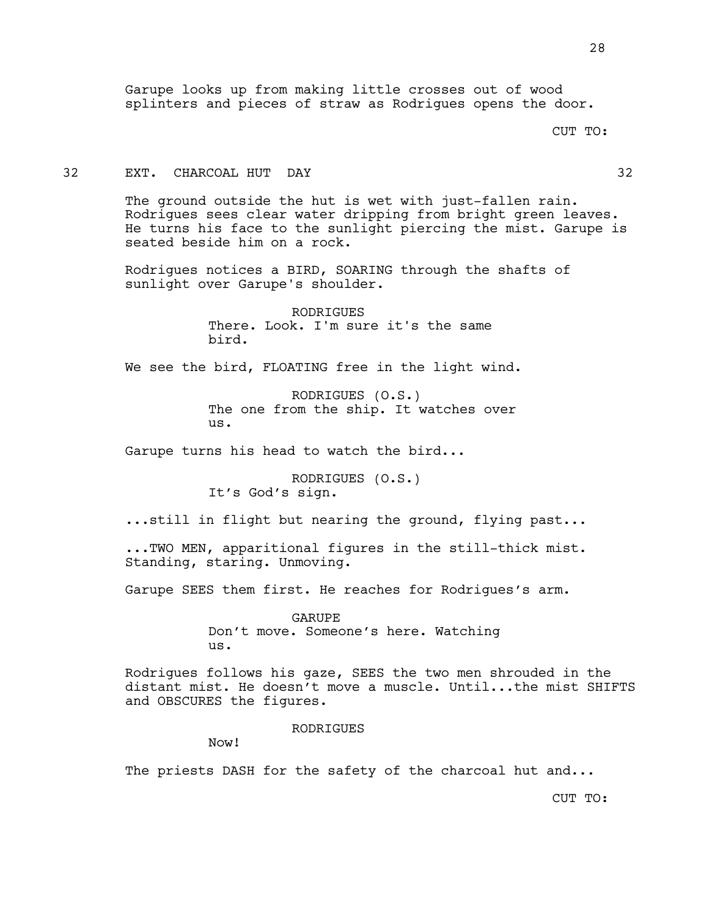Garupe looks up from making little crosses out of wood splinters and pieces of straw as Rodrigues opens the door.

CUT TO:

32 EXT. CHARCOAL HUT DAY 32

The ground outside the hut is wet with just-fallen rain. Rodrigues sees clear water dripping from bright green leaves. He turns his face to the sunlight piercing the mist. Garupe is seated beside him on a rock.

Rodrigues notices a BIRD, SOARING through the shafts of sunlight over Garupe's shoulder.

RODRIGUES
There. Look. I'm sure it's the same bird.

We see the bird, FLOATING free in the light wind.

RODRIGUES (O.S.)
The one from the ship. It watches over us.

Garupe turns his head to watch the bird...

RODRIGUES (O.S.)
It's God's sign.

...still in flight but nearing the ground, flying past...

...TWO MEN, apparitional figures in the still-thick mist. Standing, staring. Unmoving.

Garupe SEES them first. He reaches for Rodrigues's arm.

GARUPE
Don't move. Someone's here. Watching us.

Rodrigues follows his gaze, SEES the two men shrouded in the distant mist. He doesn't move a muscle. Until...the mist SHIFTS and OBSCURES the figures.

RODRIGUES
Now!

The priests DASH for the safety of the charcoal hut and...

CUT TO: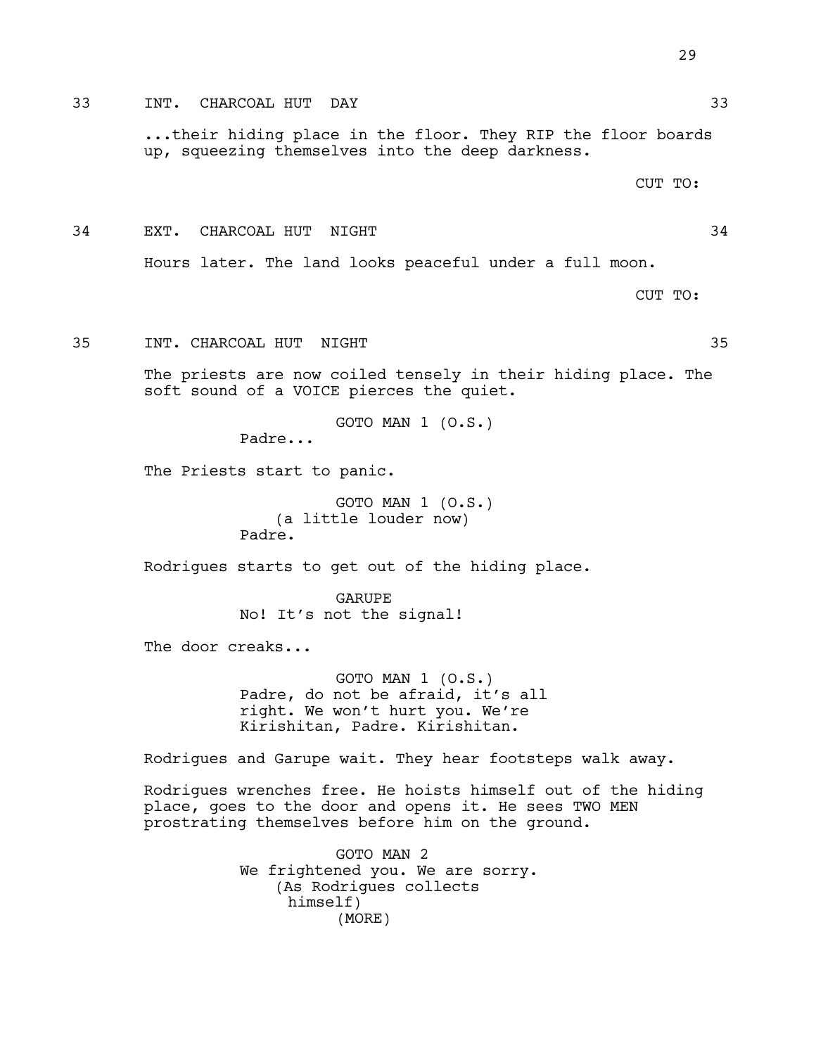33 INT. CHARCOAL HUT DAY 33

...their hiding place in the floor. They RIP the floor boards up, squeezing themselves into the deep darkness.

CUT TO:

34 EXT. CHARCOAL HUT NIGHT 34

Hours later. The land looks peaceful under a full moon.

CUT TO:

35 INT. CHARCOAL HUT NIGHT 35

The priests are now coiled tensely in their hiding place. The soft sound of a VOICE pierces the quiet.

GOTO MAN 1 (O.S.)
Padre...

The Priests start to panic.

GOTO MAN 1 (O.S.)
(a little louder now)
Padre.

Rodrigues starts to get out of the hiding place.

GARUPE
No! It's not the signal!

The door creaks...

GOTO MAN 1 (O.S.)
Padre, do not be afraid, it's all right. We won't hurt you. We're Kirishitan, Padre. Kirishitan.

Rodrigues and Garupe wait. They hear footsteps walk away.

Rodrigues wrenches free. He hoists himself out of the hiding place, goes to the door and opens it. He sees TWO MEN prostrating themselves before him on the ground.

GOTO MAN 2
We frightened you. We are sorry.
(As Rodrigues collects himself)
(MORE)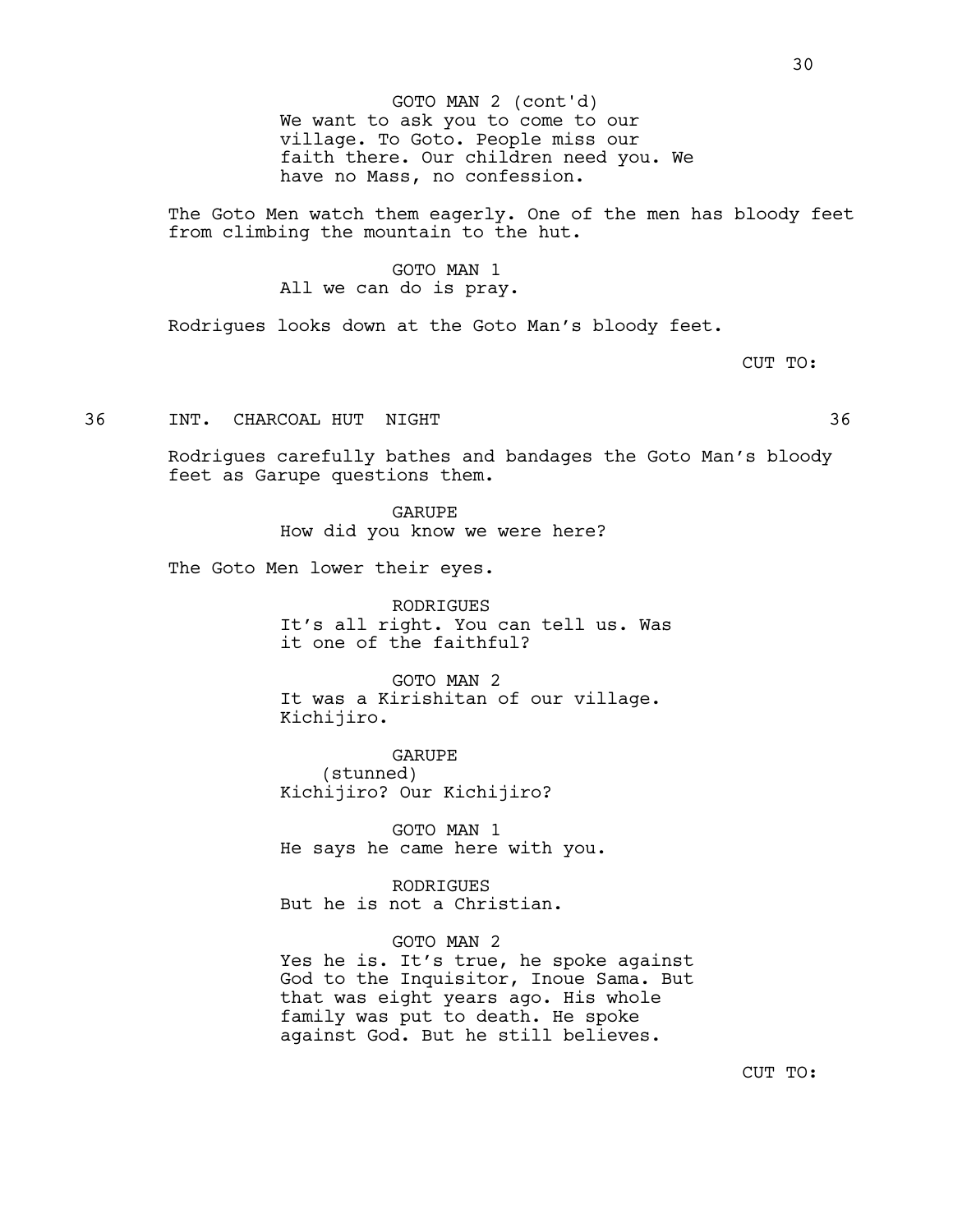GOTO MAN 2 (cont'd)
We want to ask you to come to our village. To Goto. People miss our faith there. Our children need you. We have no Mass, no confession.

The Goto Men watch them eagerly. One of the men has bloody feet from climbing the mountain to the hut.

GOTO MAN 1
All we can do is pray.

Rodrigues looks down at the Goto Man’s bloody feet.

CUT TO:

36 INT. CHARCOAL HUT NIGHT 36

Rodrigues carefully bathes and bandages the Goto Man’s bloody feet as Garupe questions them.

GARUPE
How did you know we were here?

The Goto Men lower their eyes.

RODRIGUES
It’s all right. You can tell us. Was it one of the faithful?

GOTO MAN 2
It was a Kirishitan of our village. Kichijiro.

GARUPE
(stunned)
Kichijiro? Our Kichijiro?

GOTO MAN 1
He says he came here with you.

RODRIGUES
But he is not a Christian.

GOTO MAN 2
Yes he is. It’s true, he spoke against God to the Inquisitor, Inoue Sama. But that was eight years ago. His whole family was put to death. He spoke against God. But he still believes.

CUT TO: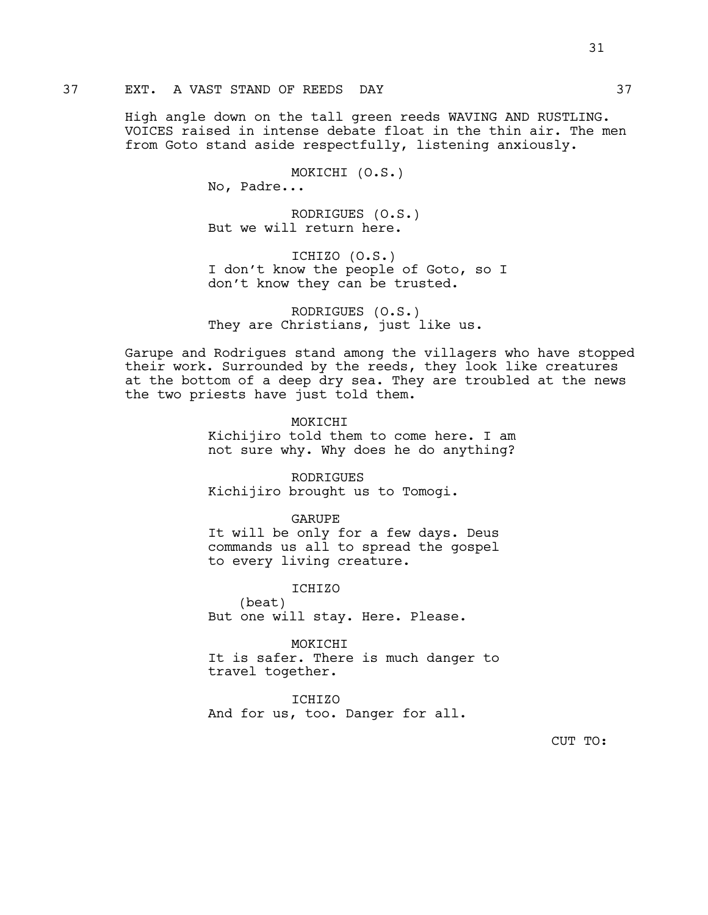## 37 EXT. A VAST STAND OF REEDS DAY 37

High angle down on the tall green reeds WAVING AND RUSTLING. VOICES raised in intense debate float in the thin air. The men from Goto stand aside respectfully, listening anxiously.

MOKICHI (O.S.)
No, Padre...

RODRIGUES (O.S.)
But we will return here.

ICHIZO (O.S.)
I don't know the people of Goto, so I don't know they can be trusted.

RODRIGUES (O.S.)
They are Christians, just like us.

Garupe and Rodrigues stand among the villagers who have stopped their work. Surrounded by the reeds, they look like creatures at the bottom of a deep dry sea. They are troubled at the news the two priests have just told them.

MOKICHI
Kichijiro told them to come here. I am not sure why. Why does he do anything?

RODRIGUES
Kichijiro brought us to Tomogi.

GARUPE
It will be only for a few days. Deus commands us all to spread the gospel to every living creature.

ICHIZO
(beat)
But one will stay. Here. Please.

MOKICHI
It is safer. There is much danger to travel together.

ICHIZO
And for us, too. Danger for all.

CUT TO: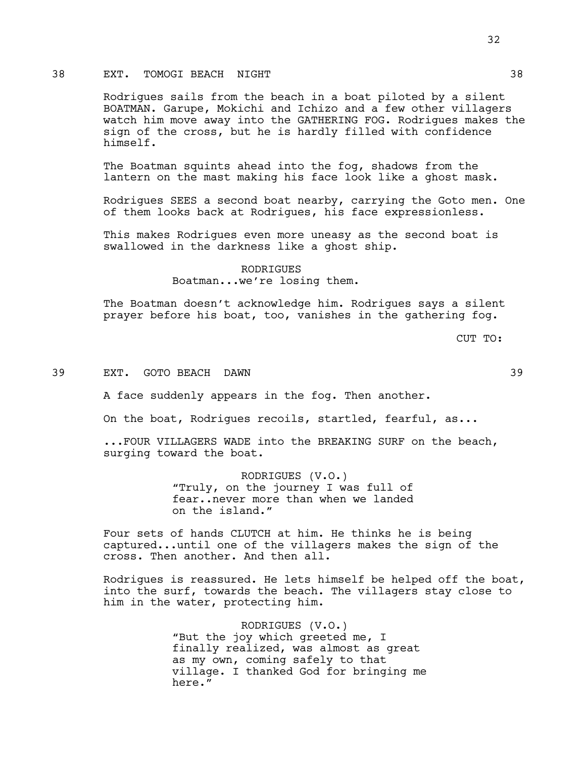38 EXT. TOMOGI BEACH NIGHT 38

Rodrigues sails from the beach in a boat piloted by a silent BOATMAN. Garupe, Mokichi and Ichizo and a few other villagers watch him move away into the GATHERING FOG. Rodrigues makes the sign of the cross, but he is hardly filled with confidence himself.

The Boatman squints ahead into the fog, shadows from the lantern on the mast making his face look like a ghost mask.

Rodrigues SEES a second boat nearby, carrying the Goto men. One of them looks back at Rodrigues, his face expressionless.

This makes Rodrigues even more uneasy as the second boat is swallowed in the darkness like a ghost ship.

RODRIGUES
Boatman...we're losing them.

The Boatman doesn't acknowledge him. Rodrigues says a silent prayer before his boat, too, vanishes in the gathering fog.

CUT TO:

39 EXT. GOTO BEACH DAWN 39

A face suddenly appears in the fog. Then another.

On the boat, Rodrigues recoils, startled, fearful, as...

...FOUR VILLAGERS WADE into the BREAKING SURF on the beach, surging toward the boat.

RODRIGUES (V.O.)
"Truly, on the journey I was full of fear..never more than when we landed on the island."

Four sets of hands CLUTCH at him. He thinks he is being captured...until one of the villagers makes the sign of the cross. Then another. And then all.

Rodrigues is reassured. He lets himself be helped off the boat, into the surf, towards the beach. The villagers stay close to him in the water, protecting him.

RODRIGUES (V.O.)
"But the joy which greeted me, I finally realized, was almost as great as my own, coming safely to that village. I thanked God for bringing me here."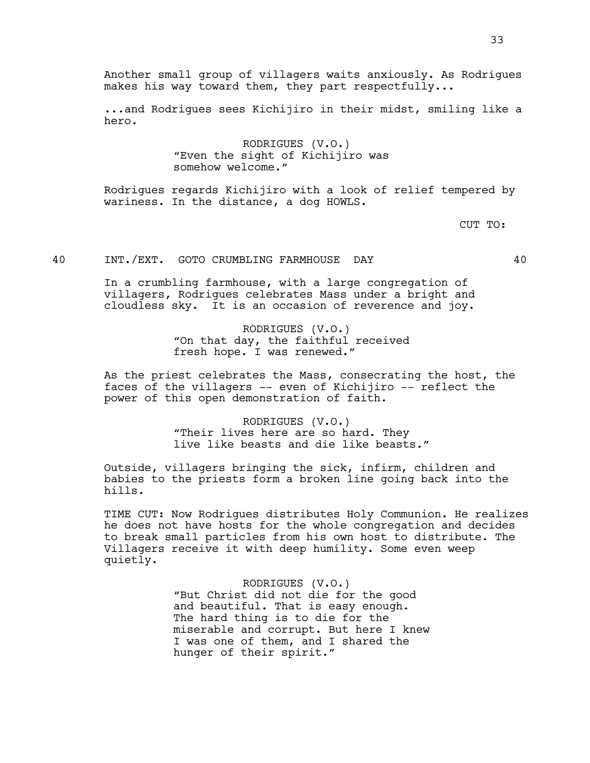Another small group of villagers waits anxiously. As Rodrigues makes his way toward them, they part respectfully...

...and Rodrigues sees Kichijiro in their midst, smiling like a hero.

RODRIGUES (V.O.)
"Even the sight of Kichijiro was somehow welcome."

Rodrigues regards Kichijiro with a look of relief tempered by wariness. In the distance, a dog HOWLS.

CUT TO:

40 INT./EXT. GOTO CRUMBLING FARMHOUSE DAY 40

In a crumbling farmhouse, with a large congregation of villagers, Rodrigues celebrates Mass under a bright and cloudless sky. It is an occasion of reverence and joy.

RODRIGUES (V.O.)
"On that day, the faithful received fresh hope. I was renewed."

As the priest celebrates the Mass, consecrating the host, the faces of the villagers -- even of Kichijiro -- reflect the power of this open demonstration of faith.

RODRIGUES (V.O.)
"Their lives here are so hard. They live like beasts and die like beasts."

Outside, villagers bringing the sick, infirm, children and babies to the priests form a broken line going back into the hills.

TIME CUT: Now Rodrigues distributes Holy Communion. He realizes he does not have hosts for the whole congregation and decides to break small particles from his own host to distribute. The Villagers receive it with deep humility. Some even weep quietly.

RODRIGUES (V.O.)
"But Christ did not die for the good and beautiful. That is easy enough. The hard thing is to die for the miserable and corrupt. But here I knew I was one of them, and I shared the hunger of their spirit."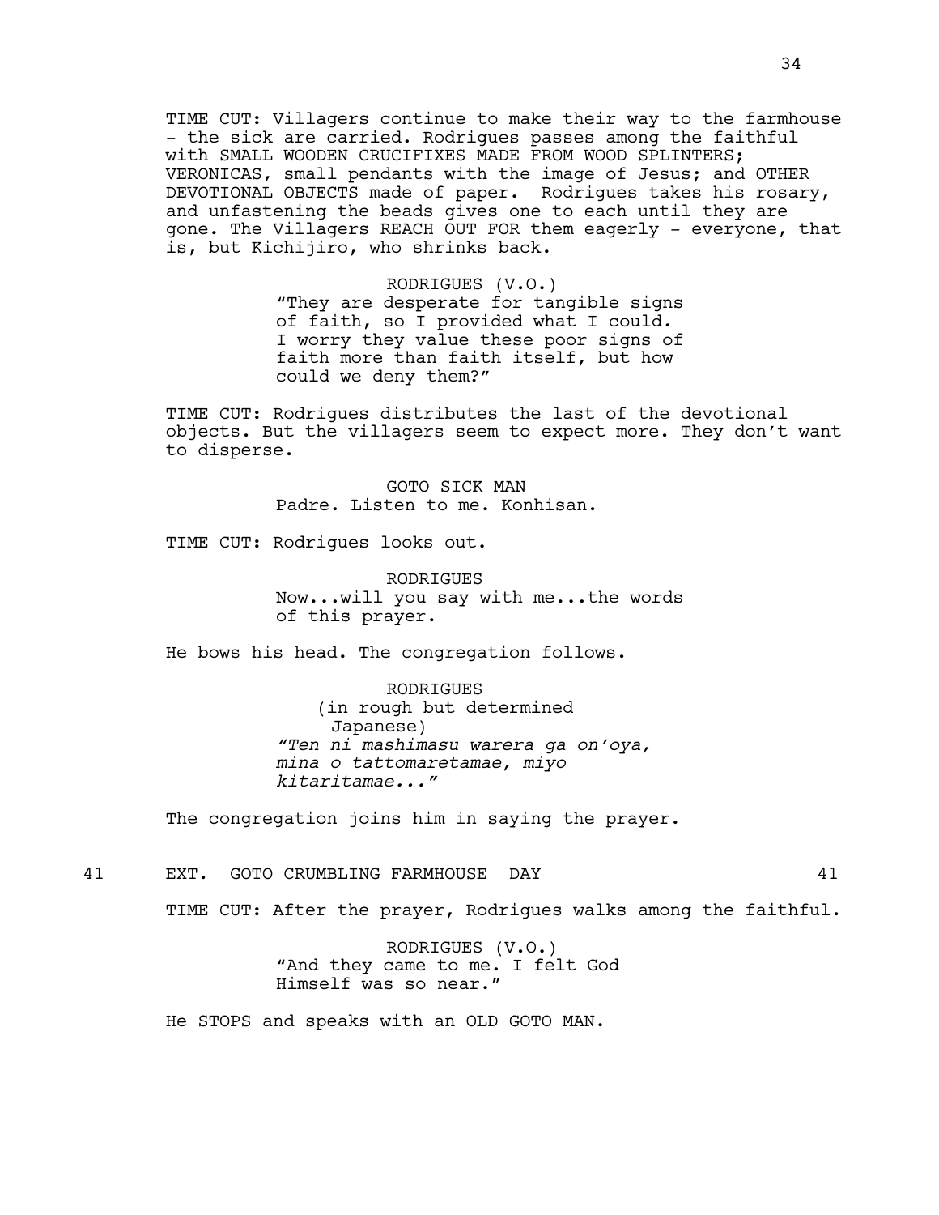TIME CUT: Villagers continue to make their way to the farmhouse - the sick are carried. Rodrigues passes among the faithful with SMALL WOODEN CRUCIFIXES MADE FROM WOOD SPLINTERS; VERONICAS, small pendants with the image of Jesus; and OTHER DEVOTIONAL OBJECTS made of paper. Rodrigues takes his rosary, and unfastening the beads gives one to each until they are gone. The Villagers REACH OUT FOR them eagerly - everyone, that is, but Kichijiro, who shrinks back.

RODRIGUES (V.O.)
"They are desperate for tangible signs of faith, so I provided what I could. I worry they value these poor signs of faith more than faith itself, but how could we deny them?"

TIME CUT: Rodrigues distributes the last of the devotional objects. But the villagers seem to expect more. They don't want to disperse.

GOTO SICK MAN
Padre. Listen to me. Konhisan.

TIME CUT: Rodrigues looks out.

RODRIGUES
Now...will you say with me...the words of this prayer.

He bows his head. The congregation follows.

RODRIGUES
(in rough but determined Japanese)
*"Ten ni mashimasu warera ga on'oya, mina o tattomaretamae, miyo kitaritamae..."*

The congregation joins him in saying the prayer.

41 EXT. GOTO CRUMBLING FARMHOUSE DAY 41

TIME CUT: After the prayer, Rodrigues walks among the faithful.

RODRIGUES (V.O.)
"And they came to me. I felt God Himself was so near."

He STOPS and speaks with an OLD GOTO MAN.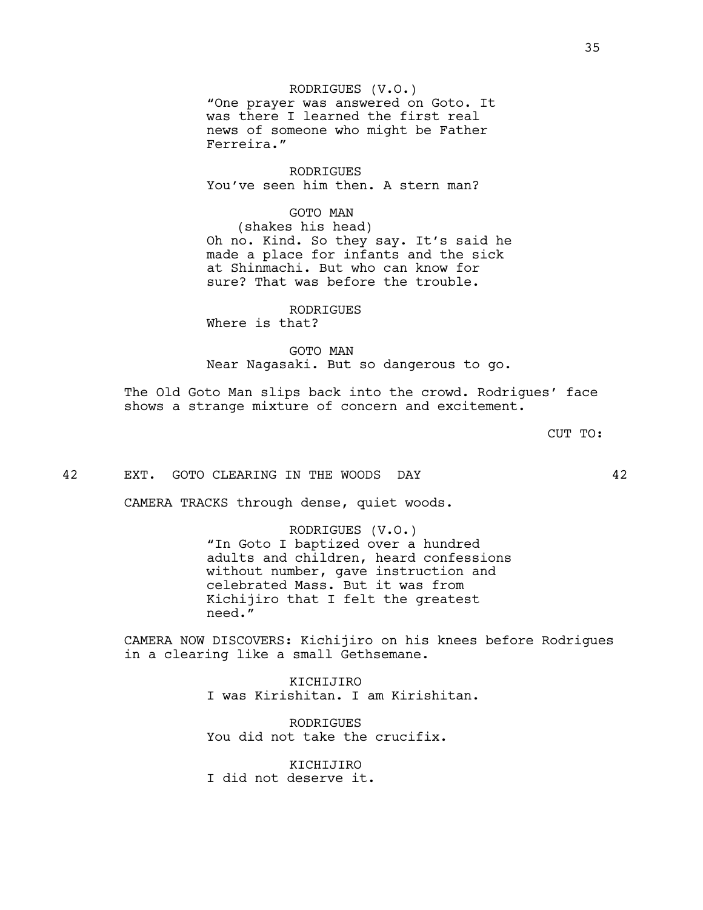RODRIGUES (V.O.)
"One prayer was answered on Goto. It was there I learned the first real news of someone who might be Father Ferreira."

RODRIGUES
You've seen him then. A stern man?

GOTO MAN
(shakes his head)
Oh no. Kind. So they say. It's said he made a place for infants and the sick at Shinmachi. But who can know for sure? That was before the trouble.

RODRIGUES
Where is that?

GOTO MAN
Near Nagasaki. But so dangerous to go.

The Old Goto Man slips back into the crowd. Rodrigues' face shows a strange mixture of concern and excitement.

CUT TO:

42 EXT. GOTO CLEARING IN THE WOODS DAY 42

CAMERA TRACKS through dense, quiet woods.

RODRIGUES (V.O.)
"In Goto I baptized over a hundred adults and children, heard confessions without number, gave instruction and celebrated Mass. But it was from Kichijiro that I felt the greatest need."

CAMERA NOW DISCOVERS: Kichijiro on his knees before Rodrigues in a clearing like a small Gethsemane.

KICHIJIRO
I was Kirishitan. I am Kirishitan.

RODRIGUES
You did not take the crucifix.

KICHIJIRO
I did not deserve it.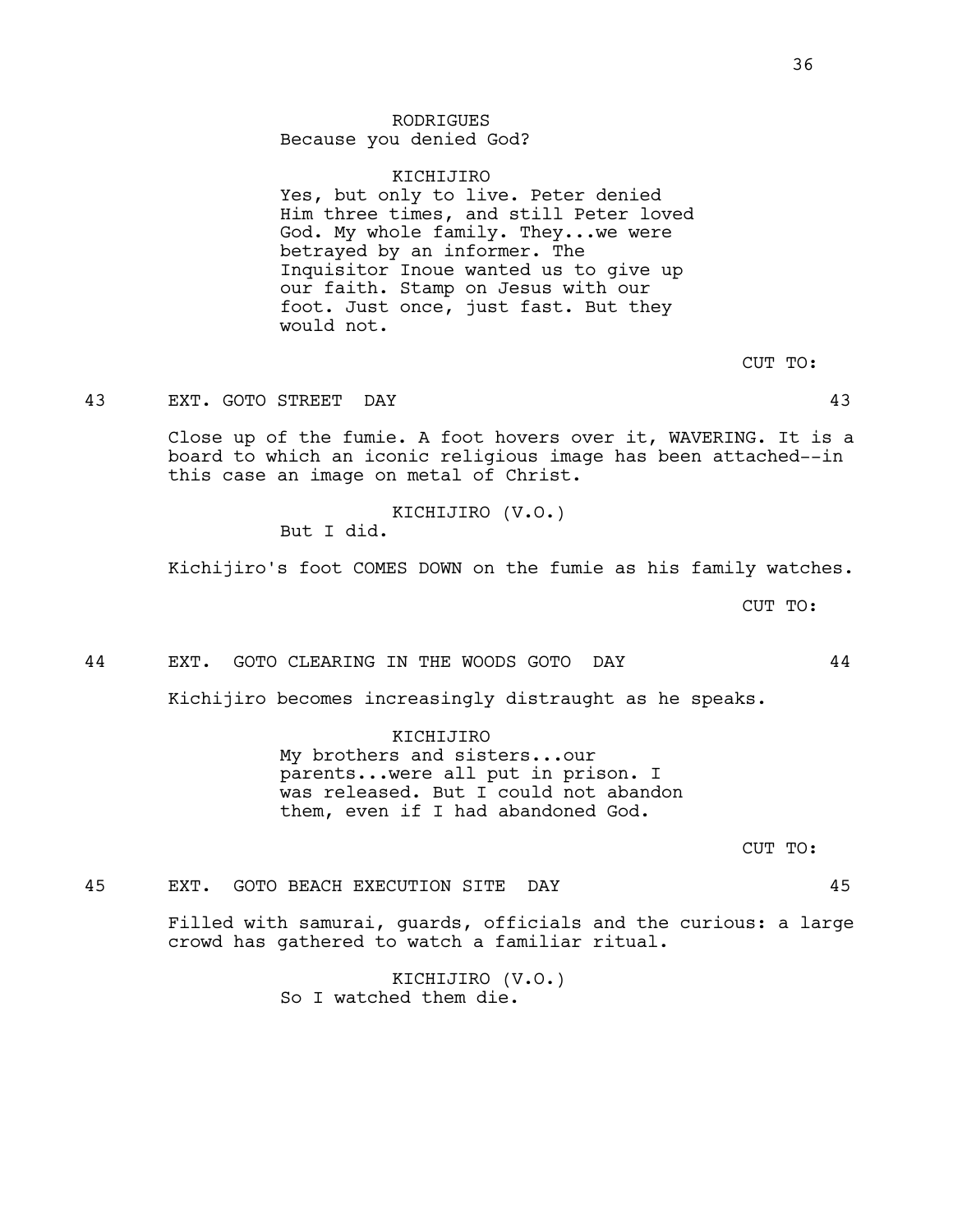RODRIGUES
Because you denied God?

KICHIJIRO
Yes, but only to live. Peter denied Him three times, and still Peter loved God. My whole family. They...we were betrayed by an informer. The Inquisitor Inoue wanted us to give up our faith. Stamp on Jesus with our foot. Just once, just fast. But they would not.

CUT TO:

43 EXT. GOTO STREET DAY 43

Close up of the fumie. A foot hovers over it, WAVERING. It is a board to which an iconic religious image has been attached--in this case an image on metal of Christ.

KICHIJIRO (V.O.)
But I did.

Kichijiro's foot COMES DOWN on the fumie as his family watches.

CUT TO:

44 EXT. GOTO CLEARING IN THE WOODS GOTO DAY 44

Kichijiro becomes increasingly distraught as he speaks.

KICHIJIRO
My brothers and sisters...our parents...were all put in prison. I was released. But I could not abandon them, even if I had abandoned God.

CUT TO:

45 EXT. GOTO BEACH EXECUTION SITE DAY 45

Filled with samurai, guards, officials and the curious: a large crowd has gathered to watch a familiar ritual.

KICHIJIRO (V.O.)
So I watched them die.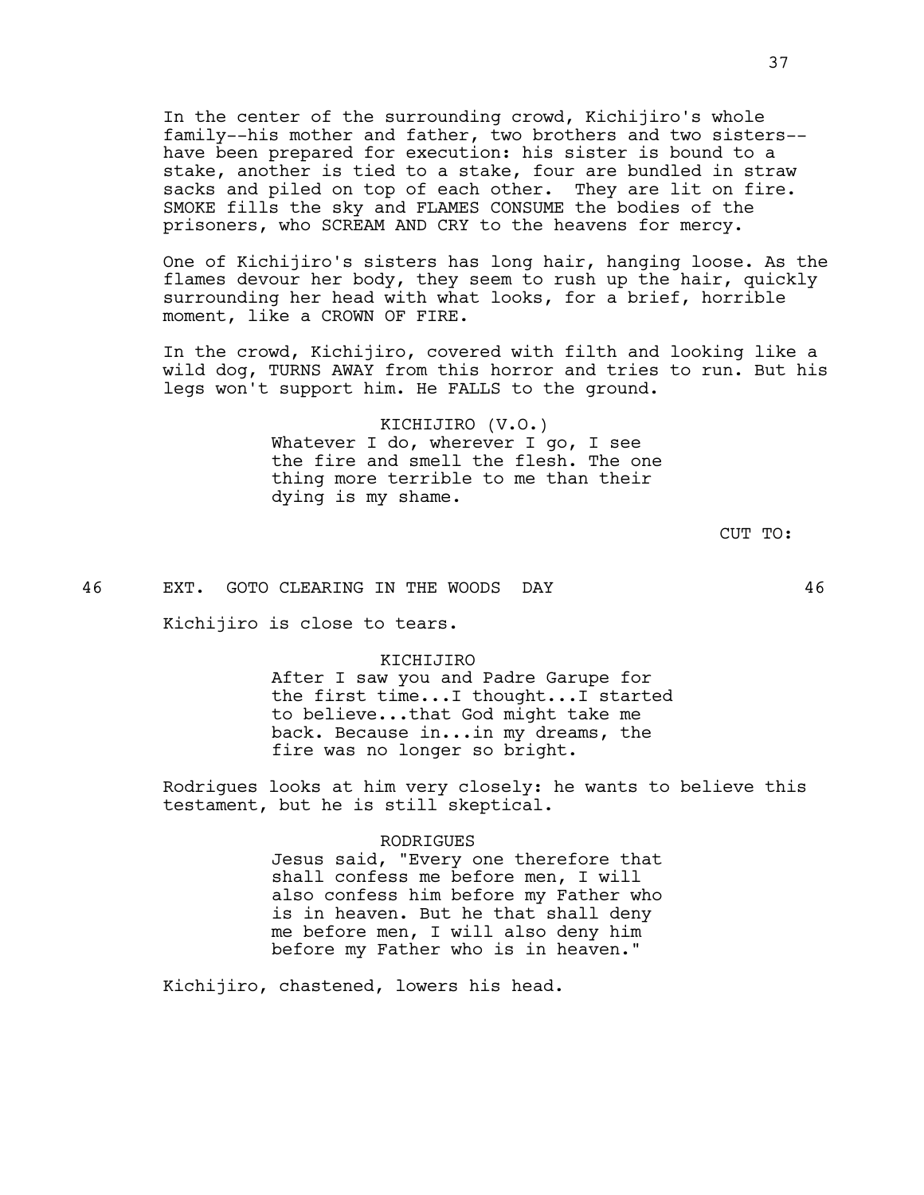In the center of the surrounding crowd, Kichijiro's whole family--his mother and father, two brothers and two sisters--have been prepared for execution: his sister is bound to a stake, another is tied to a stake, four are bundled in straw sacks and piled on top of each other. They are lit on fire. SMOKE fills the sky and FLAMES CONSUME the bodies of the prisoners, who SCREAM AND CRY to the heavens for mercy.

One of Kichijiro's sisters has long hair, hanging loose. As the flames devour her body, they seem to rush up the hair, quickly surrounding her head with what looks, for a brief, horrible moment, like a CROWN OF FIRE.

In the crowd, Kichijiro, covered with filth and looking like a wild dog, TURNS AWAY from this horror and tries to run. But his legs won't support him. He FALLS to the ground.

KICHIJIRO (V.O.)
Whatever I do, wherever I go, I see the fire and smell the flesh. The one thing more terrible to me than their dying is my shame.

CUT TO:

46 EXT. GOTO CLEARING IN THE WOODS DAY 46

Kichijiro is close to tears.

KICHIJIRO
After I saw you and Padre Garupe for the first time...I thought...I started to believe...that God might take me back. Because in...in my dreams, the fire was no longer so bright.

Rodrigues looks at him very closely: he wants to believe this testament, but he is still skeptical.

RODRIGUES
Jesus said, "Every one therefore that shall confess me before men, I will also confess him before my Father who is in heaven. But he that shall deny me before men, I will also deny him before my Father who is in heaven."

Kichijiro, chastened, lowers his head.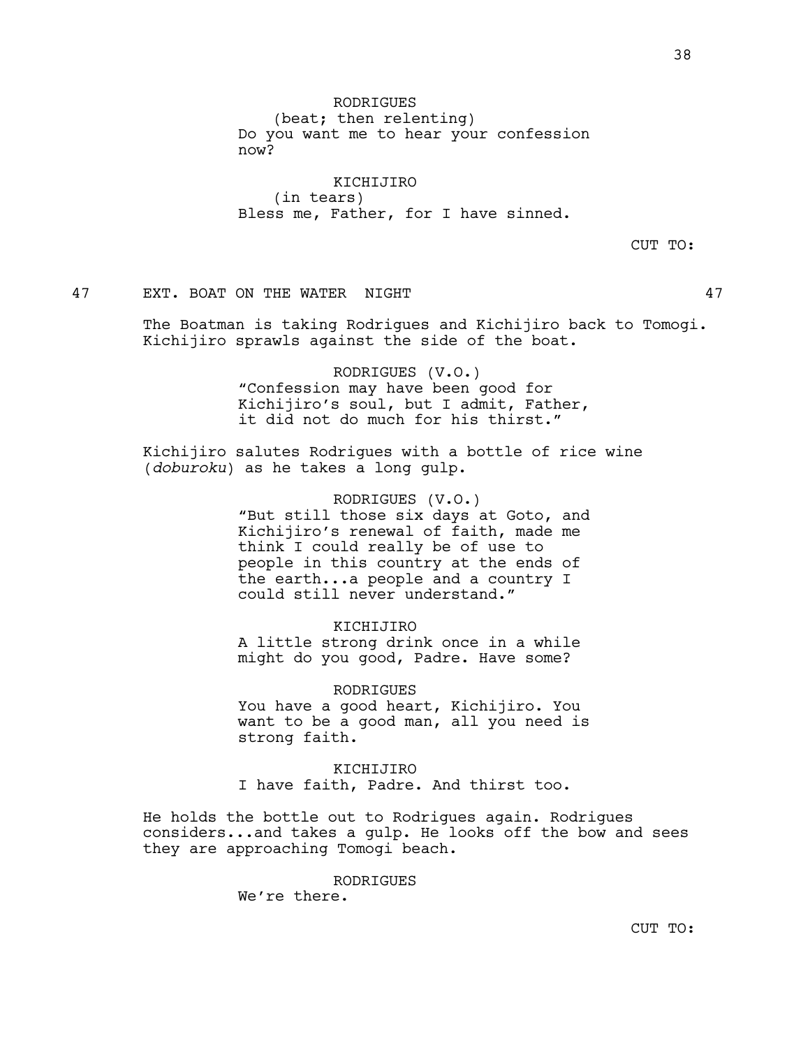RODRIGUES
(beat; then relenting)
Do you want me to hear your confession now?

KICHIJIRO
(in tears)
Bless me, Father, for I have sinned.

CUT TO:

47 EXT. BOAT ON THE WATER NIGHT 47

The Boatman is taking Rodrigues and Kichijiro back to Tomogi. Kichijiro sprawls against the side of the boat.

RODRIGUES (V.O.)
"Confession may have been good for Kichijiro's soul, but I admit, Father, it did not do much for his thirst."

Kichijiro salutes Rodrigues with a bottle of rice wine (*doburoku*) as he takes a long gulp.

RODRIGUES (V.O.)
"But still those six days at Goto, and Kichijiro's renewal of faith, made me think I could really be of use to people in this country at the ends of the earth...a people and a country I could still never understand."

KICHIJIRO
A little strong drink once in a while might do you good, Padre. Have some?

RODRIGUES
You have a good heart, Kichijiro. You want to be a good man, all you need is strong faith.

KICHIJIRO
I have faith, Padre. And thirst too.

He holds the bottle out to Rodrigues again. Rodrigues considers...and takes a gulp. He looks off the bow and sees they are approaching Tomogi beach.

RODRIGUES
We're there.

CUT TO: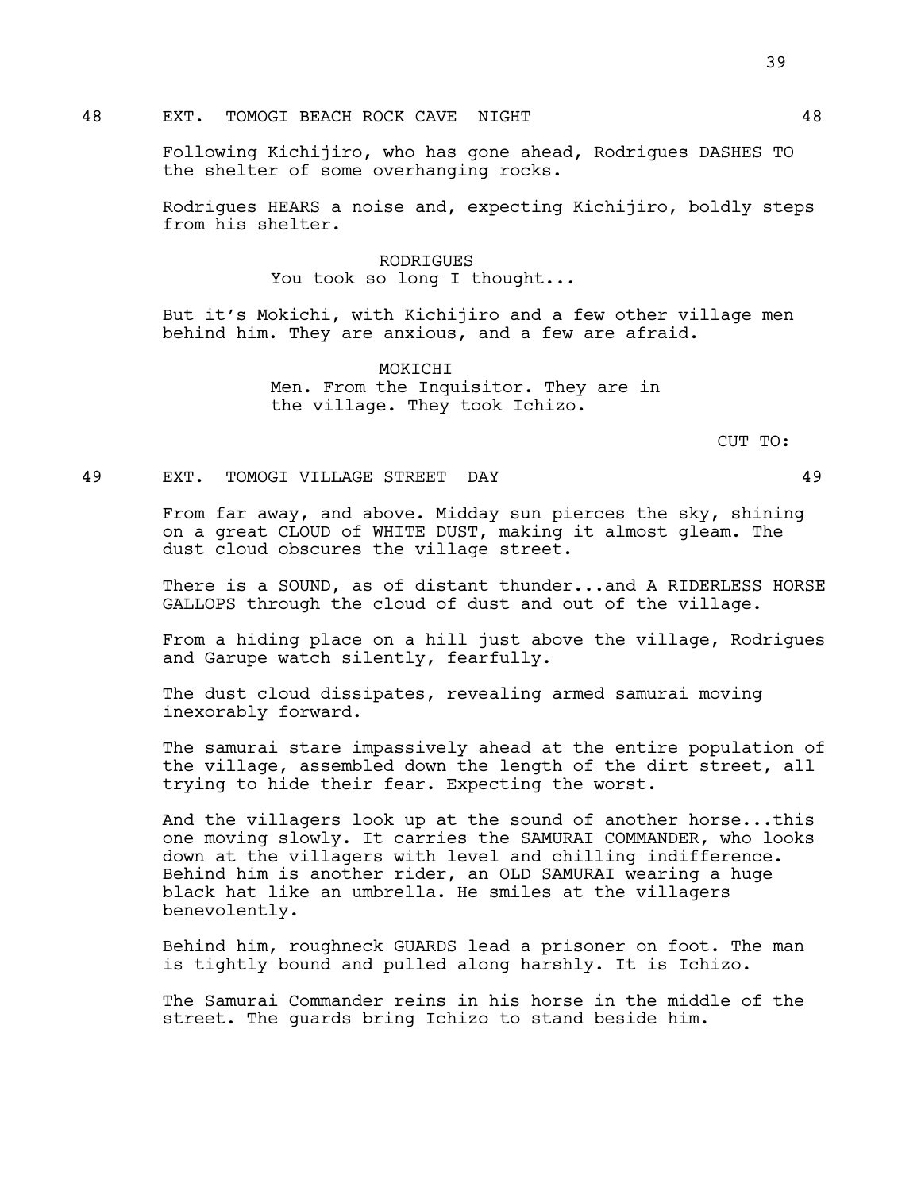48 EXT. TOMOGI BEACH ROCK CAVE NIGHT 48

Following Kichijiro, who has gone ahead, Rodrigues DASHES TO the shelter of some overhanging rocks.

Rodrigues HEARS a noise and, expecting Kichijiro, boldly steps from his shelter.

RODRIGUES
You took so long I thought...

But it's Mokichi, with Kichijiro and a few other village men behind him. They are anxious, and a few are afraid.

MOKICHI
Men. From the Inquisitor. They are in the village. They took Ichizo.

CUT TO:

49 EXT. TOMOGI VILLAGE STREET DAY 49

From far away, and above. Midday sun pierces the sky, shining on a great CLOUD of WHITE DUST, making it almost gleam. The dust cloud obscures the village street.

There is a SOUND, as of distant thunder...and A RIDERLESS HORSE GALLOPS through the cloud of dust and out of the village.

From a hiding place on a hill just above the village, Rodrigues and Garupe watch silently, fearfully.

The dust cloud dissipates, revealing armed samurai moving inexorably forward.

The samurai stare impassively ahead at the entire population of the village, assembled down the length of the dirt street, all trying to hide their fear. Expecting the worst.

And the villagers look up at the sound of another horse...this one moving slowly. It carries the SAMURAI COMMANDER, who looks down at the villagers with level and chilling indifference. Behind him is another rider, an OLD SAMURAI wearing a huge black hat like an umbrella. He smiles at the villagers benevolently.

Behind him, roughneck GUARDS lead a prisoner on foot. The man is tightly bound and pulled along harshly. It is Ichizo.

The Samurai Commander reins in his horse in the middle of the street. The guards bring Ichizo to stand beside him.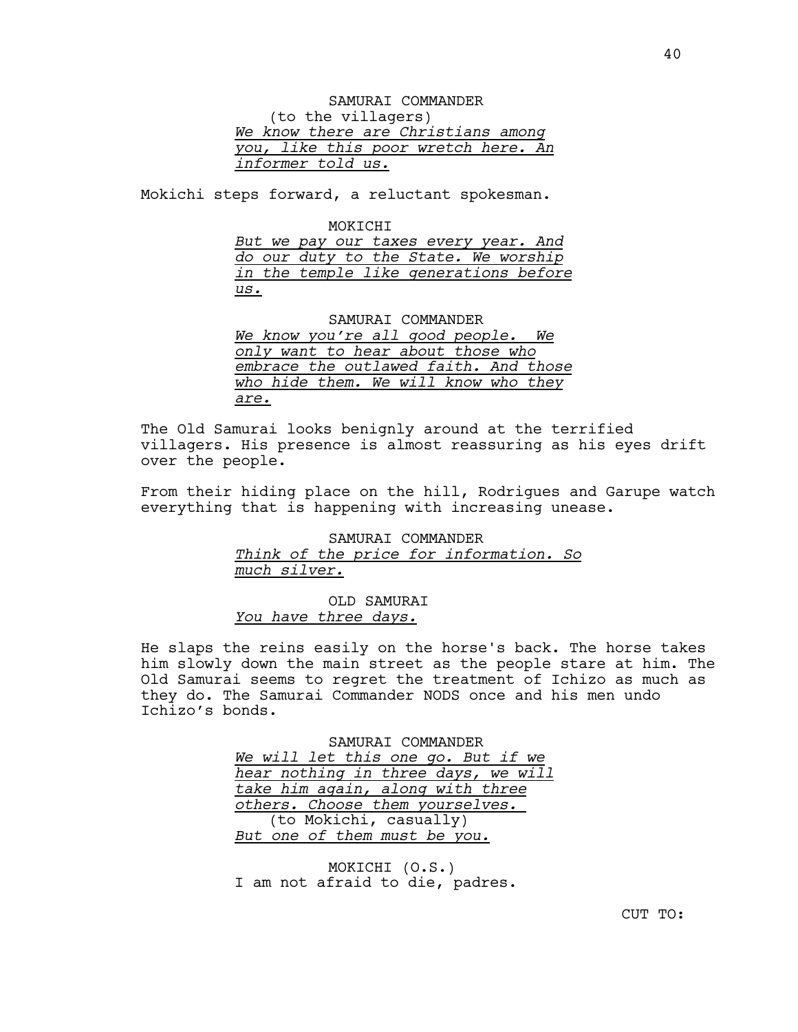SAMURAI COMMANDER
(to the villagers)
*We know there are Christians among you, like this poor wretch here. An informer told us.*

Mokichi steps forward, a reluctant spokesman.

MOKICHI
*But we pay our taxes every year. And do our duty to the State. We worship in the temple like generations before us.*

SAMURAI COMMANDER
*We know you're all good people. We only want to hear about those who embrace the outlawed faith. And those who hide them. We will know who they are.*

The Old Samurai looks benignly around at the terrified villagers. His presence is almost reassuring as his eyes drift over the people.

From their hiding place on the hill, Rodrigues and Garupe watch everything that is happening with increasing unease.

SAMURAI COMMANDER
*Think of the price for information. So much silver.*

OLD SAMURAI
*You have three days.*

He slaps the reins easily on the horse's back. The horse takes him slowly down the main street as the people stare at him. The Old Samurai seems to regret the treatment of Ichizo as much as they do. The Samurai Commander NODS once and his men undo Ichizo's bonds.

SAMURAI COMMANDER
*We will let this one go. But if we hear nothing in three days, we will take him again, along with three others. Choose them yourselves.*
(to Mokichi, casually)
*But one of them must be you.*

MOKICHI (O.S.)
I am not afraid to die, padres.

CUT TO: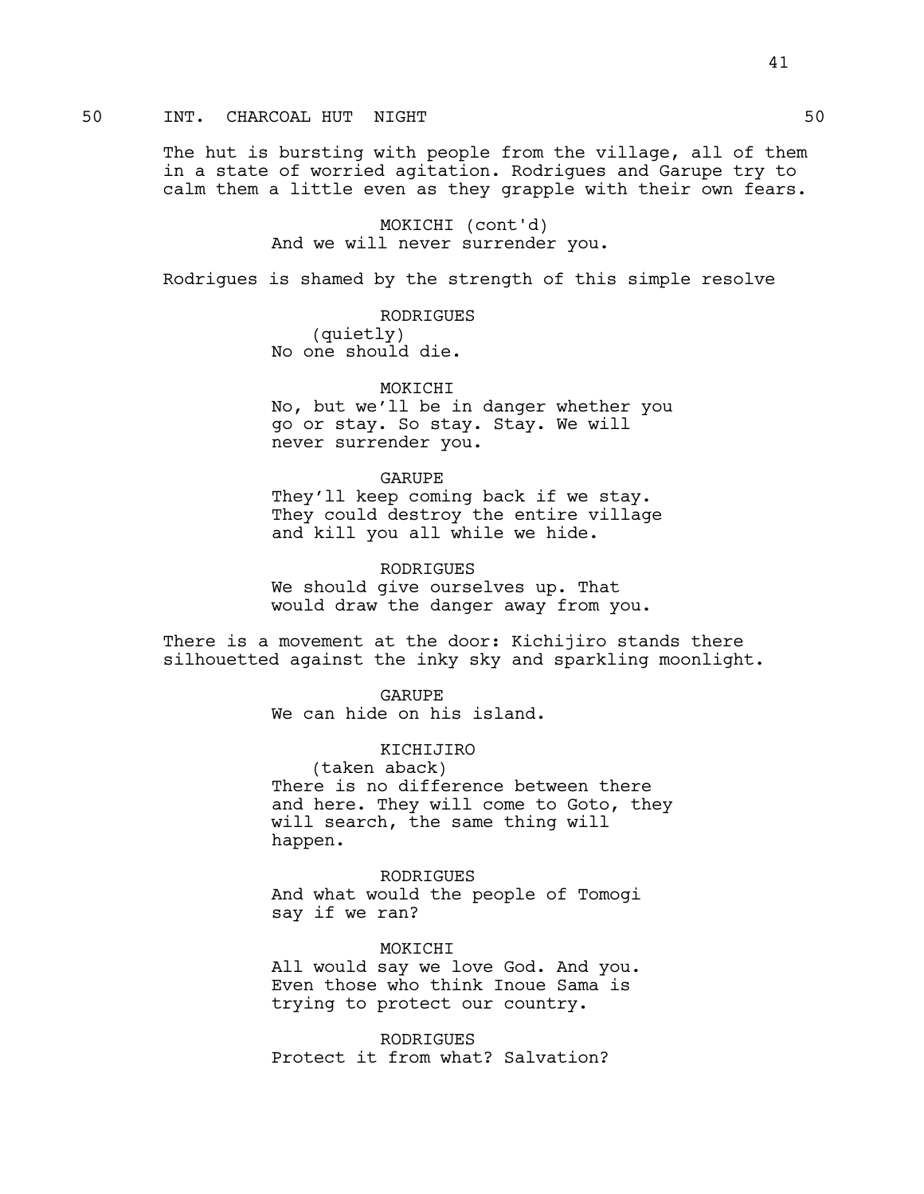50 INT. CHARCOAL HUT NIGHT 50

The hut is bursting with people from the village, all of them in a state of worried agitation. Rodrigues and Garupe try to calm them a little even as they grapple with their own fears.

MOKICHI (cont'd)
And we will never surrender you.

Rodrigues is shamed by the strength of this simple resolve

RODRIGUES
(quietly)
No one should die.

MOKICHI
No, but we'll be in danger whether you go or stay. So stay. Stay. We will never surrender you.

GARUPE
They'll keep coming back if we stay. They could destroy the entire village and kill you all while we hide.

RODRIGUES
We should give ourselves up. That would draw the danger away from you.

There is a movement at the door: Kichijiro stands there silhouetted against the inky sky and sparkling moonlight.

GARUPE
We can hide on his island.

KICHIJIRO
(taken aback)
There is no difference between there and here. They will come to Goto, they will search, the same thing will happen.

RODRIGUES
And what would the people of Tomogi say if we ran?

MOKICHI
All would say we love God. And you. Even those who think Inoue Sama is trying to protect our country.

RODRIGUES
Protect it from what? Salvation?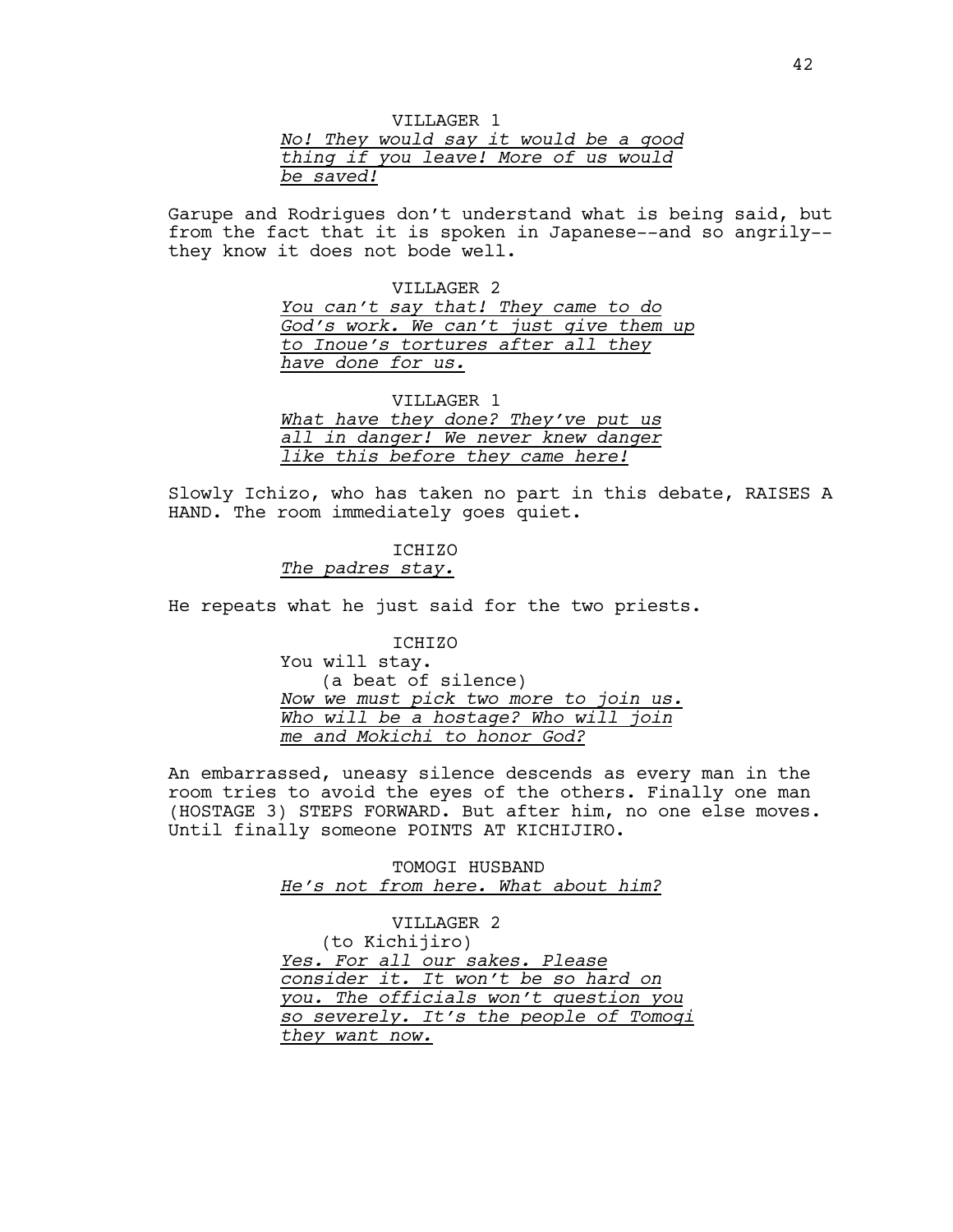VILLAGER 1

_No! They would say it would be a good thing if you leave! More of us would be saved!_

Garupe and Rodrigues don't understand what is being said, but from the fact that it is spoken in Japanese--and so angrily--they know it does not bode well.

VILLAGER 2

_You can't say that! They came to do God's work. We can't just give them up to Inoue's tortures after all they have done for us._

VILLAGER 1

_What have they done? They've put us all in danger! We never knew danger like this before they came here!_

Slowly Ichizo, who has taken no part in this debate, RAISES A HAND. The room immediately goes quiet.

ICHIZO

_The padres stay._

He repeats what he just said for the two priests.

ICHIZO

You will stay.

(a beat of silence)

_Now we must pick two more to join us. Who will be a hostage? Who will join me and Mokichi to honor God?_

An embarrassed, uneasy silence descends as every man in the room tries to avoid the eyes of the others. Finally one man (HOSTAGE 3) STEPS FORWARD. But after him, no one else moves. Until finally someone POINTS AT KICHIJIRO.

TOMOGI HUSBAND

_He's not from here. What about him?_

VILLAGER 2

(to Kichijiro)

_Yes. For all our sakes. Please consider it. It won't be so hard on you. The officials won't question you so severely. It's the people of Tomogi they want now._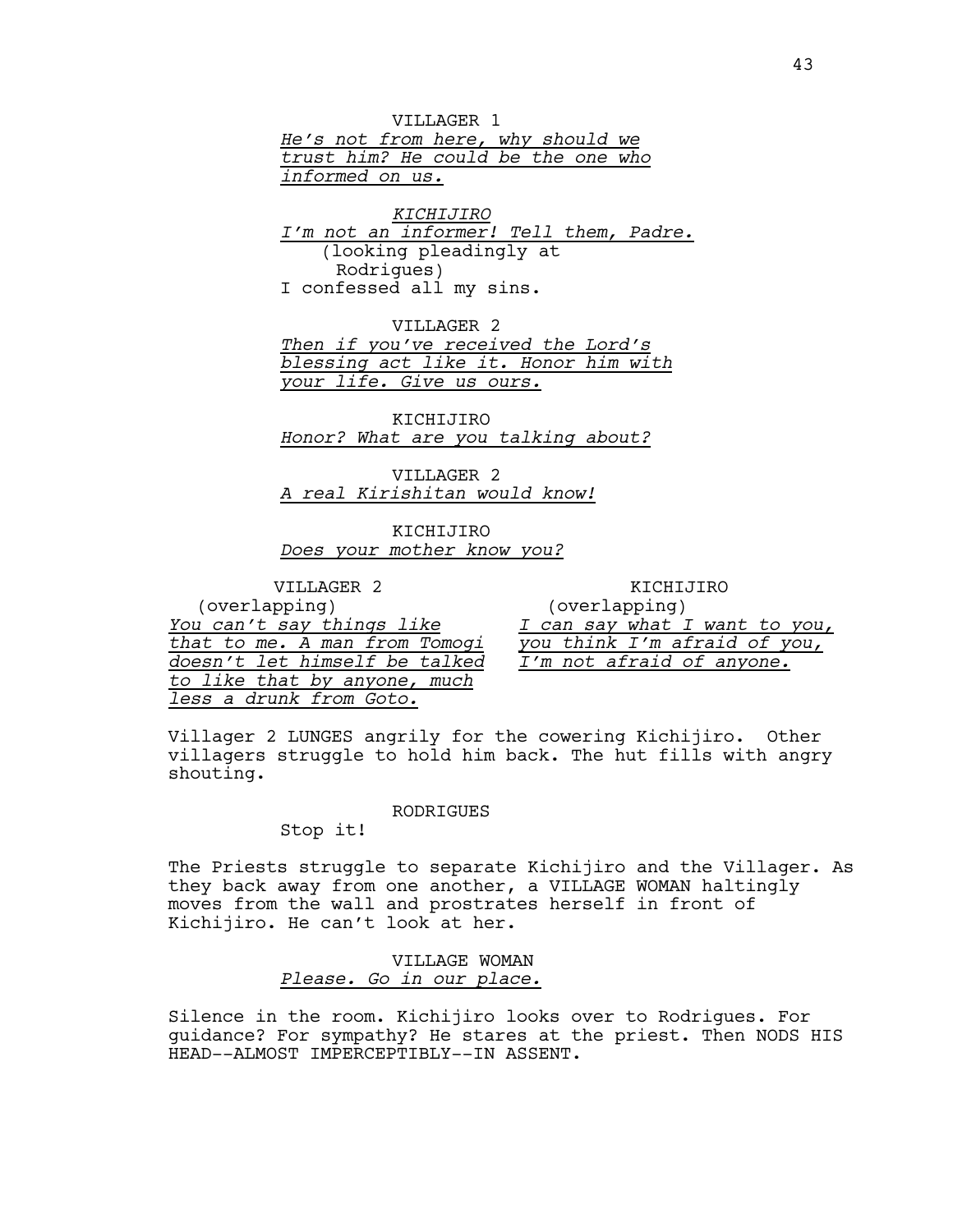VILLAGER 1
*He's not from here, why should we trust him? He could be the one who informed on us.*

*KICHIJIRO*
*I'm not an informer! Tell them, Padre.*
(looking pleadingly at Rodrigues)
I confessed all my sins.

VILLAGER 2
*Then if you've received the Lord's blessing act like it. Honor him with your life. Give us ours.*

KICHIJIRO
*Honor? What are you talking about?*

VILLAGER 2
*A real Kirishitan would know!*

KICHIJIRO
*Does your mother know you?*

VILLAGER 2
(overlapping)
*You can't say things like that to me. A man from Tomogi doesn't let himself be talked to like that by anyone, much less a drunk from Goto.*

KICHIJIRO
(overlapping)
*I can say what I want to you, you think I'm afraid of you, I'm not afraid of anyone.*

Villager 2 LUNGES angrily for the cowering Kichijiro. Other villagers struggle to hold him back. The hut fills with angry shouting.

RODRIGUES
Stop it!

The Priests struggle to separate Kichijiro and the Villager. As they back away from one another, a VILLAGE WOMAN haltingly moves from the wall and prostrates herself in front of Kichijiro. He can't look at her.

VILLAGE WOMAN
*Please. Go in our place.*

Silence in the room. Kichijiro looks over to Rodrigues. For guidance? For sympathy? He stares at the priest. Then NODS HIS HEAD--ALMOST IMPERCEPTIBLY--IN ASSENT.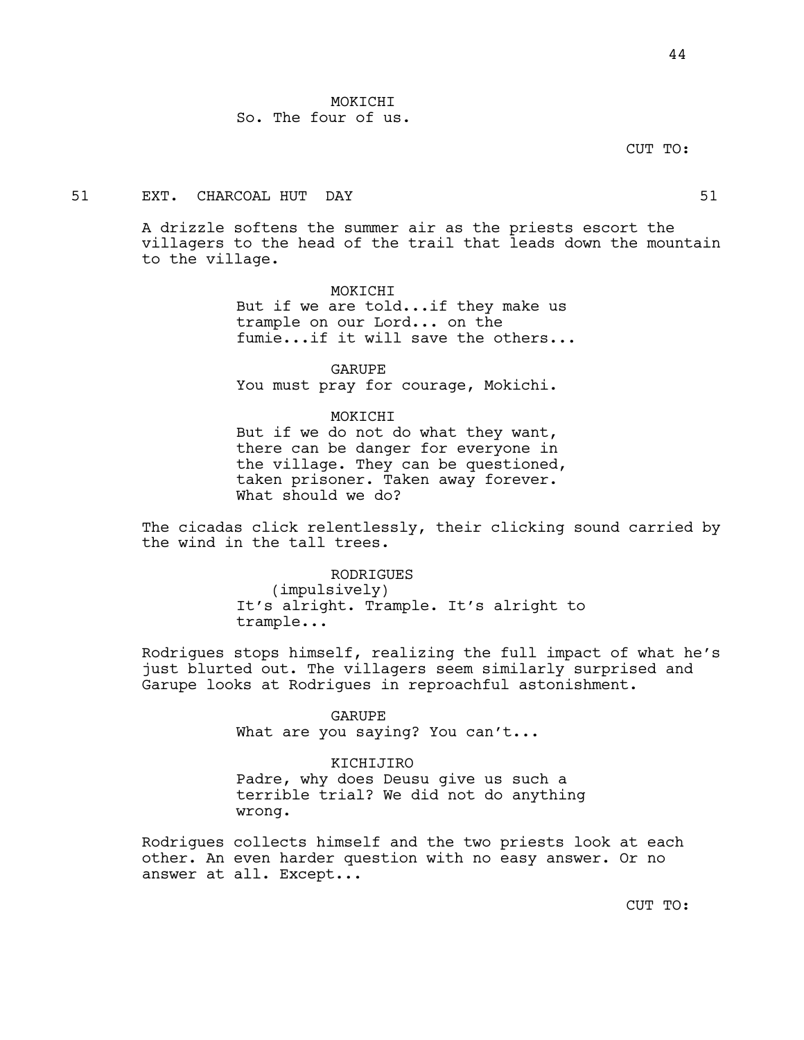MOKICHI
So. The four of us.

CUT TO:

51 EXT. CHARCOAL HUT DAY 51

A drizzle softens the summer air as the priests escort the villagers to the head of the trail that leads down the mountain to the village.

MOKICHI
But if we are told...if they make us trample on our Lord... on the fumie...if it will save the others...

GARUPE
You must pray for courage, Mokichi.

MOKICHI
But if we do not do what they want, there can be danger for everyone in the village. They can be questioned, taken prisoner. Taken away forever. What should we do?

The cicadas click relentlessly, their clicking sound carried by the wind in the tall trees.

RODRIGUES
(impulsively)
It's alright. Trample. It's alright to trample...

Rodrigues stops himself, realizing the full impact of what he's just blurted out. The villagers seem similarly surprised and Garupe looks at Rodrigues in reproachful astonishment.

GARUPE
What are you saying? You can't...

KICHIJIRO
Padre, why does Deusu give us such a terrible trial? We did not do anything wrong.

Rodrigues collects himself and the two priests look at each other. An even harder question with no easy answer. Or no answer at all. Except...

CUT TO: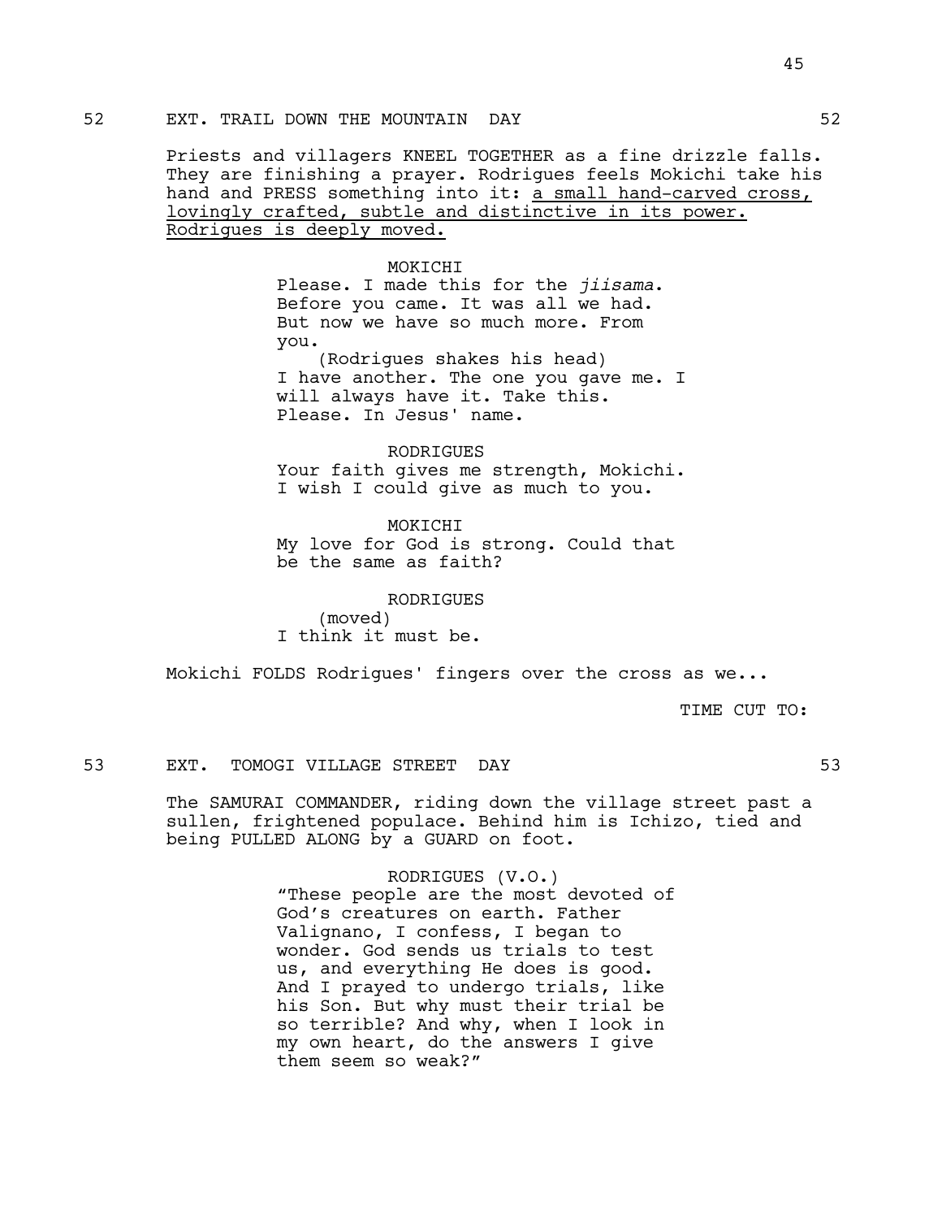52 EXT. TRAIL DOWN THE MOUNTAIN DAY 52

Priests and villagers KNEEL TOGETHER as a fine drizzle falls. They are finishing a prayer. Rodrigues feels Mokichi take his hand and PRESS something into it: <u>a small hand-carved cross, lovingly crafted, subtle and distinctive in its power. Rodrigues is deeply moved.</u>

MOKICHI
Please. I made this for the *jiisama*. Before you came. It was all we had. But now we have so much more. From you.
(Rodrigues shakes his head)
I have another. The one you gave me. I will always have it. Take this. Please. In Jesus' name.

RODRIGUES
Your faith gives me strength, Mokichi. I wish I could give as much to you.

MOKICHI
My love for God is strong. Could that be the same as faith?

RODRIGUES
(moved)
I think it must be.

Mokichi FOLDS Rodrigues' fingers over the cross as we...

TIME CUT TO:

53 EXT. TOMOGI VILLAGE STREET DAY 53

The SAMURAI COMMANDER, riding down the village street past a sullen, frightened populace. Behind him is Ichizo, tied and being PULLED ALONG by a GUARD on foot.

RODRIGUES (V.O.)
"These people are the most devoted of God's creatures on earth. Father Valignano, I confess, I began to wonder. God sends us trials to test us, and everything He does is good. And I prayed to undergo trials, like his Son. But why must their trial be so terrible? And why, when I look in my own heart, do the answers I give them seem so weak?"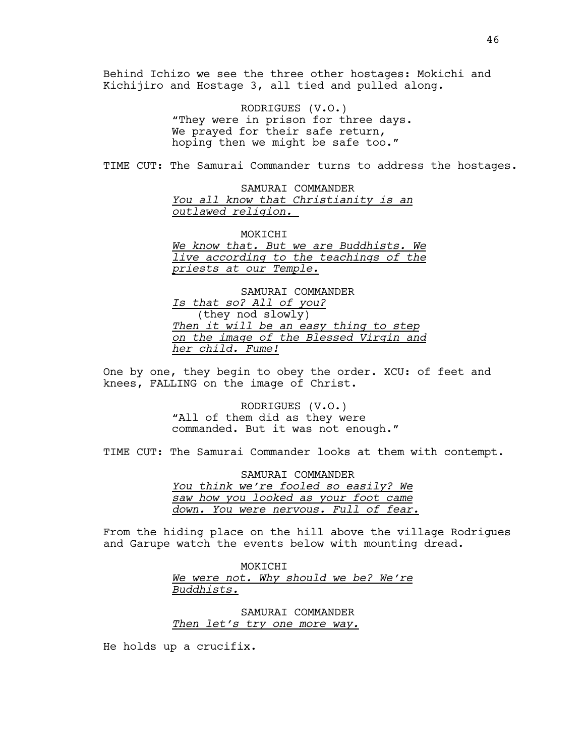Behind Ichizo we see the three other hostages: Mokichi and Kichijiro and Hostage 3, all tied and pulled along.

RODRIGUES (V.O.)
"They were in prison for three days. We prayed for their safe return, hoping then we might be safe too."

TIME CUT: The Samurai Commander turns to address the hostages.

SAMURAI COMMANDER
*You all know that Christianity is an outlawed religion.*

MOKICHI
*We know that. But we are Buddhists. We live according to the teachings of the priests at our Temple.*

SAMURAI COMMANDER
*Is that so? All of you?*
(they nod slowly)
*Then it will be an easy thing to step on the image of the Blessed Virgin and her child. Fume!*

One by one, they begin to obey the order. XCU: of feet and knees, FALLING on the image of Christ.

RODRIGUES (V.O.)
"All of them did as they were commanded. But it was not enough."

TIME CUT: The Samurai Commander looks at them with contempt.

SAMURAI COMMANDER
*You think we're fooled so easily? We saw how you looked as your foot came down. You were nervous. Full of fear.*

From the hiding place on the hill above the village Rodrigues and Garupe watch the events below with mounting dread.

MOKICHI
*We were not. Why should we be? We're Buddhists.*

SAMURAI COMMANDER
*Then let's try one more way.*

He holds up a crucifix.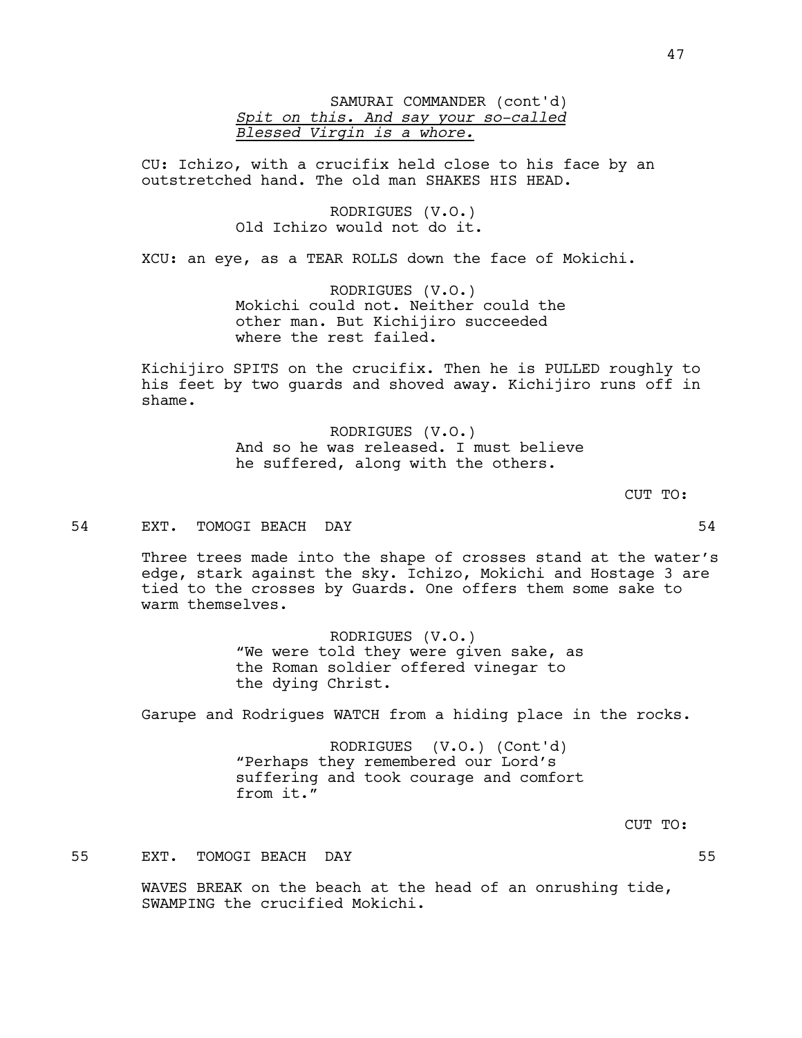SAMURAI COMMANDER (cont'd)
_Spit on this. And say your so-called Blessed Virgin is a whore._

CU: Ichizo, with a crucifix held close to his face by an outstretched hand. The old man SHAKES HIS HEAD.

RODRIGUES (V.O.)
Old Ichizo would not do it.

XCU: an eye, as a TEAR ROLLS down the face of Mokichi.

RODRIGUES (V.O.)
Mokichi could not. Neither could the other man. But Kichijiro succeeded where the rest failed.

Kichijiro SPITS on the crucifix. Then he is PULLED roughly to his feet by two guards and shoved away. Kichijiro runs off in shame.

RODRIGUES (V.O.)
And so he was released. I must believe he suffered, along with the others.

CUT TO:

54 EXT. TOMOGI BEACH DAY 54

Three trees made into the shape of crosses stand at the water's edge, stark against the sky. Ichizo, Mokichi and Hostage 3 are tied to the crosses by Guards. One offers them some sake to warm themselves.

RODRIGUES (V.O.)
"We were told they were given sake, as the Roman soldier offered vinegar to the dying Christ.

Garupe and Rodrigues WATCH from a hiding place in the rocks.

RODRIGUES (V.O.) (Cont'd)
"Perhaps they remembered our Lord's suffering and took courage and comfort from it."

CUT TO:

55 EXT. TOMOGI BEACH DAY 55

WAVES BREAK on the beach at the head of an onrushing tide, SWAMPING the crucified Mokichi.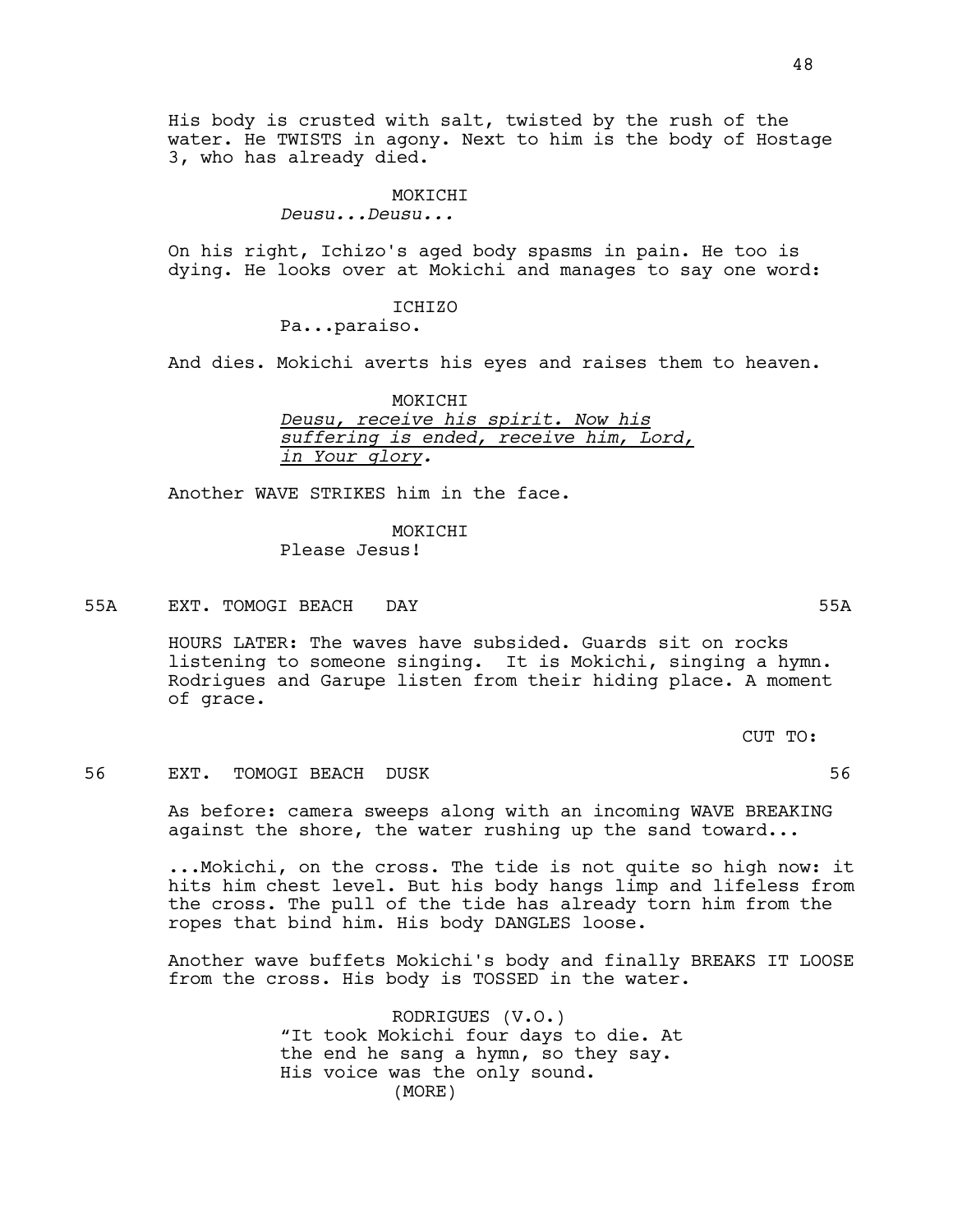His body is crusted with salt, twisted by the rush of the water. He TWISTS in agony. Next to him is the body of Hostage 3, who has already died.

MOKICHI
*Deusu...Deusu...*

On his right, Ichizo's aged body spasms in pain. He too is dying. He looks over at Mokichi and manages to say one word:

ICHIZO
Pa...paraiso.

And dies. Mokichi averts his eyes and raises them to heaven.

MOKICHI
*Deusu, receive his spirit. Now his suffering is ended, receive him, Lord, in Your glory.*

Another WAVE STRIKES him in the face.

MOKICHI
Please Jesus!

55A EXT. TOMOGI BEACH DAY 55A

HOURS LATER: The waves have subsided. Guards sit on rocks listening to someone singing. It is Mokichi, singing a hymn. Rodrigues and Garupe listen from their hiding place. A moment of grace.

CUT TO:

56 EXT. TOMOGI BEACH DUSK 56

As before: camera sweeps along with an incoming WAVE BREAKING against the shore, the water rushing up the sand toward...

...Mokichi, on the cross. The tide is not quite so high now: it hits him chest level. But his body hangs limp and lifeless from the cross. The pull of the tide has already torn him from the ropes that bind him. His body DANGLES loose.

Another wave buffets Mokichi's body and finally BREAKS IT LOOSE from the cross. His body is TOSSED in the water.

RODRIGUES (V.O.)
"It took Mokichi four days to die. At the end he sang a hymn, so they say. His voice was the only sound.
(MORE)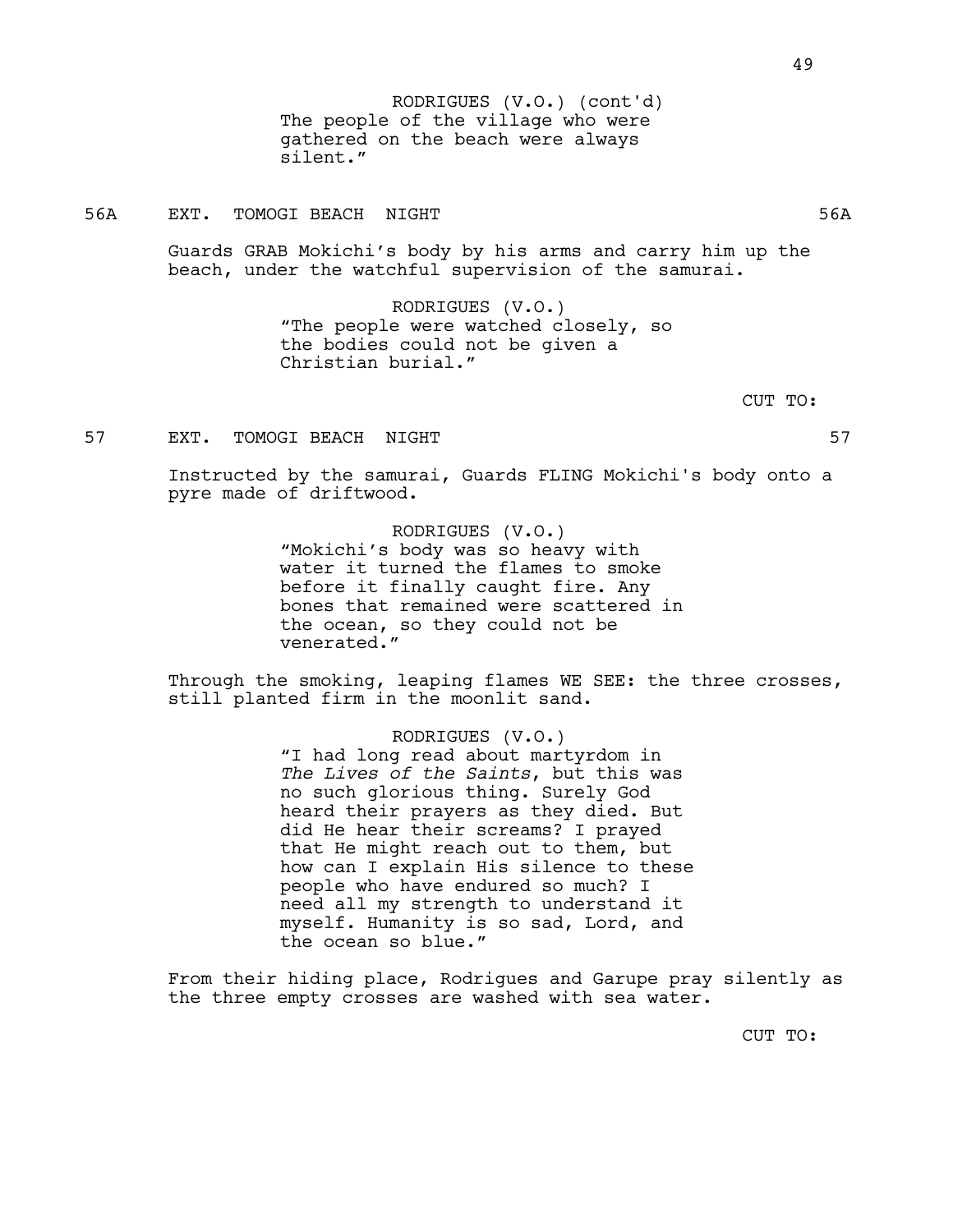RODRIGUES (V.O.) (cont'd)
The people of the village who were gathered on the beach were always silent."

56A EXT. TOMOGI BEACH NIGHT 56A

Guards GRAB Mokichi's body by his arms and carry him up the beach, under the watchful supervision of the samurai.

RODRIGUES (V.O.)
"The people were watched closely, so the bodies could not be given a Christian burial."

CUT TO:

57 EXT. TOMOGI BEACH NIGHT 57

Instructed by the samurai, Guards FLING Mokichi's body onto a pyre made of driftwood.

RODRIGUES (V.O.)
"Mokichi's body was so heavy with water it turned the flames to smoke before it finally caught fire. Any bones that remained were scattered in the ocean, so they could not be venerated."

Through the smoking, leaping flames WE SEE: the three crosses, still planted firm in the moonlit sand.

RODRIGUES (V.O.)
"I had long read about martyrdom in *The Lives of the Saints*, but this was no such glorious thing. Surely God heard their prayers as they died. But did He hear their screams? I prayed that He might reach out to them, but how can I explain His silence to these people who have endured so much? I need all my strength to understand it myself. Humanity is so sad, Lord, and the ocean so blue."

From their hiding place, Rodrigues and Garupe pray silently as the three empty crosses are washed with sea water.

CUT TO: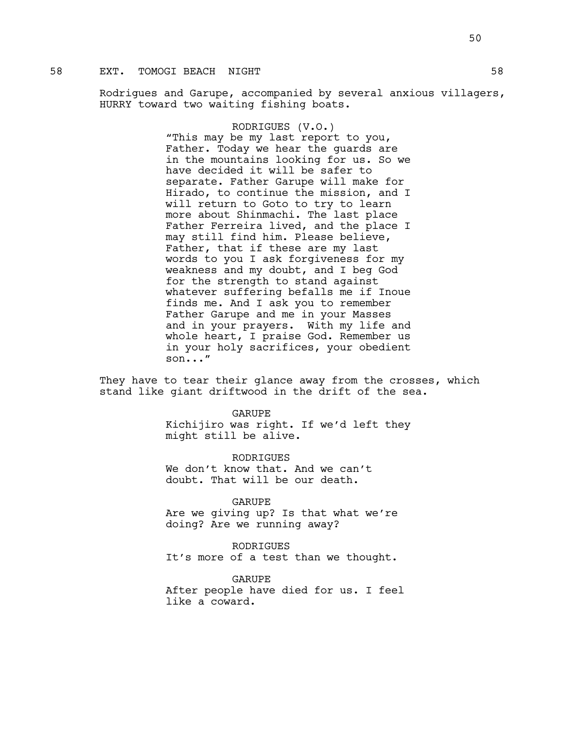58 EXT. TOMOGI BEACH NIGHT 58

Rodrigues and Garupe, accompanied by several anxious villagers, HURRY toward two waiting fishing boats.

RODRIGUES (V.O.)
"This may be my last report to you, Father. Today we hear the guards are in the mountains looking for us. So we have decided it will be safer to separate. Father Garupe will make for Hirado, to continue the mission, and I will return to Goto to try to learn more about Shinmachi. The last place Father Ferreira lived, and the place I may still find him. Please believe, Father, that if these are my last words to you I ask forgiveness for my weakness and my doubt, and I beg God for the strength to stand against whatever suffering befalls me if Inoue finds me. And I ask you to remember Father Garupe and me in your Masses and in your prayers. With my life and whole heart, I praise God. Remember us in your holy sacrifices, your obedient son..."

They have to tear their glance away from the crosses, which stand like giant driftwood in the drift of the sea.

GARUPE
Kichijiro was right. If we'd left they might still be alive.

RODRIGUES
We don't know that. And we can't doubt. That will be our death.

GARUPE
Are we giving up? Is that what we're doing? Are we running away?

RODRIGUES
It's more of a test than we thought.

GARUPE
After people have died for us. I feel like a coward.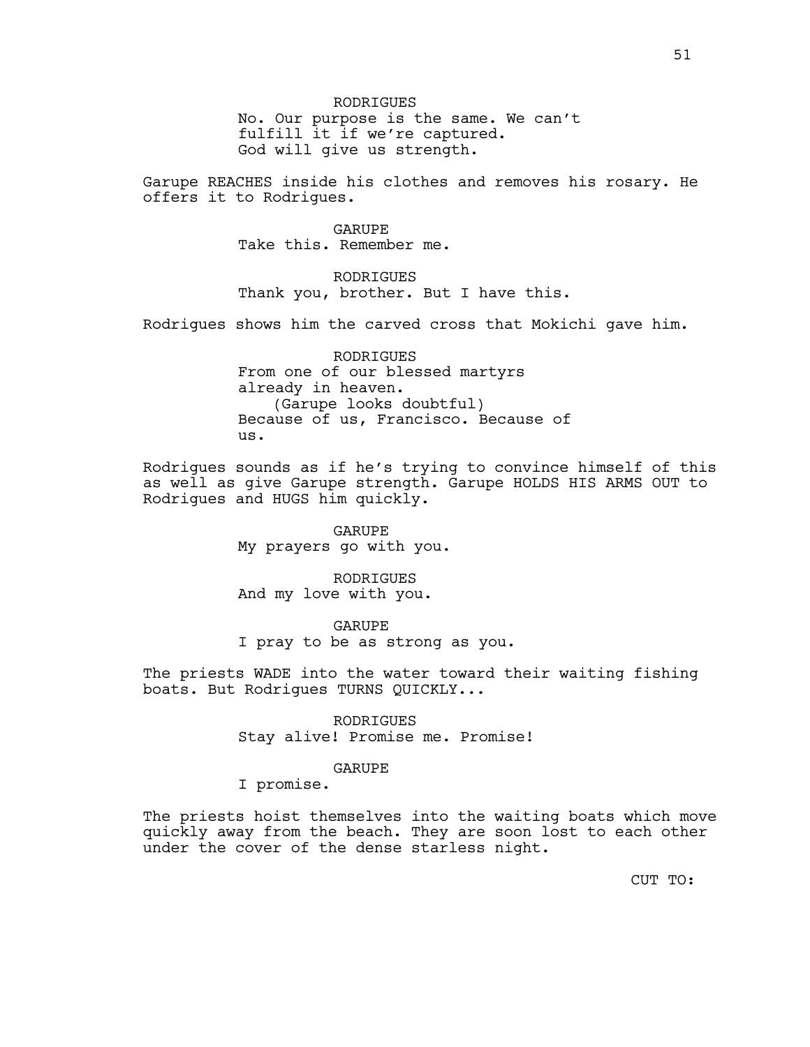RODRIGUES
No. Our purpose is the same. We can't fulfill it if we're captured. God will give us strength.

Garupe REACHES inside his clothes and removes his rosary. He offers it to Rodrigues.

GARUPE
Take this. Remember me.

RODRIGUES
Thank you, brother. But I have this.

Rodrigues shows him the carved cross that Mokichi gave him.

RODRIGUES
From one of our blessed martyrs already in heaven.
(Garupe looks doubtful)
Because of us, Francisco. Because of us.

Rodrigues sounds as if he's trying to convince himself of this as well as give Garupe strength. Garupe HOLDS HIS ARMS OUT to Rodrigues and HUGS him quickly.

GARUPE
My prayers go with you.

RODRIGUES
And my love with you.

GARUPE
I pray to be as strong as you.

The priests WADE into the water toward their waiting fishing boats. But Rodrigues TURNS QUICKLY...

RODRIGUES
Stay alive! Promise me. Promise!

GARUPE
I promise.

The priests hoist themselves into the waiting boats which move quickly away from the beach. They are soon lost to each other under the cover of the dense starless night.

CUT TO: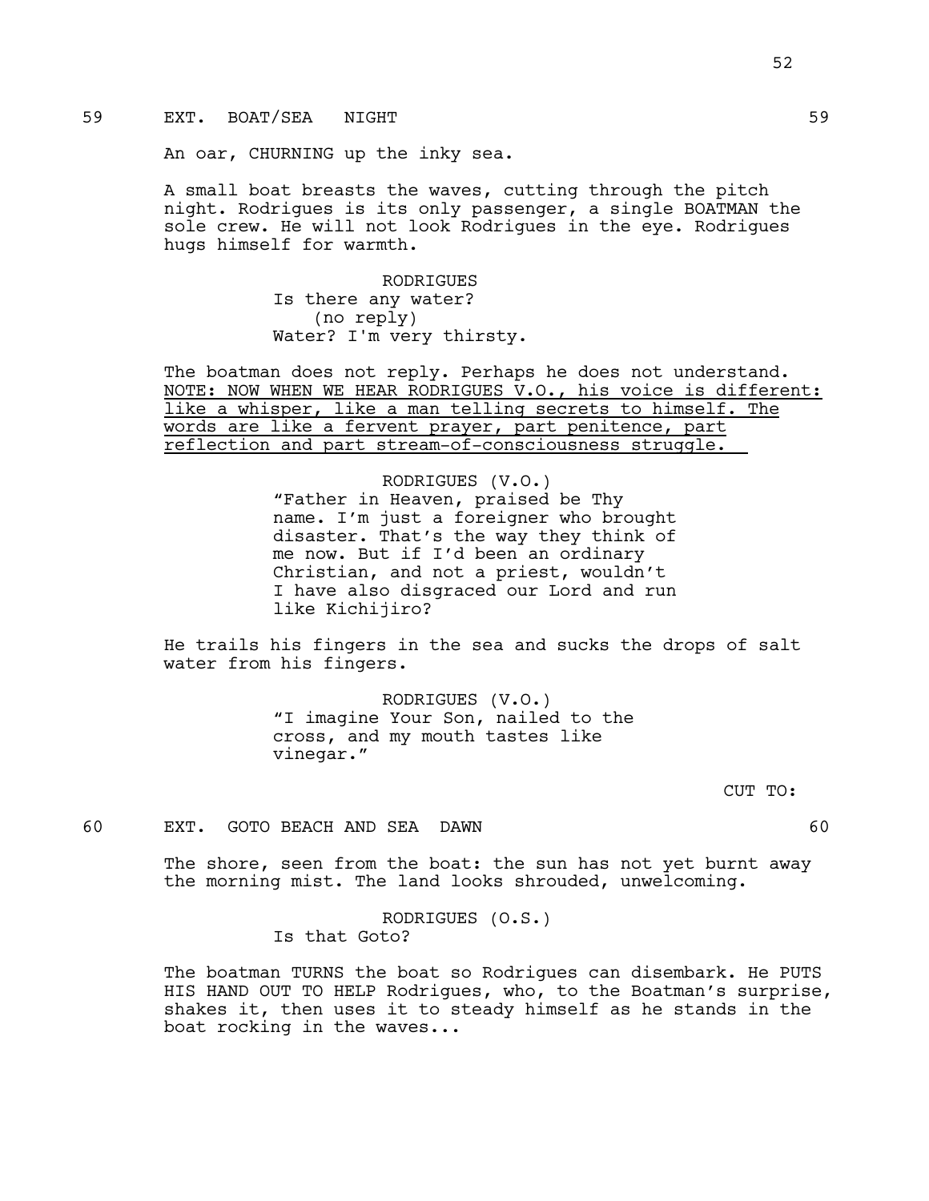59 EXT. BOAT/SEA NIGHT 59

An oar, CHURNING up the inky sea.

A small boat breasts the waves, cutting through the pitch night. Rodrigues is its only passenger, a single BOATMAN the sole crew. He will not look Rodrigues in the eye. Rodrigues hugs himself for warmth.

RODRIGUES
Is there any water?
(no reply)
Water? I'm very thirsty.

The boatman does not reply. Perhaps he does not understand. NOTE: NOW WHEN WE HEAR RODRIGUES V.O., his voice is different: like a whisper, like a man telling secrets to himself. The words are like a fervent prayer, part penitence, part reflection and part stream-of-consciousness struggle.

RODRIGUES (V.O.)
"Father in Heaven, praised be Thy name. I'm just a foreigner who brought disaster. That's the way they think of me now. But if I'd been an ordinary Christian, and not a priest, wouldn't I have also disgraced our Lord and run like Kichijiro?

He trails his fingers in the sea and sucks the drops of salt water from his fingers.

RODRIGUES (V.O.)
"I imagine Your Son, nailed to the cross, and my mouth tastes like vinegar."

CUT TO:

60 EXT. GOTO BEACH AND SEA DAWN 60

The shore, seen from the boat: the sun has not yet burnt away the morning mist. The land looks shrouded, unwelcoming.

RODRIGUES (O.S.)
Is that Goto?

The boatman TURNS the boat so Rodrigues can disembark. He PUTS HIS HAND OUT TO HELP Rodrigues, who, to the Boatman's surprise, shakes it, then uses it to steady himself as he stands in the boat rocking in the waves...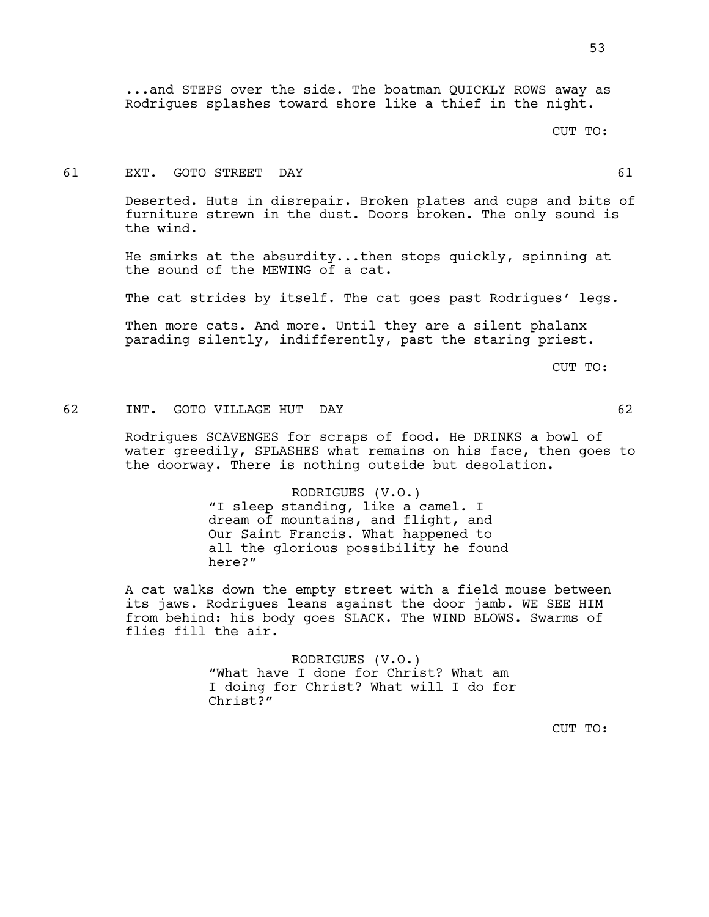...and STEPS over the side. The boatman QUICKLY ROWS away as Rodrigues splashes toward shore like a thief in the night.

CUT TO:

61 EXT. GOTO STREET DAY 61

Deserted. Huts in disrepair. Broken plates and cups and bits of furniture strewn in the dust. Doors broken. The only sound is the wind.

He smirks at the absurdity...then stops quickly, spinning at the sound of the MEWING of a cat.

The cat strides by itself. The cat goes past Rodrigues' legs.

Then more cats. And more. Until they are a silent phalanx parading silently, indifferently, past the staring priest.

CUT TO:

62 INT. GOTO VILLAGE HUT DAY 62

Rodrigues SCAVENGES for scraps of food. He DRINKS a bowl of water greedily, SPLASHES what remains on his face, then goes to the doorway. There is nothing outside but desolation.

RODRIGUES (V.O.)
"I sleep standing, like a camel. I dream of mountains, and flight, and Our Saint Francis. What happened to all the glorious possibility he found here?"

A cat walks down the empty street with a field mouse between its jaws. Rodrigues leans against the door jamb. WE SEE HIM from behind: his body goes SLACK. The WIND BLOWS. Swarms of flies fill the air.

RODRIGUES (V.O.)
"What have I done for Christ? What am I doing for Christ? What will I do for Christ?"

CUT TO: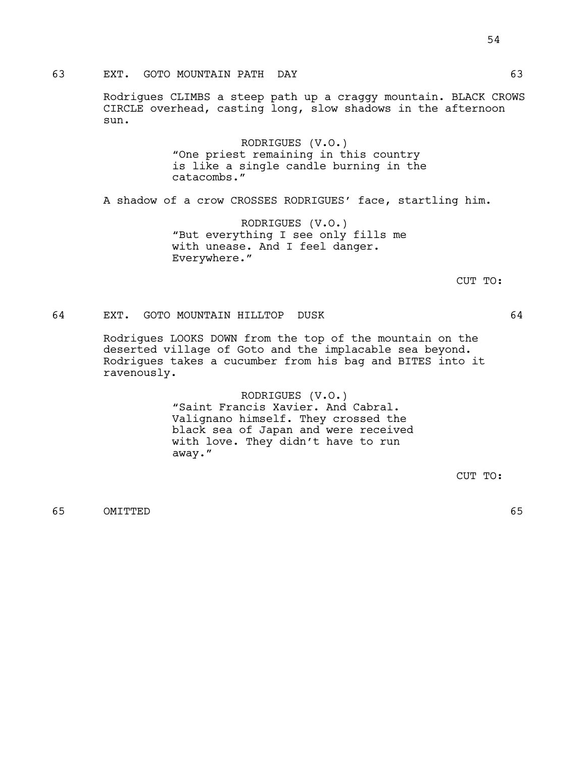63 EXT. GOTO MOUNTAIN PATH DAY 63

Rodrigues CLIMBS a steep path up a craggy mountain. BLACK CROWS CIRCLE overhead, casting long, slow shadows in the afternoon sun.

RODRIGUES (V.O.)
"One priest remaining in this country is like a single candle burning in the catacombs."

A shadow of a crow CROSSES RODRIGUES' face, startling him.

RODRIGUES (V.O.)
"But everything I see only fills me with unease. And I feel danger. Everywhere."

CUT TO:

64 EXT. GOTO MOUNTAIN HILLTOP DUSK 64

Rodrigues LOOKS DOWN from the top of the mountain on the deserted village of Goto and the implacable sea beyond. Rodrigues takes a cucumber from his bag and BITES into it ravenously.

RODRIGUES (V.O.)
"Saint Francis Xavier. And Cabral. Valignano himself. They crossed the black sea of Japan and were received with love. They didn't have to run away."

CUT TO:

65 OMITTED 65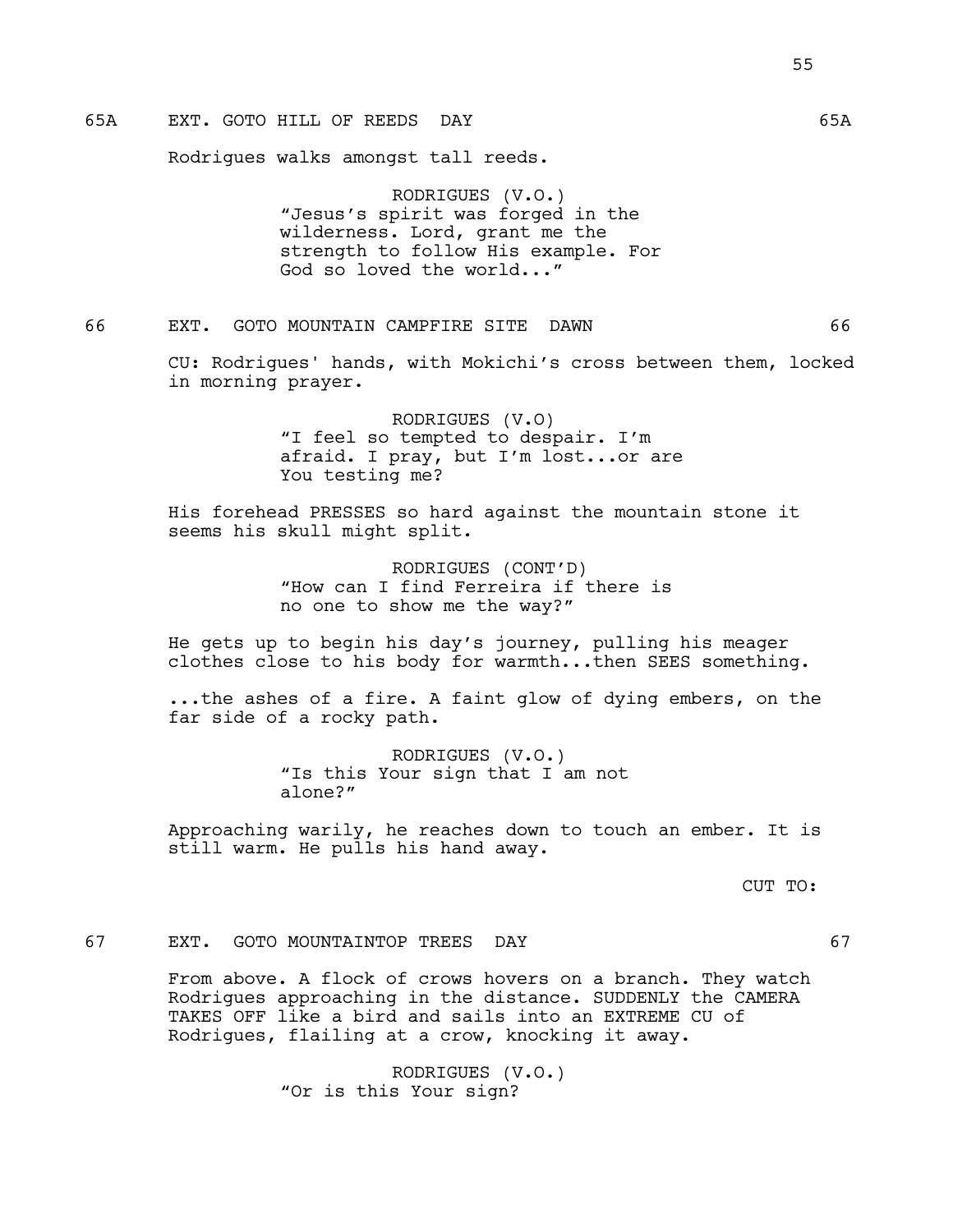65A EXT. GOTO HILL OF REEDS DAY 65A

Rodrigues walks amongst tall reeds.

RODRIGUES (V.O.)
"Jesus's spirit was forged in the wilderness. Lord, grant me the strength to follow His example. For God so loved the world..."

66 EXT. GOTO MOUNTAIN CAMPFIRE SITE DAWN 66

CU: Rodrigues' hands, with Mokichi's cross between them, locked in morning prayer.

RODRIGUES (V.O)
"I feel so tempted to despair. I'm afraid. I pray, but I'm lost...or are You testing me?

His forehead PRESSES so hard against the mountain stone it seems his skull might split.

RODRIGUES (CONT'D)
"How can I find Ferreira if there is no one to show me the way?"

He gets up to begin his day's journey, pulling his meager clothes close to his body for warmth...then SEES something.

...the ashes of a fire. A faint glow of dying embers, on the far side of a rocky path.

RODRIGUES (V.O.)
"Is this Your sign that I am not alone?"

Approaching warily, he reaches down to touch an ember. It is still warm. He pulls his hand away.

CUT TO:

67 EXT. GOTO MOUNTAINTOP TREES DAY 67

From above. A flock of crows hovers on a branch. They watch Rodrigues approaching in the distance. SUDDENLY the CAMERA TAKES OFF like a bird and sails into an EXTREME CU of Rodrigues, flailing at a crow, knocking it away.

RODRIGUES (V.O.)
"Or is this Your sign?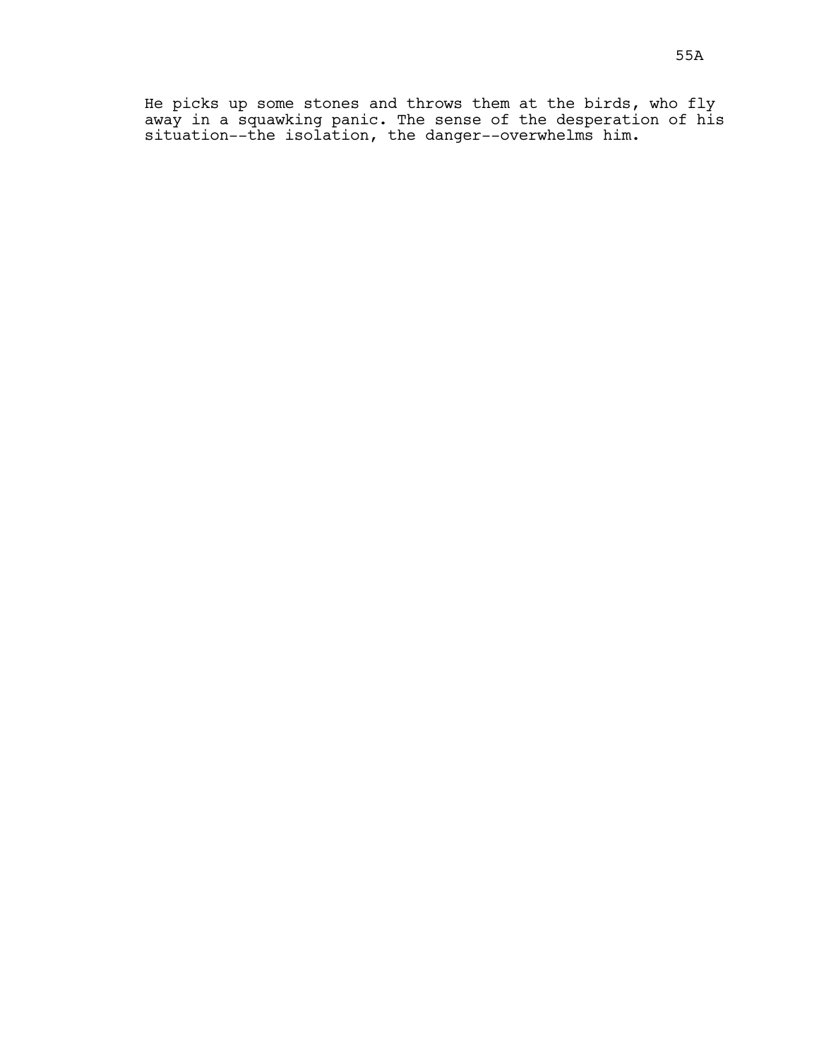He picks up some stones and throws them at the birds, who fly away in a squawking panic. The sense of the desperation of his situation--the isolation, the danger--overwhelms him.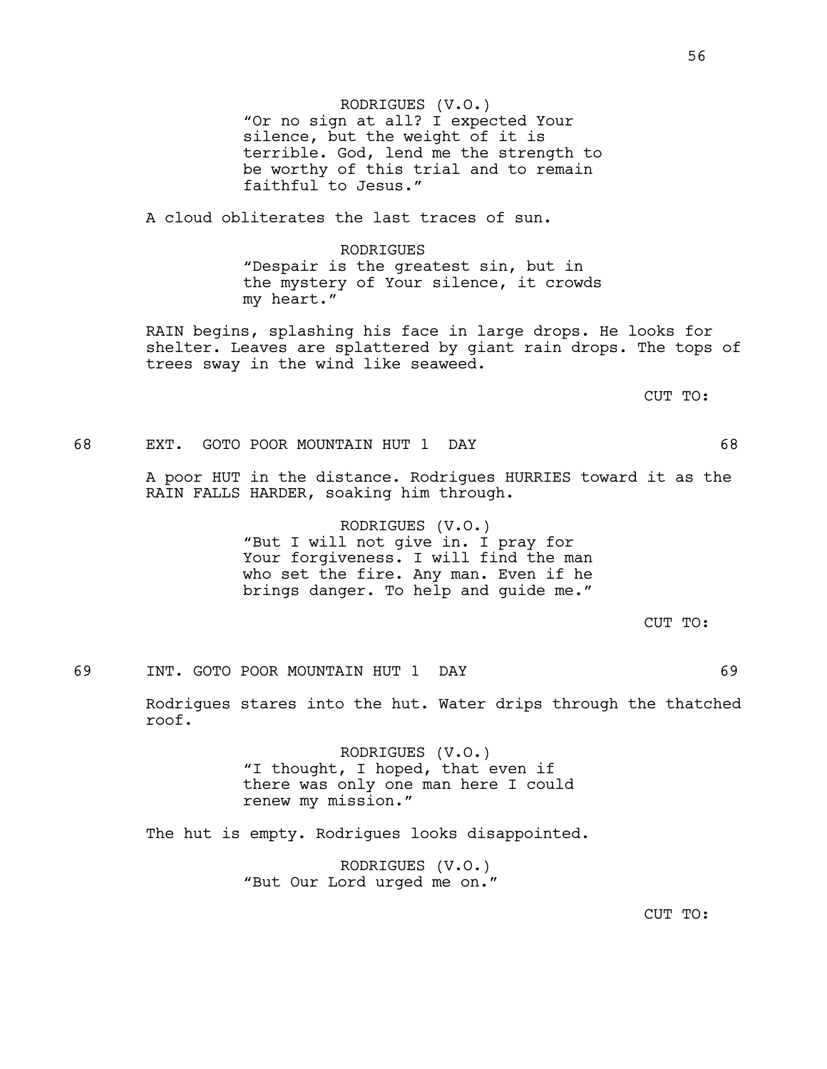RODRIGUES (V.O.)
"Or no sign at all? I expected Your silence, but the weight of it is terrible. God, lend me the strength to be worthy of this trial and to remain faithful to Jesus."

A cloud obliterates the last traces of sun.

RODRIGUES
"Despair is the greatest sin, but in the mystery of Your silence, it crowds my heart."

RAIN begins, splashing his face in large drops. He looks for shelter. Leaves are splattered by giant rain drops. The tops of trees sway in the wind like seaweed.

CUT TO:

68 EXT. GOTO POOR MOUNTAIN HUT 1 DAY 68

A poor HUT in the distance. Rodrigues HURRIES toward it as the RAIN FALLS HARDER, soaking him through.

RODRIGUES (V.O.)
"But I will not give in. I pray for Your forgiveness. I will find the man who set the fire. Any man. Even if he brings danger. To help and guide me."

CUT TO:

69 INT. GOTO POOR MOUNTAIN HUT 1 DAY 69

Rodrigues stares into the hut. Water drips through the thatched roof.

RODRIGUES (V.O.)
"I thought, I hoped, that even if there was only one man here I could renew my mission."

The hut is empty. Rodrigues looks disappointed.

RODRIGUES (V.O.)
"But Our Lord urged me on."

CUT TO: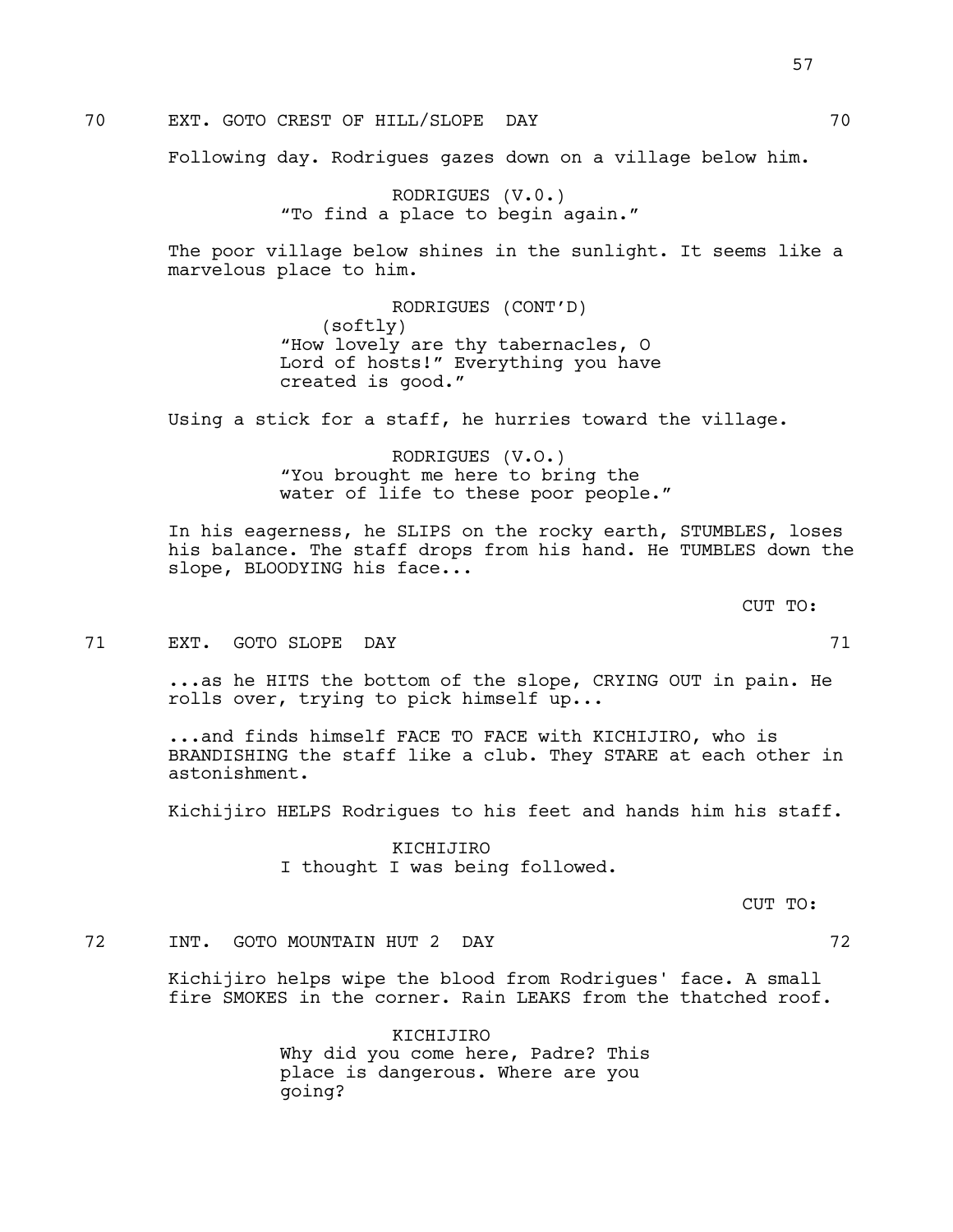70 EXT. GOTO CREST OF HILL/SLOPE DAY 70

Following day. Rodrigues gazes down on a village below him.

RODRIGUES (V.O.)
"To find a place to begin again."

The poor village below shines in the sunlight. It seems like a marvelous place to him.

RODRIGUES (CONT'D)
(softly)
"How lovely are thy tabernacles, O Lord of hosts!" Everything you have created is good."

Using a stick for a staff, he hurries toward the village.

RODRIGUES (V.O.)
"You brought me here to bring the water of life to these poor people."

In his eagerness, he SLIPS on the rocky earth, STUMBLES, loses his balance. The staff drops from his hand. He TUMBLES down the slope, BLOODYING his face...

CUT TO:

71 EXT. GOTO SLOPE DAY 71

...as he HITS the bottom of the slope, CRYING OUT in pain. He rolls over, trying to pick himself up...

...and finds himself FACE TO FACE with KICHIJIRO, who is BRANDISHING the staff like a club. They STARE at each other in astonishment.

Kichijiro HELPS Rodrigues to his feet and hands him his staff.

KICHIJIRO
I thought I was being followed.

CUT TO:

72 INT. GOTO MOUNTAIN HUT 2 DAY 72

Kichijiro helps wipe the blood from Rodrigues' face. A small fire SMOKES in the corner. Rain LEAKS from the thatched roof.

KICHIJIRO
Why did you come here, Padre? This place is dangerous. Where are you going?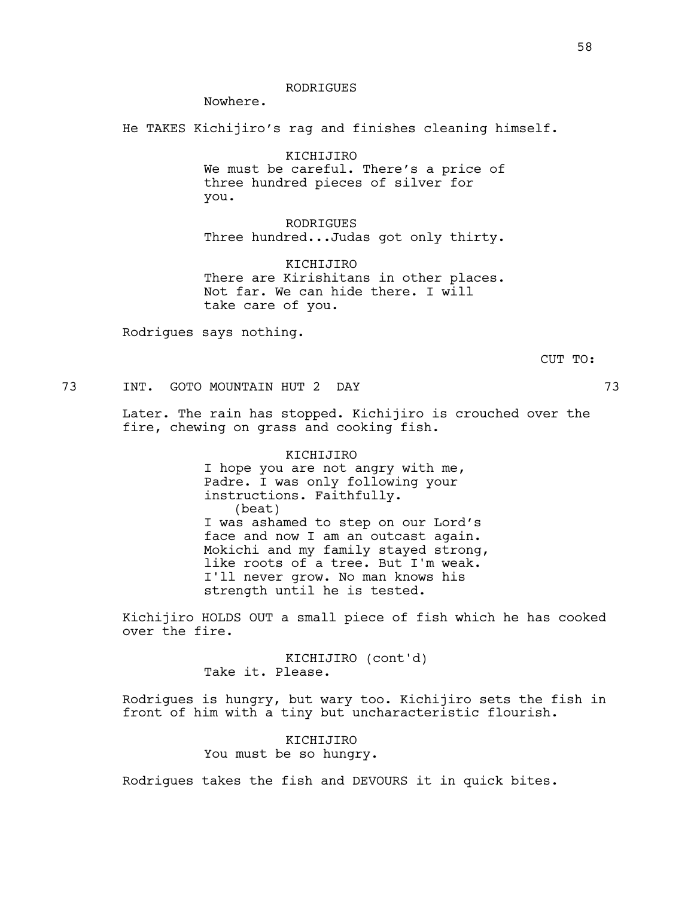RODRIGUES
Nowhere.

He TAKES Kichijiro's rag and finishes cleaning himself.

KICHIJIRO
We must be careful. There's a price of three hundred pieces of silver for you.

RODRIGUES
Three hundred...Judas got only thirty.

KICHIJIRO
There are Kirishitans in other places. Not far. We can hide there. I will take care of you.

Rodrigues says nothing.

CUT TO:

73 INT. GOTO MOUNTAIN HUT 2 DAY 73

Later. The rain has stopped. Kichijiro is crouched over the fire, chewing on grass and cooking fish.

KICHIJIRO
I hope you are not angry with me, Padre. I was only following your instructions. Faithfully.
(beat)
I was ashamed to step on our Lord's face and now I am an outcast again. Mokichi and my family stayed strong, like roots of a tree. But I'm weak. I'll never grow. No man knows his strength until he is tested.

Kichijiro HOLDS OUT a small piece of fish which he has cooked over the fire.

KICHIJIRO (cont'd)
Take it. Please.

Rodrigues is hungry, but wary too. Kichijiro sets the fish in front of him with a tiny but uncharacteristic flourish.

KICHIJIRO
You must be so hungry.

Rodrigues takes the fish and DEVOURS it in quick bites.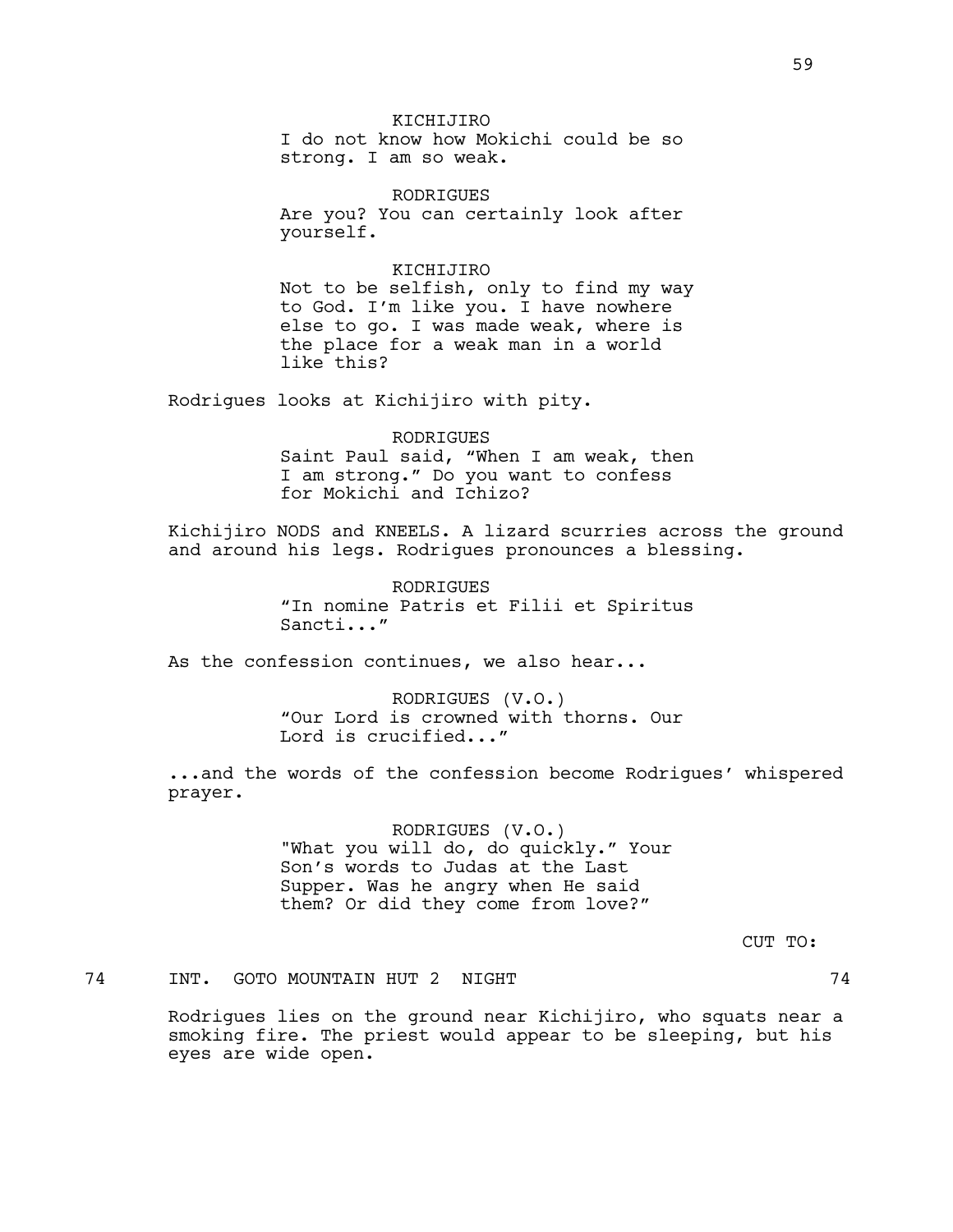KICHIJIRO
I do not know how Mokichi could be so strong. I am so weak.

RODRIGUES
Are you? You can certainly look after yourself.

KICHIJIRO
Not to be selfish, only to find my way to God. I'm like you. I have nowhere else to go. I was made weak, where is the place for a weak man in a world like this?

Rodrigues looks at Kichijiro with pity.

RODRIGUES
Saint Paul said, "When I am weak, then I am strong." Do you want to confess for Mokichi and Ichizo?

Kichijiro NODS and KNEELS. A lizard scurries across the ground and around his legs. Rodrigues pronounces a blessing.

RODRIGUES
"In nomine Patris et Filii et Spiritus Sancti..."

As the confession continues, we also hear...

RODRIGUES (V.O.)
"Our Lord is crowned with thorns. Our Lord is crucified..."

...and the words of the confession become Rodrigues' whispered prayer.

RODRIGUES (V.O.)
"What you will do, do quickly." Your Son's words to Judas at the Last Supper. Was he angry when He said them? Or did they come from love?"

CUT TO:

74 INT. GOTO MOUNTAIN HUT 2 NIGHT 74

Rodrigues lies on the ground near Kichijiro, who squats near a smoking fire. The priest would appear to be sleeping, but his eyes are wide open.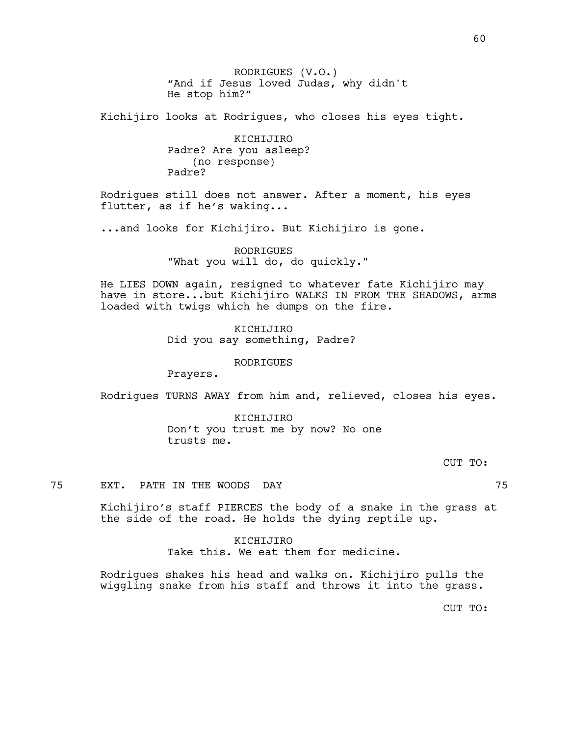RODRIGUES (V.O.)
"And if Jesus loved Judas, why didn't He stop him?"

Kichijiro looks at Rodrigues, who closes his eyes tight.

KICHIJIRO
Padre? Are you asleep?
(no response)
Padre?

Rodrigues still does not answer. After a moment, his eyes flutter, as if he's waking...

...and looks for Kichijiro. But Kichijiro is gone.

RODRIGUES
"What you will do, do quickly."

He LIES DOWN again, resigned to whatever fate Kichijiro may have in store...but Kichijiro WALKS IN FROM THE SHADOWS, arms loaded with twigs which he dumps on the fire.

KICHIJIRO
Did you say something, Padre?

RODRIGUES
Prayers.

Rodrigues TURNS AWAY from him and, relieved, closes his eyes.

KICHIJIRO
Don't you trust me by now? No one trusts me.

CUT TO:

75 EXT. PATH IN THE WOODS DAY 75

Kichijiro's staff PIERCES the body of a snake in the grass at the side of the road. He holds the dying reptile up.

KICHIJIRO
Take this. We eat them for medicine.

Rodrigues shakes his head and walks on. Kichijiro pulls the wiggling snake from his staff and throws it into the grass.

CUT TO: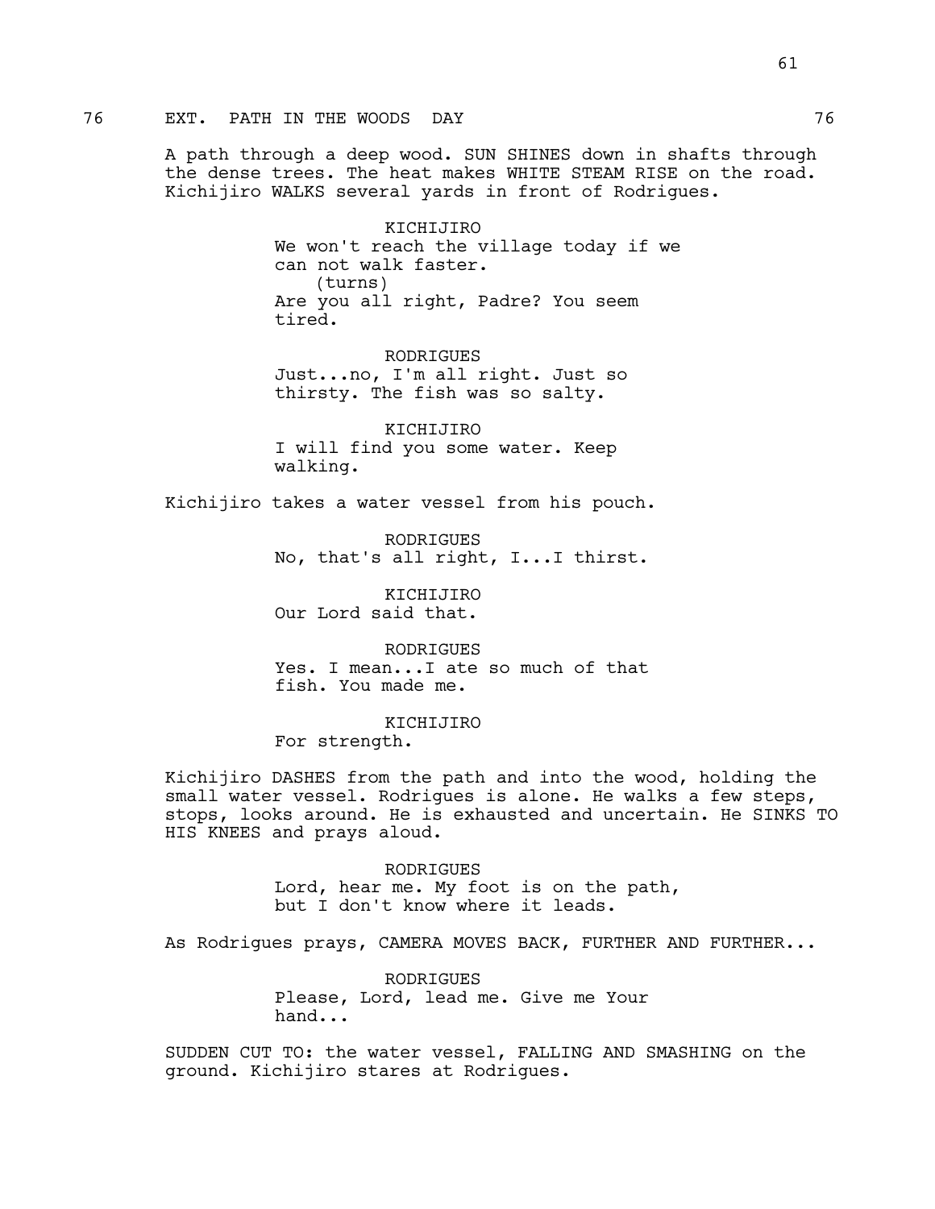76 EXT. PATH IN THE WOODS DAY 76

A path through a deep wood. SUN SHINES down in shafts through the dense trees. The heat makes WHITE STEAM RISE on the road. Kichijiro WALKS several yards in front of Rodrigues.

KICHIJIRO
We won't reach the village today if we can not walk faster.
(turns)
Are you all right, Padre? You seem tired.

RODRIGUES
Just...no, I'm all right. Just so thirsty. The fish was so salty.

KICHIJIRO
I will find you some water. Keep walking.

Kichijiro takes a water vessel from his pouch.

RODRIGUES
No, that's all right, I...I thirst.

KICHIJIRO
Our Lord said that.

RODRIGUES
Yes. I mean...I ate so much of that fish. You made me.

KICHIJIRO
For strength.

Kichijiro DASHES from the path and into the wood, holding the small water vessel. Rodrigues is alone. He walks a few steps, stops, looks around. He is exhausted and uncertain. He SINKS TO HIS KNEES and prays aloud.

RODRIGUES
Lord, hear me. My foot is on the path, but I don't know where it leads.

As Rodrigues prays, CAMERA MOVES BACK, FURTHER AND FURTHER...

RODRIGUES
Please, Lord, lead me. Give me Your hand...

SUDDEN CUT TO: the water vessel, FALLING AND SMASHING on the ground. Kichijiro stares at Rodrigues.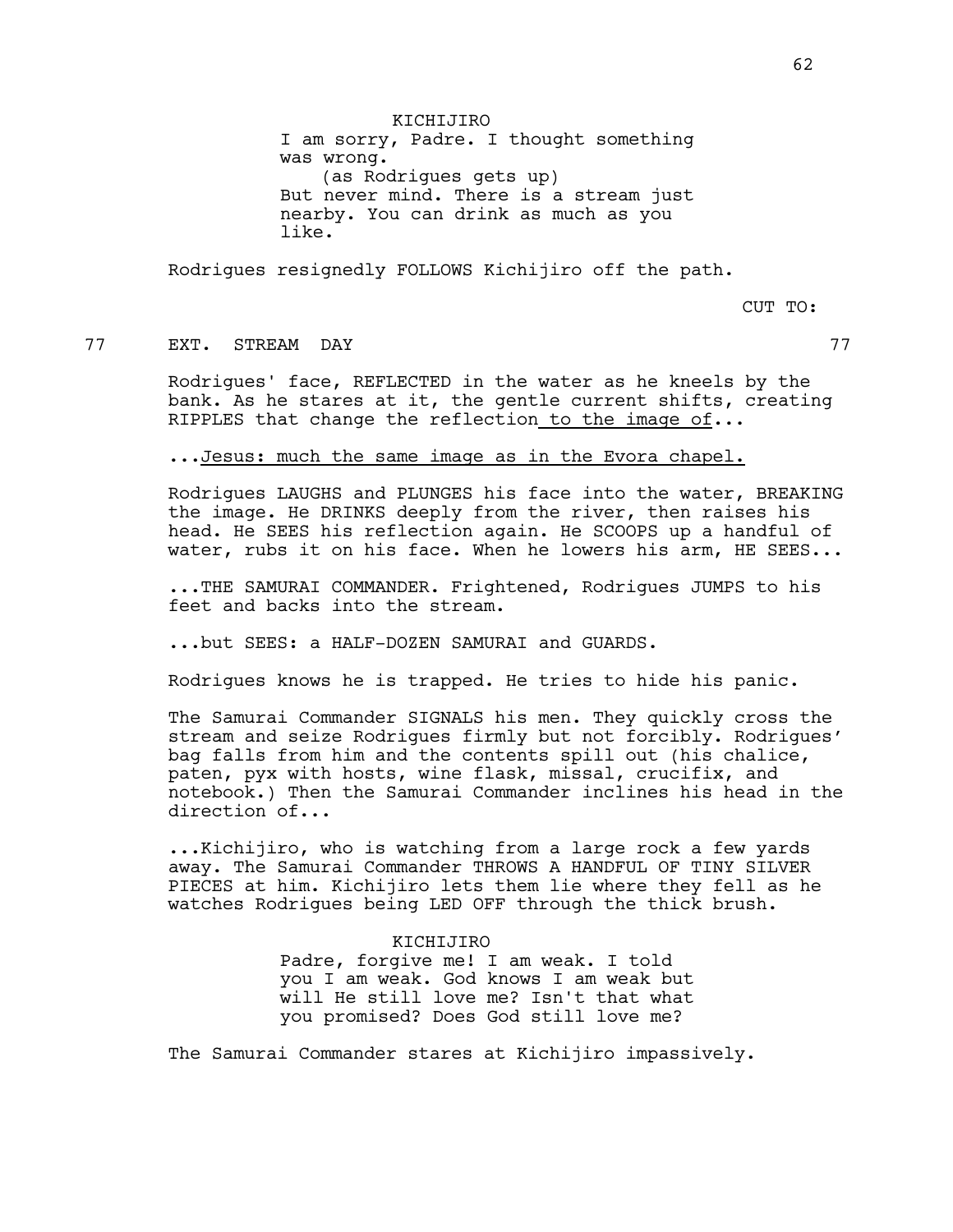KICHIJIRO

I am sorry, Padre. I thought something was wrong.

(as Rodrigues gets up)

But never mind. There is a stream just nearby. You can drink as much as you like.

Rodrigues resignedly FOLLOWS Kichijiro off the path.

CUT TO:

77 EXT. STREAM DAY 77

Rodrigues' face, REFLECTED in the water as he kneels by the bank. As he stares at it, the gentle current shifts, creating RIPPLES that change the reflection to the image of...

...Jesus: much the same image as in the Evora chapel.

Rodrigues LAUGHS and PLUNGES his face into the water, BREAKING the image. He DRINKS deeply from the river, then raises his head. He SEES his reflection again. He SCOOPS up a handful of water, rubs it on his face. When he lowers his arm, HE SEES...

...THE SAMURAI COMMANDER. Frightened, Rodrigues JUMPS to his feet and backs into the stream.

...but SEES: a HALF-DOZEN SAMURAI and GUARDS.

Rodrigues knows he is trapped. He tries to hide his panic.

The Samurai Commander SIGNALS his men. They quickly cross the stream and seize Rodrigues firmly but not forcibly. Rodrigues' bag falls from him and the contents spill out (his chalice, paten, pyx with hosts, wine flask, missal, crucifix, and notebook.) Then the Samurai Commander inclines his head in the direction of...

...Kichijiro, who is watching from a large rock a few yards away. The Samurai Commander THROWS A HANDFUL OF TINY SILVER PIECES at him. Kichijiro lets them lie where they fell as he watches Rodrigues being LED OFF through the thick brush.

KICHIJIRO

Padre, forgive me! I am weak. I told you I am weak. God knows I am weak but will He still love me? Isn't that what you promised? Does God still love me?

The Samurai Commander stares at Kichijiro impassively.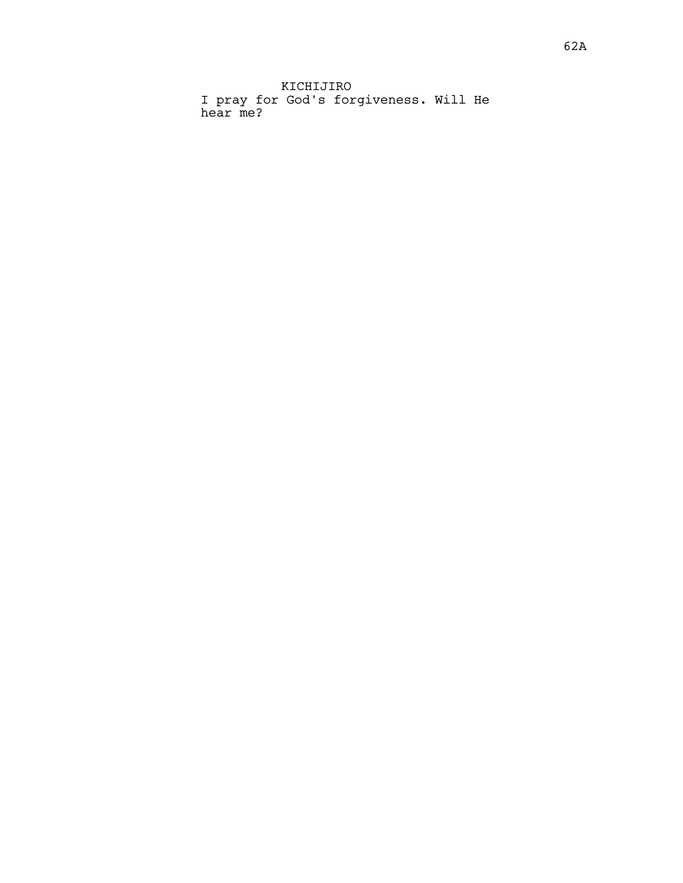KICHIJIRO

I pray for God's forgiveness. Will He hear me?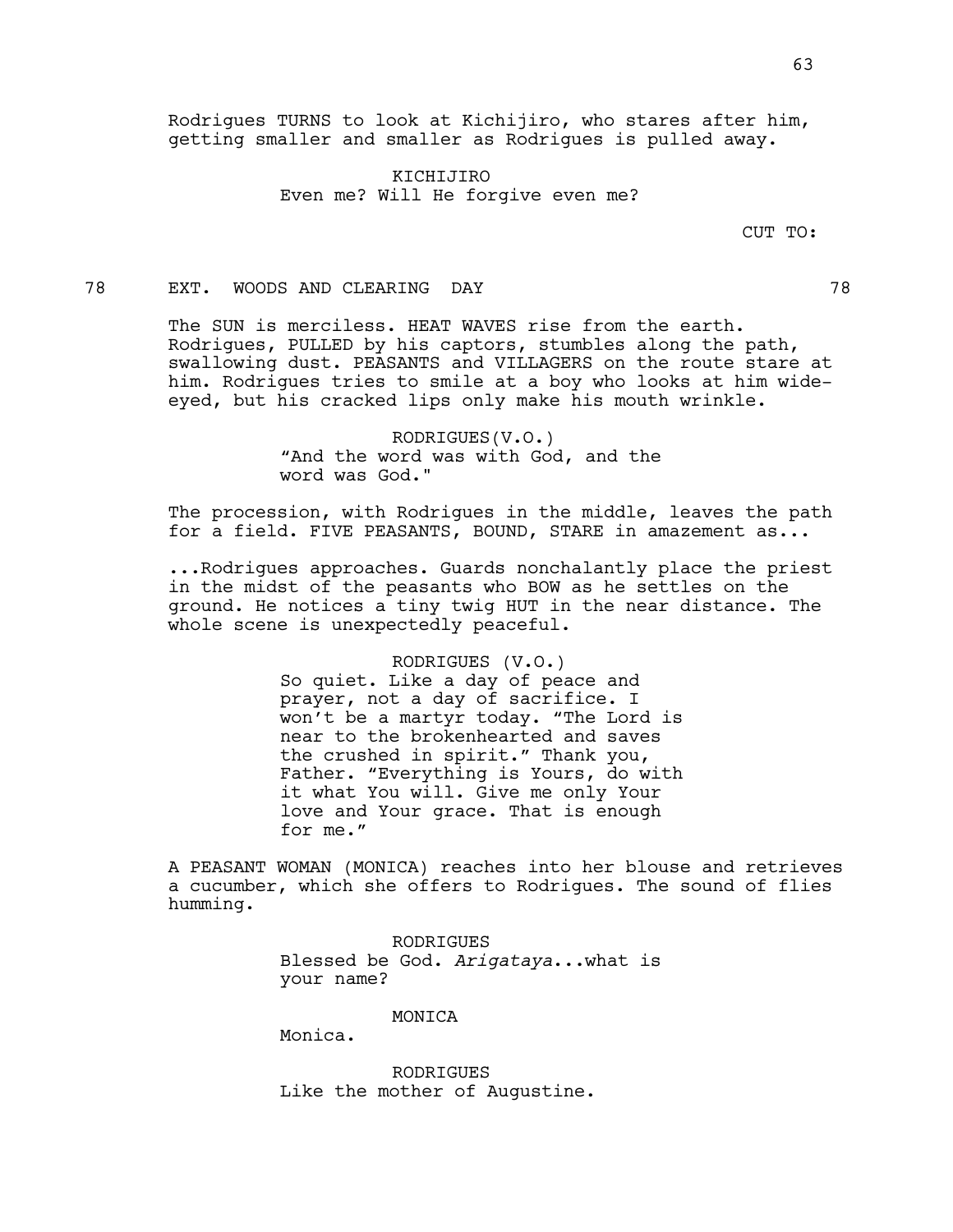Rodrigues TURNS to look at Kichijiro, who stares after him, getting smaller and smaller as Rodrigues is pulled away.

KICHIJIRO
Even me? Will He forgive even me?

CUT TO:

78 EXT. WOODS AND CLEARING DAY 78

The SUN is merciless. HEAT WAVES rise from the earth. Rodrigues, PULLED by his captors, stumbles along the path, swallowing dust. PEASANTS and VILLAGERS on the route stare at him. Rodrigues tries to smile at a boy who looks at him wide-eyed, but his cracked lips only make his mouth wrinkle.

RODRIGUES(V.O.)
"And the word was with God, and the word was God."

The procession, with Rodrigues in the middle, leaves the path for a field. FIVE PEASANTS, BOUND, STARE in amazement as...

...Rodrigues approaches. Guards nonchalantly place the priest in the midst of the peasants who BOW as he settles on the ground. He notices a tiny twig HUT in the near distance. The whole scene is unexpectedly peaceful.

RODRIGUES (V.O.)
So quiet. Like a day of peace and prayer, not a day of sacrifice. I won't be a martyr today. "The Lord is near to the brokenhearted and saves the crushed in spirit." Thank you, Father. "Everything is Yours, do with it what You will. Give me only Your love and Your grace. That is enough for me."

A PEASANT WOMAN (MONICA) reaches into her blouse and retrieves a cucumber, which she offers to Rodrigues. The sound of flies humming.

RODRIGUES
Blessed be God. *Arigataya*...what is your name?

MONICA
Monica.

RODRIGUES
Like the mother of Augustine.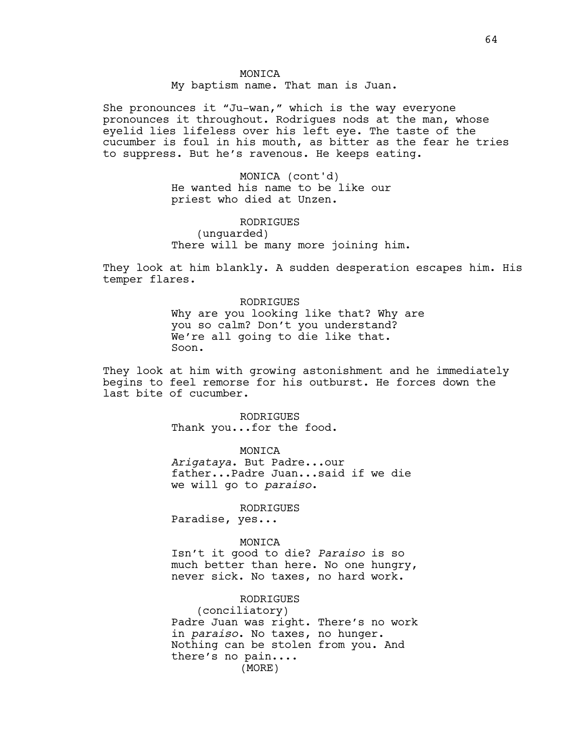MONICA
My baptism name. That man is Juan.

She pronounces it “Ju-wan,” which is the way everyone pronounces it throughout. Rodrigues nods at the man, whose eyelid lies lifeless over his left eye. The taste of the cucumber is foul in his mouth, as bitter as the fear he tries to suppress. But he’s ravenous. He keeps eating.

MONICA (cont'd)
He wanted his name to be like our priest who died at Unzen.

RODRIGUES
(unguarded)
There will be many more joining him.

They look at him blankly. A sudden desperation escapes him. His temper flares.

RODRIGUES
Why are you looking like that? Why are you so calm? Don’t you understand? We’re all going to die like that. Soon.

They look at him with growing astonishment and he immediately begins to feel remorse for his outburst. He forces down the last bite of cucumber.

RODRIGUES
Thank you...for the food.

MONICA
*Arigataya*. But Padre...our father...Padre Juan...said if we die we will go to *paraiso*.

RODRIGUES
Paradise, yes...

MONICA
Isn’t it good to die? *Paraiso* is so much better than here. No one hungry, never sick. No taxes, no hard work.

RODRIGUES
(conciliatory)
Padre Juan was right. There’s no work in *paraiso*. No taxes, no hunger. Nothing can be stolen from you. And there’s no pain....
(MORE)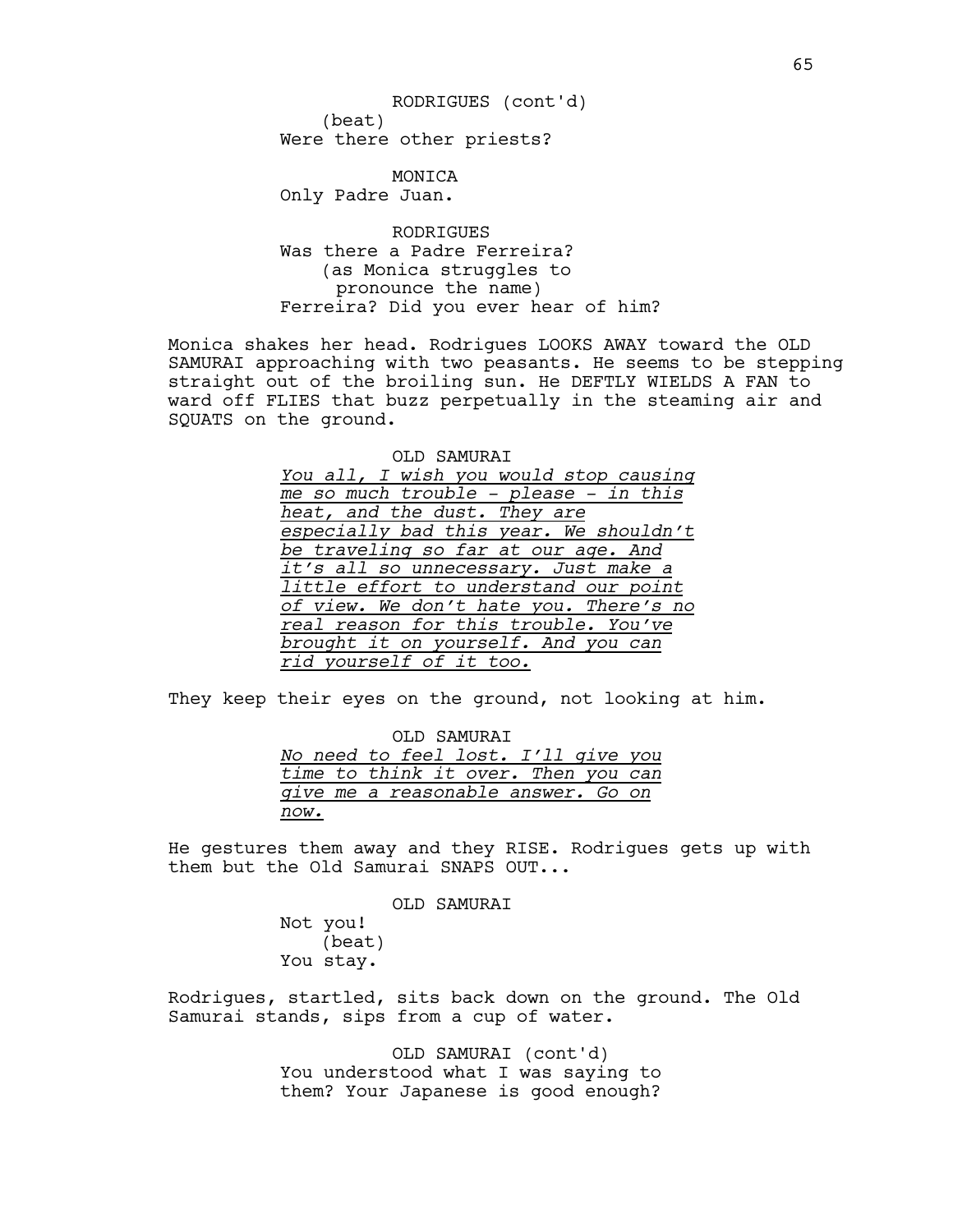RODRIGUES (cont'd)
(beat)
Were there other priests?

MONICA
Only Padre Juan.

RODRIGUES
Was there a Padre Ferreira?
(as Monica struggles to pronounce the name)
Ferreira? Did you ever hear of him?

Monica shakes her head. Rodrigues LOOKS AWAY toward the OLD SAMURAI approaching with two peasants. He seems to be stepping straight out of the broiling sun. He DEFTLY WIELDS A FAN to ward off FLIES that buzz perpetually in the steaming air and SQUATS on the ground.

OLD SAMURAI
*You all, I wish you would stop causing me so much trouble - please - in this heat, and the dust. They are especially bad this year. We shouldn't be traveling so far at our age. And it's all so unnecessary. Just make a little effort to understand our point of view. We don't hate you. There's no real reason for this trouble. You've brought it on yourself. And you can rid yourself of it too.*

They keep their eyes on the ground, not looking at him.

OLD SAMURAI
*No need to feel lost. I'll give you time to think it over. Then you can give me a reasonable answer. Go on now.*

He gestures them away and they RISE. Rodrigues gets up with them but the Old Samurai SNAPS OUT...

OLD SAMURAI
Not you!
(beat)
You stay.

Rodrigues, startled, sits back down on the ground. The Old Samurai stands, sips from a cup of water.

OLD SAMURAI (cont'd)
You understood what I was saying to them? Your Japanese is good enough?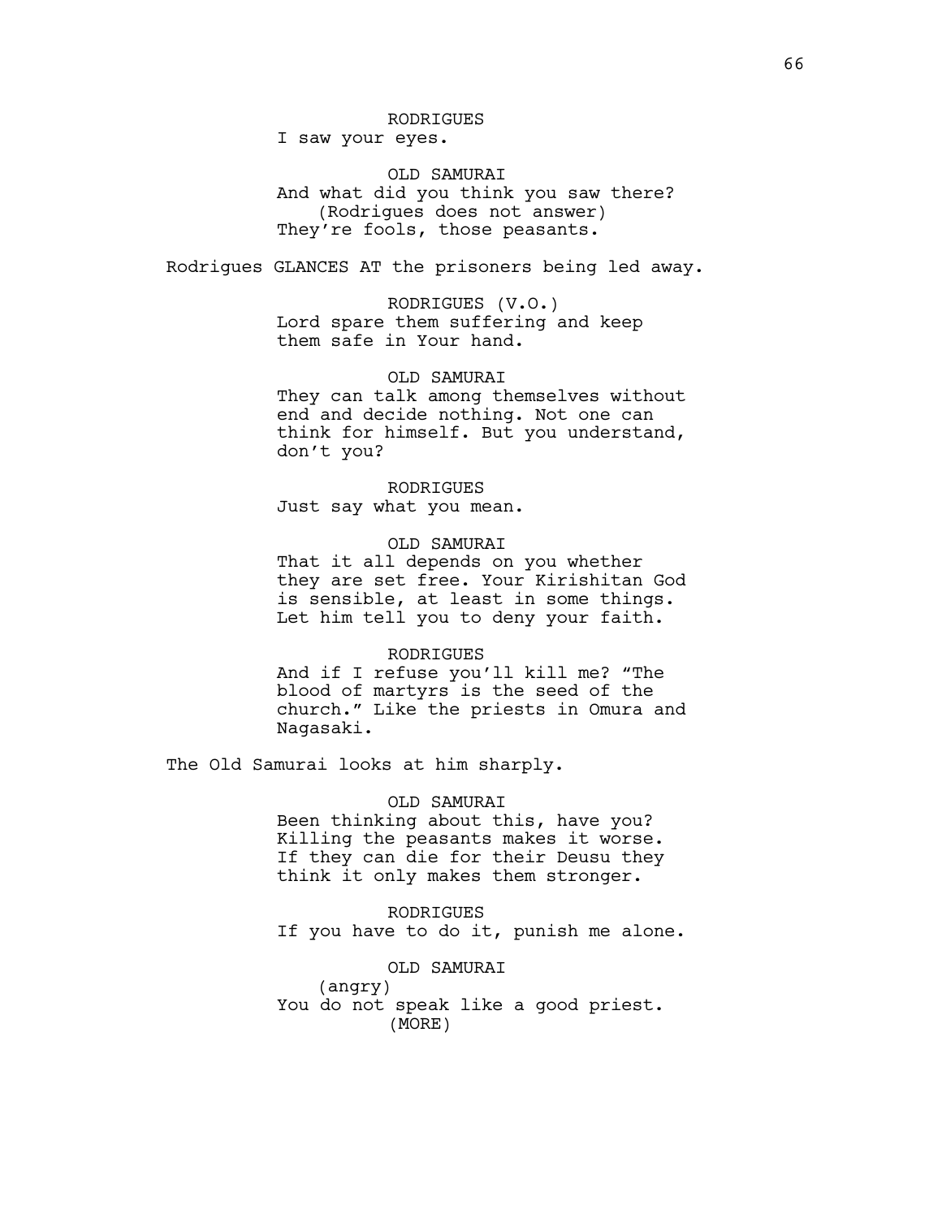RODRIGUES
I saw your eyes.

OLD SAMURAI
And what did you think you saw there?
(Rodrigues does not answer)
They're fools, those peasants.

Rodrigues GLANCES AT the prisoners being led away.

RODRIGUES (V.O.)
Lord spare them suffering and keep them safe in Your hand.

OLD SAMURAI
They can talk among themselves without end and decide nothing. Not one can think for himself. But you understand, don't you?

RODRIGUES
Just say what you mean.

OLD SAMURAI
That it all depends on you whether they are set free. Your Kirishitan God is sensible, at least in some things. Let him tell you to deny your faith.

RODRIGUES
And if I refuse you'll kill me? "The blood of martyrs is the seed of the church." Like the priests in Omura and Nagasaki.

The Old Samurai looks at him sharply.

OLD SAMURAI
Been thinking about this, have you? Killing the peasants makes it worse. If they can die for their Deusu they think it only makes them stronger.

RODRIGUES
If you have to do it, punish me alone.

OLD SAMURAI
(angry)
You do not speak like a good priest.
(MORE)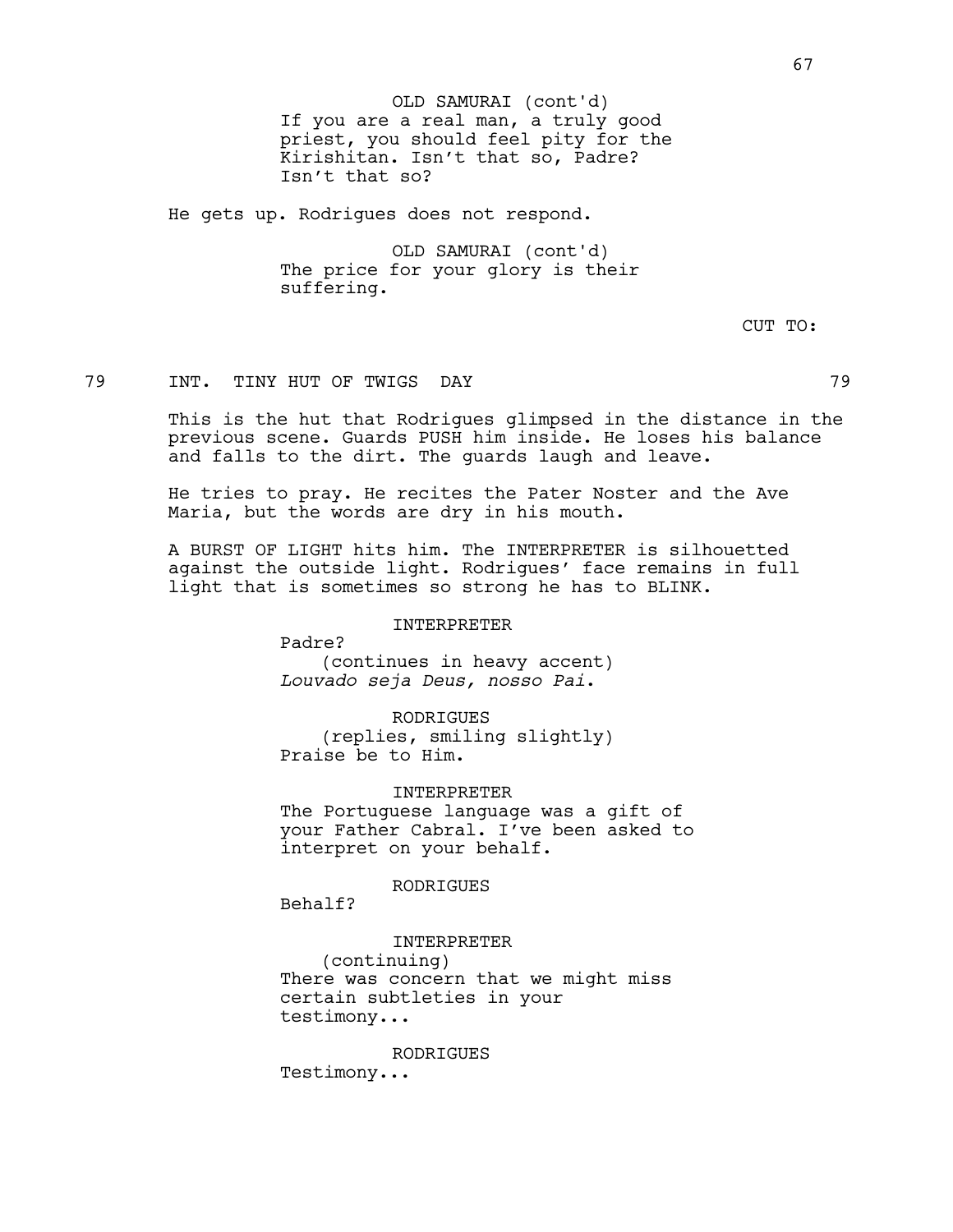OLD SAMURAI (cont'd)
If you are a real man, a truly good priest, you should feel pity for the Kirishitan. Isn't that so, Padre? Isn't that so?

He gets up. Rodrigues does not respond.

OLD SAMURAI (cont'd)
The price for your glory is their suffering.

CUT TO:

79 INT. TINY HUT OF TWIGS DAY 79

This is the hut that Rodrigues glimpsed in the distance in the previous scene. Guards PUSH him inside. He loses his balance and falls to the dirt. The guards laugh and leave.

He tries to pray. He recites the Pater Noster and the Ave Maria, but the words are dry in his mouth.

A BURST OF LIGHT hits him. The INTERPRETER is silhouetted against the outside light. Rodrigues' face remains in full light that is sometimes so strong he has to BLINK.

INTERPRETER
Padre?
(continues in heavy accent)
*Louvado seja Deus, nosso Pai*.

RODRIGUES
(replies, smiling slightly)
Praise be to Him.

INTERPRETER
The Portuguese language was a gift of your Father Cabral. I've been asked to interpret on your behalf.

RODRIGUES
Behalf?

INTERPRETER
(continuing)
There was concern that we might miss certain subtleties in your testimony...

RODRIGUES
Testimony...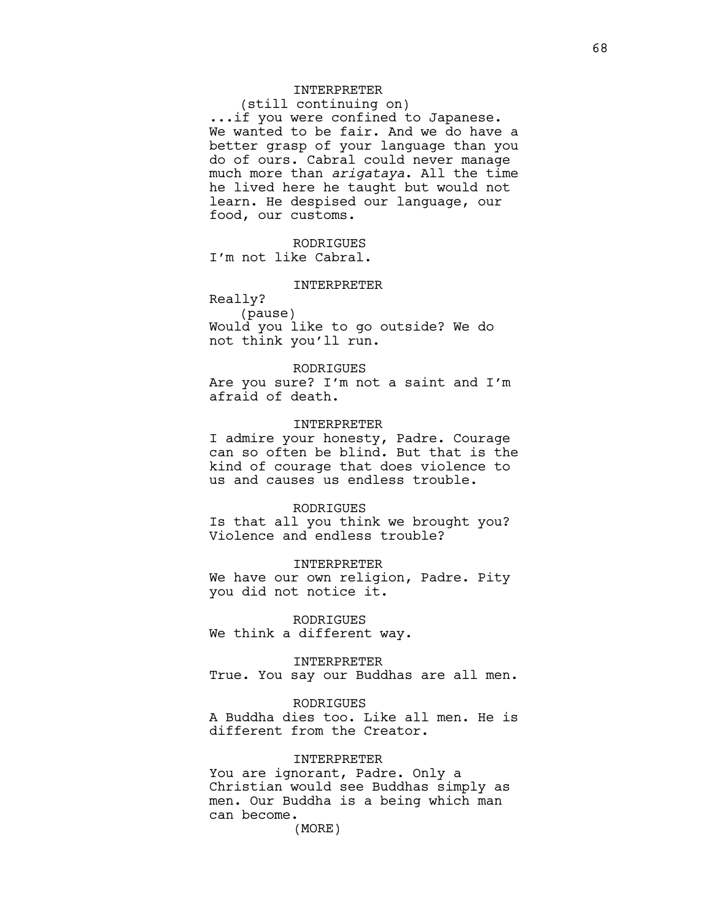INTERPRETER
(still continuing on)
...if you were confined to Japanese. We wanted to be fair. And we do have a better grasp of your language than you do of ours. Cabral could never manage much more than *arigataya*. All the time he lived here he taught but would not learn. He despised our language, our food, our customs.

RODRIGUES
I'm not like Cabral.

INTERPRETER
Really?
(pause)
Would you like to go outside? We do not think you'll run.

RODRIGUES
Are you sure? I'm not a saint and I'm afraid of death.

INTERPRETER
I admire your honesty, Padre. Courage can so often be blind. But that is the kind of courage that does violence to us and causes us endless trouble.

RODRIGUES
Is that all you think we brought you? Violence and endless trouble?

INTERPRETER
We have our own religion, Padre. Pity you did not notice it.

RODRIGUES
We think a different way.

INTERPRETER
True. You say our Buddhas are all men.

RODRIGUES
A Buddha dies too. Like all men. He is different from the Creator.

INTERPRETER
You are ignorant, Padre. Only a Christian would see Buddhas simply as men. Our Buddha is a being which man can become.
(MORE)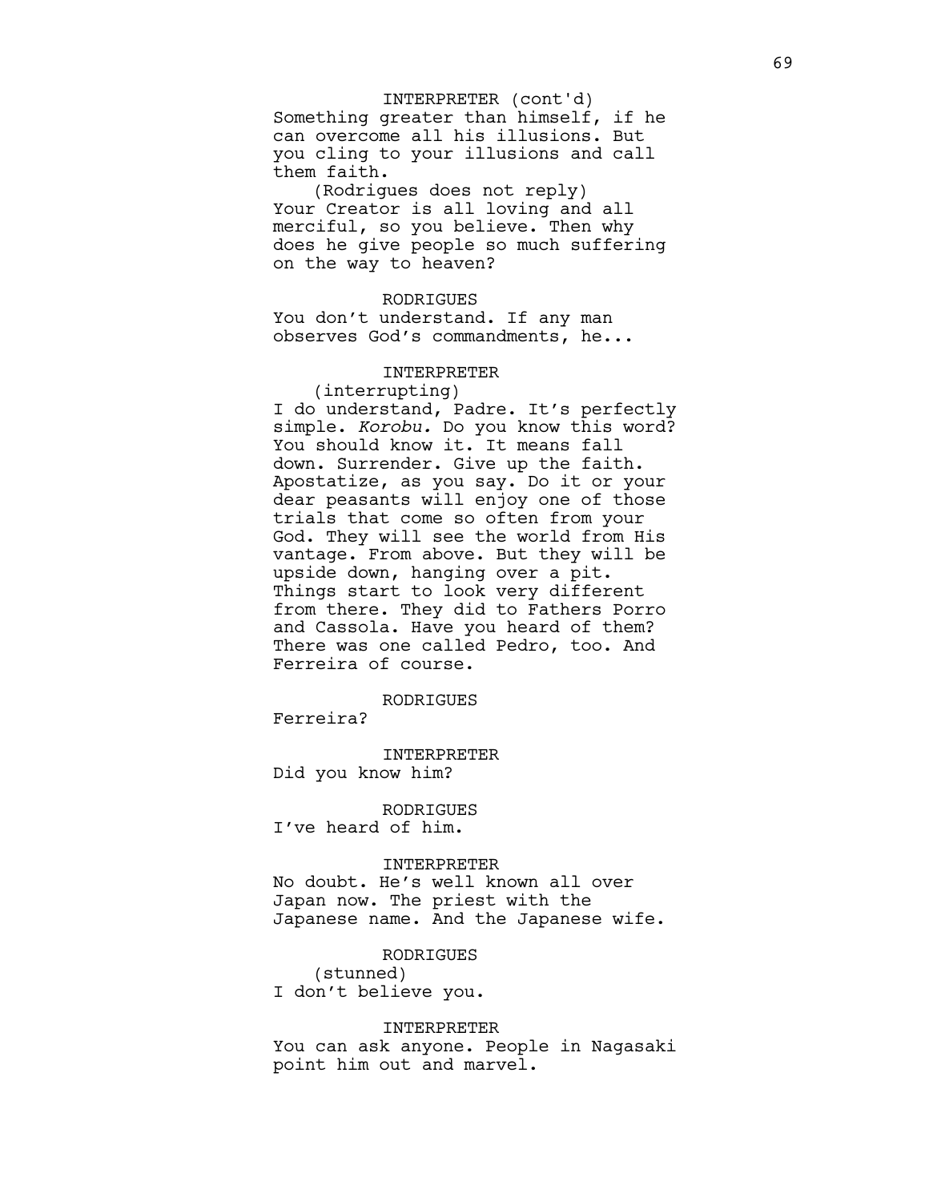INTERPRETER (cont'd)

Something greater than himself, if he can overcome all his illusions. But you cling to your illusions and call them faith.

(Rodrigues does not reply)

Your Creator is all loving and all merciful, so you believe. Then why does he give people so much suffering on the way to heaven?

RODRIGUES

You don't understand. If any man observes God's commandments, he...

INTERPRETER

(interrupting)

I do understand, Padre. It's perfectly simple. *Korobu.* Do you know this word? You should know it. It means fall down. Surrender. Give up the faith. Apostatize, as you say. Do it or your dear peasants will enjoy one of those trials that come so often from your God. They will see the world from His vantage. From above. But they will be upside down, hanging over a pit. Things start to look very different from there. They did to Fathers Porro and Cassola. Have you heard of them? There was one called Pedro, too. And Ferreira of course.

RODRIGUES

Ferreira?

INTERPRETER

Did you know him?

RODRIGUES

I've heard of him.

INTERPRETER

No doubt. He's well known all over Japan now. The priest with the Japanese name. And the Japanese wife.

RODRIGUES

(stunned)

I don't believe you.

INTERPRETER

You can ask anyone. People in Nagasaki point him out and marvel.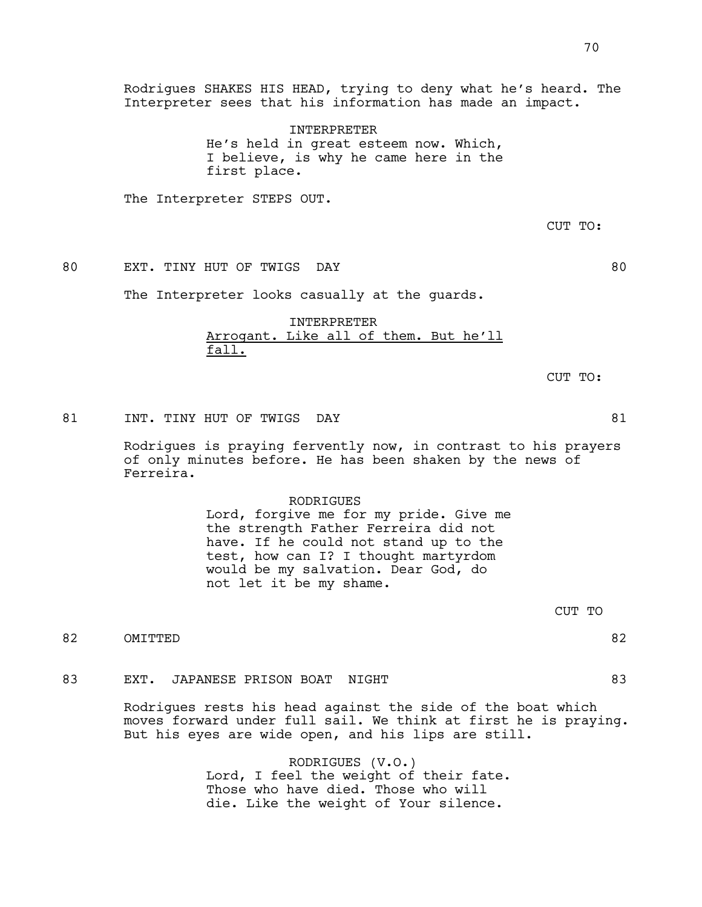Rodrigues SHAKES HIS HEAD, trying to deny what he's heard. The Interpreter sees that his information has made an impact.

INTERPRETER
He's held in great esteem now. Which, I believe, is why he came here in the first place.

The Interpreter STEPS OUT.

CUT TO:

80 EXT. TINY HUT OF TWIGS DAY 80

The Interpreter looks casually at the guards.

INTERPRETER
<u>Arrogant. Like all of them. But he'll fall.</u>

CUT TO:

81 INT. TINY HUT OF TWIGS DAY 81

Rodrigues is praying fervently now, in contrast to his prayers of only minutes before. He has been shaken by the news of Ferreira.

RODRIGUES
Lord, forgive me for my pride. Give me the strength Father Ferreira did not have. If he could not stand up to the test, how can I? I thought martyrdom would be my salvation. Dear God, do not let it be my shame.

CUT TO

82 OMITTED 82

83 EXT. JAPANESE PRISON BOAT NIGHT 83

Rodrigues rests his head against the side of the boat which moves forward under full sail. We think at first he is praying. But his eyes are wide open, and his lips are still.

RODRIGUES (V.O.)
Lord, I feel the weight of their fate. Those who have died. Those who will die. Like the weight of Your silence.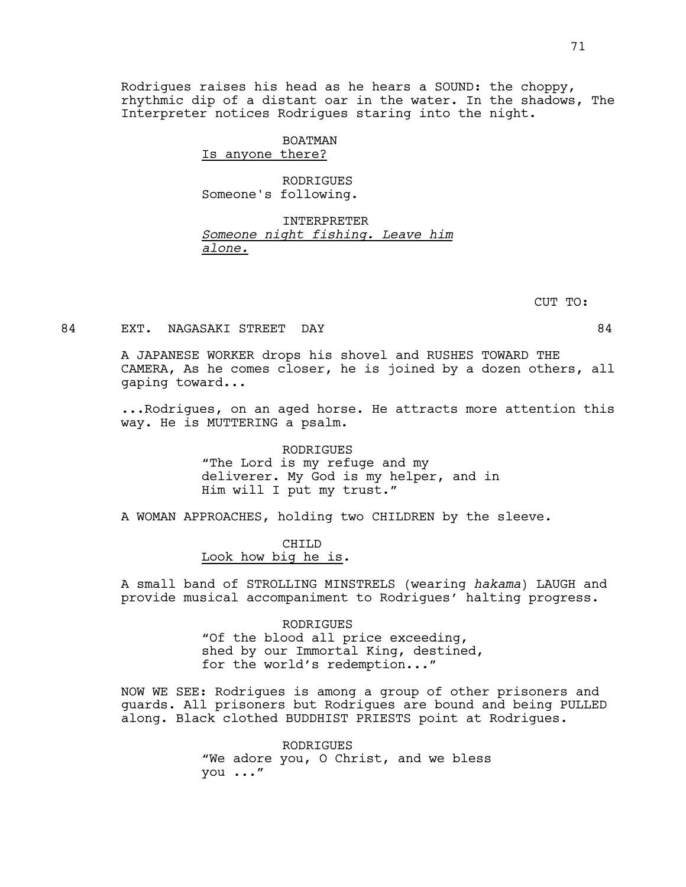Rodrigues raises his head as he hears a SOUND: the choppy, rhythmic dip of a distant oar in the water. In the shadows, The Interpreter notices Rodrigues staring into the night.

BOATMAN
Is anyone there?

RODRIGUES
Someone's following.

INTERPRETER
*Someone night fishing. Leave him alone.*

CUT TO:

84 EXT. NAGASAKI STREET DAY 84

A JAPANESE WORKER drops his shovel and RUSHES TOWARD THE CAMERA, As he comes closer, he is joined by a dozen others, all gaping toward...

...Rodrigues, on an aged horse. He attracts more attention this way. He is MUTTERING a psalm.

RODRIGUES
"The Lord is my refuge and my deliverer. My God is my helper, and in Him will I put my trust."

A WOMAN APPROACHES, holding two CHILDREN by the sleeve.

CHILD
Look how big he is.

A small band of STROLLING MINSTRELS (wearing *hakama*) LAUGH and provide musical accompaniment to Rodrigues' halting progress.

RODRIGUES
"Of the blood all price exceeding, shed by our Immortal King, destined, for the world's redemption..."

NOW WE SEE: Rodrigues is among a group of other prisoners and guards. All prisoners but Rodrigues are bound and being PULLED along. Black clothed BUDDHIST PRIESTS point at Rodrigues.

RODRIGUES
"We adore you, O Christ, and we bless you ..."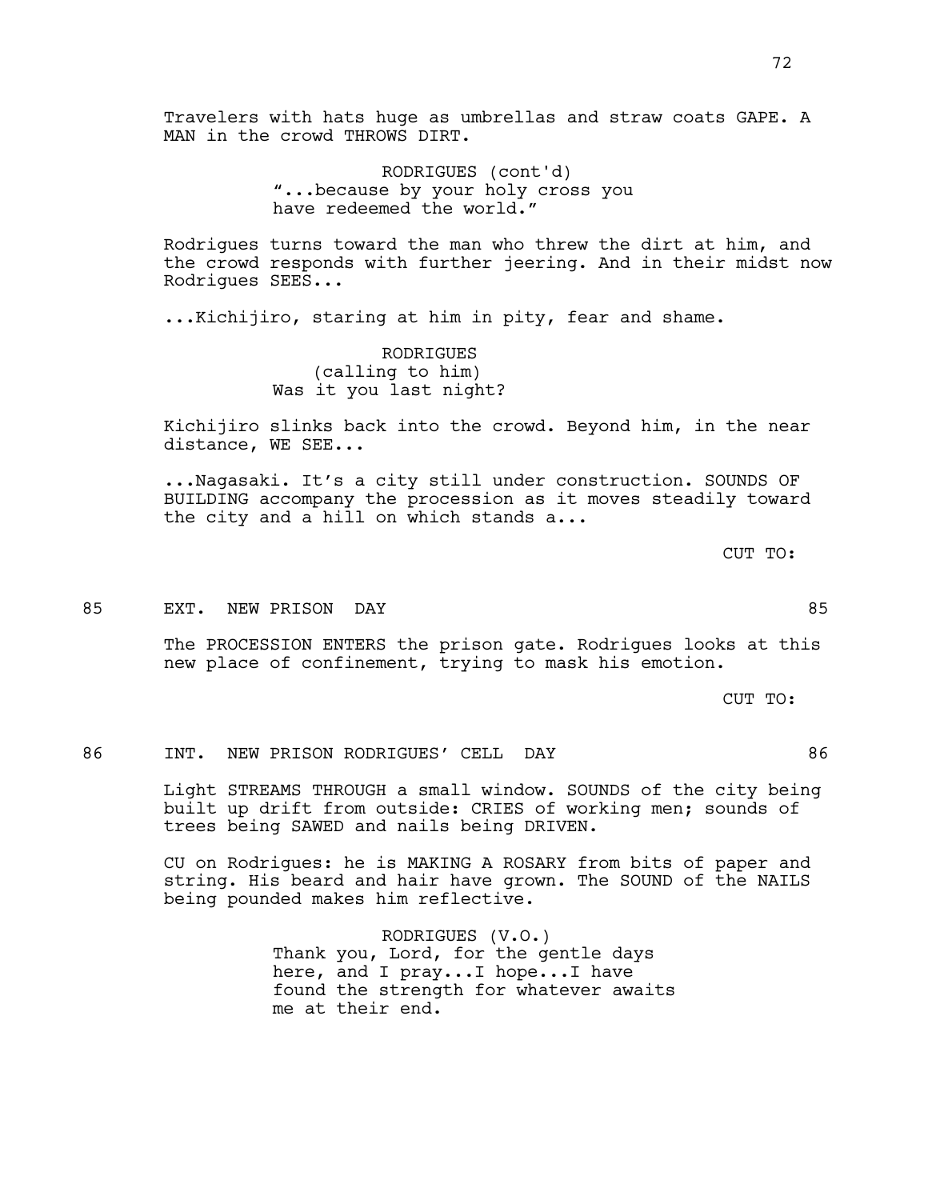Travelers with hats huge as umbrellas and straw coats GAPE. A MAN in the crowd THROWS DIRT.

RODRIGUES (cont'd)
"...because by your holy cross you have redeemed the world."

Rodrigues turns toward the man who threw the dirt at him, and the crowd responds with further jeering. And in their midst now Rodrigues SEES...

...Kichijiro, staring at him in pity, fear and shame.

RODRIGUES
(calling to him)
Was it you last night?

Kichijiro slinks back into the crowd. Beyond him, in the near distance, WE SEE...

...Nagasaki. It's a city still under construction. SOUNDS OF BUILDING accompany the procession as it moves steadily toward the city and a hill on which stands a...

CUT TO:

85 EXT. NEW PRISON DAY 85

The PROCESSION ENTERS the prison gate. Rodrigues looks at this new place of confinement, trying to mask his emotion.

CUT TO:

86 INT. NEW PRISON RODRIGUES' CELL DAY 86

Light STREAMS THROUGH a small window. SOUNDS of the city being built up drift from outside: CRIES of working men; sounds of trees being SAWED and nails being DRIVEN.

CU on Rodrigues: he is MAKING A ROSARY from bits of paper and string. His beard and hair have grown. The SOUND of the NAILS being pounded makes him reflective.

RODRIGUES (V.O.)
Thank you, Lord, for the gentle days here, and I pray...I hope...I have found the strength for whatever awaits me at their end.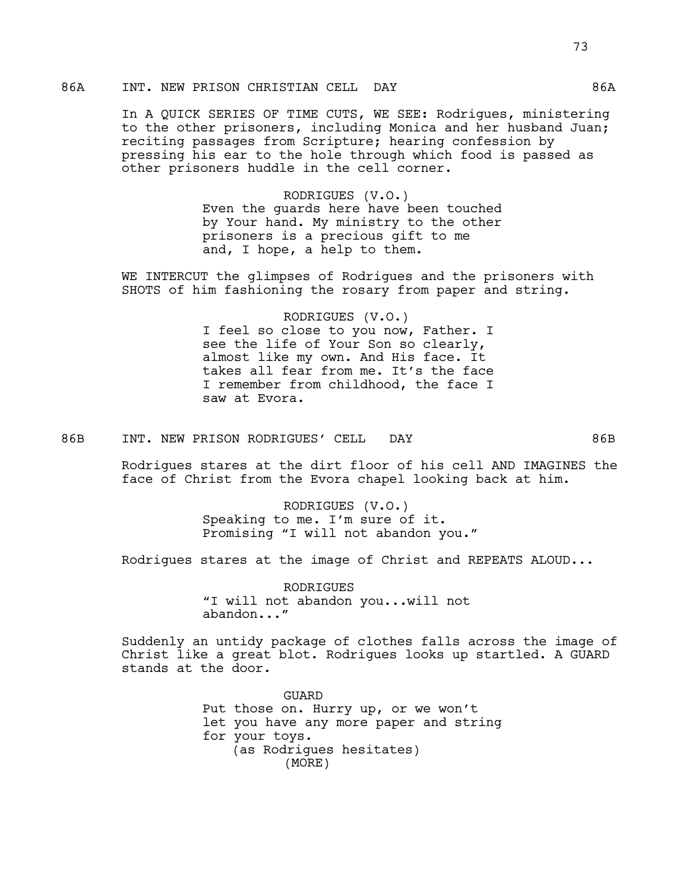86A INT. NEW PRISON CHRISTIAN CELL DAY 86A

In A QUICK SERIES OF TIME CUTS, WE SEE: Rodrigues, ministering to the other prisoners, including Monica and her husband Juan; reciting passages from Scripture; hearing confession by pressing his ear to the hole through which food is passed as other prisoners huddle in the cell corner.

RODRIGUES (V.O.)
Even the guards here have been touched by Your hand. My ministry to the other prisoners is a precious gift to me and, I hope, a help to them.

WE INTERCUT the glimpses of Rodrigues and the prisoners with SHOTS of him fashioning the rosary from paper and string.

RODRIGUES (V.O.)
I feel so close to you now, Father. I see the life of Your Son so clearly, almost like my own. And His face. It takes all fear from me. It's the face I remember from childhood, the face I saw at Evora.

86B INT. NEW PRISON RODRIGUES' CELL DAY 86B

Rodrigues stares at the dirt floor of his cell AND IMAGINES the face of Christ from the Evora chapel looking back at him.

RODRIGUES (V.O.)
Speaking to me. I'm sure of it. Promising "I will not abandon you."

Rodrigues stares at the image of Christ and REPEATS ALOUD...

RODRIGUES
"I will not abandon you...will not abandon..."

Suddenly an untidy package of clothes falls across the image of Christ like a great blot. Rodrigues looks up startled. A GUARD stands at the door.

GUARD
Put those on. Hurry up, or we won't let you have any more paper and string for your toys.
(as Rodrigues hesitates)
(MORE)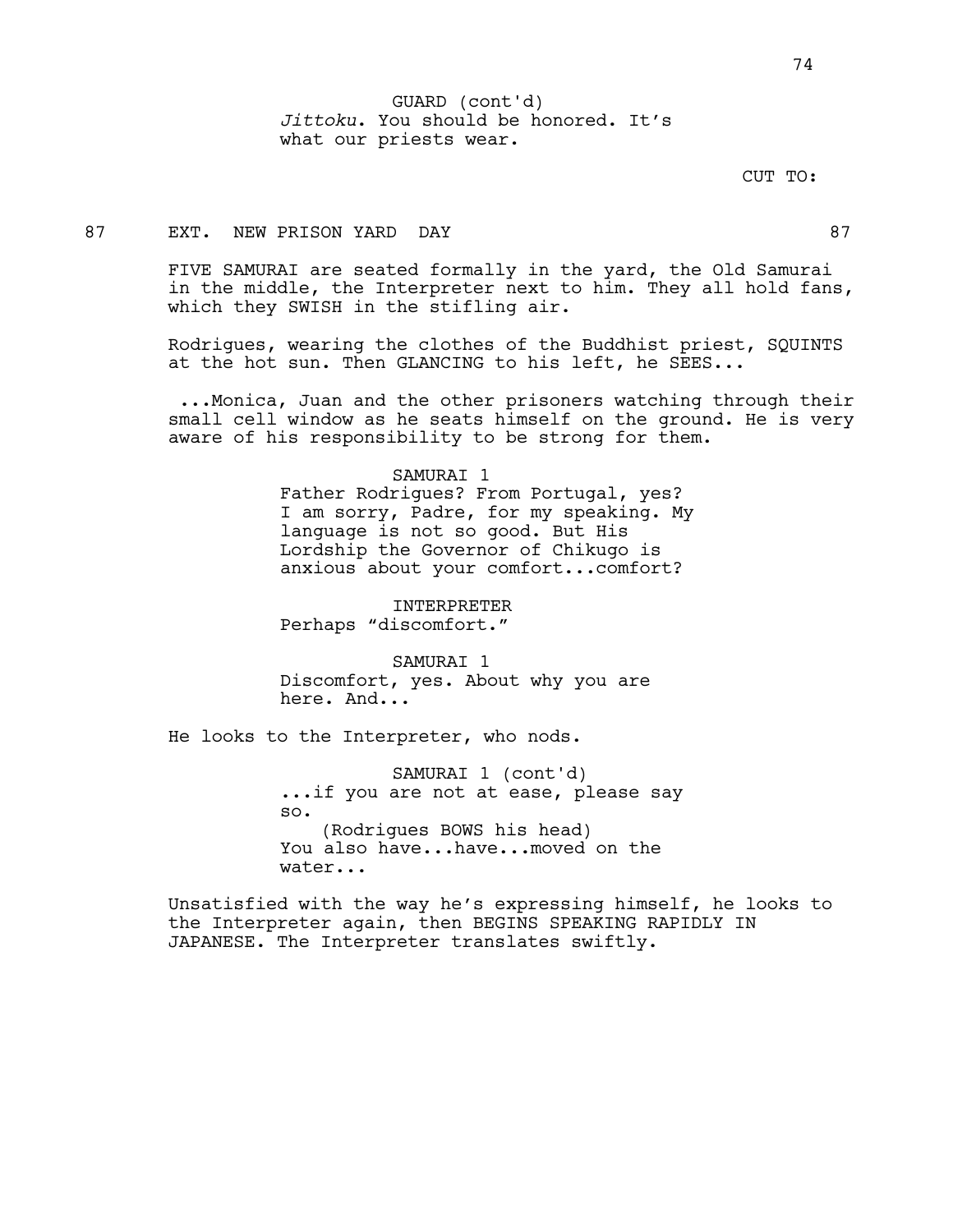GUARD (cont'd)
*Jittoku*. You should be honored. It's what our priests wear.

CUT TO:

87 EXT. NEW PRISON YARD DAY 87

FIVE SAMURAI are seated formally in the yard, the Old Samurai in the middle, the Interpreter next to him. They all hold fans, which they SWISH in the stifling air.

Rodrigues, wearing the clothes of the Buddhist priest, SQUINTS at the hot sun. Then GLANCING to his left, he SEES...

...Monica, Juan and the other prisoners watching through their small cell window as he seats himself on the ground. He is very aware of his responsibility to be strong for them.

SAMURAI 1
Father Rodrigues? From Portugal, yes? I am sorry, Padre, for my speaking. My language is not so good. But His Lordship the Governor of Chikugo is anxious about your comfort...comfort?

INTERPRETER
Perhaps "discomfort."

SAMURAI 1
Discomfort, yes. About why you are here. And...

He looks to the Interpreter, who nods.

SAMURAI 1 (cont'd)
...if you are not at ease, please say so.
(Rodrigues BOWS his head)
You also have...have...moved on the water...

Unsatisfied with the way he's expressing himself, he looks to the Interpreter again, then BEGINS SPEAKING RAPIDLY IN JAPANESE. The Interpreter translates swiftly.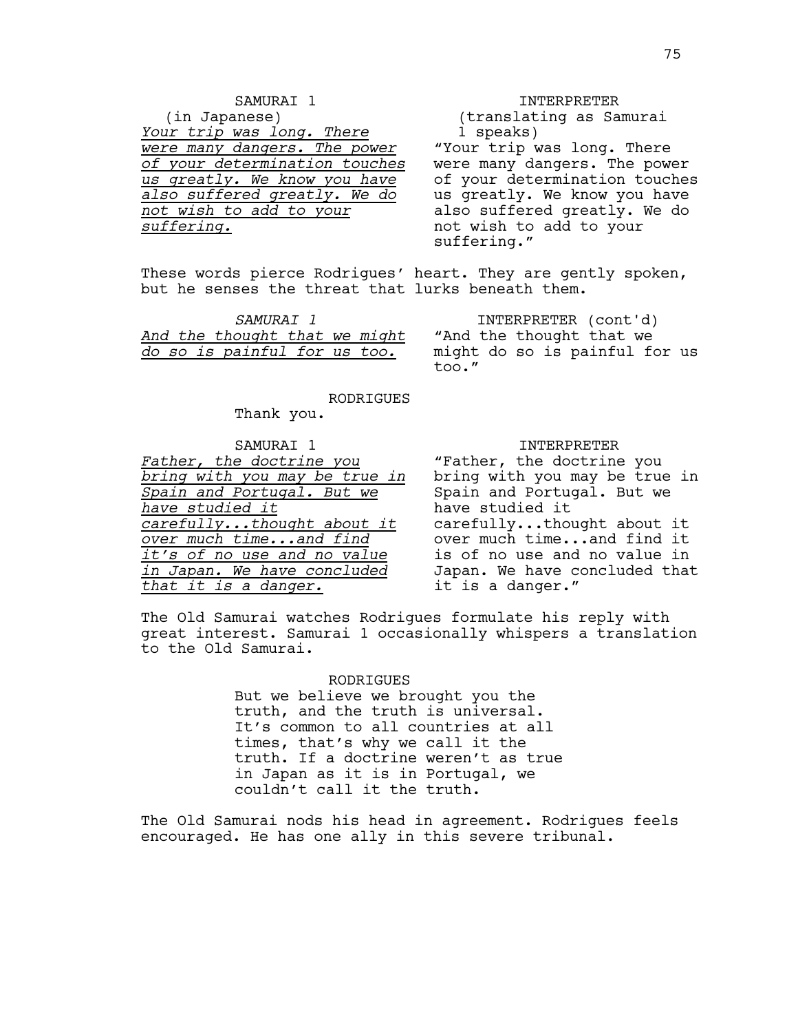SAMURAI 1
(in Japanese)
_Your trip was long. There were many dangers. The power of your determination touches us greatly. We know you have also suffered greatly. We do not wish to add to your suffering._

INTERPRETER
(translating as Samurai 1 speaks)
"Your trip was long. There were many dangers. The power of your determination touches us greatly. We know you have also suffered greatly. We do not wish to add to your suffering."

These words pierce Rodrigues' heart. They are gently spoken, but he senses the threat that lurks beneath them.

*SAMURAI 1*
_And the thought that we might do so is painful for us too._

INTERPRETER (cont'd)
"And the thought that we might do so is painful for us too."

RODRIGUES
Thank you.

SAMURAI 1
_Father, the doctrine you bring with you may be true in Spain and Portugal. But we have studied it carefully...thought about it over much time...and find it's of no use and no value in Japan. We have concluded that it is a danger._

INTERPRETER
"Father, the doctrine you bring with you may be true in Spain and Portugal. But we have studied it carefully...thought about it over much time...and find it is of no use and no value in Japan. We have concluded that it is a danger."

The Old Samurai watches Rodrigues formulate his reply with great interest. Samurai 1 occasionally whispers a translation to the Old Samurai.

RODRIGUES
But we believe we brought you the truth, and the truth is universal. It's common to all countries at all times, that's why we call it the truth. If a doctrine weren't as true in Japan as it is in Portugal, we couldn't call it the truth.

The Old Samurai nods his head in agreement. Rodrigues feels encouraged. He has one ally in this severe tribunal.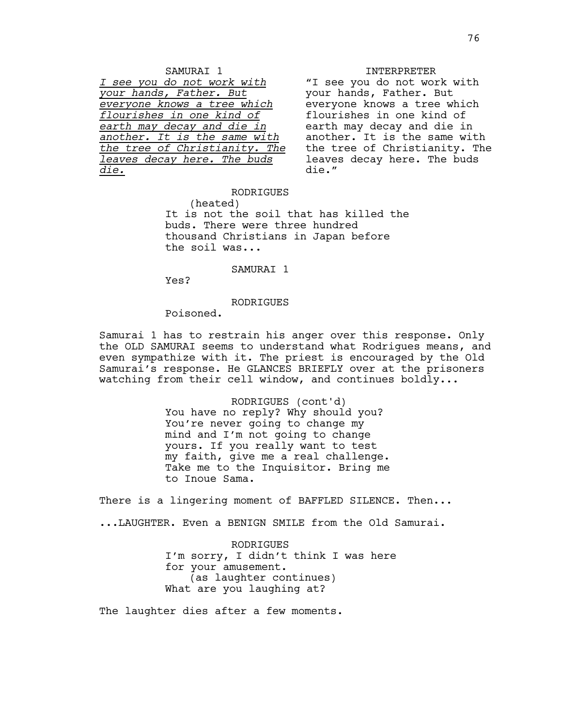SAMURAI 1

*I see you do not work with your hands, Father. But everyone knows a tree which flourishes in one kind of earth may decay and die in another. It is the same with the tree of Christianity. The leaves decay here. The buds die.*

INTERPRETER

"I see you do not work with your hands, Father. But everyone knows a tree which flourishes in one kind of earth may decay and die in another. It is the same with the tree of Christianity. The leaves decay here. The buds die."

RODRIGUES

(heated)

It is not the soil that has killed the buds. There were three hundred thousand Christians in Japan before the soil was...

SAMURAI 1

Yes?

RODRIGUES

Poisoned.

Samurai 1 has to restrain his anger over this response. Only the OLD SAMURAI seems to understand what Rodrigues means, and even sympathize with it. The priest is encouraged by the Old Samurai's response. He GLANCES BRIEFLY over at the prisoners watching from their cell window, and continues boldly...

RODRIGUES (cont'd)

You have no reply? Why should you? You're never going to change my mind and I'm not going to change yours. If you really want to test my faith, give me a real challenge. Take me to the Inquisitor. Bring me to Inoue Sama.

There is a lingering moment of BAFFLED SILENCE. Then...

...LAUGHTER. Even a BENIGN SMILE from the Old Samurai.

RODRIGUES

I'm sorry, I didn't think I was here for your amusement.

(as laughter continues)

What are you laughing at?

The laughter dies after a few moments.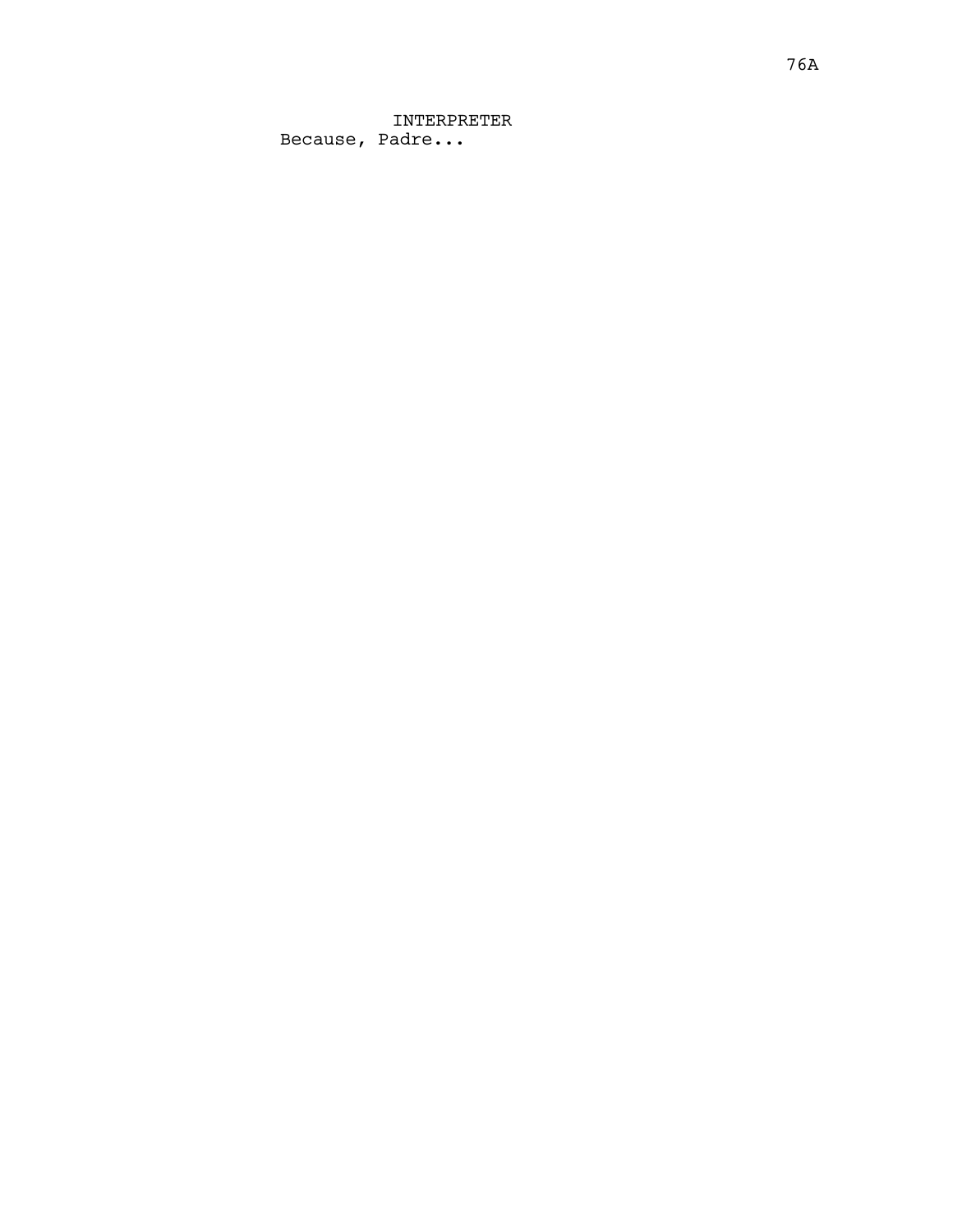INTERPRETER
Because, Padre...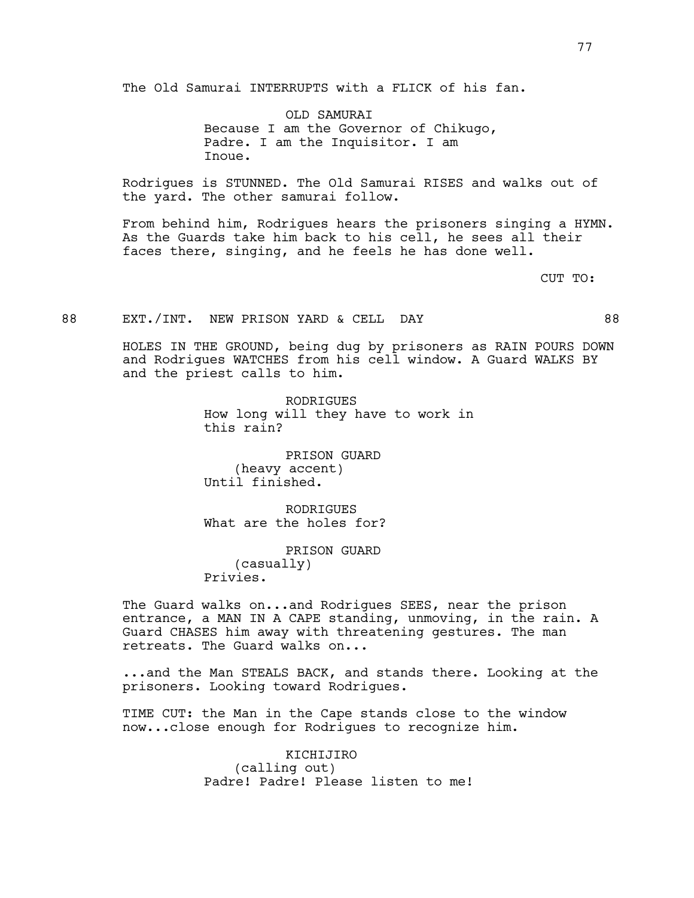The Old Samurai INTERRUPTS with a FLICK of his fan.

OLD SAMURAI
Because I am the Governor of Chikugo, Padre. I am the Inquisitor. I am Inoue.

Rodrigues is STUNNED. The Old Samurai RISES and walks out of the yard. The other samurai follow.

From behind him, Rodrigues hears the prisoners singing a HYMN. As the Guards take him back to his cell, he sees all their faces there, singing, and he feels he has done well.

CUT TO:

88 EXT./INT. NEW PRISON YARD & CELL DAY 88

HOLES IN THE GROUND, being dug by prisoners as RAIN POURS DOWN and Rodrigues WATCHES from his cell window. A Guard WALKS BY and the priest calls to him.

RODRIGUES
How long will they have to work in this rain?

PRISON GUARD
(heavy accent)
Until finished.

RODRIGUES
What are the holes for?

PRISON GUARD
(casually)
Privies.

The Guard walks on...and Rodrigues SEES, near the prison entrance, a MAN IN A CAPE standing, unmoving, in the rain. A Guard CHASES him away with threatening gestures. The man retreats. The Guard walks on...

...and the Man STEALS BACK, and stands there. Looking at the prisoners. Looking toward Rodrigues.

TIME CUT: the Man in the Cape stands close to the window now...close enough for Rodrigues to recognize him.

KICHIJIRO
(calling out)
Padre! Padre! Please listen to me!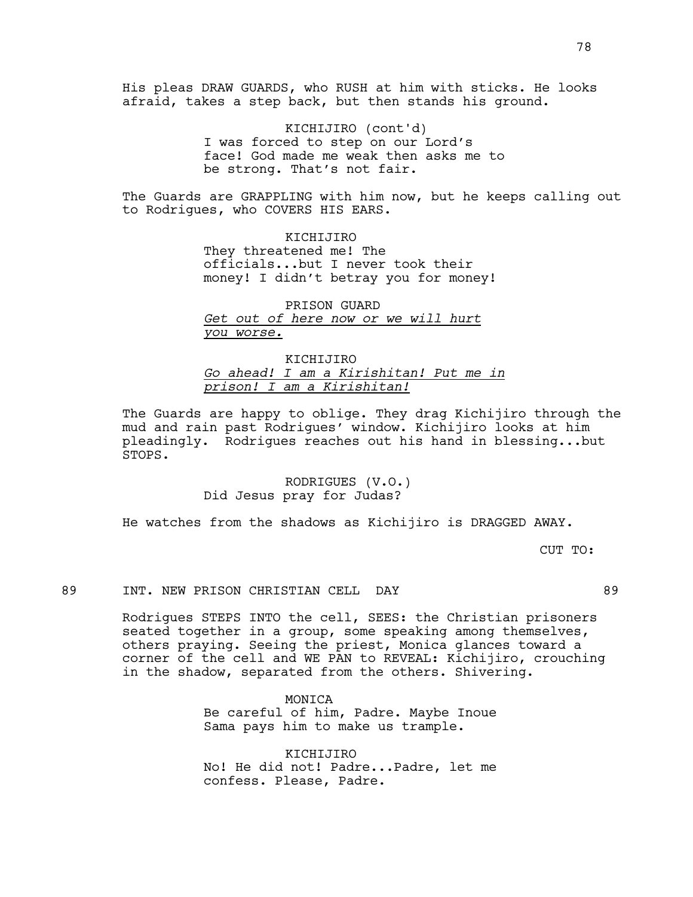His pleas DRAW GUARDS, who RUSH at him with sticks. He looks afraid, takes a step back, but then stands his ground.

KICHIJIRO (cont'd)
I was forced to step on our Lord's face! God made me weak then asks me to be strong. That's not fair.

The Guards are GRAPPLING with him now, but he keeps calling out to Rodrigues, who COVERS HIS EARS.

KICHIJIRO
They threatened me! The officials...but I never took their money! I didn't betray you for money!

PRISON GUARD
*Get out of here now or we will hurt you worse.*

KICHIJIRO
*Go ahead! I am a Kirishitan! Put me in prison! I am a Kirishitan!*

The Guards are happy to oblige. They drag Kichijiro through the mud and rain past Rodrigues' window. Kichijiro looks at him pleadingly. Rodrigues reaches out his hand in blessing...but STOPS.

RODRIGUES (V.O.)
Did Jesus pray for Judas?

He watches from the shadows as Kichijiro is DRAGGED AWAY.

CUT TO:

89 INT. NEW PRISON CHRISTIAN CELL DAY 89

Rodrigues STEPS INTO the cell, SEES: the Christian prisoners seated together in a group, some speaking among themselves, others praying. Seeing the priest, Monica glances toward a corner of the cell and WE PAN to REVEAL: Kichijiro, crouching in the shadow, separated from the others. Shivering.

MONICA
Be careful of him, Padre. Maybe Inoue Sama pays him to make us trample.

KICHIJIRO
No! He did not! Padre...Padre, let me confess. Please, Padre.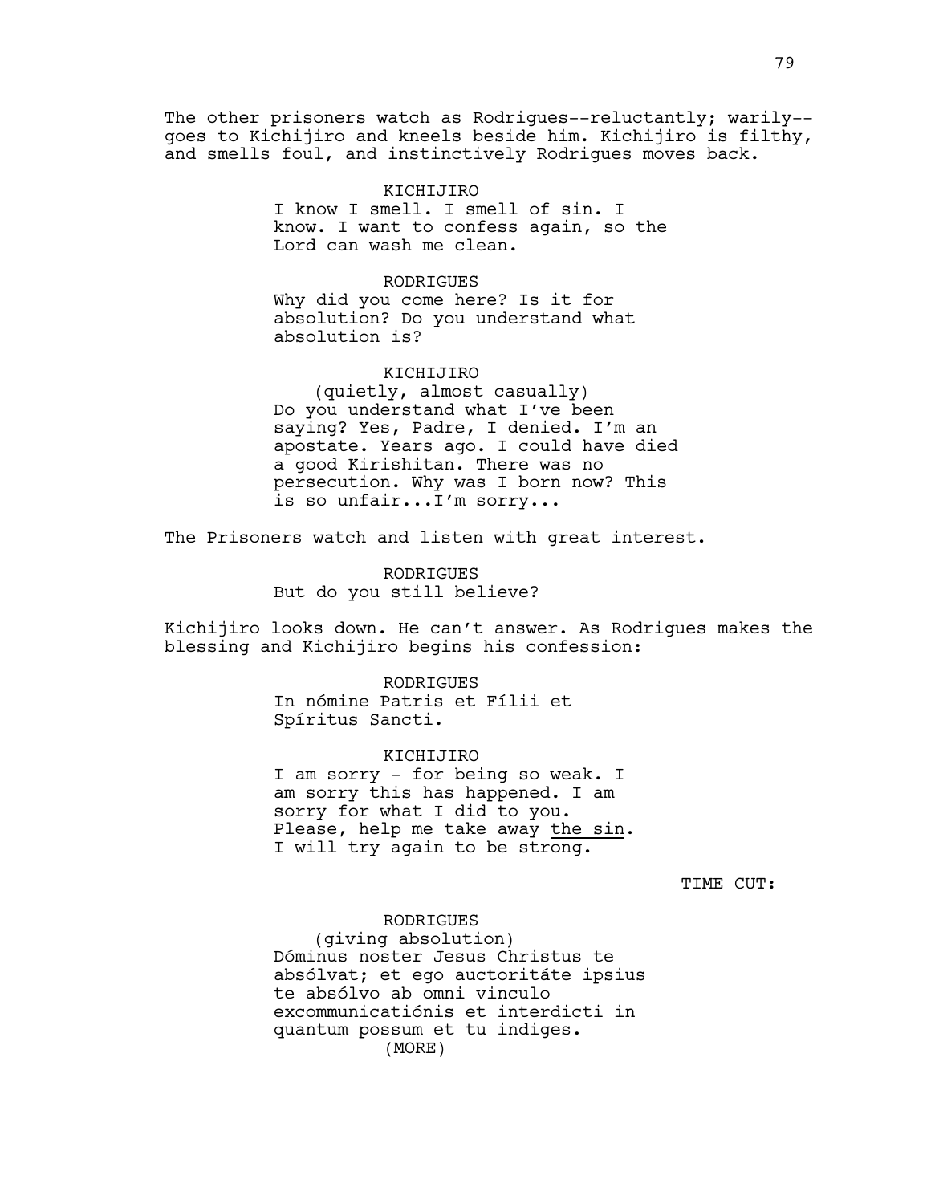The other prisoners watch as Rodrigues--reluctantly; warily--goes to Kichijiro and kneels beside him. Kichijiro is filthy, and smells foul, and instinctively Rodrigues moves back.

KICHIJIRO
I know I smell. I smell of sin. I know. I want to confess again, so the Lord can wash me clean.

RODRIGUES
Why did you come here? Is it for absolution? Do you understand what absolution is?

KICHIJIRO
(quietly, almost casually)
Do you understand what I've been saying? Yes, Padre, I denied. I'm an apostate. Years ago. I could have died a good Kirishitan. There was no persecution. Why was I born now? This is so unfair...I'm sorry...

The Prisoners watch and listen with great interest.

RODRIGUES
But do you still believe?

Kichijiro looks down. He can't answer. As Rodrigues makes the blessing and Kichijiro begins his confession:

RODRIGUES
In nómine Patris et Fílii et Spíritus Sancti.

KICHIJIRO
I am sorry - for being so weak. I am sorry this has happened. I am sorry for what I did to you. Please, help me take away <u>the sin</u>. I will try again to be strong.

TIME CUT:

RODRIGUES
(giving absolution)
Dóminus noster Jesus Christus te absólvat; et ego auctoritáte ipsius te absólvo ab omni vinculo excommunicatiónis et interdicti in quantum possum et tu indiges.
(MORE)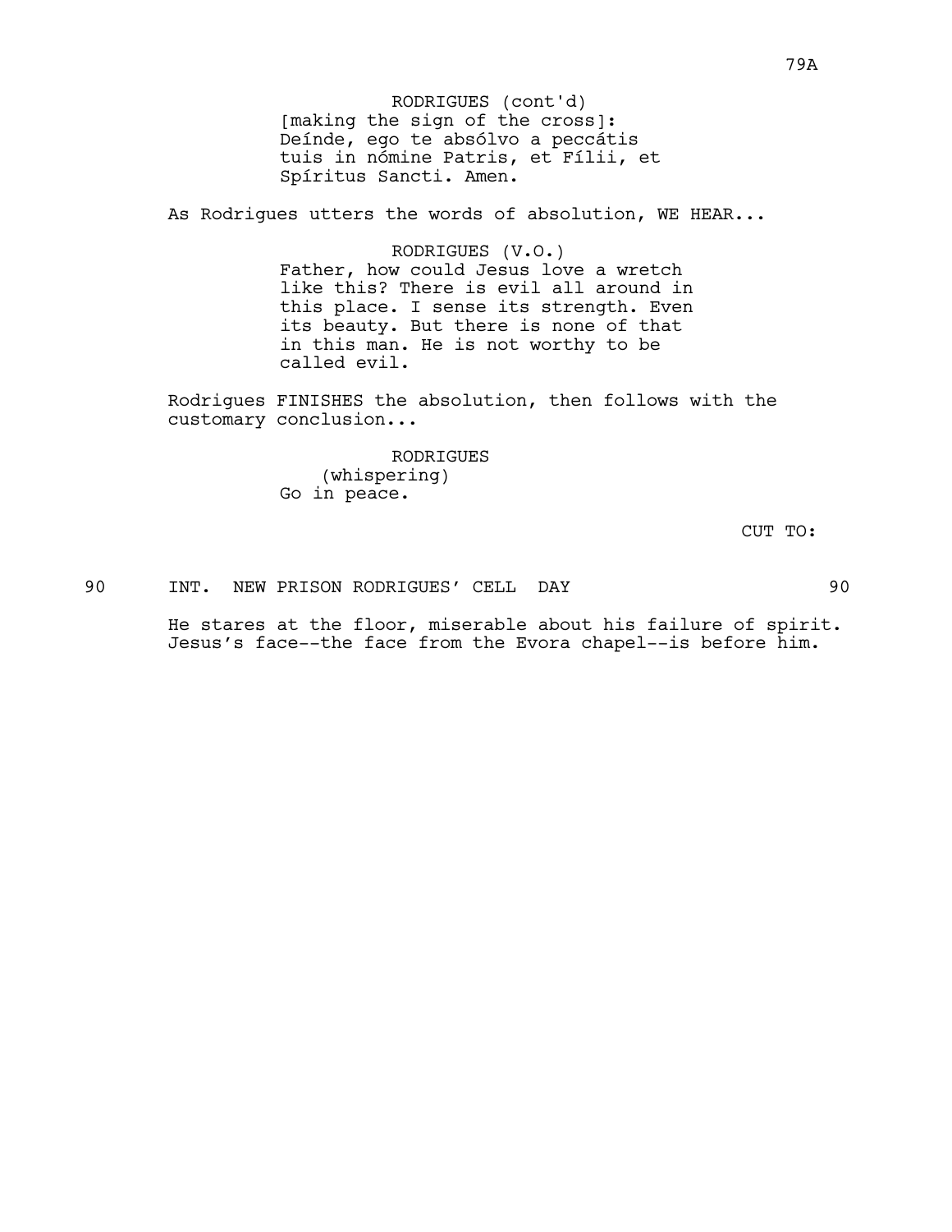RODRIGUES (cont'd)
[making the sign of the cross]:
Deínde, ego te absólvo a peccátis
tuis in nómine Patris, et Fílii, et
Spíritus Sancti. Amen.

As Rodrigues utters the words of absolution, WE HEAR...

RODRIGUES (V.O.)
Father, how could Jesus love a wretch
like this? There is evil all around in
this place. I sense its strength. Even
its beauty. But there is none of that
in this man. He is not worthy to be
called evil.

Rodrigues FINISHES the absolution, then follows with the customary conclusion...

RODRIGUES
(whispering)
Go in peace.

CUT TO:

90 INT. NEW PRISON RODRIGUES' CELL DAY 90

He stares at the floor, miserable about his failure of spirit. Jesus's face--the face from the Evora chapel--is before him.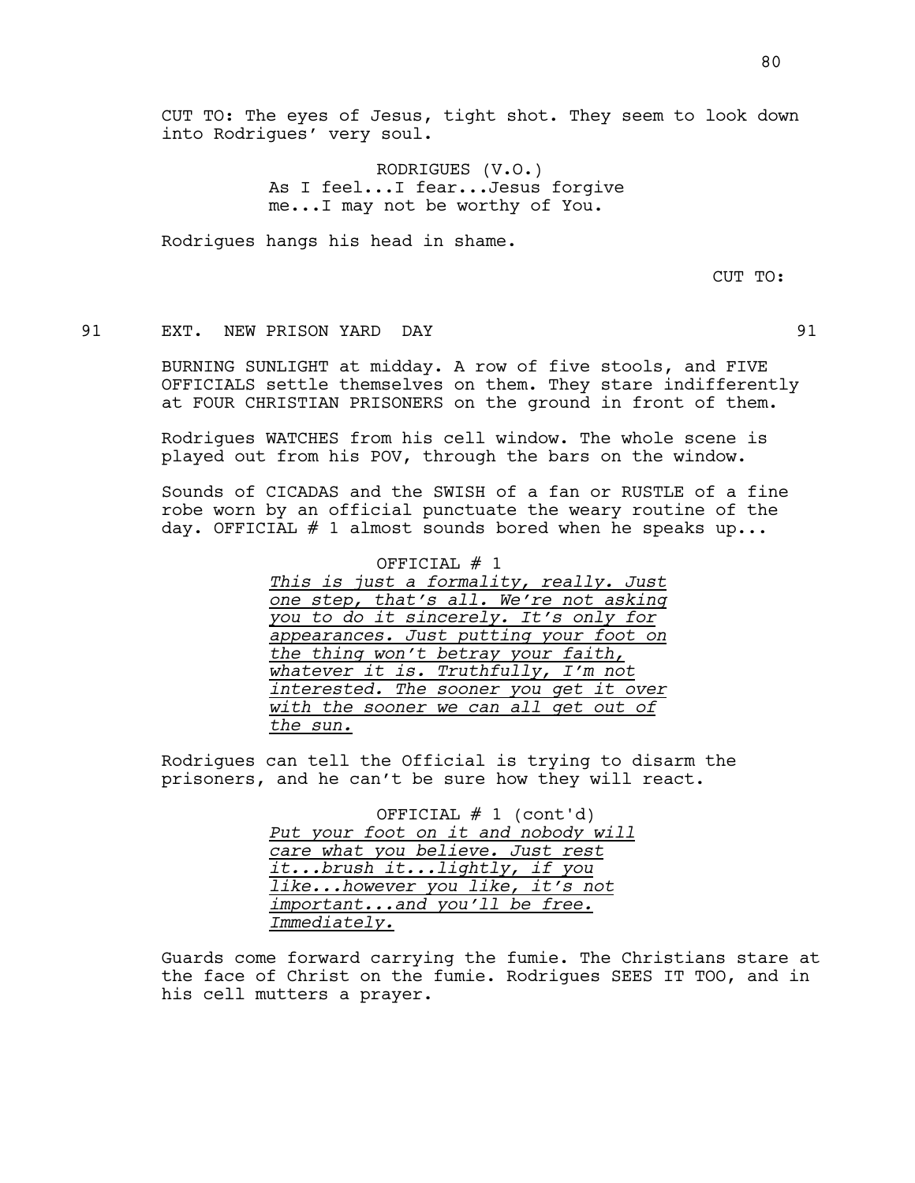CUT TO: The eyes of Jesus, tight shot. They seem to look down into Rodrigues' very soul.

RODRIGUES (V.O.)
As I feel...I fear...Jesus forgive me...I may not be worthy of You.

Rodrigues hangs his head in shame.

CUT TO:

91 EXT. NEW PRISON YARD DAY 91

BURNING SUNLIGHT at midday. A row of five stools, and FIVE OFFICIALS settle themselves on them. They stare indifferently at FOUR CHRISTIAN PRISONERS on the ground in front of them.

Rodrigues WATCHES from his cell window. The whole scene is played out from his POV, through the bars on the window.

Sounds of CICADAS and the SWISH of a fan or RUSTLE of a fine robe worn by an official punctuate the weary routine of the day. OFFICIAL # 1 almost sounds bored when he speaks up...

OFFICIAL # 1
*This is just a formality, really. Just one step, that's all. We're not asking you to do it sincerely. It's only for appearances. Just putting your foot on the thing won't betray your faith, whatever it is. Truthfully, I'm not interested. The sooner you get it over with the sooner we can all get out of the sun.*

Rodrigues can tell the Official is trying to disarm the prisoners, and he can't be sure how they will react.

OFFICIAL # 1 (cont'd)
*Put your foot on it and nobody will care what you believe. Just rest it...brush it...lightly, if you like...however you like, it's not important...and you'll be free. Immediately.*

Guards come forward carrying the fumie. The Christians stare at the face of Christ on the fumie. Rodrigues SEES IT TOO, and in his cell mutters a prayer.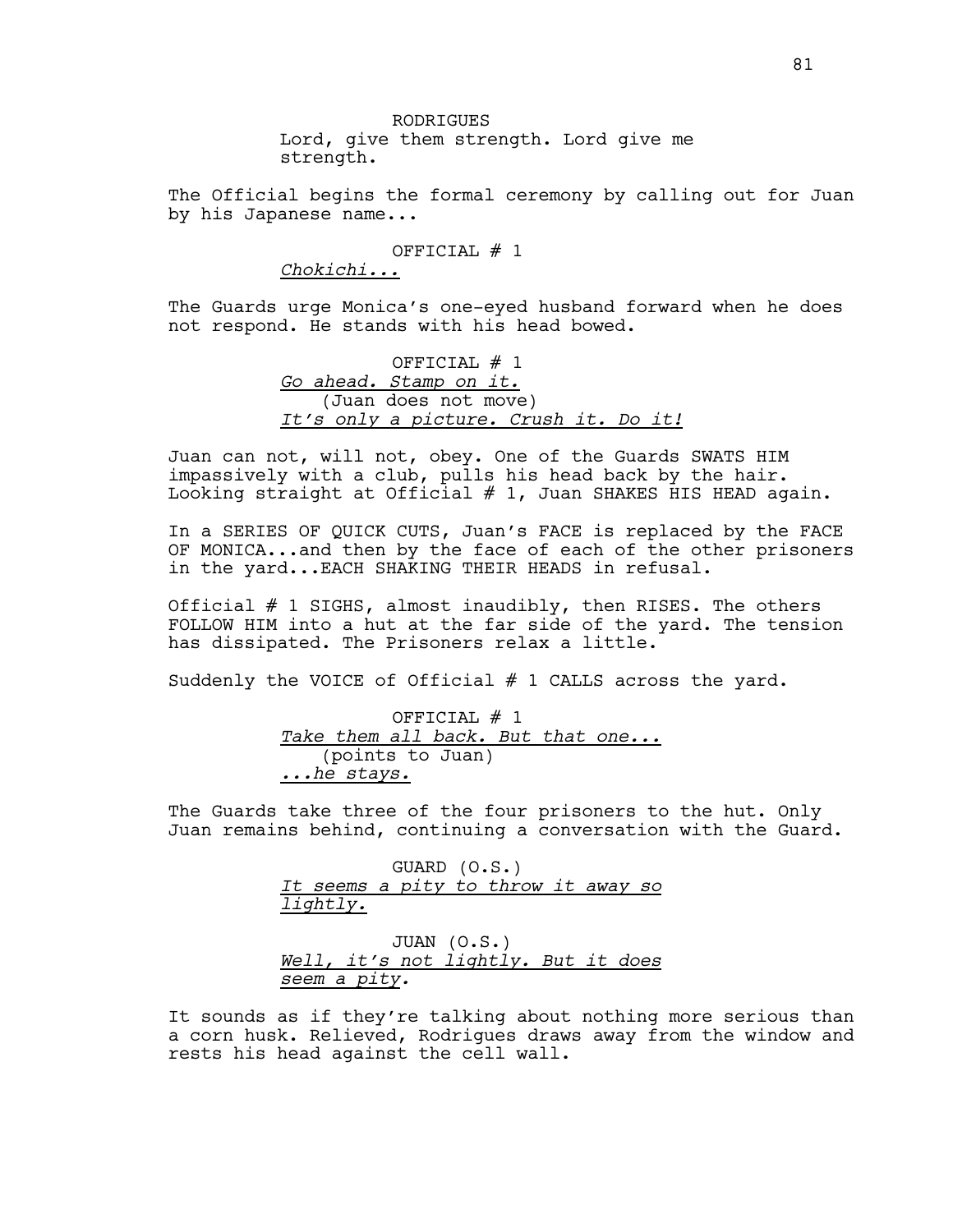RODRIGUES
Lord, give them strength. Lord give me strength.

The Official begins the formal ceremony by calling out for Juan by his Japanese name...

OFFICIAL # 1
<u>*Chokichi...*</u>

The Guards urge Monica's one-eyed husband forward when he does not respond. He stands with his head bowed.

OFFICIAL # 1
<u>*Go ahead. Stamp on it.*</u>
(Juan does not move)
<u>*It's only a picture. Crush it. Do it!*</u>

Juan can not, will not, obey. One of the Guards SWATS HIM impassively with a club, pulls his head back by the hair. Looking straight at Official # 1, Juan SHAKES HIS HEAD again.

In a SERIES OF QUICK CUTS, Juan's FACE is replaced by the FACE OF MONICA...and then by the face of each of the other prisoners in the yard...EACH SHAKING THEIR HEADS in refusal.

Official # 1 SIGHS, almost inaudibly, then RISES. The others FOLLOW HIM into a hut at the far side of the yard. The tension has dissipated. The Prisoners relax a little.

Suddenly the VOICE of Official # 1 CALLS across the yard.

OFFICIAL # 1
<u>*Take them all back. But that one...*</u>
(points to Juan)
<u>*...he stays.*</u>

The Guards take three of the four prisoners to the hut. Only Juan remains behind, continuing a conversation with the Guard.

GUARD (O.S.)
<u>*It seems a pity to throw it away so lightly.*</u>

JUAN (O.S.)
<u>*Well, it's not lightly. But it does seem a pity.*</u>

It sounds as if they're talking about nothing more serious than a corn husk. Relieved, Rodrigues draws away from the window and rests his head against the cell wall.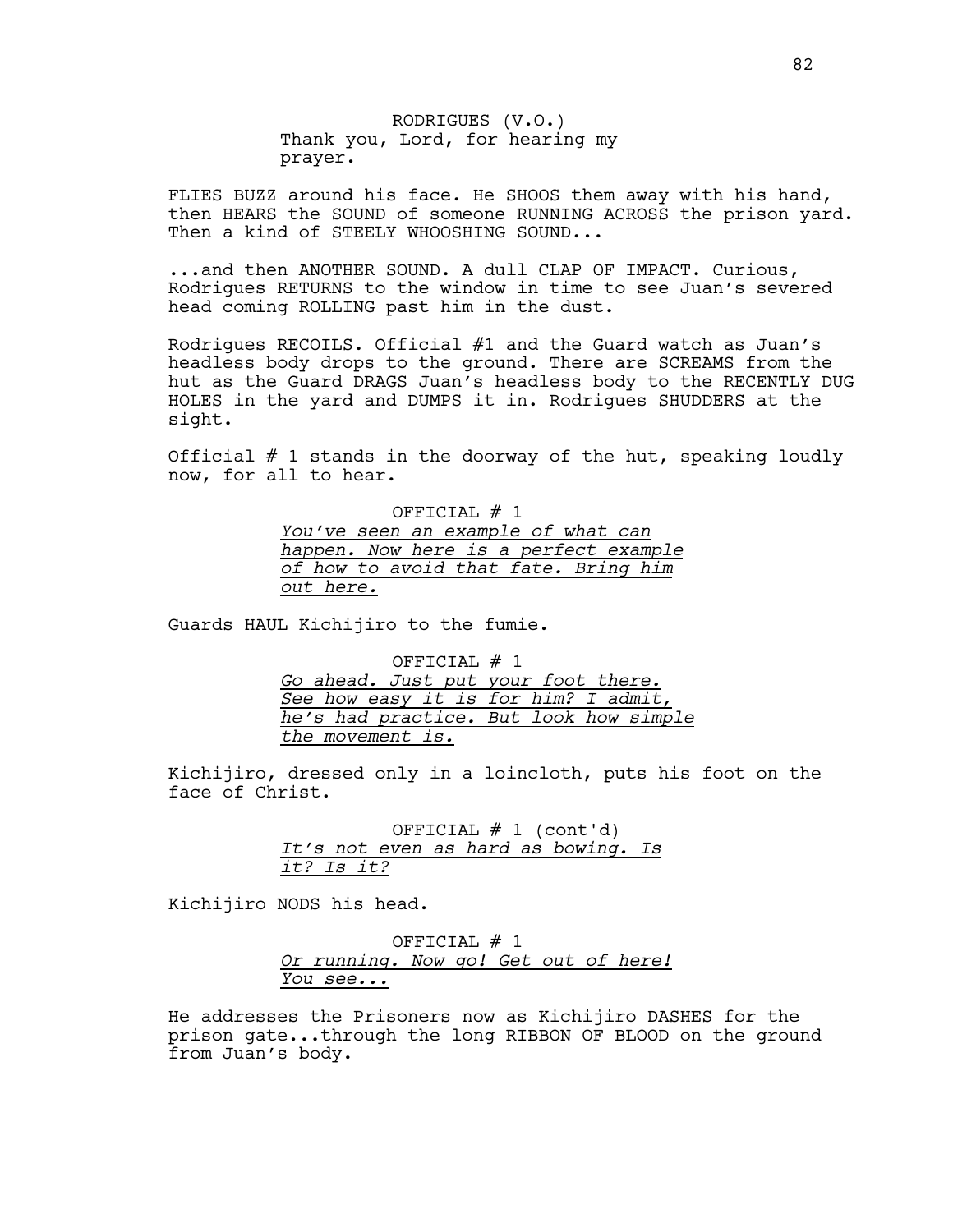RODRIGUES (V.O.)
Thank you, Lord, for hearing my prayer.

FLIES BUZZ around his face. He SHOOS them away with his hand, then HEARS the SOUND of someone RUNNING ACROSS the prison yard. Then a kind of STEELY WHOOSHING SOUND...

...and then ANOTHER SOUND. A dull CLAP OF IMPACT. Curious, Rodrigues RETURNS to the window in time to see Juan's severed head coming ROLLING past him in the dust.

Rodrigues RECOILS. Official #1 and the Guard watch as Juan's headless body drops to the ground. There are SCREAMS from the hut as the Guard DRAGS Juan's headless body to the RECENTLY DUG HOLES in the yard and DUMPS it in. Rodrigues SHUDDERS at the sight.

Official # 1 stands in the doorway of the hut, speaking loudly now, for all to hear.

OFFICIAL # 1
<u>*You've seen an example of what can happen. Now here is a perfect example of how to avoid that fate. Bring him out here.*</u>

Guards HAUL Kichijiro to the fumie.

OFFICIAL # 1
<u>*Go ahead. Just put your foot there. See how easy it is for him? I admit, he's had practice. But look how simple the movement is.*</u>

Kichijiro, dressed only in a loincloth, puts his foot on the face of Christ.

OFFICIAL # 1 (cont'd)
<u>*It's not even as hard as bowing. Is it? Is it?*</u>

Kichijiro NODS his head.

OFFICIAL # 1
<u>*Or running. Now go! Get out of here! You see...*</u>

He addresses the Prisoners now as Kichijiro DASHES for the prison gate...through the long RIBBON OF BLOOD on the ground from Juan's body.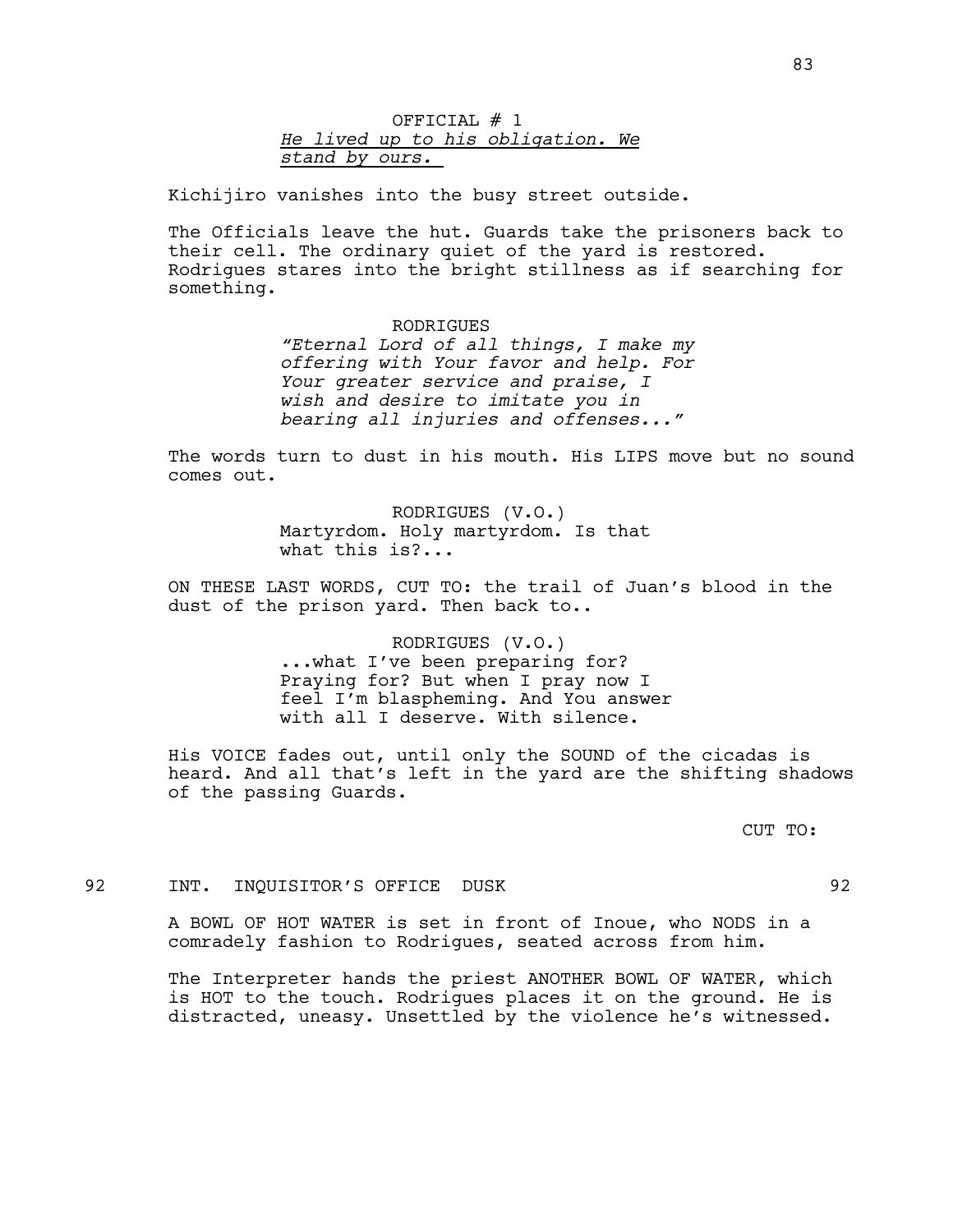OFFICIAL # 1
*He lived up to his obligation. We stand by ours.*

Kichijiro vanishes into the busy street outside.

The Officials leave the hut. Guards take the prisoners back to their cell. The ordinary quiet of the yard is restored. Rodrigues stares into the bright stillness as if searching for something.

RODRIGUES
*"Eternal Lord of all things, I make my offering with Your favor and help. For Your greater service and praise, I wish and desire to imitate you in bearing all injuries and offenses..."*

The words turn to dust in his mouth. His LIPS move but no sound comes out.

RODRIGUES (V.O.)
Martyrdom. Holy martyrdom. Is that what this is?...

ON THESE LAST WORDS, CUT TO: the trail of Juan's blood in the dust of the prison yard. Then back to..

RODRIGUES (V.O.)
...what I've been preparing for? Praying for? But when I pray now I feel I'm blaspheming. And You answer with all I deserve. With silence.

His VOICE fades out, until only the SOUND of the cicadas is heard. And all that's left in the yard are the shifting shadows of the passing Guards.

CUT TO:

92 INT. INQUISITOR'S OFFICE DUSK 92

A BOWL OF HOT WATER is set in front of Inoue, who NODS in a comradely fashion to Rodrigues, seated across from him.

The Interpreter hands the priest ANOTHER BOWL OF WATER, which is HOT to the touch. Rodrigues places it on the ground. He is distracted, uneasy. Unsettled by the violence he's witnessed.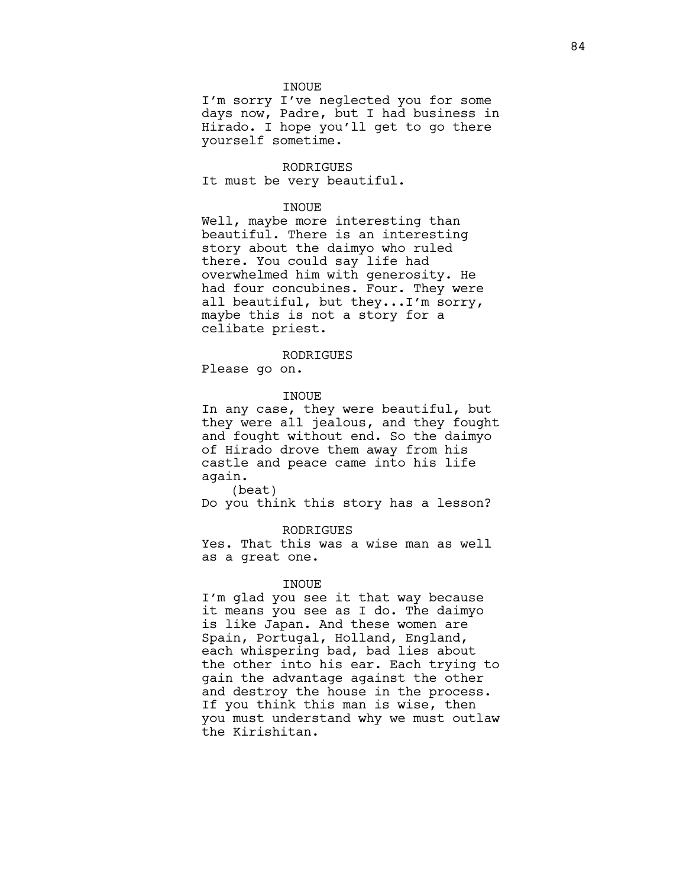INOUE
I'm sorry I've neglected you for some days now, Padre, but I had business in Hirado. I hope you'll get to go there yourself sometime.

RODRIGUES
It must be very beautiful.

INOUE
Well, maybe more interesting than beautiful. There is an interesting story about the daimyo who ruled there. You could say life had overwhelmed him with generosity. He had four concubines. Four. They were all beautiful, but they...I'm sorry, maybe this is not a story for a celibate priest.

RODRIGUES
Please go on.

INOUE
In any case, they were beautiful, but they were all jealous, and they fought and fought without end. So the daimyo of Hirado drove them away from his castle and peace came into his life again.
(beat)
Do you think this story has a lesson?

RODRIGUES
Yes. That this was a wise man as well as a great one.

INOUE
I'm glad you see it that way because it means you see as I do. The daimyo is like Japan. And these women are Spain, Portugal, Holland, England, each whispering bad, bad lies about the other into his ear. Each trying to gain the advantage against the other and destroy the house in the process. If you think this man is wise, then you must understand why we must outlaw the Kirishitan.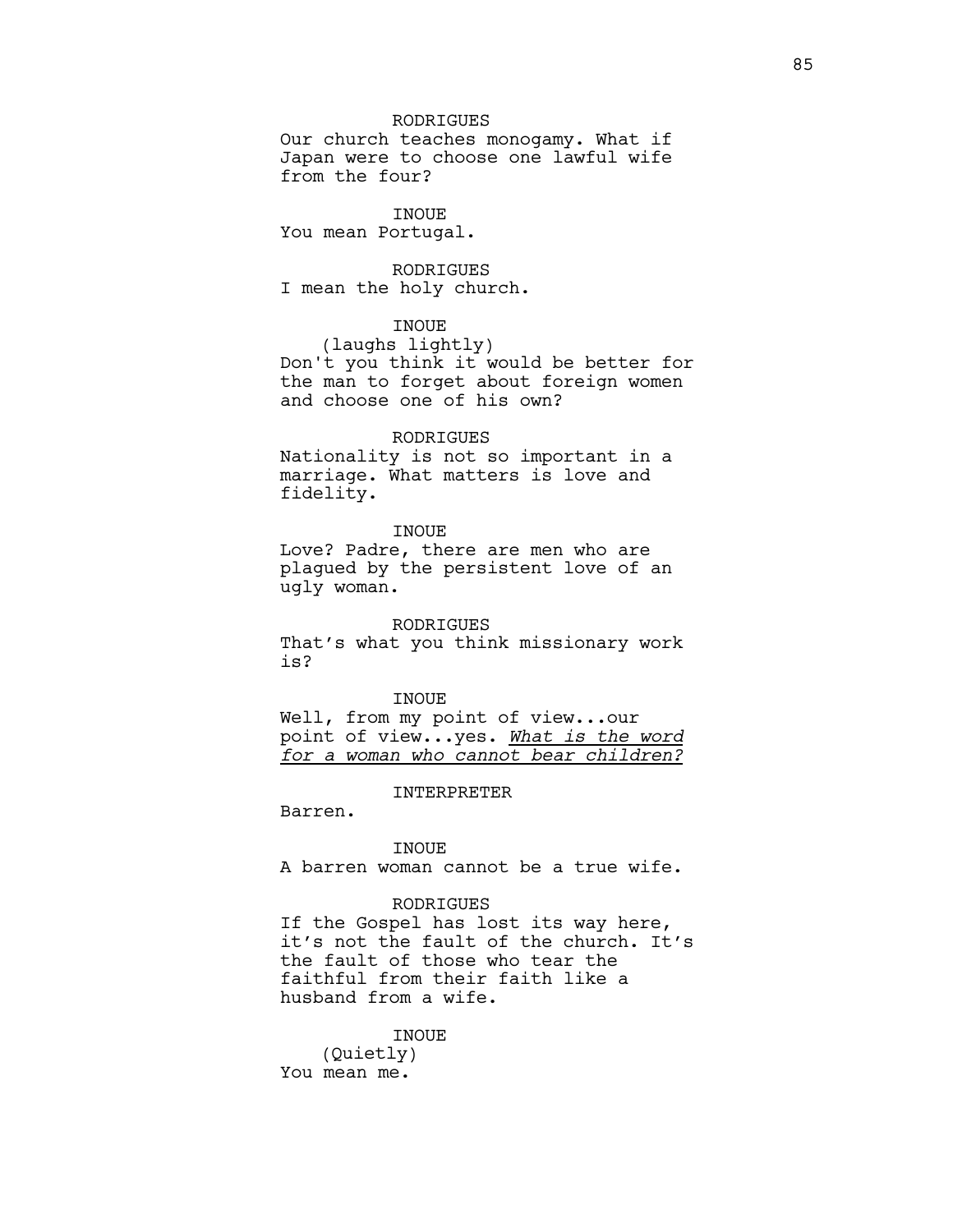RODRIGUES
Our church teaches monogamy. What if Japan were to choose one lawful wife from the four?

INOUE
You mean Portugal.

RODRIGUES
I mean the holy church.

INOUE
(laughs lightly)
Don't you think it would be better for the man to forget about foreign women and choose one of his own?

RODRIGUES
Nationality is not so important in a marriage. What matters is love and fidelity.

INOUE
Love? Padre, there are men who are plagued by the persistent love of an ugly woman.

RODRIGUES
That's what you think missionary work is?

INOUE
Well, from my point of view...our point of view...yes. *What is the word for a woman who cannot bear children?*

INTERPRETER
Barren.

INOUE
A barren woman cannot be a true wife.

RODRIGUES
If the Gospel has lost its way here, it's not the fault of the church. It's the fault of those who tear the faithful from their faith like a husband from a wife.

INOUE
(Quietly)
You mean me.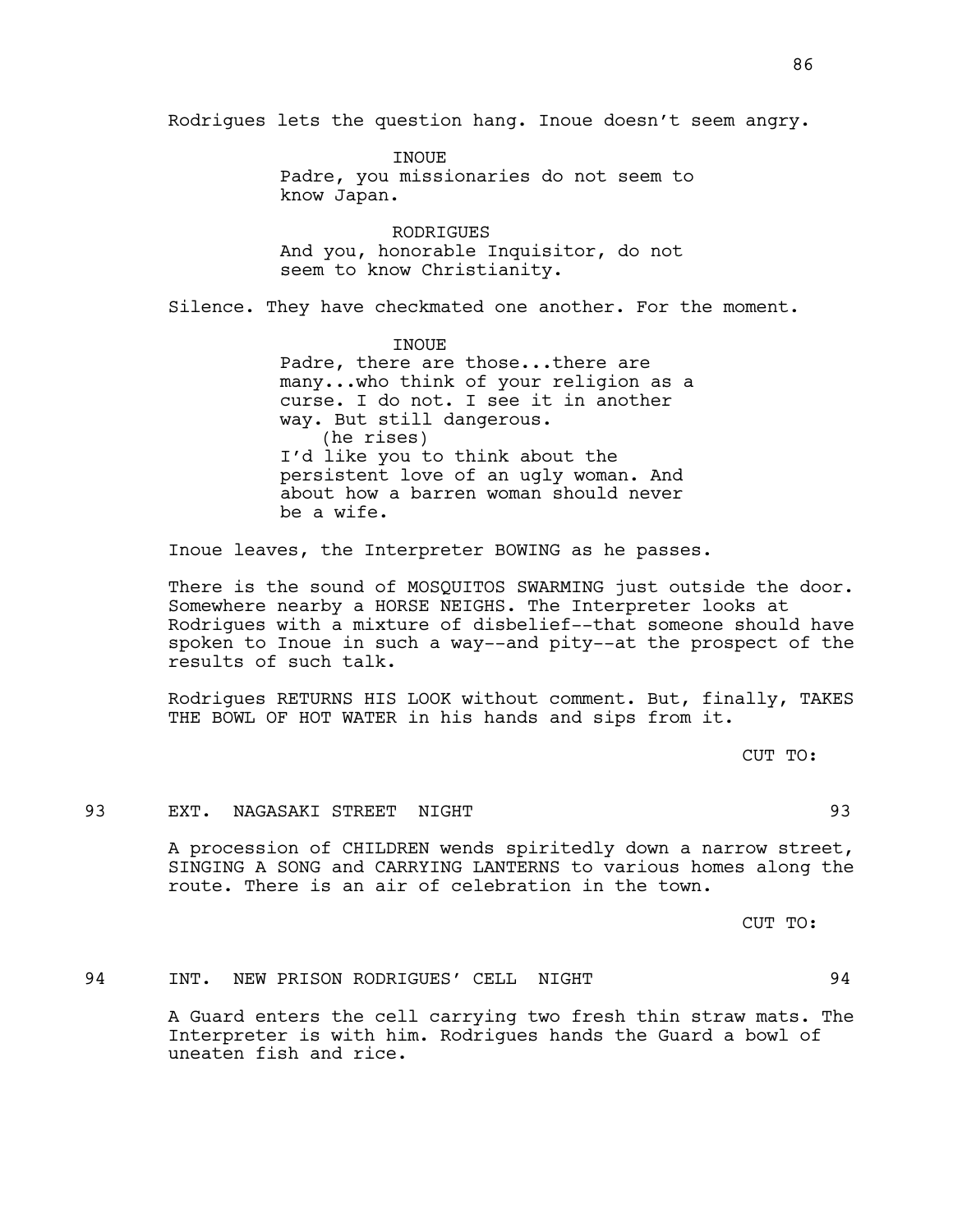Rodrigues lets the question hang. Inoue doesn't seem angry.

INOUE
Padre, you missionaries do not seem to know Japan.

RODRIGUES
And you, honorable Inquisitor, do not seem to know Christianity.

Silence. They have checkmated one another. For the moment.

INOUE
Padre, there are those...there are many...who think of your religion as a curse. I do not. I see it in another way. But still dangerous.
(he rises)
I'd like you to think about the persistent love of an ugly woman. And about how a barren woman should never be a wife.

Inoue leaves, the Interpreter BOWING as he passes.

There is the sound of MOSQUITOS SWARMING just outside the door. Somewhere nearby a HORSE NEIGHS. The Interpreter looks at Rodrigues with a mixture of disbelief--that someone should have spoken to Inoue in such a way--and pity--at the prospect of the results of such talk.

Rodrigues RETURNS HIS LOOK without comment. But, finally, TAKES THE BOWL OF HOT WATER in his hands and sips from it.

CUT TO:

93 EXT. NAGASAKI STREET NIGHT 93

A procession of CHILDREN wends spiritedly down a narrow street, SINGING A SONG and CARRYING LANTERNS to various homes along the route. There is an air of celebration in the town.

CUT TO:

94 INT. NEW PRISON RODRIGUES' CELL NIGHT 94

A Guard enters the cell carrying two fresh thin straw mats. The Interpreter is with him. Rodrigues hands the Guard a bowl of uneaten fish and rice.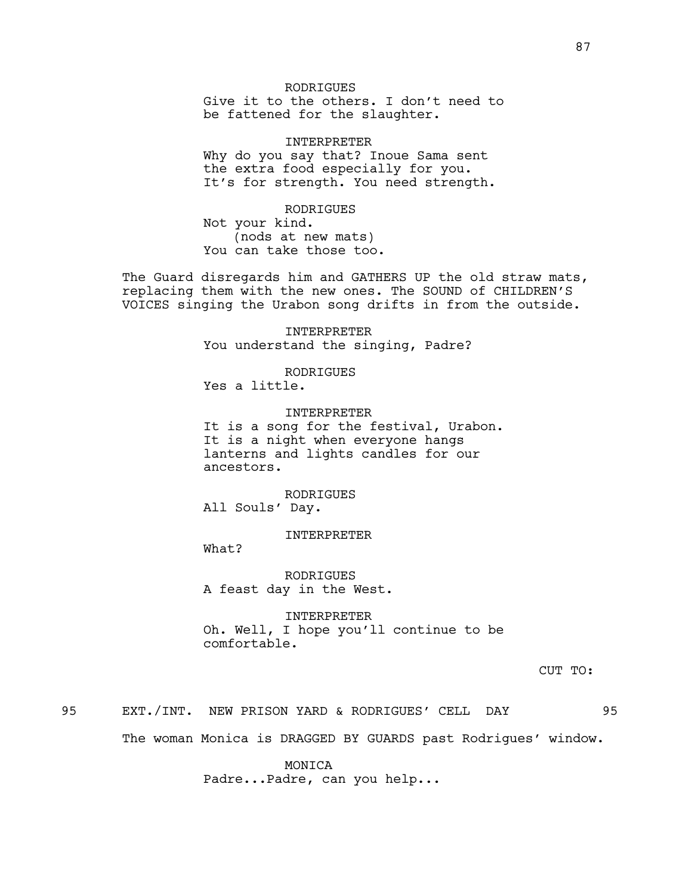RODRIGUES
Give it to the others. I don't need to be fattened for the slaughter.

INTERPRETER
Why do you say that? Inoue Sama sent the extra food especially for you. It's for strength. You need strength.

RODRIGUES
Not your kind.
(nods at new mats)
You can take those too.

The Guard disregards him and GATHERS UP the old straw mats, replacing them with the new ones. The SOUND of CHILDREN'S VOICES singing the Urabon song drifts in from the outside.

INTERPRETER
You understand the singing, Padre?

RODRIGUES
Yes a little.

INTERPRETER
It is a song for the festival, Urabon. It is a night when everyone hangs lanterns and lights candles for our ancestors.

RODRIGUES
All Souls' Day.

INTERPRETER
What?

RODRIGUES
A feast day in the West.

INTERPRETER
Oh. Well, I hope you'll continue to be comfortable.

CUT TO:

95 EXT./INT. NEW PRISON YARD & RODRIGUES' CELL DAY 95

The woman Monica is DRAGGED BY GUARDS past Rodrigues' window.

MONICA
Padre...Padre, can you help...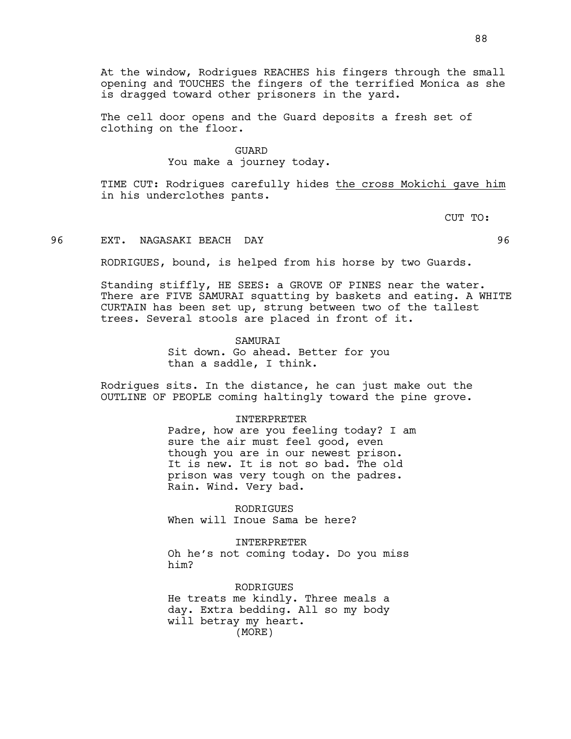At the window, Rodrigues REACHES his fingers through the small opening and TOUCHES the fingers of the terrified Monica as she is dragged toward other prisoners in the yard.

The cell door opens and the Guard deposits a fresh set of clothing on the floor.

GUARD
You make a journey today.

TIME CUT: Rodrigues carefully hides <u>the cross Mokichi gave him</u> in his underclothes pants.

CUT TO:

96 EXT. NAGASAKI BEACH DAY 96

RODRIGUES, bound, is helped from his horse by two Guards.

Standing stiffly, HE SEES: a GROVE OF PINES near the water. There are FIVE SAMURAI squatting by baskets and eating. A WHITE CURTAIN has been set up, strung between two of the tallest trees. Several stools are placed in front of it.

SAMURAI
Sit down. Go ahead. Better for you than a saddle, I think.

Rodrigues sits. In the distance, he can just make out the OUTLINE OF PEOPLE coming haltingly toward the pine grove.

INTERPRETER
Padre, how are you feeling today? I am sure the air must feel good, even though you are in our newest prison. It is new. It is not so bad. The old prison was very tough on the padres. Rain. Wind. Very bad.

RODRIGUES
When will Inoue Sama be here?

INTERPRETER
Oh he's not coming today. Do you miss him?

RODRIGUES
He treats me kindly. Three meals a day. Extra bedding. All so my body will betray my heart.
(MORE)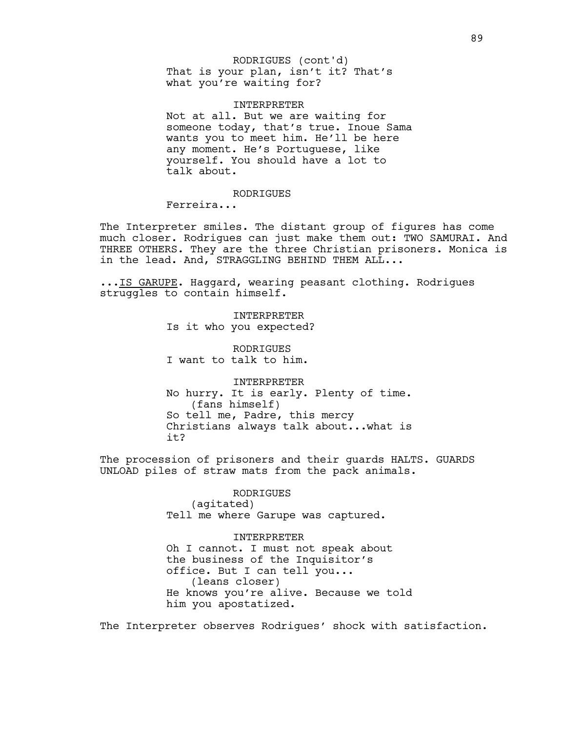RODRIGUES (cont'd)
That is your plan, isn't it? That's what you're waiting for?

INTERPRETER
Not at all. But we are waiting for someone today, that's true. Inoue Sama wants you to meet him. He'll be here any moment. He's Portuguese, like yourself. You should have a lot to talk about.

RODRIGUES
Ferreira...

The Interpreter smiles. The distant group of figures has come much closer. Rodrigues can just make them out: TWO SAMURAI. And THREE OTHERS. They are the three Christian prisoners. Monica is in the lead. And, STRAGGLING BEHIND THEM ALL...

...IS GARUPE. Haggard, wearing peasant clothing. Rodrigues struggles to contain himself.

INTERPRETER
Is it who you expected?

RODRIGUES
I want to talk to him.

INTERPRETER
No hurry. It is early. Plenty of time.
(fans himself)
So tell me, Padre, this mercy Christians always talk about...what is it?

The procession of prisoners and their guards HALTS. GUARDS UNLOAD piles of straw mats from the pack animals.

RODRIGUES
(agitated)
Tell me where Garupe was captured.

INTERPRETER
Oh I cannot. I must not speak about the business of the Inquisitor's office. But I can tell you...
(leans closer)
He knows you're alive. Because we told him you apostatized.

The Interpreter observes Rodrigues' shock with satisfaction.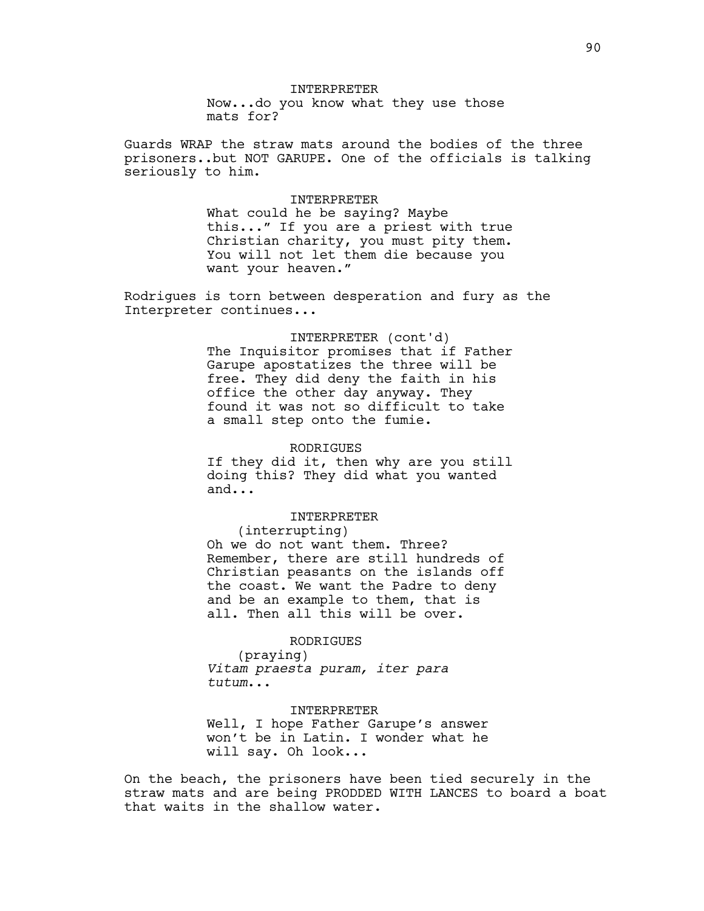INTERPRETER

Now...do you know what they use those mats for?

Guards WRAP the straw mats around the bodies of the three prisoners..but NOT GARUPE. One of the officials is talking seriously to him.

INTERPRETER

What could he be saying? Maybe this..." If you are a priest with true Christian charity, you must pity them. You will not let them die because you want your heaven."

Rodrigues is torn between desperation and fury as the Interpreter continues...

INTERPRETER (cont'd)

The Inquisitor promises that if Father Garupe apostatizes the three will be free. They did deny the faith in his office the other day anyway. They found it was not so difficult to take a small step onto the fumie.

RODRIGUES

If they did it, then why are you still doing this? They did what you wanted and...

INTERPRETER

(interrupting)

Oh we do not want them. Three? Remember, there are still hundreds of Christian peasants on the islands off the coast. We want the Padre to deny and be an example to them, that is all. Then all this will be over.

RODRIGUES

(praying)

*Vitam praesta puram, iter para tutum...*

INTERPRETER

Well, I hope Father Garupe's answer won't be in Latin. I wonder what he will say. Oh look...

On the beach, the prisoners have been tied securely in the straw mats and are being PRODDED WITH LANCES to board a boat that waits in the shallow water.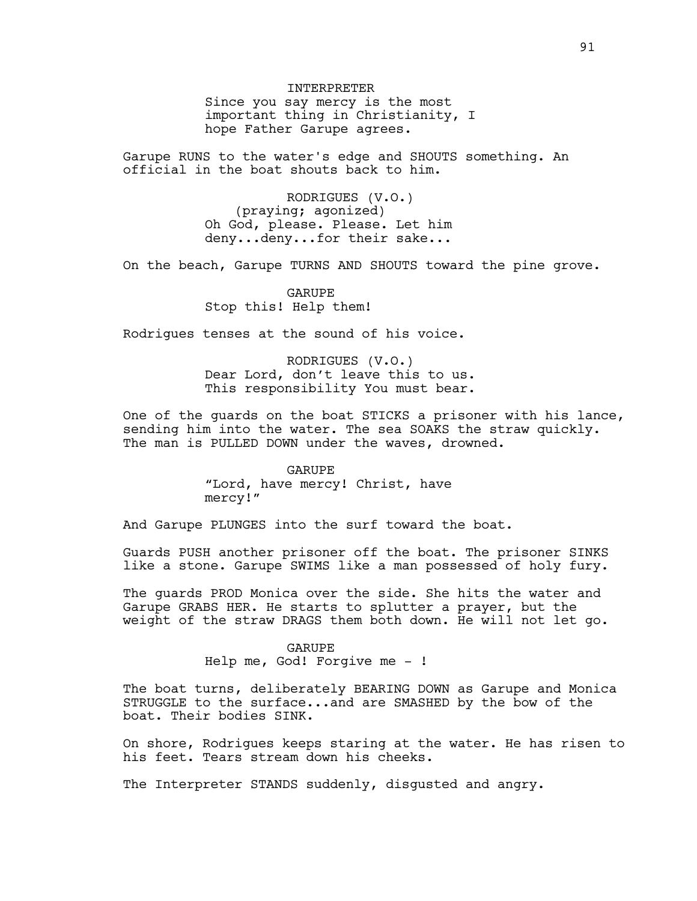INTERPRETER
Since you say mercy is the most important thing in Christianity, I hope Father Garupe agrees.

Garupe RUNS to the water's edge and SHOUTS something. An official in the boat shouts back to him.

RODRIGUES (V.O.)
(praying; agonized)
Oh God, please. Please. Let him deny...deny...for their sake...

On the beach, Garupe TURNS AND SHOUTS toward the pine grove.

GARUPE
Stop this! Help them!

Rodrigues tenses at the sound of his voice.

RODRIGUES (V.O.)
Dear Lord, don't leave this to us. This responsibility You must bear.

One of the guards on the boat STICKS a prisoner with his lance, sending him into the water. The sea SOAKS the straw quickly. The man is PULLED DOWN under the waves, drowned.

GARUPE
"Lord, have mercy! Christ, have mercy!"

And Garupe PLUNGES into the surf toward the boat.

Guards PUSH another prisoner off the boat. The prisoner SINKS like a stone. Garupe SWIMS like a man possessed of holy fury.

The guards PROD Monica over the side. She hits the water and Garupe GRABS HER. He starts to splutter a prayer, but the weight of the straw DRAGS them both down. He will not let go.

GARUPE
Help me, God! Forgive me - !

The boat turns, deliberately BEARING DOWN as Garupe and Monica STRUGGLE to the surface...and are SMASHED by the bow of the boat. Their bodies SINK.

On shore, Rodrigues keeps staring at the water. He has risen to his feet. Tears stream down his cheeks.

The Interpreter STANDS suddenly, disgusted and angry.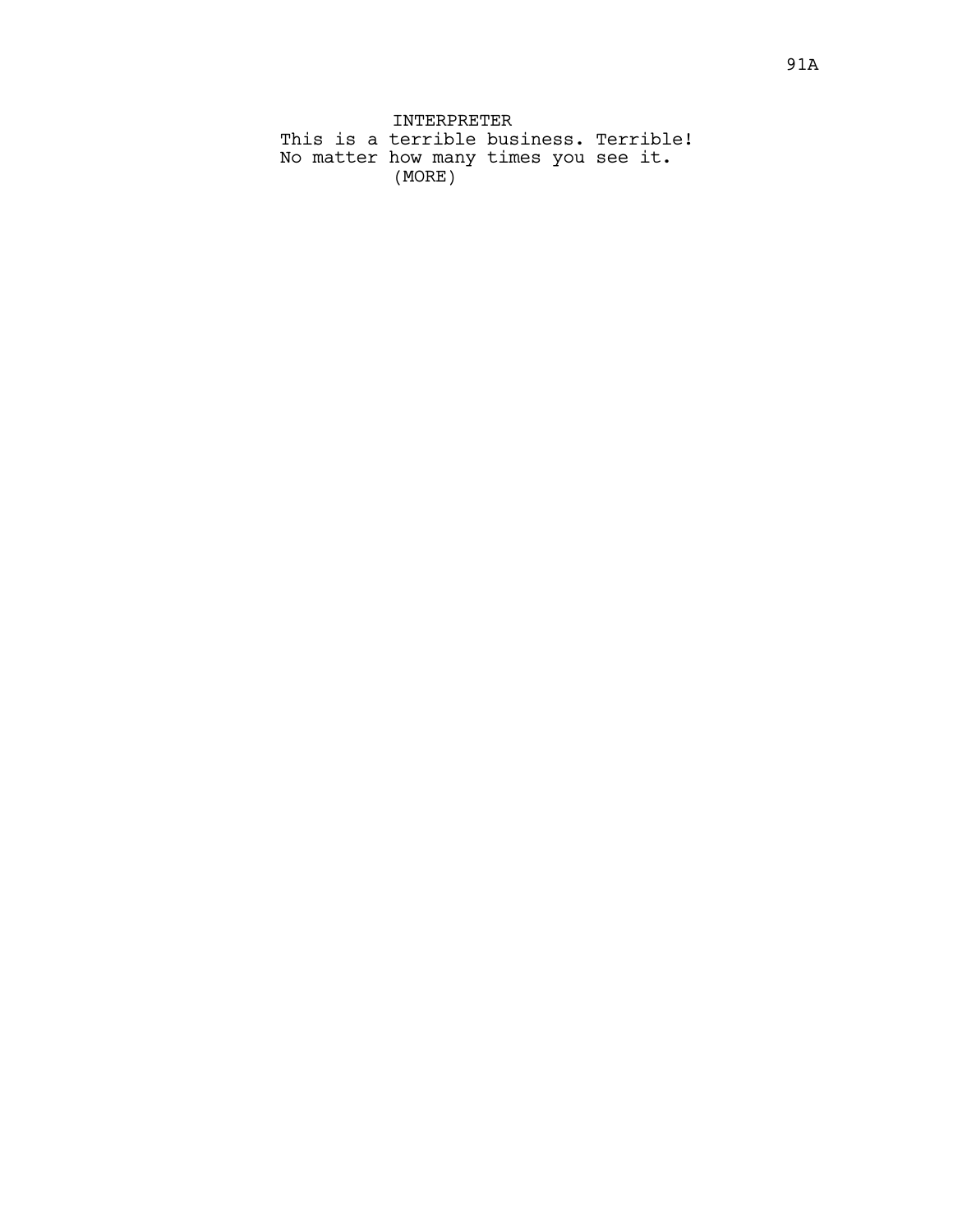INTERPRETER

This is a terrible business. Terrible!
No matter how many times you see it.

(MORE)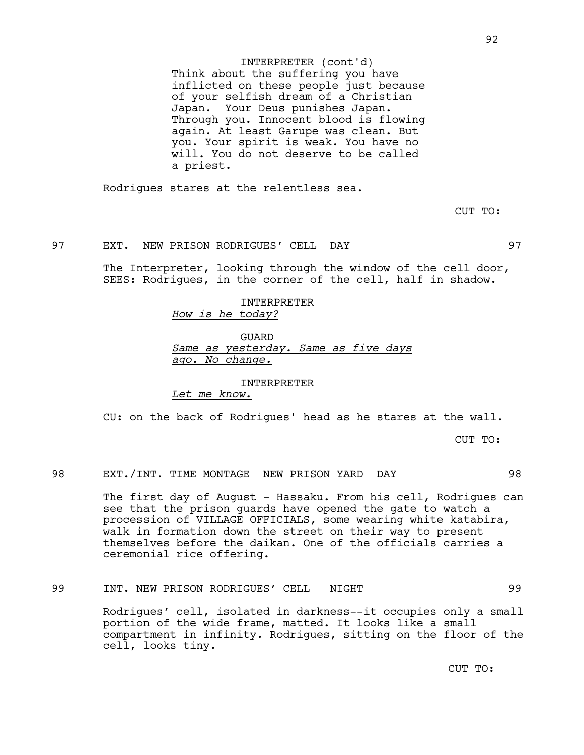INTERPRETER (cont'd)
Think about the suffering you have inflicted on these people just because of your selfish dream of a Christian Japan. Your Deus punishes Japan. Through you. Innocent blood is flowing again. At least Garupe was clean. But you. Your spirit is weak. You have no will. You do not deserve to be called a priest.

Rodrigues stares at the relentless sea.

CUT TO:

97 EXT. NEW PRISON RODRIGUES' CELL DAY 97

The Interpreter, looking through the window of the cell door, SEES: Rodrigues, in the corner of the cell, half in shadow.

INTERPRETER
<u>*How is he today?*</u>

GUARD
<u>*Same as yesterday. Same as five days ago. No change.*</u>

INTERPRETER
<u>*Let me know.*</u>

CU: on the back of Rodrigues' head as he stares at the wall.

CUT TO:

98 EXT./INT. TIME MONTAGE NEW PRISON YARD DAY 98

The first day of August - Hassaku. From his cell, Rodrigues can see that the prison guards have opened the gate to watch a procession of VILLAGE OFFICIALS, some wearing white katabira, walk in formation down the street on their way to present themselves before the daikan. One of the officials carries a ceremonial rice offering.

99 INT. NEW PRISON RODRIGUES' CELL NIGHT 99

Rodrigues' cell, isolated in darkness--it occupies only a small portion of the wide frame, matted. It looks like a small compartment in infinity. Rodrigues, sitting on the floor of the cell, looks tiny.

CUT TO: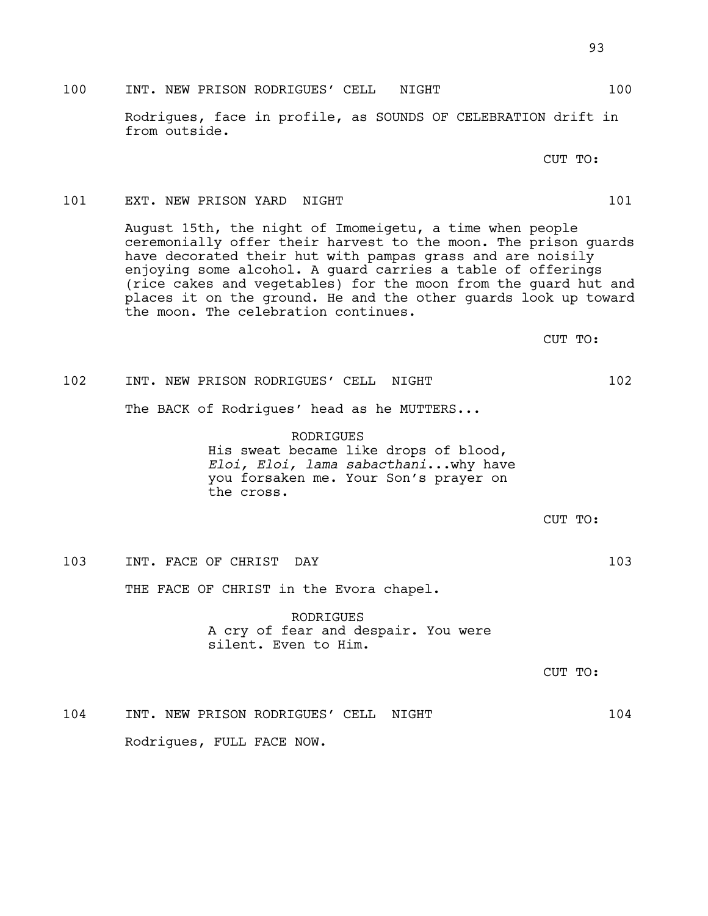100 INT. NEW PRISON RODRIGUES' CELL NIGHT 100

Rodrigues, face in profile, as SOUNDS OF CELEBRATION drift in from outside.

CUT TO:

101 EXT. NEW PRISON YARD NIGHT 101

August 15th, the night of Imomeigetu, a time when people ceremonially offer their harvest to the moon. The prison guards have decorated their hut with pampas grass and are noisily enjoying some alcohol. A guard carries a table of offerings (rice cakes and vegetables) for the moon from the guard hut and places it on the ground. He and the other guards look up toward the moon. The celebration continues.

CUT TO:

102 INT. NEW PRISON RODRIGUES' CELL NIGHT 102

The BACK of Rodrigues' head as he MUTTERS...

RODRIGUES
His sweat became like drops of blood, *Eloi, Eloi, lama sabacthani*...why have you forsaken me. Your Son's prayer on the cross.

CUT TO:

103 INT. FACE OF CHRIST DAY 103

THE FACE OF CHRIST in the Evora chapel.

RODRIGUES
A cry of fear and despair. You were silent. Even to Him.

CUT TO:

104 INT. NEW PRISON RODRIGUES' CELL NIGHT 104

Rodrigues, FULL FACE NOW.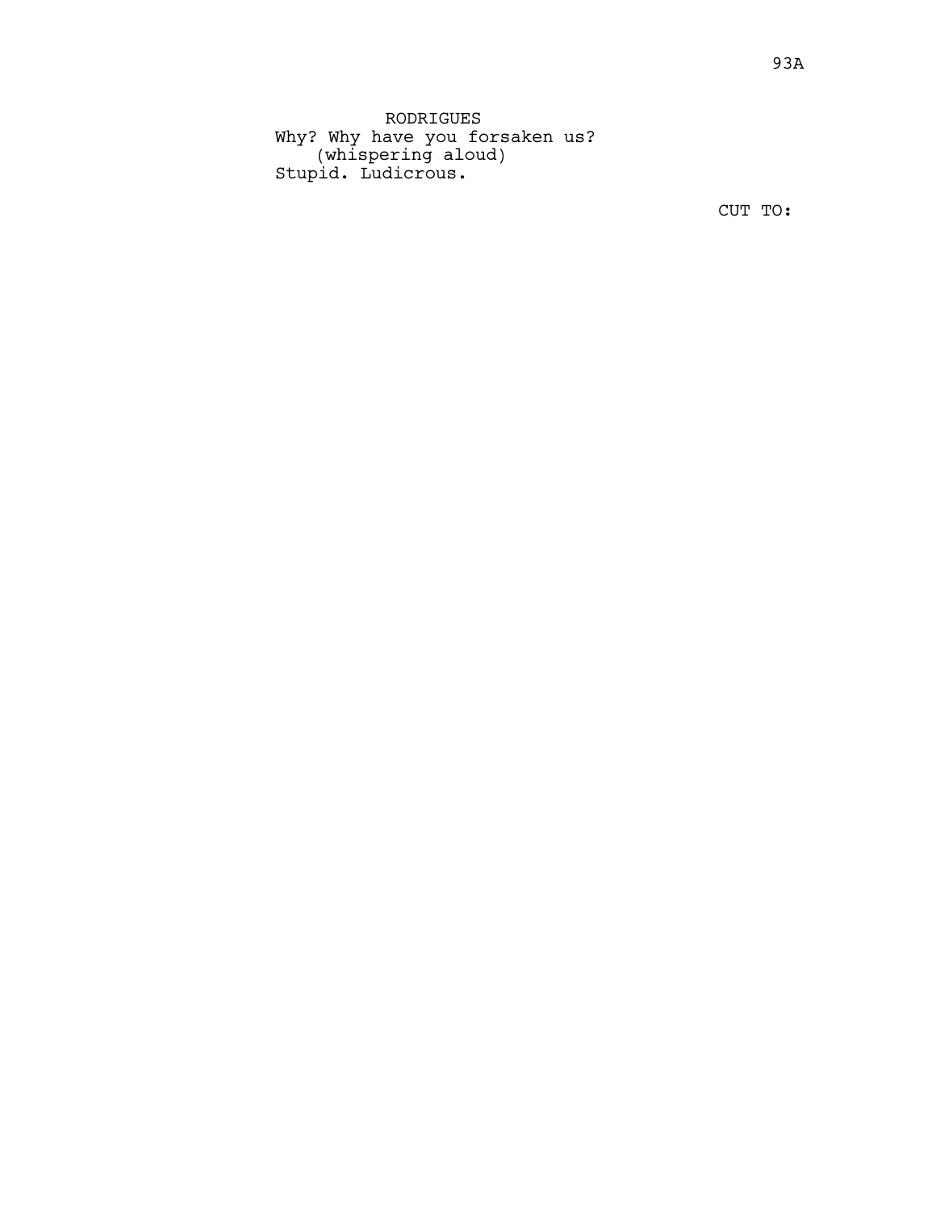RODRIGUES

Why? Why have you forsaken us?

(whispering aloud)

Stupid. Ludicrous.

CUT TO: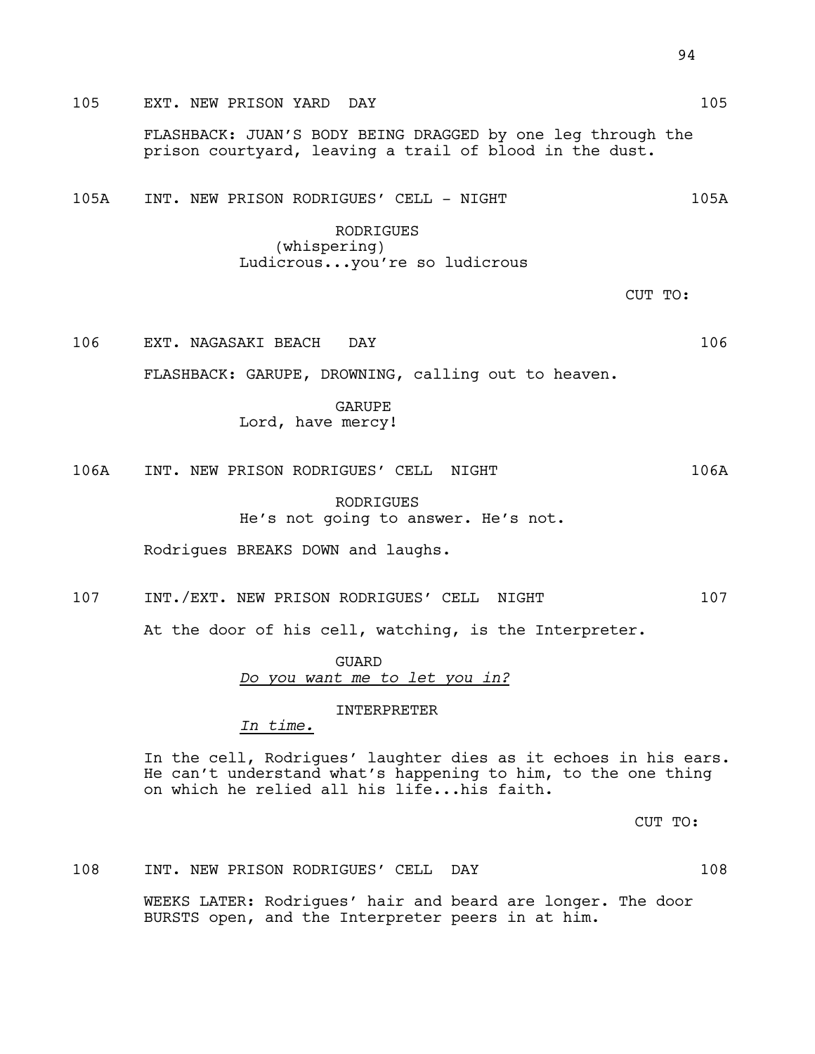105 EXT. NEW PRISON YARD DAY 105

FLASHBACK: JUAN'S BODY BEING DRAGGED by one leg through the prison courtyard, leaving a trail of blood in the dust.

105A INT. NEW PRISON RODRIGUES' CELL - NIGHT 105A

RODRIGUES
(whispering)
Ludicrous...you're so ludicrous

CUT TO:

106 EXT. NAGASAKI BEACH DAY 106

FLASHBACK: GARUPE, DROWNING, calling out to heaven.

GARUPE
Lord, have mercy!

106A INT. NEW PRISON RODRIGUES' CELL NIGHT 106A

RODRIGUES
He's not going to answer. He's not.

Rodrigues BREAKS DOWN and laughs.

107 INT./EXT. NEW PRISON RODRIGUES' CELL NIGHT 107

At the door of his cell, watching, is the Interpreter.

GUARD
_Do you want me to let you in?_

INTERPRETER
_In time._

In the cell, Rodrigues' laughter dies as it echoes in his ears. He can't understand what's happening to him, to the one thing on which he relied all his life...his faith.

CUT TO:

108 INT. NEW PRISON RODRIGUES' CELL DAY 108

WEEKS LATER: Rodrigues' hair and beard are longer. The door BURSTS open, and the Interpreter peers in at him.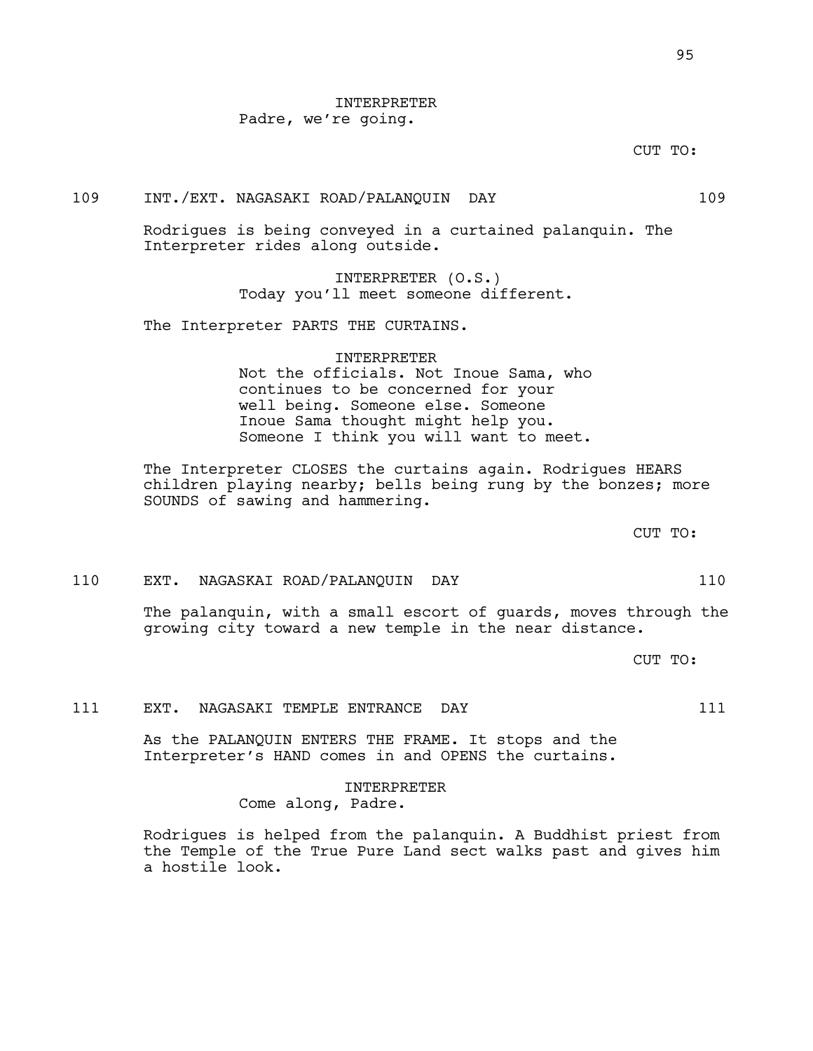INTERPRETER
Padre, we're going.

CUT TO:

109 INT./EXT. NAGASAKI ROAD/PALANQUIN DAY 109

Rodrigues is being conveyed in a curtained palanquin. The Interpreter rides along outside.

INTERPRETER (O.S.)
Today you'll meet someone different.

The Interpreter PARTS THE CURTAINS.

INTERPRETER
Not the officials. Not Inoue Sama, who continues to be concerned for your well being. Someone else. Someone Inoue Sama thought might help you. Someone I think you will want to meet.

The Interpreter CLOSES the curtains again. Rodrigues HEARS children playing nearby; bells being rung by the bonzes; more SOUNDS of sawing and hammering.

CUT TO:

110 EXT. NAGASKAI ROAD/PALANQUIN DAY 110

The palanquin, with a small escort of guards, moves through the growing city toward a new temple in the near distance.

CUT TO:

111 EXT. NAGASAKI TEMPLE ENTRANCE DAY 111

As the PALANQUIN ENTERS THE FRAME. It stops and the Interpreter's HAND comes in and OPENS the curtains.

INTERPRETER
Come along, Padre.

Rodrigues is helped from the palanquin. A Buddhist priest from the Temple of the True Pure Land sect walks past and gives him a hostile look.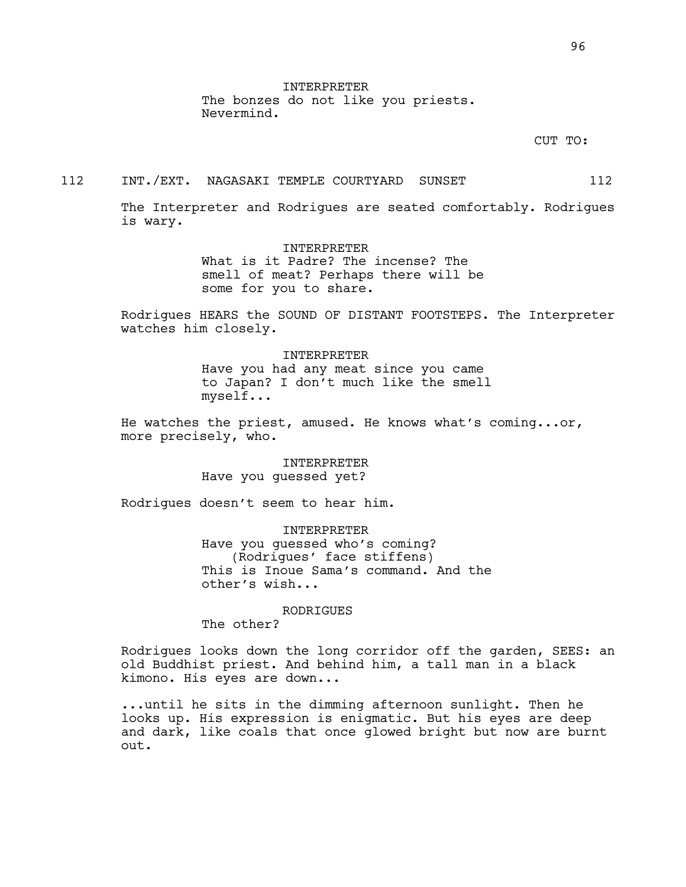INTERPRETER
The bonzes do not like you priests.
Nevermind.

CUT TO:

112 INT./EXT. NAGASAKI TEMPLE COURTYARD SUNSET 112

The Interpreter and Rodrigues are seated comfortably. Rodrigues is wary.

INTERPRETER
What is it Padre? The incense? The smell of meat? Perhaps there will be some for you to share.

Rodrigues HEARS the SOUND OF DISTANT FOOTSTEPS. The Interpreter watches him closely.

INTERPRETER
Have you had any meat since you came to Japan? I don't much like the smell myself...

He watches the priest, amused. He knows what's coming...or, more precisely, who.

INTERPRETER
Have you guessed yet?

Rodrigues doesn't seem to hear him.

INTERPRETER
Have you guessed who's coming?
(Rodrigues' face stiffens)
This is Inoue Sama's command. And the other's wish...

RODRIGUES
The other?

Rodrigues looks down the long corridor off the garden, SEES: an old Buddhist priest. And behind him, a tall man in a black kimono. His eyes are down...

...until he sits in the dimming afternoon sunlight. Then he looks up. His expression is enigmatic. But his eyes are deep and dark, like coals that once glowed bright but now are burnt out.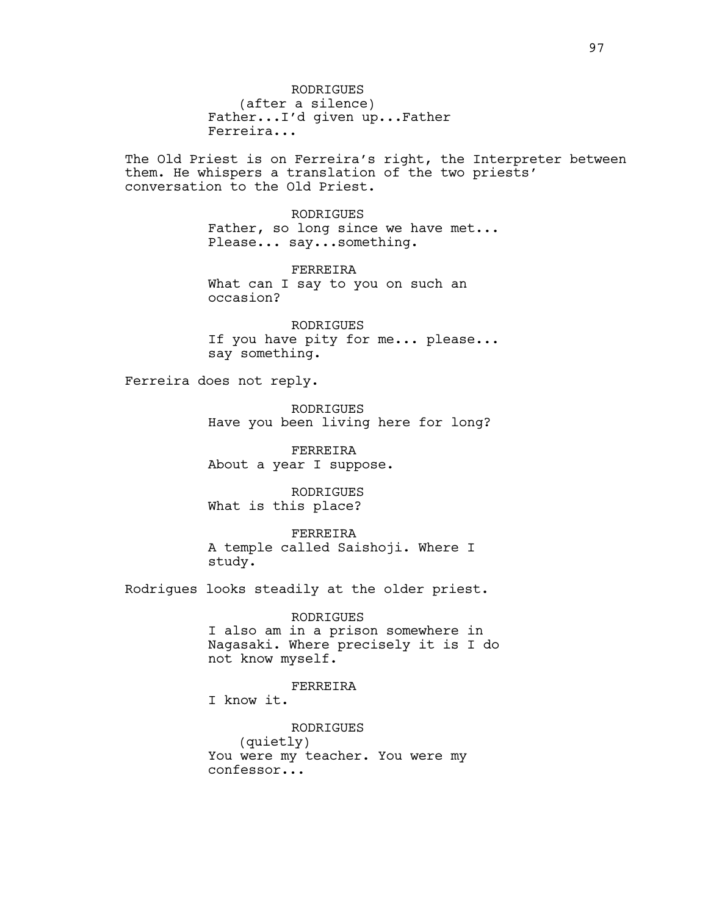RODRIGUES
(after a silence)
Father...I'd given up...Father
Ferreira...

The Old Priest is on Ferreira's right, the Interpreter between them. He whispers a translation of the two priests' conversation to the Old Priest.

RODRIGUES
Father, so long since we have met...
Please... say...something.

FERREIRA
What can I say to you on such an
occasion?

RODRIGUES
If you have pity for me... please...
say something.

Ferreira does not reply.

RODRIGUES
Have you been living here for long?

FERREIRA
About a year I suppose.

RODRIGUES
What is this place?

FERREIRA
A temple called Saishoji. Where I
study.

Rodrigues looks steadily at the older priest.

RODRIGUES
I also am in a prison somewhere in
Nagasaki. Where precisely it is I do
not know myself.

FERREIRA
I know it.

RODRIGUES
(quietly)
You were my teacher. You were my
confessor...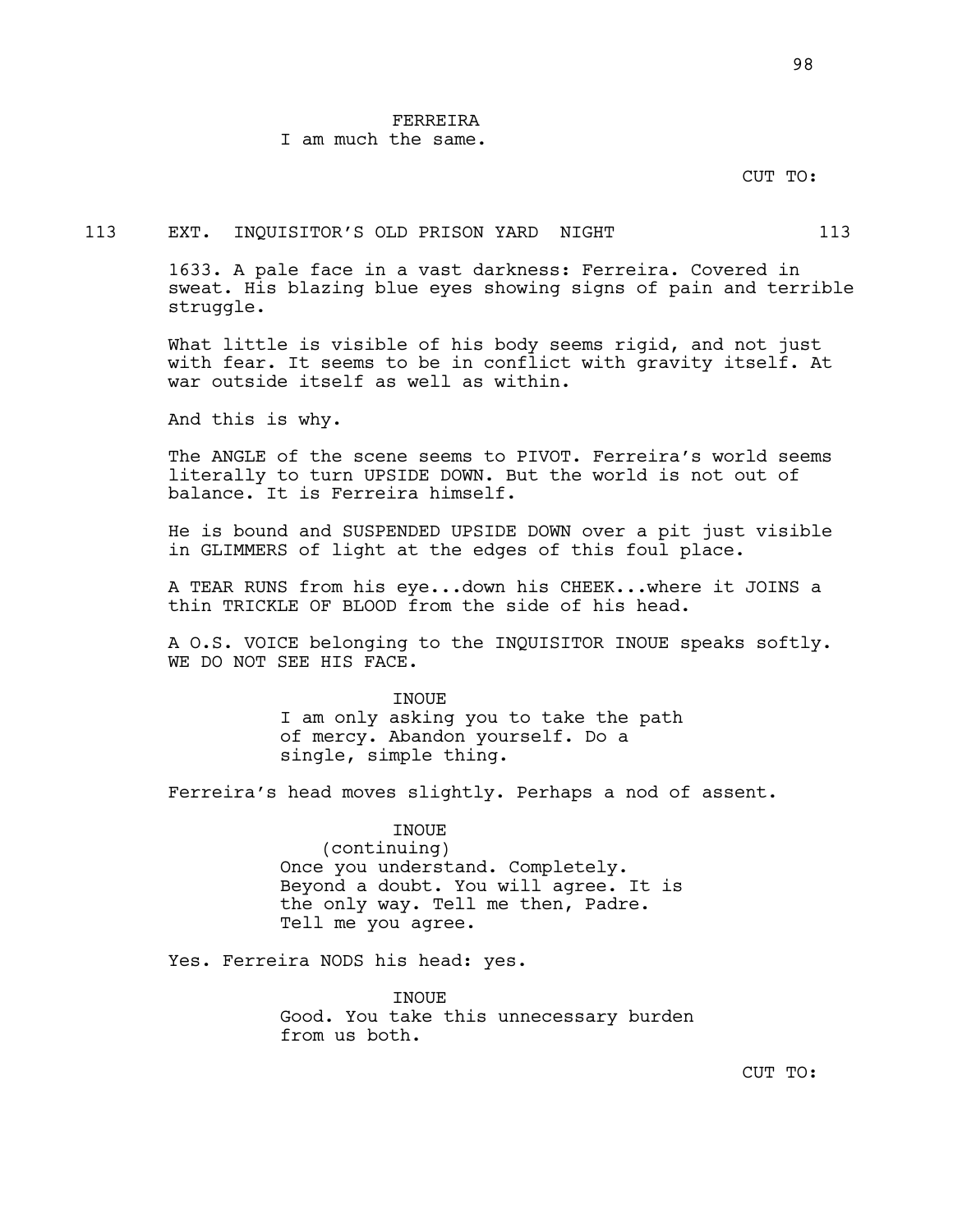FERREIRA
I am much the same.

CUT TO:

113 EXT. INQUISITOR'S OLD PRISON YARD NIGHT 113

1633. A pale face in a vast darkness: Ferreira. Covered in sweat. His blazing blue eyes showing signs of pain and terrible struggle.

What little is visible of his body seems rigid, and not just with fear. It seems to be in conflict with gravity itself. At war outside itself as well as within.

And this is why.

The ANGLE of the scene seems to PIVOT. Ferreira's world seems literally to turn UPSIDE DOWN. But the world is not out of balance. It is Ferreira himself.

He is bound and SUSPENDED UPSIDE DOWN over a pit just visible in GLIMMERS of light at the edges of this foul place.

A TEAR RUNS from his eye...down his CHEEK...where it JOINS a thin TRICKLE OF BLOOD from the side of his head.

A O.S. VOICE belonging to the INQUISITOR INOUE speaks softly. WE DO NOT SEE HIS FACE.

INOUE
I am only asking you to take the path of mercy. Abandon yourself. Do a single, simple thing.

Ferreira's head moves slightly. Perhaps a nod of assent.

INOUE
(continuing)
Once you understand. Completely. Beyond a doubt. You will agree. It is the only way. Tell me then, Padre. Tell me you agree.

Yes. Ferreira NODS his head: yes.

INOUE
Good. You take this unnecessary burden from us both.

CUT TO: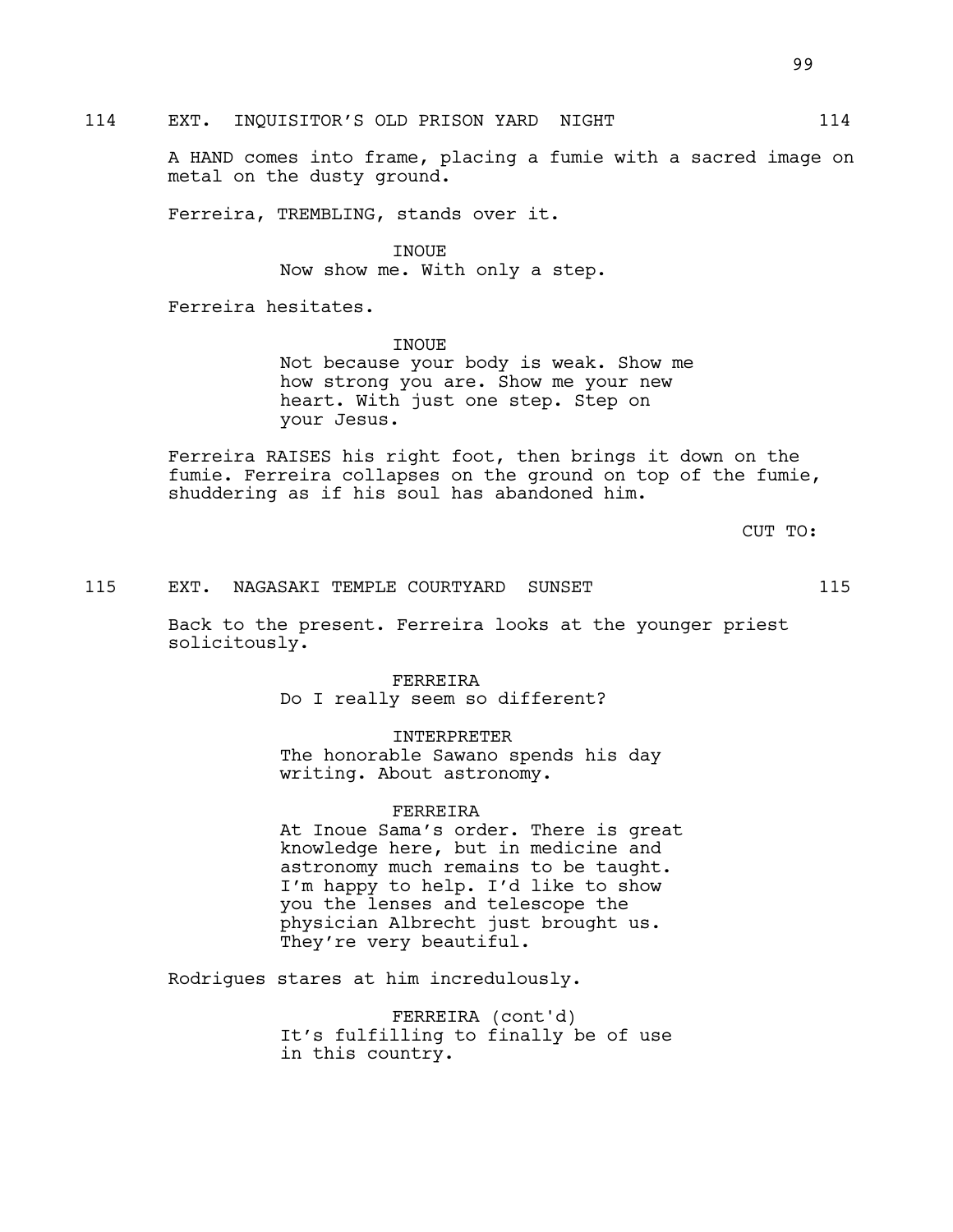114 EXT. INQUISITOR'S OLD PRISON YARD NIGHT 114

A HAND comes into frame, placing a fumie with a sacred image on metal on the dusty ground.

Ferreira, TREMBLING, stands over it.

INOUE
Now show me. With only a step.

Ferreira hesitates.

INOUE
Not because your body is weak. Show me how strong you are. Show me your new heart. With just one step. Step on your Jesus.

Ferreira RAISES his right foot, then brings it down on the fumie. Ferreira collapses on the ground on top of the fumie, shuddering as if his soul has abandoned him.

CUT TO:

115 EXT. NAGASAKI TEMPLE COURTYARD SUNSET 115

Back to the present. Ferreira looks at the younger priest solicitously.

FERREIRA
Do I really seem so different?

INTERPRETER
The honorable Sawano spends his day writing. About astronomy.

FERREIRA
At Inoue Sama's order. There is great knowledge here, but in medicine and astronomy much remains to be taught. I'm happy to help. I'd like to show you the lenses and telescope the physician Albrecht just brought us. They're very beautiful.

Rodrigues stares at him incredulously.

FERREIRA (cont'd)
It's fulfilling to finally be of use in this country.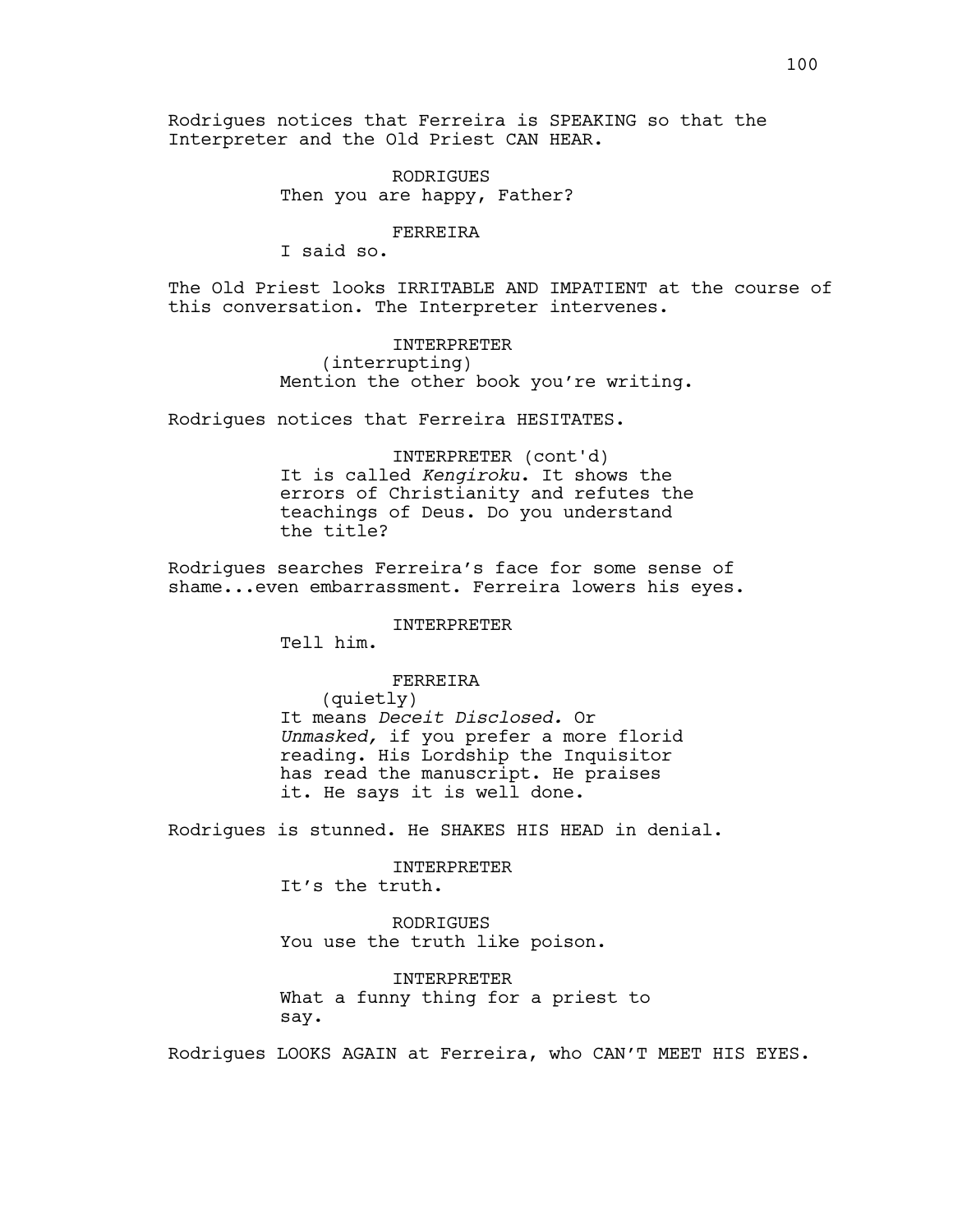Rodrigues notices that Ferreira is SPEAKING so that the Interpreter and the Old Priest CAN HEAR.

RODRIGUES
Then you are happy, Father?

FERREIRA
I said so.

The Old Priest looks IRRITABLE AND IMPATIENT at the course of this conversation. The Interpreter intervenes.

INTERPRETER
(interrupting)
Mention the other book you're writing.

Rodrigues notices that Ferreira HESITATES.

INTERPRETER (cont'd)
It is called *Kengiroku*. It shows the errors of Christianity and refutes the teachings of Deus. Do you understand the title?

Rodrigues searches Ferreira's face for some sense of shame...even embarrassment. Ferreira lowers his eyes.

INTERPRETER
Tell him.

FERREIRA
(quietly)
It means *Deceit Disclosed.* Or *Unmasked,* if you prefer a more florid reading. His Lordship the Inquisitor has read the manuscript. He praises it. He says it is well done.

Rodrigues is stunned. He SHAKES HIS HEAD in denial.

INTERPRETER
It's the truth.

RODRIGUES
You use the truth like poison.

INTERPRETER
What a funny thing for a priest to say.

Rodrigues LOOKS AGAIN at Ferreira, who CAN'T MEET HIS EYES.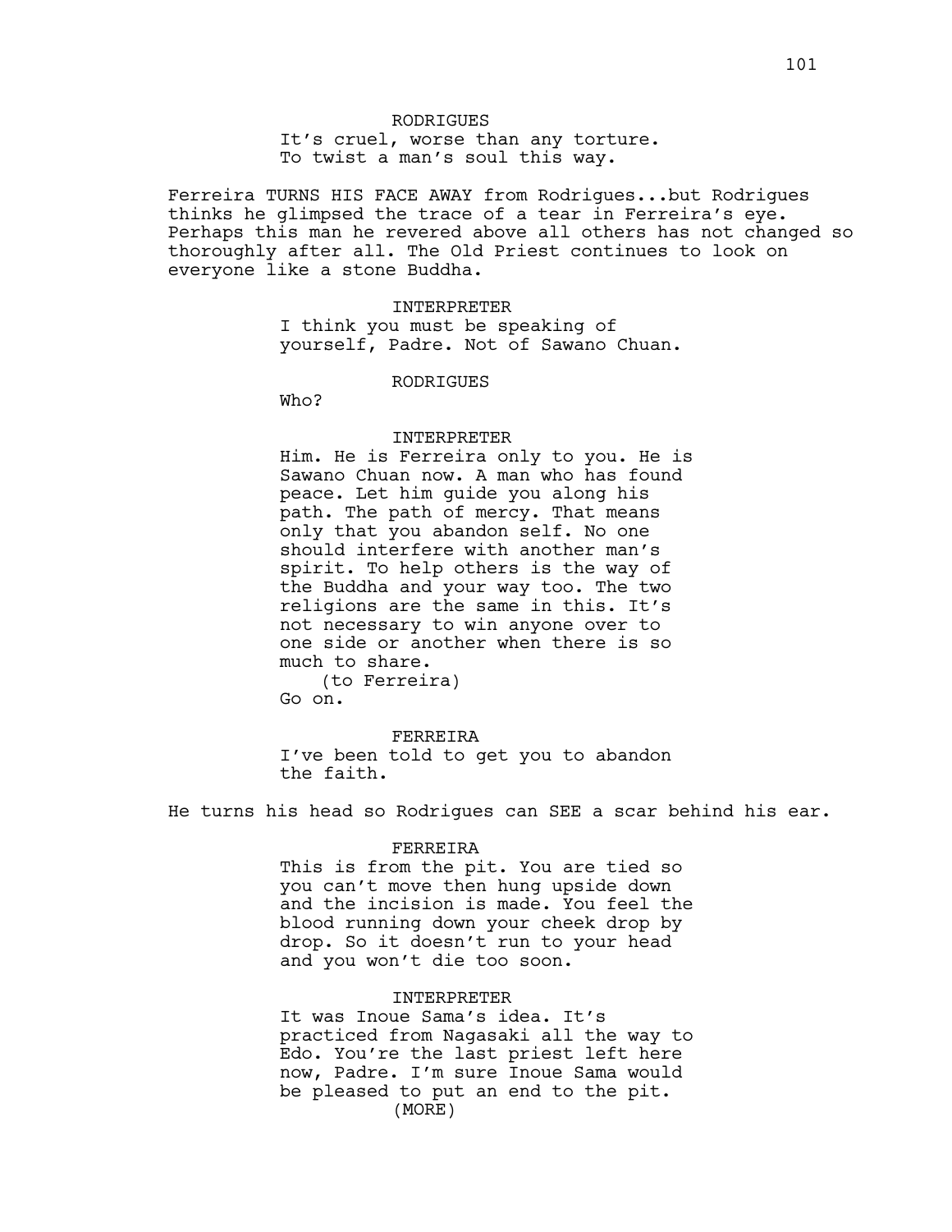RODRIGUES
It's cruel, worse than any torture.
To twist a man's soul this way.

Ferreira TURNS HIS FACE AWAY from Rodrigues...but Rodrigues thinks he glimpsed the trace of a tear in Ferreira's eye. Perhaps this man he revered above all others has not changed so thoroughly after all. The Old Priest continues to look on everyone like a stone Buddha.

INTERPRETER
I think you must be speaking of yourself, Padre. Not of Sawano Chuan.

RODRIGUES
Who?

INTERPRETER
Him. He is Ferreira only to you. He is Sawano Chuan now. A man who has found peace. Let him guide you along his path. The path of mercy. That means only that you abandon self. No one should interfere with another man's spirit. To help others is the way of the Buddha and your way too. The two religions are the same in this. It's not necessary to win anyone over to one side or another when there is so much to share.
(to Ferreira)
Go on.

FERREIRA
I've been told to get you to abandon the faith.

He turns his head so Rodrigues can SEE a scar behind his ear.

FERREIRA
This is from the pit. You are tied so you can't move then hung upside down and the incision is made. You feel the blood running down your cheek drop by drop. So it doesn't run to your head and you won't die too soon.

INTERPRETER
It was Inoue Sama's idea. It's practiced from Nagasaki all the way to Edo. You're the last priest left here now, Padre. I'm sure Inoue Sama would be pleased to put an end to the pit.
(MORE)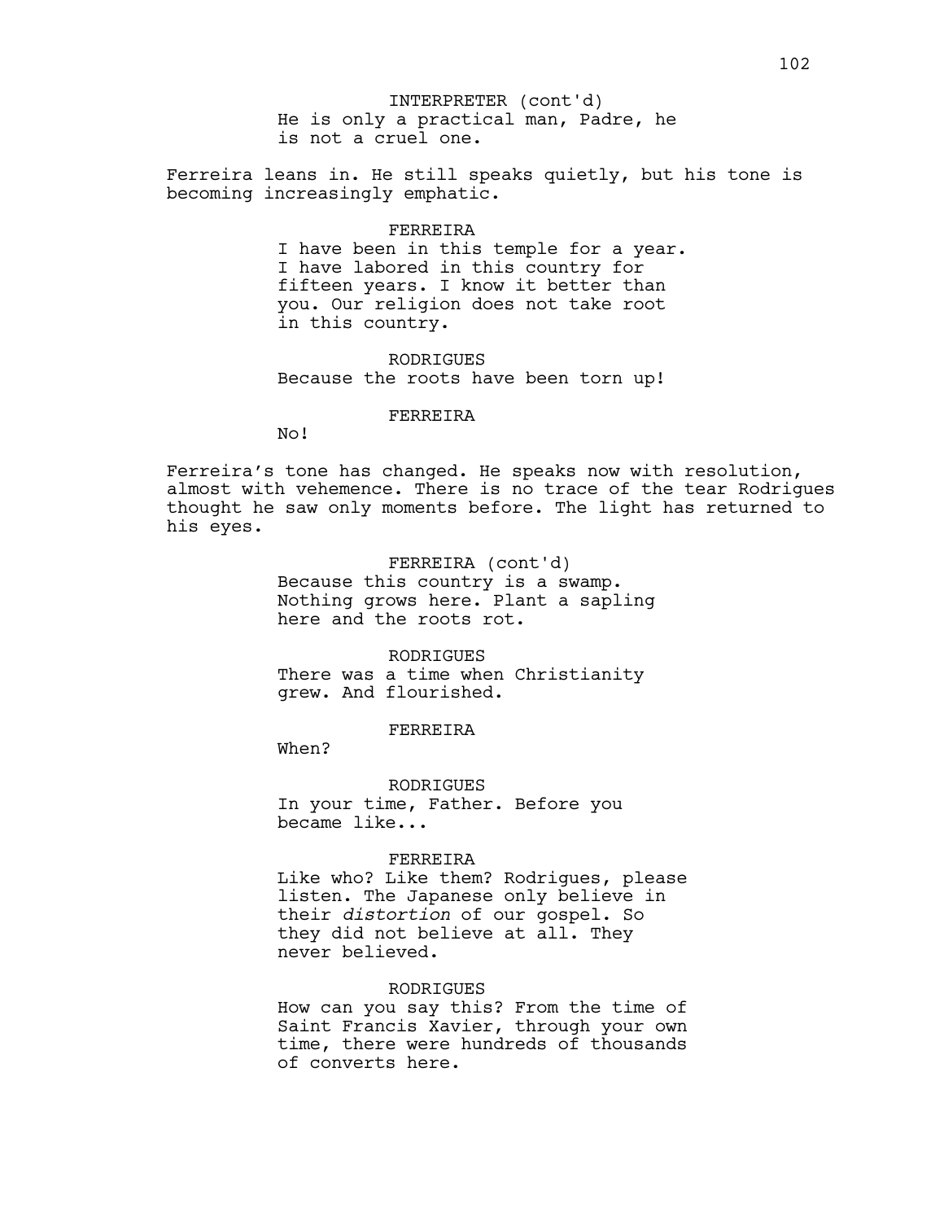INTERPRETER (cont'd)
He is only a practical man, Padre, he is not a cruel one.

Ferreira leans in. He still speaks quietly, but his tone is becoming increasingly emphatic.

FERREIRA
I have been in this temple for a year. I have labored in this country for fifteen years. I know it better than you. Our religion does not take root in this country.

RODRIGUES
Because the roots have been torn up!

FERREIRA
No!

Ferreira's tone has changed. He speaks now with resolution, almost with vehemence. There is no trace of the tear Rodrigues thought he saw only moments before. The light has returned to his eyes.

FERREIRA (cont'd)
Because this country is a swamp. Nothing grows here. Plant a sapling here and the roots rot.

RODRIGUES
There was a time when Christianity grew. And flourished.

FERREIRA
When?

RODRIGUES
In your time, Father. Before you became like...

FERREIRA
Like who? Like them? Rodrigues, please listen. The Japanese only believe in their *distortion* of our gospel. So they did not believe at all. They never believed.

RODRIGUES
How can you say this? From the time of Saint Francis Xavier, through your own time, there were hundreds of thousands of converts here.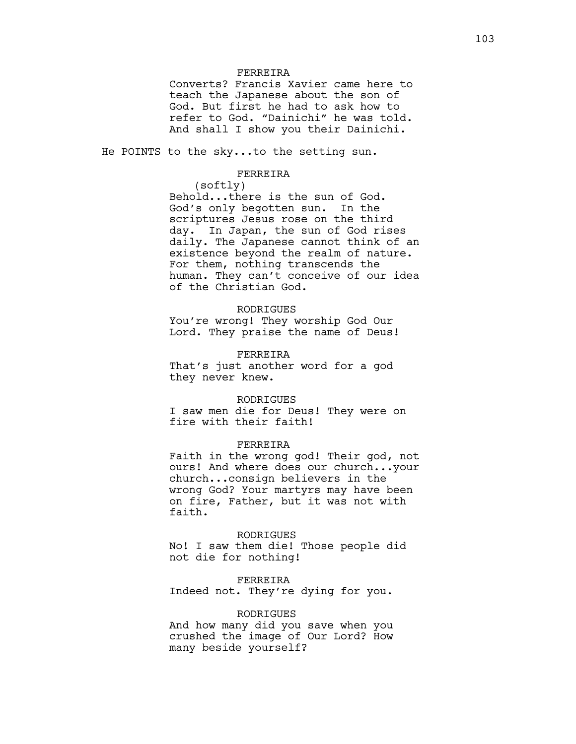FERREIRA

Converts? Francis Xavier came here to teach the Japanese about the son of God. But first he had to ask how to refer to God. "Dainichi" he was told. And shall I show you their Dainichi.

He POINTS to the sky...to the setting sun.

FERREIRA

(softly)

Behold...there is the sun of God. God's only begotten sun. In the scriptures Jesus rose on the third day. In Japan, the sun of God rises daily. The Japanese cannot think of an existence beyond the realm of nature. For them, nothing transcends the human. They can't conceive of our idea of the Christian God.

RODRIGUES

You're wrong! They worship God Our Lord. They praise the name of Deus!

FERREIRA

That's just another word for a god they never knew.

RODRIGUES

I saw men die for Deus! They were on fire with their faith!

FERREIRA

Faith in the wrong god! Their god, not ours! And where does our church...your church...consign believers in the wrong God? Your martyrs may have been on fire, Father, but it was not with faith.

RODRIGUES

No! I saw them die! Those people did not die for nothing!

FERREIRA

Indeed not. They're dying for you.

RODRIGUES

And how many did you save when you crushed the image of Our Lord? How many beside yourself?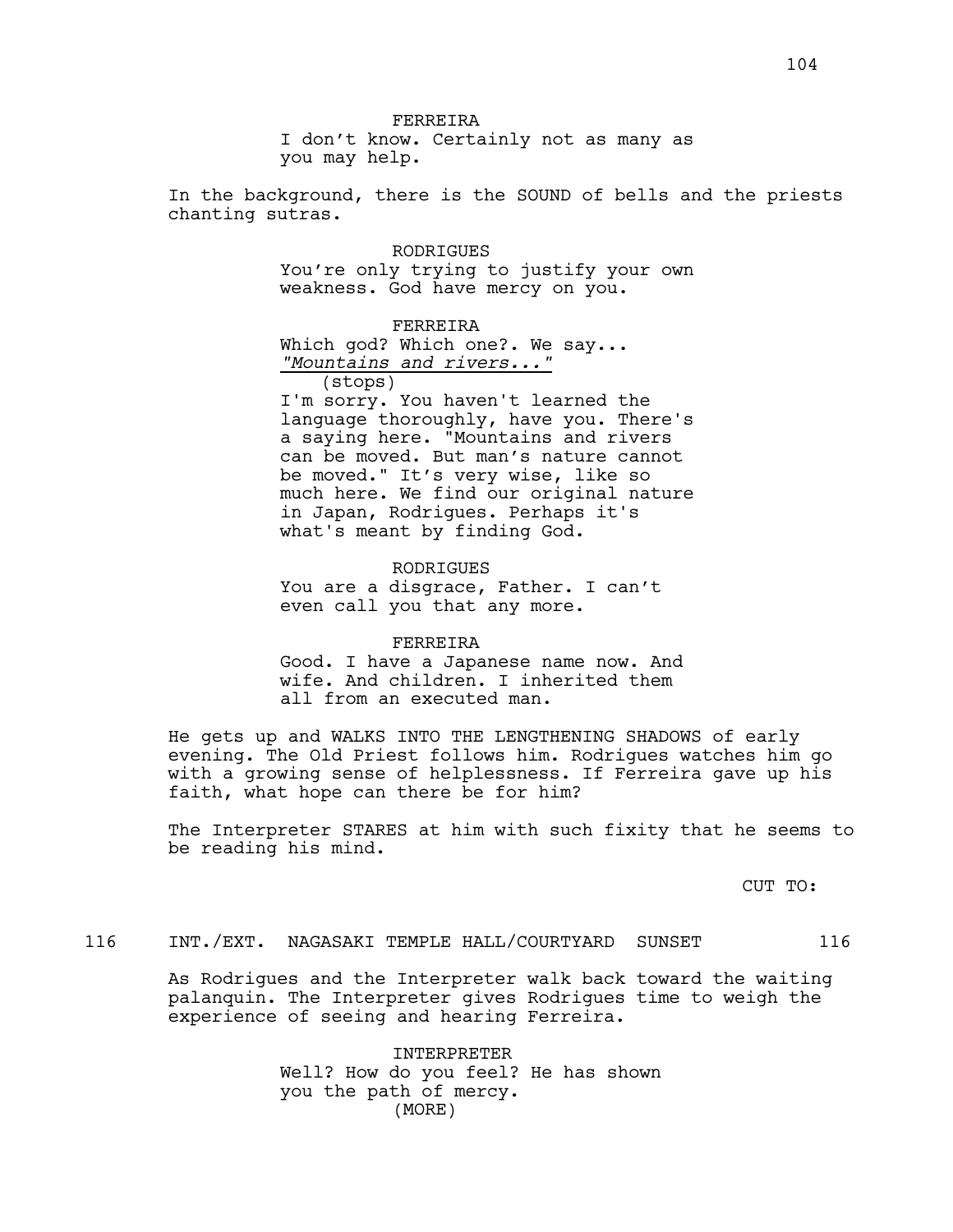FERREIRA

I don't know. Certainly not as many as you may help.

In the background, there is the SOUND of bells and the priests chanting sutras.

RODRIGUES

You're only trying to justify your own weakness. God have mercy on you.

FERREIRA

Which god? Which one?. We say... *"Mountains and rivers..."*

(stops)

I'm sorry. You haven't learned the language thoroughly, have you. There's a saying here. "Mountains and rivers can be moved. But man's nature cannot be moved." It's very wise, like so much here. We find our original nature in Japan, Rodrigues. Perhaps it's what's meant by finding God.

RODRIGUES

You are a disgrace, Father. I can't even call you that any more.

FERREIRA

Good. I have a Japanese name now. And wife. And children. I inherited them all from an executed man.

He gets up and WALKS INTO THE LENGTHENING SHADOWS of early evening. The Old Priest follows him. Rodrigues watches him go with a growing sense of helplessness. If Ferreira gave up his faith, what hope can there be for him?

The Interpreter STARES at him with such fixity that he seems to be reading his mind.

CUT TO:

116 INT./EXT. NAGASAKI TEMPLE HALL/COURTYARD SUNSET 116

As Rodrigues and the Interpreter walk back toward the waiting palanquin. The Interpreter gives Rodrigues time to weigh the experience of seeing and hearing Ferreira.

INTERPRETER

Well? How do you feel? He has shown you the path of mercy.

(MORE)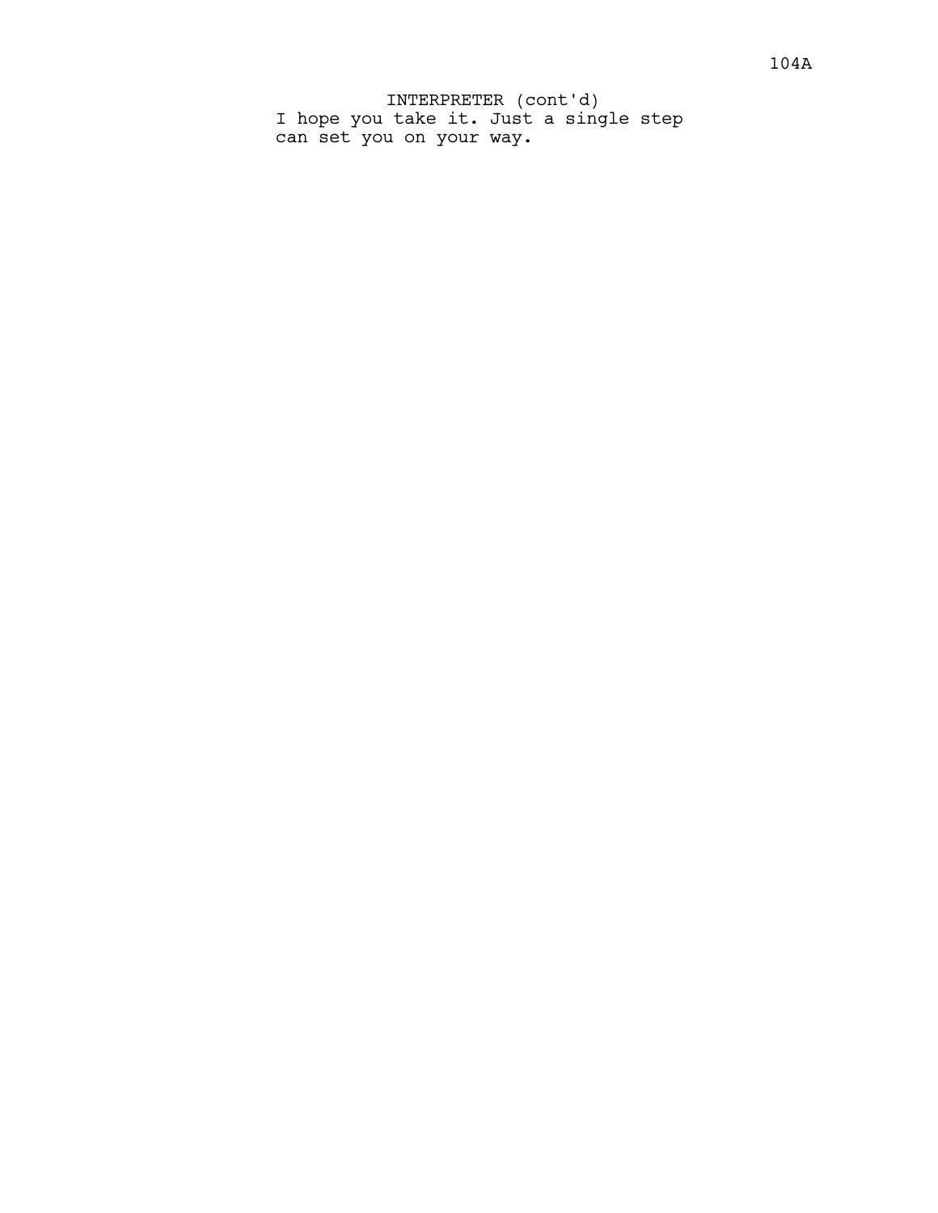INTERPRETER (cont'd)
I hope you take it. Just a single step can set you on your way.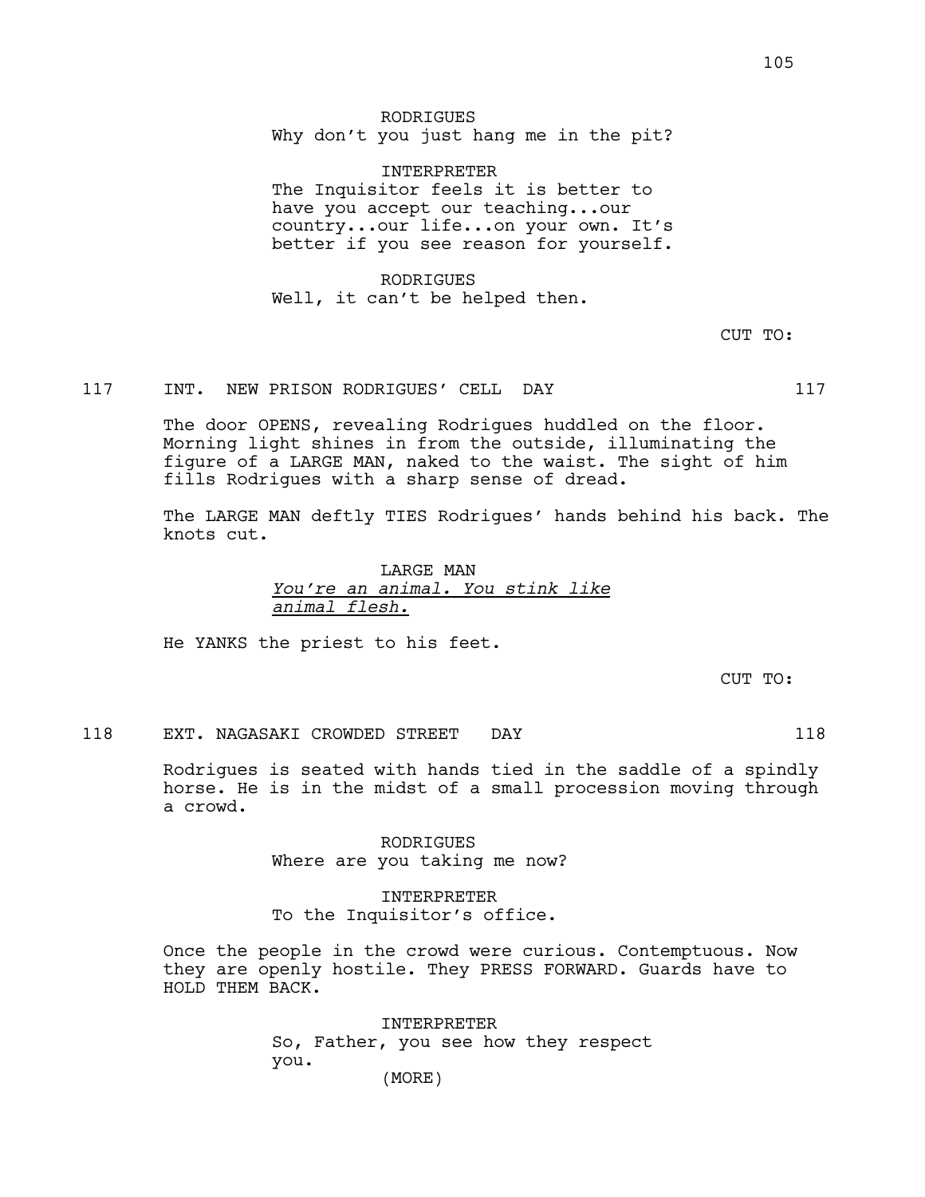RODRIGUES
Why don't you just hang me in the pit?

INTERPRETER
The Inquisitor feels it is better to have you accept our teaching...our country...our life...on your own. It's better if you see reason for yourself.

RODRIGUES
Well, it can't be helped then.

CUT TO:

117 INT. NEW PRISON RODRIGUES' CELL DAY 117

The door OPENS, revealing Rodrigues huddled on the floor. Morning light shines in from the outside, illuminating the figure of a LARGE MAN, naked to the waist. The sight of him fills Rodrigues with a sharp sense of dread.

The LARGE MAN deftly TIES Rodrigues' hands behind his back. The knots cut.

LARGE MAN
<u>You're an animal. You stink like animal flesh.</u>

He YANKS the priest to his feet.

CUT TO:

118 EXT. NAGASAKI CROWDED STREET DAY 118

Rodrigues is seated with hands tied in the saddle of a spindly horse. He is in the midst of a small procession moving through a crowd.

RODRIGUES
Where are you taking me now?

INTERPRETER
To the Inquisitor's office.

Once the people in the crowd were curious. Contemptuous. Now they are openly hostile. They PRESS FORWARD. Guards have to HOLD THEM BACK.

INTERPRETER
So, Father, you see how they respect you.
(MORE)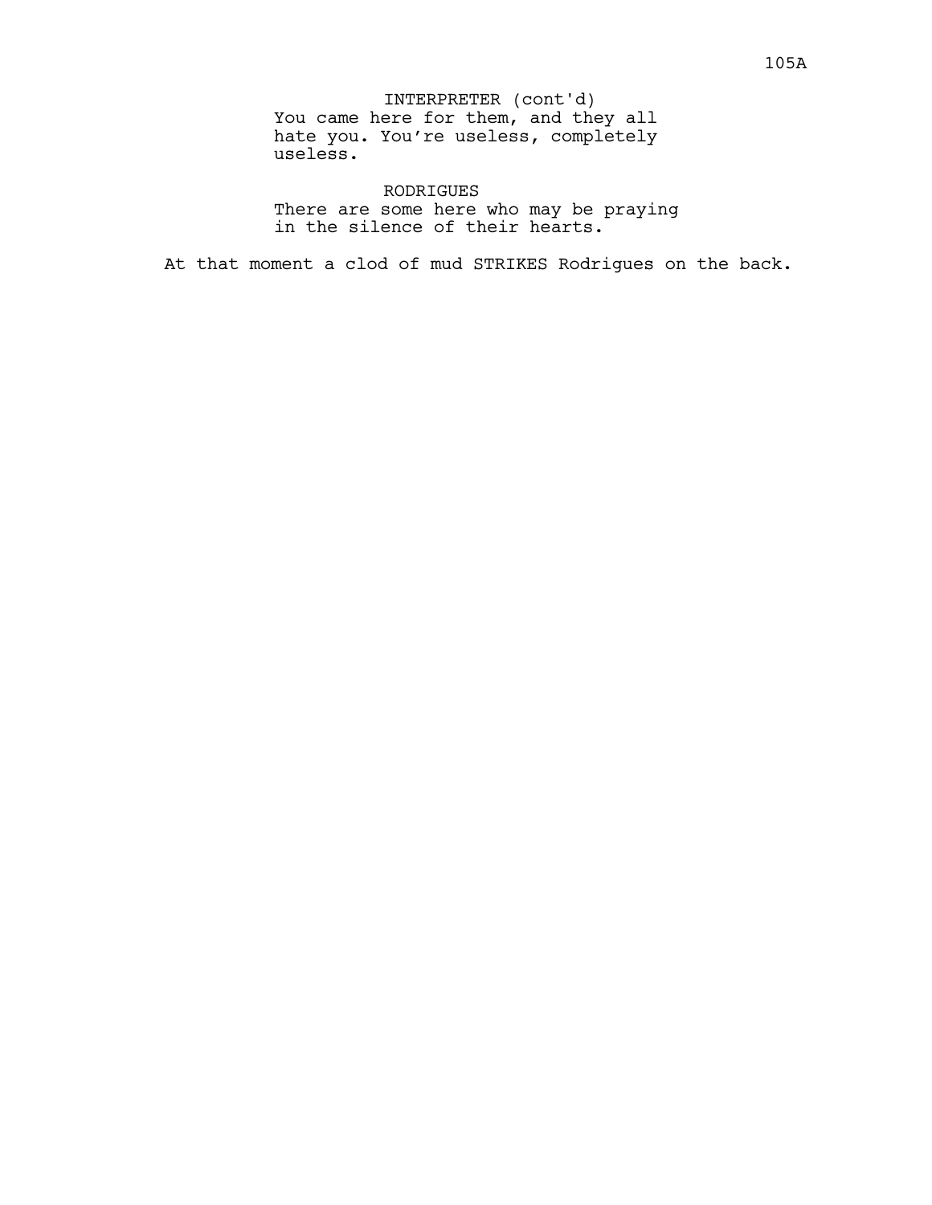INTERPRETER (cont'd)
You came here for them, and they all hate you. You're useless, completely useless.

RODRIGUES
There are some here who may be praying in the silence of their hearts.

At that moment a clod of mud STRIKES Rodrigues on the back.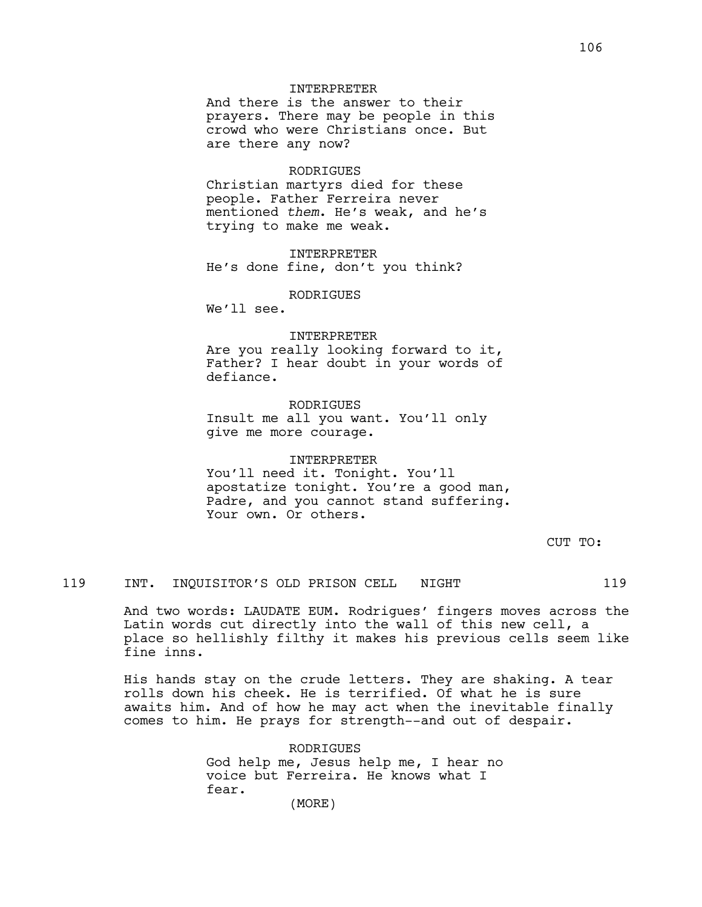INTERPRETER
And there is the answer to their prayers. There may be people in this crowd who were Christians once. But are there any now?

RODRIGUES
Christian martyrs died for these people. Father Ferreira never mentioned *them*. He's weak, and he's trying to make me weak.

INTERPRETER
He's done fine, don't you think?

RODRIGUES
We'll see.

INTERPRETER
Are you really looking forward to it, Father? I hear doubt in your words of defiance.

RODRIGUES
Insult me all you want. You'll only give me more courage.

INTERPRETER
You'll need it. Tonight. You'll apostatize tonight. You're a good man, Padre, and you cannot stand suffering. Your own. Or others.

CUT TO:

119 INT. INQUISITOR'S OLD PRISON CELL NIGHT 119

And two words: LAUDATE EUM. Rodrigues' fingers moves across the Latin words cut directly into the wall of this new cell, a place so hellishly filthy it makes his previous cells seem like fine inns.

His hands stay on the crude letters. They are shaking. A tear rolls down his cheek. He is terrified. Of what he is sure awaits him. And of how he may act when the inevitable finally comes to him. He prays for strength--and out of despair.

RODRIGUES
God help me, Jesus help me, I hear no voice but Ferreira. He knows what I fear.
(MORE)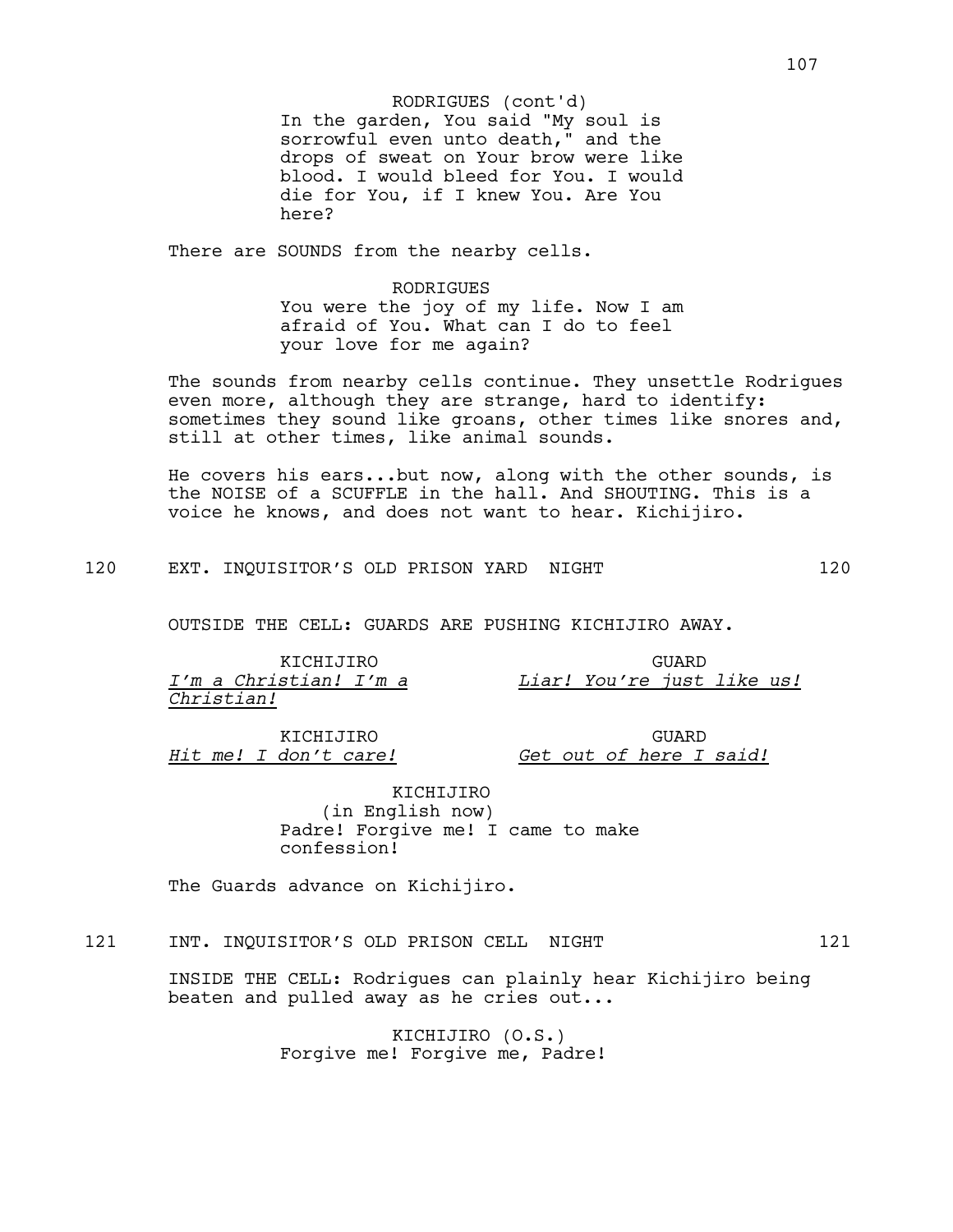RODRIGUES (cont'd)
In the garden, You said "My soul is sorrowful even unto death," and the drops of sweat on Your brow were like blood. I would bleed for You. I would die for You, if I knew You. Are You here?

There are SOUNDS from the nearby cells.

RODRIGUES
You were the joy of my life. Now I am afraid of You. What can I do to feel your love for me again?

The sounds from nearby cells continue. They unsettle Rodrigues even more, although they are strange, hard to identify: sometimes they sound like groans, other times like snores and, still at other times, like animal sounds.

He covers his ears...but now, along with the other sounds, is the NOISE of a SCUFFLE in the hall. And SHOUTING. This is a voice he knows, and does not want to hear. Kichijiro.

120 EXT. INQUISITOR'S OLD PRISON YARD NIGHT 120

OUTSIDE THE CELL: GUARDS ARE PUSHING KICHIJIRO AWAY.

KICHIJIRO
_I'm a Christian! I'm a Christian!_

GUARD
_Liar! You're just like us!_

KICHIJIRO
_Hit me! I don't care!_

GUARD
_Get out of here I said!_

KICHIJIRO
(in English now)
Padre! Forgive me! I came to make confession!

The Guards advance on Kichijiro.

121 INT. INQUISITOR'S OLD PRISON CELL NIGHT 121

INSIDE THE CELL: Rodrigues can plainly hear Kichijiro being beaten and pulled away as he cries out...

KICHIJIRO (O.S.)
Forgive me! Forgive me, Padre!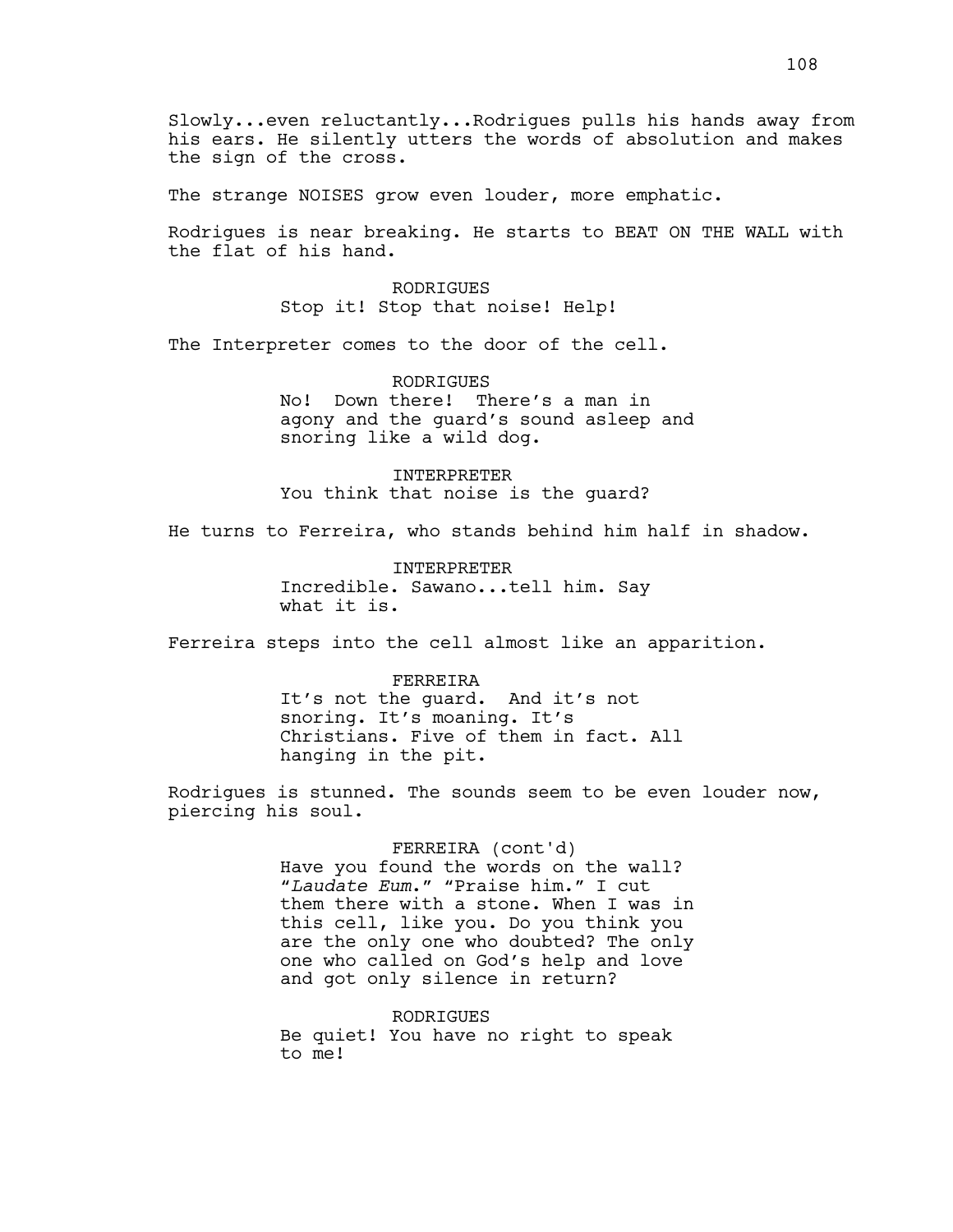Slowly...even reluctantly...Rodrigues pulls his hands away from his ears. He silently utters the words of absolution and makes the sign of the cross.

The strange NOISES grow even louder, more emphatic.

Rodrigues is near breaking. He starts to BEAT ON THE WALL with the flat of his hand.

RODRIGUES
Stop it! Stop that noise! Help!

The Interpreter comes to the door of the cell.

RODRIGUES
No! Down there! There's a man in agony and the guard's sound asleep and snoring like a wild dog.

INTERPRETER
You think that noise is the guard?

He turns to Ferreira, who stands behind him half in shadow.

INTERPRETER
Incredible. Sawano...tell him. Say what it is.

Ferreira steps into the cell almost like an apparition.

FERREIRA
It's not the guard. And it's not snoring. It's moaning. It's Christians. Five of them in fact. All hanging in the pit.

Rodrigues is stunned. The sounds seem to be even louder now, piercing his soul.

FERREIRA (cont'd)
Have you found the words on the wall? "*Laudate Eum*." "Praise him." I cut them there with a stone. When I was in this cell, like you. Do you think you are the only one who doubted? The only one who called on God's help and love and got only silence in return?

RODRIGUES
Be quiet! You have no right to speak to me!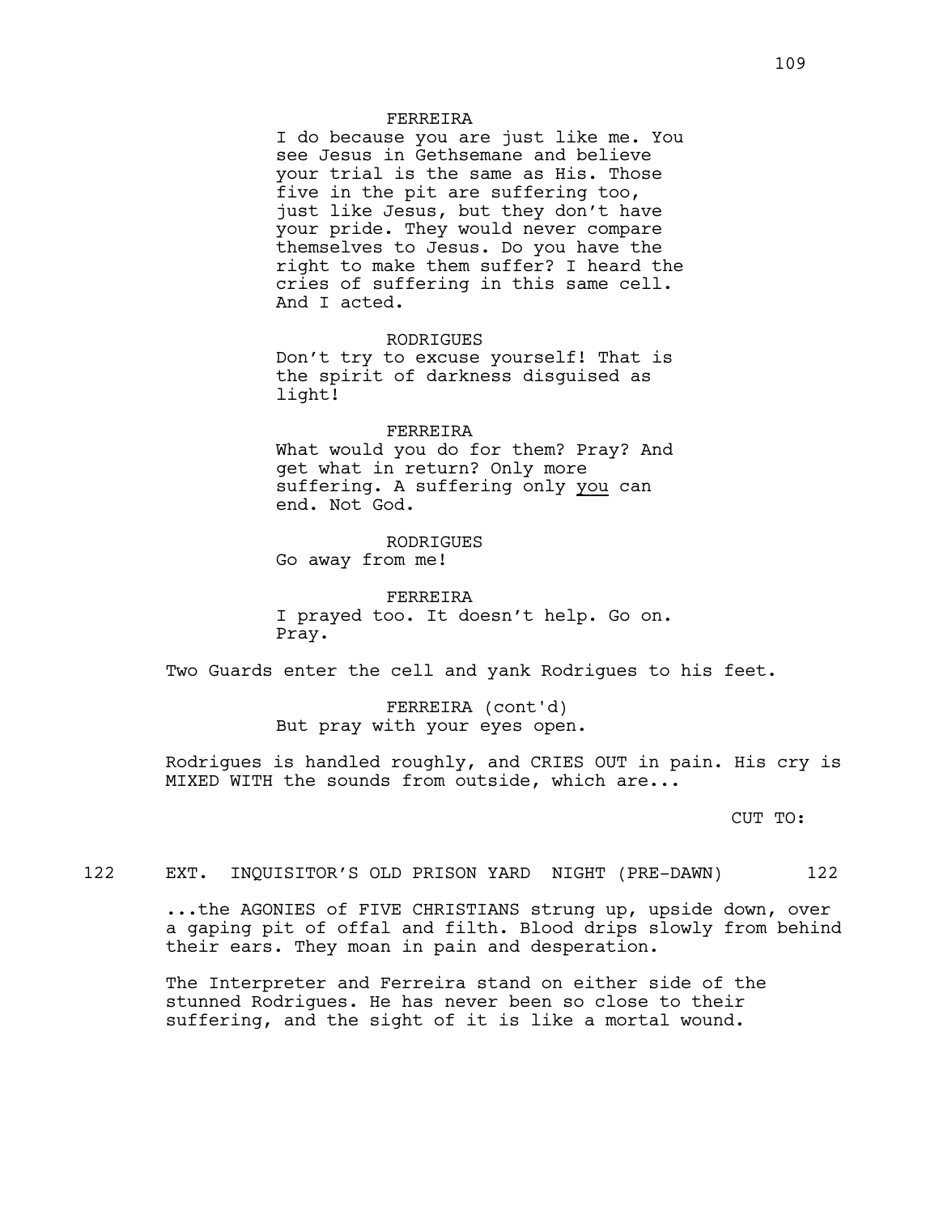FERREIRA
I do because you are just like me. You see Jesus in Gethsemane and believe your trial is the same as His. Those five in the pit are suffering too, just like Jesus, but they don't have your pride. They would never compare themselves to Jesus. Do you have the right to make them suffer? I heard the cries of suffering in this same cell. And I acted.

RODRIGUES
Don't try to excuse yourself! That is the spirit of darkness disguised as light!

FERREIRA
What would you do for them? Pray? And get what in return? Only more suffering. A suffering only <u>you</u> can end. Not God.

RODRIGUES
Go away from me!

FERREIRA
I prayed too. It doesn't help. Go on. Pray.

Two Guards enter the cell and yank Rodrigues to his feet.

FERREIRA (cont'd)
But pray with your eyes open.

Rodrigues is handled roughly, and CRIES OUT in pain. His cry is MIXED WITH the sounds from outside, which are...

CUT TO:

122 EXT. INQUISITOR'S OLD PRISON YARD NIGHT (PRE-DAWN) 122

...the AGONIES of FIVE CHRISTIANS strung up, upside down, over a gaping pit of offal and filth. Blood drips slowly from behind their ears. They moan in pain and desperation.

The Interpreter and Ferreira stand on either side of the stunned Rodrigues. He has never been so close to their suffering, and the sight of it is like a mortal wound.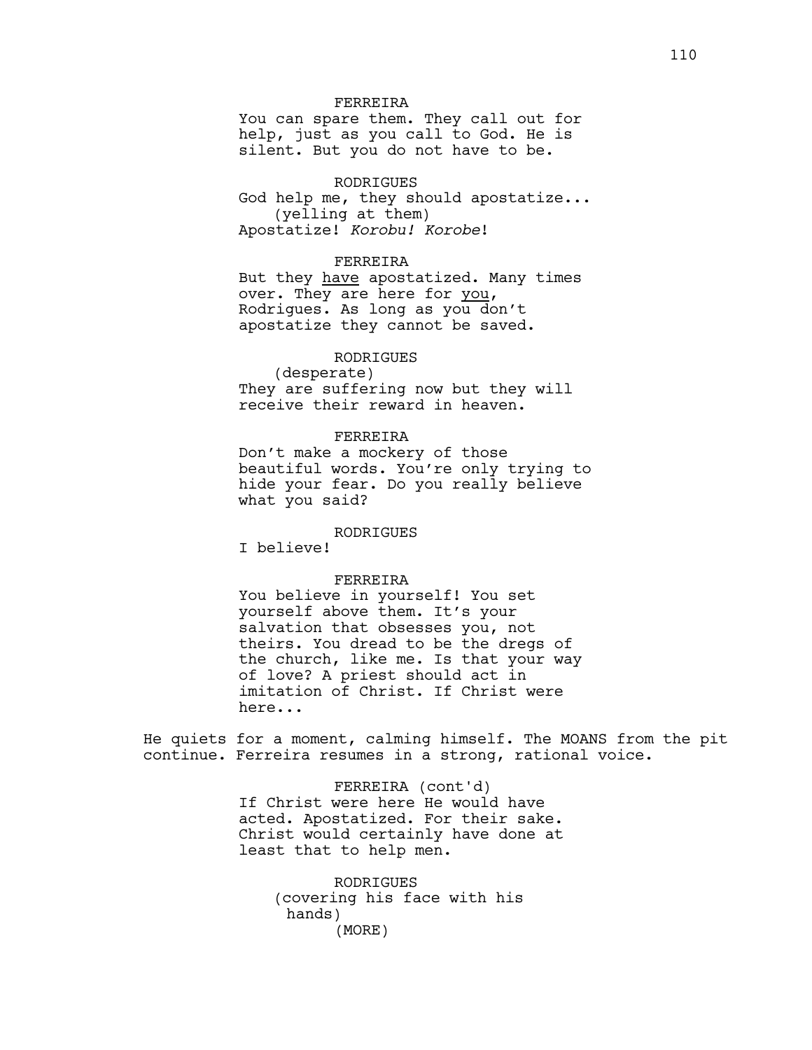FERREIRA

You can spare them. They call out for help, just as you call to God. He is silent. But you do not have to be.

RODRIGUES

God help me, they should apostatize...

(yelling at them)

Apostatize! *Korobu! Korobe*!

FERREIRA

But they <u>have</u> apostatized. Many times over. They are here for <u>you</u>, Rodrigues. As long as you don't apostatize they cannot be saved.

RODRIGUES

(desperate)

They are suffering now but they will receive their reward in heaven.

FERREIRA

Don't make a mockery of those beautiful words. You're only trying to hide your fear. Do you really believe what you said?

RODRIGUES

I believe!

FERREIRA

You believe in yourself! You set yourself above them. It's your salvation that obsesses you, not theirs. You dread to be the dregs of the church, like me. Is that your way of love? A priest should act in imitation of Christ. If Christ were here...

He quiets for a moment, calming himself. The MOANS from the pit continue. Ferreira resumes in a strong, rational voice.

FERREIRA (cont'd)

If Christ were here He would have acted. Apostatized. For their sake. Christ would certainly have done at least that to help men.

RODRIGUES

(covering his face with his hands)

(MORE)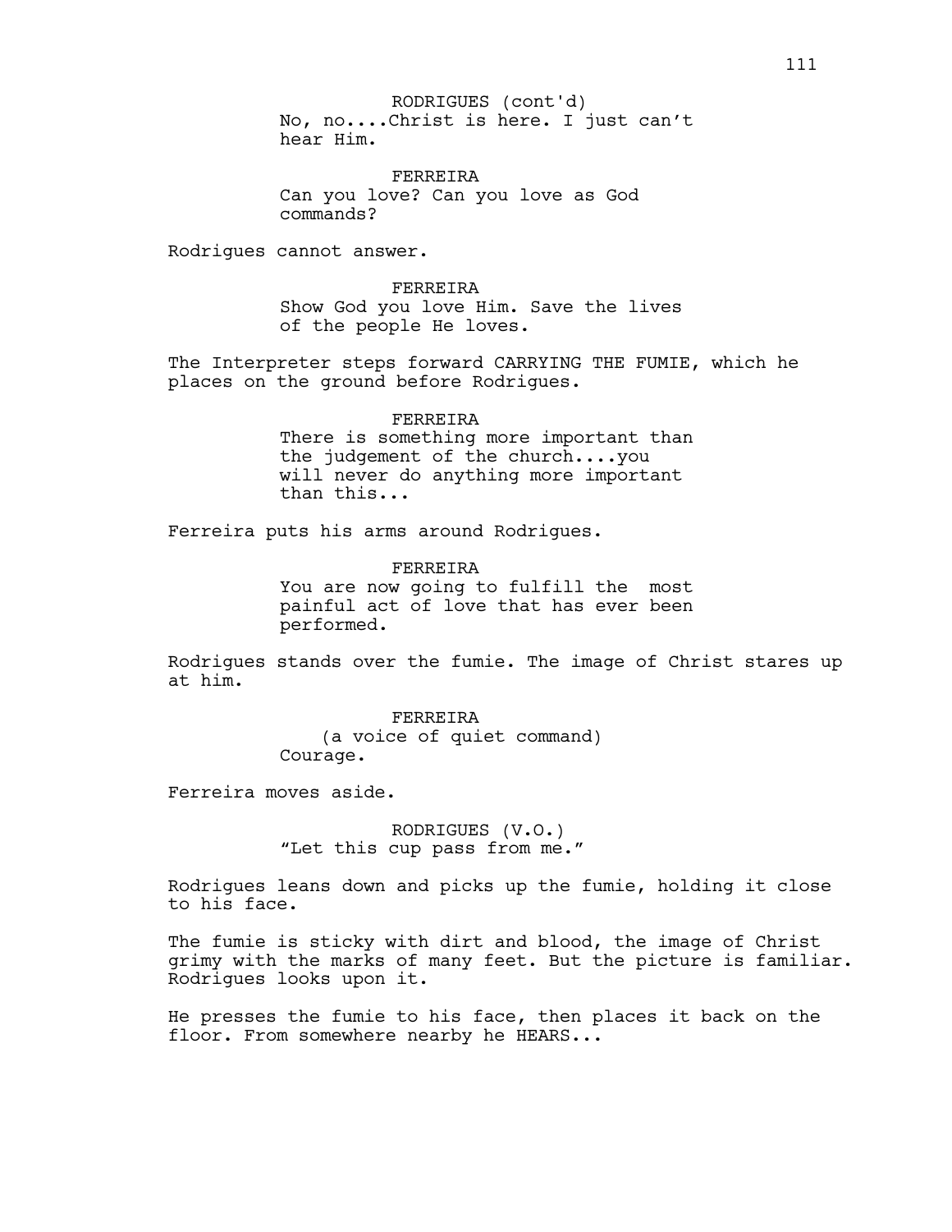RODRIGUES (cont'd)
No, no....Christ is here. I just can’t hear Him.

FERREIRA
Can you love? Can you love as God commands?

Rodrigues cannot answer.

FERREIRA
Show God you love Him. Save the lives of the people He loves.

The Interpreter steps forward CARRYING THE FUMIE, which he places on the ground before Rodrigues.

FERREIRA
There is something more important than the judgement of the church....you will never do anything more important than this...

Ferreira puts his arms around Rodrigues.

FERREIRA
You are now going to fulfill the most painful act of love that has ever been performed.

Rodrigues stands over the fumie. The image of Christ stares up at him.

FERREIRA
(a voice of quiet command)
Courage.

Ferreira moves aside.

RODRIGUES (V.O.)
“Let this cup pass from me.”

Rodrigues leans down and picks up the fumie, holding it close to his face.

The fumie is sticky with dirt and blood, the image of Christ grimy with the marks of many feet. But the picture is familiar. Rodrigues looks upon it.

He presses the fumie to his face, then places it back on the floor. From somewhere nearby he HEARS...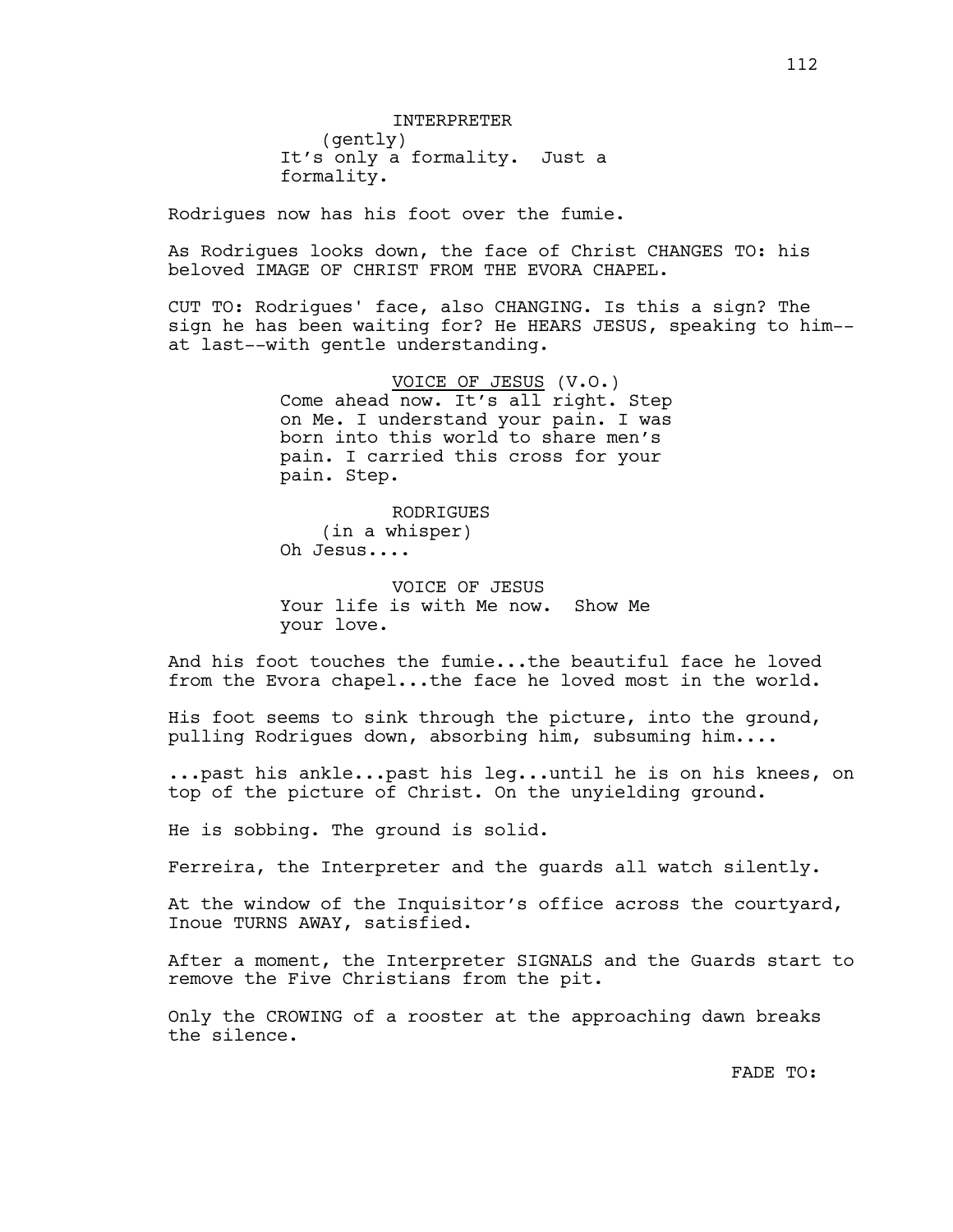INTERPRETER
(gently)
It's only a formality. Just a formality.

Rodrigues now has his foot over the fumie.

As Rodrigues looks down, the face of Christ CHANGES TO: his beloved IMAGE OF CHRIST FROM THE EVORA CHAPEL.

CUT TO: Rodrigues' face, also CHANGING. Is this a sign? The sign he has been waiting for? He HEARS JESUS, speaking to him--at last--with gentle understanding.

VOICE OF JESUS (V.O.)
Come ahead now. It's all right. Step on Me. I understand your pain. I was born into this world to share men's pain. I carried this cross for your pain. Step.

RODRIGUES
(in a whisper)
Oh Jesus....

VOICE OF JESUS
Your life is with Me now. Show Me your love.

And his foot touches the fumie...the beautiful face he loved from the Evora chapel...the face he loved most in the world.

His foot seems to sink through the picture, into the ground, pulling Rodrigues down, absorbing him, subsuming him....

...past his ankle...past his leg...until he is on his knees, on top of the picture of Christ. On the unyielding ground.

He is sobbing. The ground is solid.

Ferreira, the Interpreter and the guards all watch silently.

At the window of the Inquisitor's office across the courtyard, Inoue TURNS AWAY, satisfied.

After a moment, the Interpreter SIGNALS and the Guards start to remove the Five Christians from the pit.

Only the CROWING of a rooster at the approaching dawn breaks the silence.

FADE TO: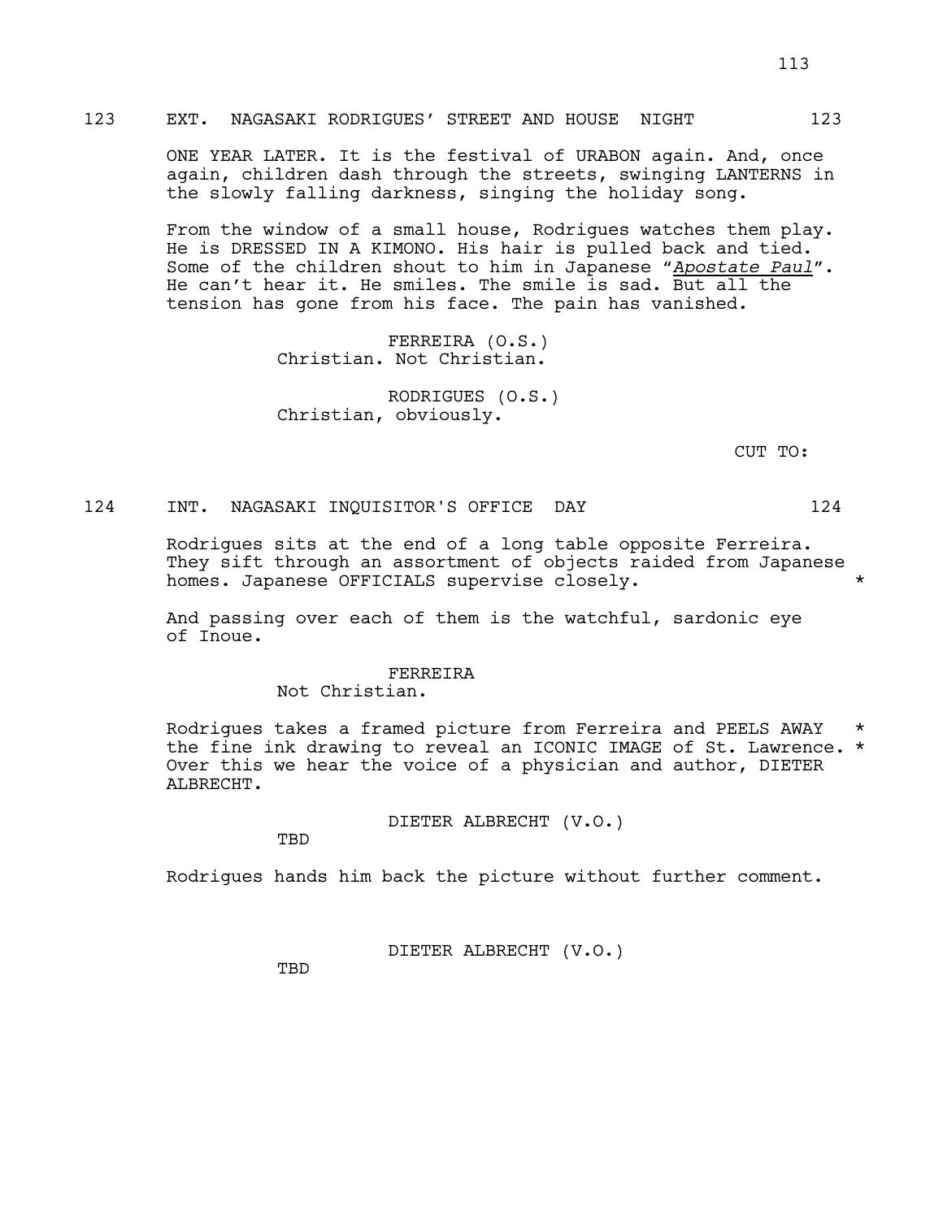123 EXT. NAGASAKI RODRIGUES' STREET AND HOUSE NIGHT 123

ONE YEAR LATER. It is the festival of URABON again. And, once again, children dash through the streets, swinging LANTERNS in the slowly falling darkness, singing the holiday song.

From the window of a small house, Rodrigues watches them play. He is DRESSED IN A KIMONO. His hair is pulled back and tied. Some of the children shout to him in Japanese "*Apostate Paul*". He can't hear it. He smiles. The smile is sad. But all the tension has gone from his face. The pain has vanished.

FERREIRA (O.S.)
Christian. Not Christian.

RODRIGUES (O.S.)
Christian, obviously.

CUT TO:

124 INT. NAGASAKI INQUISITOR'S OFFICE DAY 124

Rodrigues sits at the end of a long table opposite Ferreira. They sift through an assortment of objects raided from Japanese homes. Japanese OFFICIALS supervise closely. *

And passing over each of them is the watchful, sardonic eye of Inoue.

FERREIRA
Not Christian.

Rodrigues takes a framed picture from Ferreira and PEELS AWAY * the fine ink drawing to reveal an ICONIC IMAGE of St. Lawrence. * Over this we hear the voice of a physician and author, DIETER ALBRECHT.

DIETER ALBRECHT (V.O.)
TBD

Rodrigues hands him back the picture without further comment.

DIETER ALBRECHT (V.O.)
TBD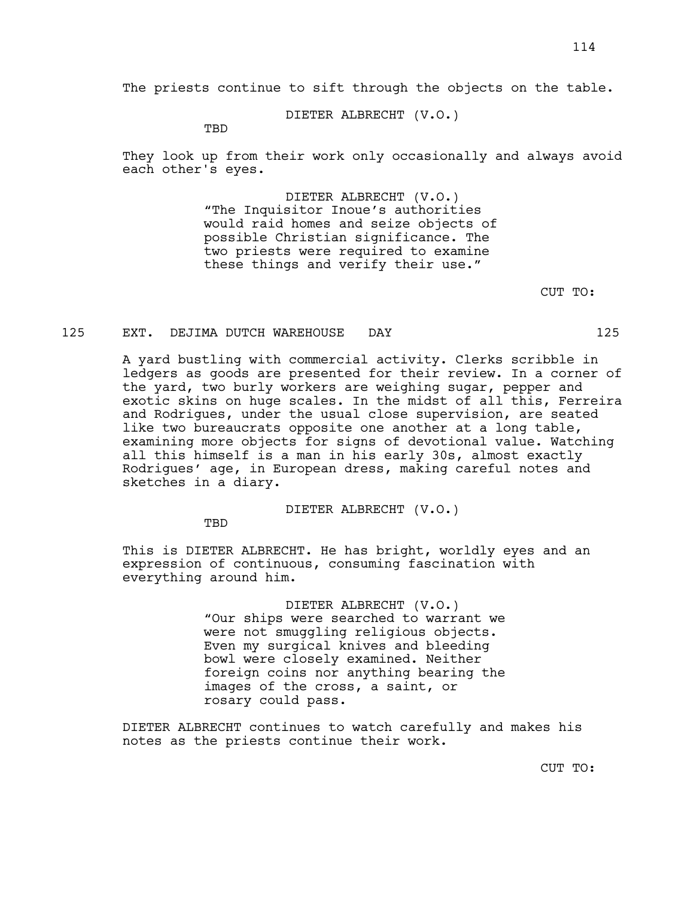The priests continue to sift through the objects on the table.

DIETER ALBRECHT (V.O.)
TBD

They look up from their work only occasionally and always avoid each other's eyes.

DIETER ALBRECHT (V.O.)
"The Inquisitor Inoue's authorities would raid homes and seize objects of possible Christian significance. The two priests were required to examine these things and verify their use."

CUT TO:

125 EXT. DEJIMA DUTCH WAREHOUSE DAY 125

A yard bustling with commercial activity. Clerks scribble in ledgers as goods are presented for their review. In a corner of the yard, two burly workers are weighing sugar, pepper and exotic skins on huge scales. In the midst of all this, Ferreira and Rodrigues, under the usual close supervision, are seated like two bureaucrats opposite one another at a long table, examining more objects for signs of devotional value. Watching all this himself is a man in his early 30s, almost exactly Rodrigues' age, in European dress, making careful notes and sketches in a diary.

DIETER ALBRECHT (V.O.)
TBD

This is DIETER ALBRECHT. He has bright, worldly eyes and an expression of continuous, consuming fascination with everything around him.

DIETER ALBRECHT (V.O.)
"Our ships were searched to warrant we were not smuggling religious objects. Even my surgical knives and bleeding bowl were closely examined. Neither foreign coins nor anything bearing the images of the cross, a saint, or rosary could pass.

DIETER ALBRECHT continues to watch carefully and makes his notes as the priests continue their work.

CUT TO: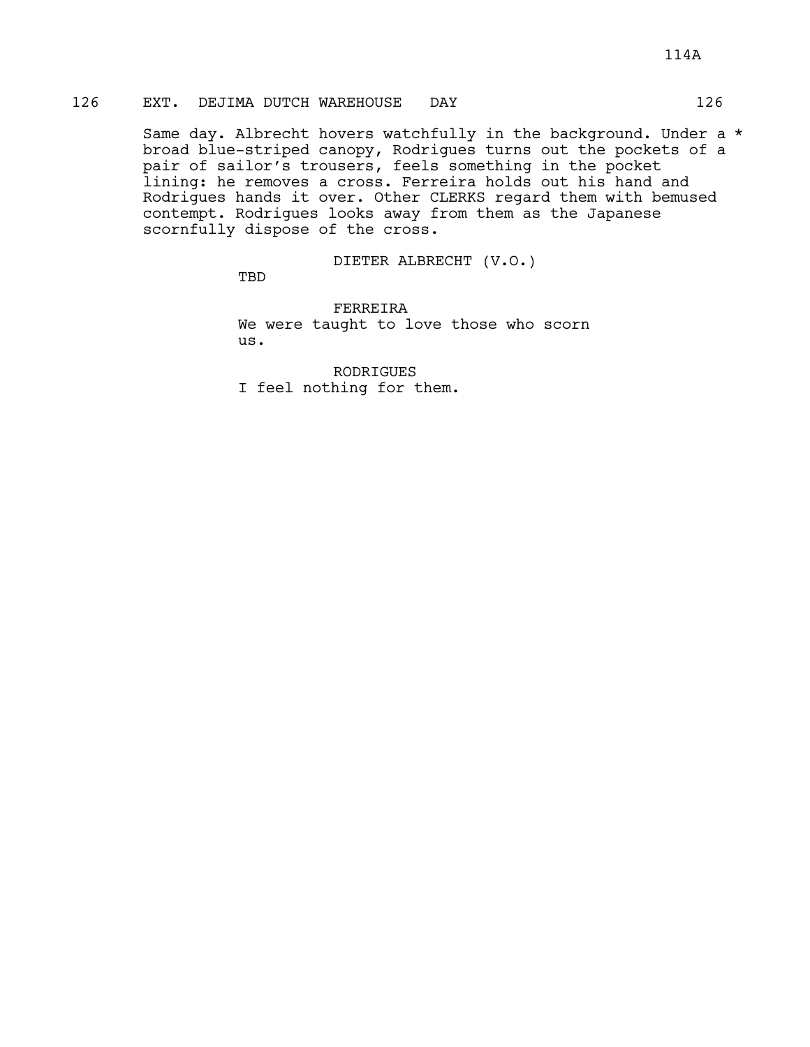126 EXT. DEJIMA DUTCH WAREHOUSE DAY 126

Same day. Albrecht hovers watchfully in the background. Under a * broad blue-striped canopy, Rodrigues turns out the pockets of a pair of sailor's trousers, feels something in the pocket lining: he removes a cross. Ferreira holds out his hand and Rodrigues hands it over. Other CLERKS regard them with bemused contempt. Rodrigues looks away from them as the Japanese scornfully dispose of the cross.

DIETER ALBRECHT (V.O.)
TBD

FERREIRA
We were taught to love those who scorn us.

RODRIGUES
I feel nothing for them.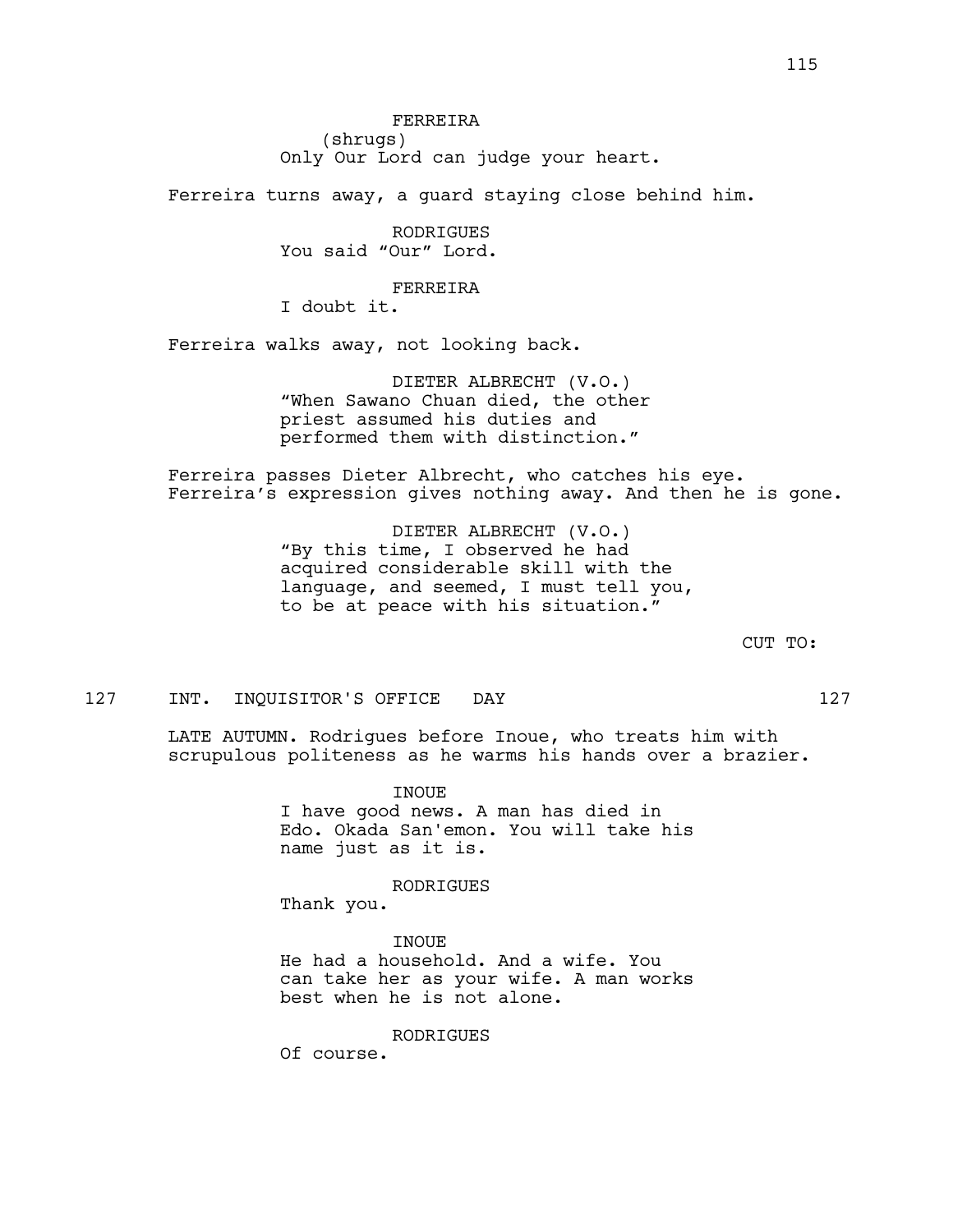FERREIRA
(shrugs)
Only Our Lord can judge your heart.

Ferreira turns away, a guard staying close behind him.

RODRIGUES
You said “Our” Lord.

FERREIRA
I doubt it.

Ferreira walks away, not looking back.

DIETER ALBRECHT (V.O.)
“When Sawano Chuan died, the other priest assumed his duties and performed them with distinction.”

Ferreira passes Dieter Albrecht, who catches his eye. Ferreira’s expression gives nothing away. And then he is gone.

DIETER ALBRECHT (V.O.)
“By this time, I observed he had acquired considerable skill with the language, and seemed, I must tell you, to be at peace with his situation.”

CUT TO:

127 INT. INQUISITOR'S OFFICE DAY 127

LATE AUTUMN. Rodrigues before Inoue, who treats him with scrupulous politeness as he warms his hands over a brazier.

INOUE
I have good news. A man has died in Edo. Okada San'emon. You will take his name just as it is.

RODRIGUES
Thank you.

INOUE
He had a household. And a wife. You can take her as your wife. A man works best when he is not alone.

RODRIGUES
Of course.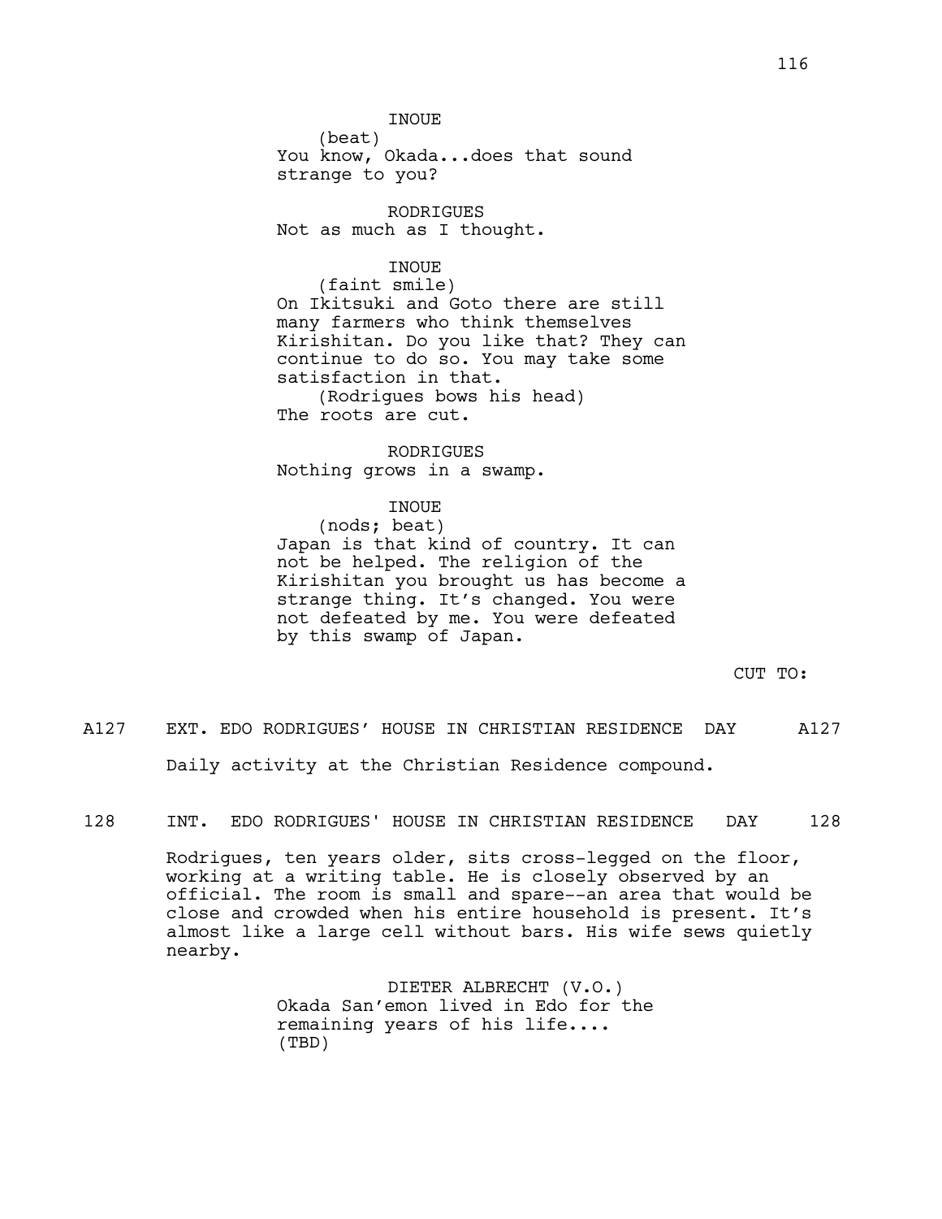INOUE
(beat)
You know, Okada...does that sound strange to you?

RODRIGUES
Not as much as I thought.

INOUE
(faint smile)
On Ikitsuki and Goto there are still many farmers who think themselves Kirishitan. Do you like that? They can continue to do so. You may take some satisfaction in that.
(Rodrigues bows his head)
The roots are cut.

RODRIGUES
Nothing grows in a swamp.

INOUE
(nods; beat)
Japan is that kind of country. It can not be helped. The religion of the Kirishitan you brought us has become a strange thing. It's changed. You were not defeated by me. You were defeated by this swamp of Japan.

CUT TO:

A127 EXT. EDO RODRIGUES' HOUSE IN CHRISTIAN RESIDENCE DAY A127

Daily activity at the Christian Residence compound.

128 INT. EDO RODRIGUES' HOUSE IN CHRISTIAN RESIDENCE DAY 128

Rodrigues, ten years older, sits cross-legged on the floor, working at a writing table. He is closely observed by an official. The room is small and spare--an area that would be close and crowded when his entire household is present. It's almost like a large cell without bars. His wife sews quietly nearby.

DIETER ALBRECHT (V.O.)
Okada San'emon lived in Edo for the remaining years of his life....
(TBD)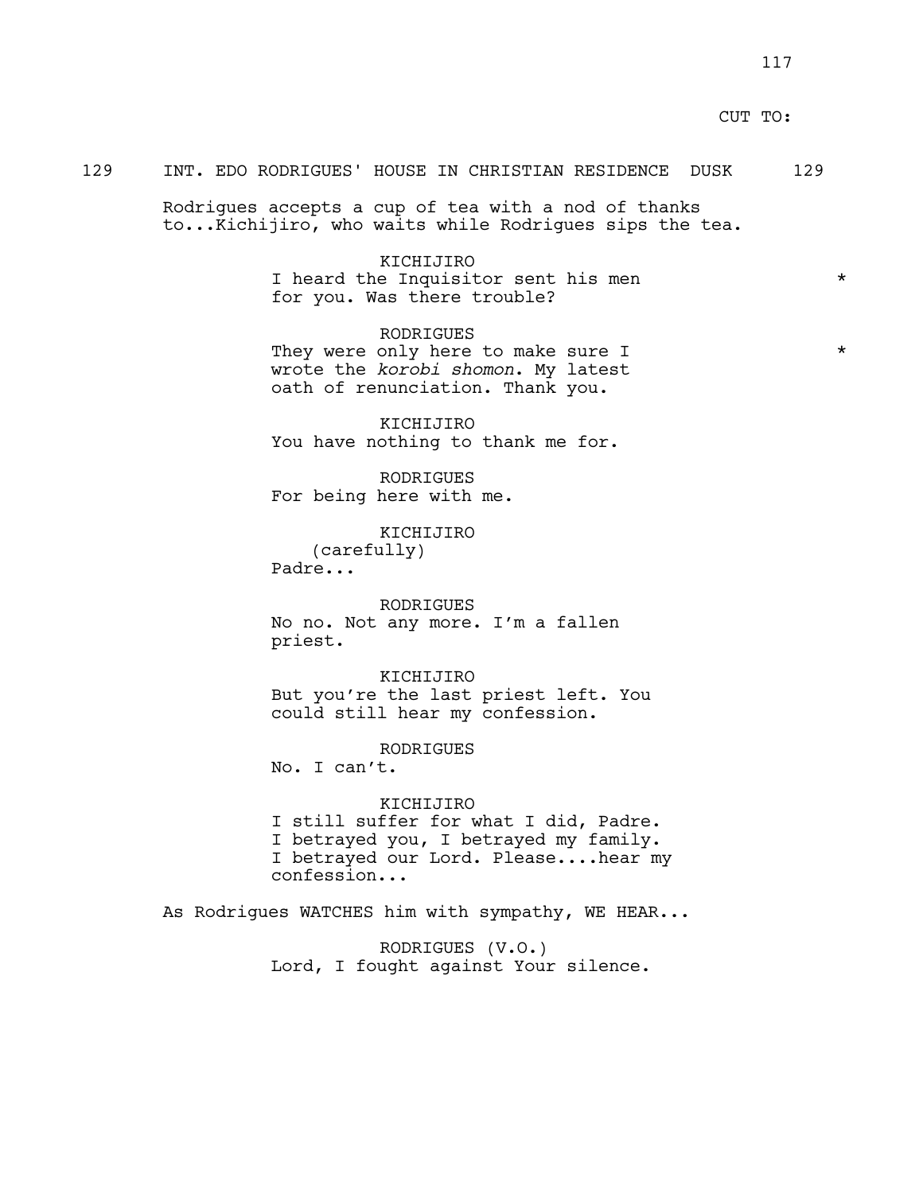CUT TO:

129 INT. EDO RODRIGUES' HOUSE IN CHRISTIAN RESIDENCE DUSK 129

Rodrigues accepts a cup of tea with a nod of thanks to...Kichijiro, who waits while Rodrigues sips the tea.

KICHIJIRO
I heard the Inquisitor sent his men for you. Was there trouble? *

RODRIGUES
They were only here to make sure I wrote the *korobi shomon*. My latest oath of renunciation. Thank you. *

KICHIJIRO
You have nothing to thank me for.

RODRIGUES
For being here with me.

KICHIJIRO
(carefully)
Padre...

RODRIGUES
No no. Not any more. I'm a fallen priest.

KICHIJIRO
But you're the last priest left. You could still hear my confession.

RODRIGUES
No. I can't.

KICHIJIRO
I still suffer for what I did, Padre. I betrayed you, I betrayed my family. I betrayed our Lord. Please....hear my confession...

As Rodrigues WATCHES him with sympathy, WE HEAR...

RODRIGUES (V.O.)
Lord, I fought against Your silence.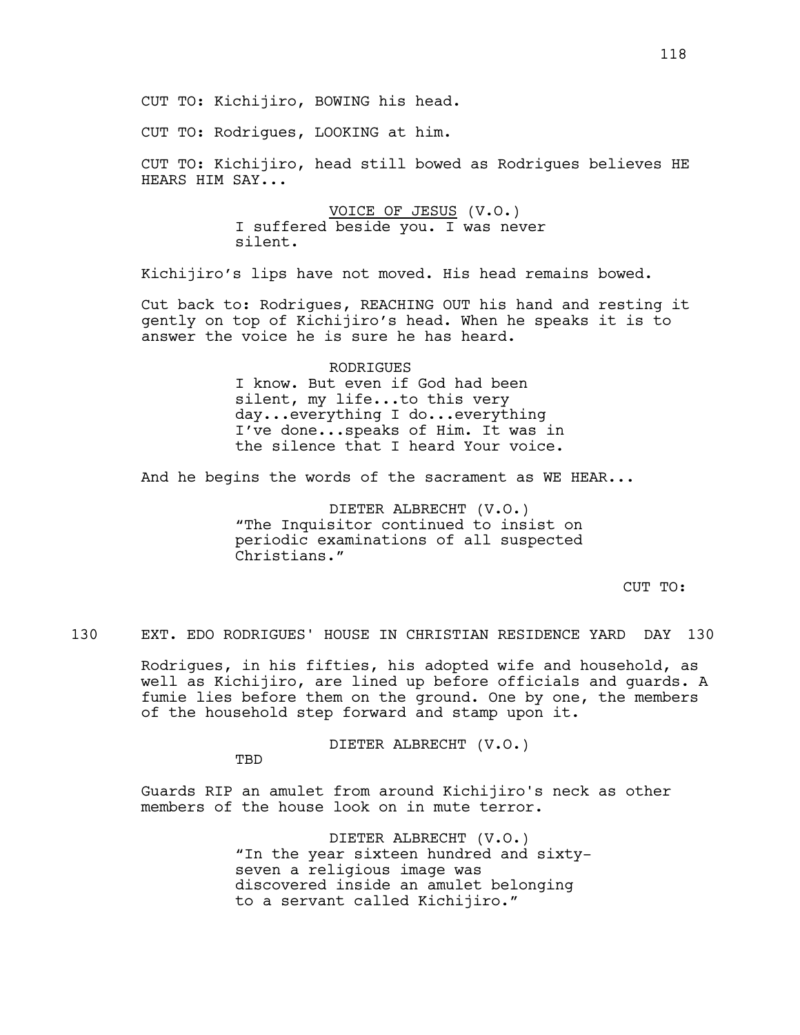CUT TO: Kichijiro, BOWING his head.

CUT TO: Rodrigues, LOOKING at him.

CUT TO: Kichijiro, head still bowed as Rodrigues believes HE HEARS HIM SAY...

VOICE OF JESUS (V.O.)
I suffered beside you. I was never silent.

Kichijiro's lips have not moved. His head remains bowed.

Cut back to: Rodrigues, REACHING OUT his hand and resting it gently on top of Kichijiro's head. When he speaks it is to answer the voice he is sure he has heard.

RODRIGUES
I know. But even if God had been silent, my life...to this very day...everything I do...everything I've done...speaks of Him. It was in the silence that I heard Your voice.

And he begins the words of the sacrament as WE HEAR...

DIETER ALBRECHT (V.O.)
"The Inquisitor continued to insist on periodic examinations of all suspected Christians."

CUT TO:

130 EXT. EDO RODRIGUES' HOUSE IN CHRISTIAN RESIDENCE YARD DAY 130

Rodrigues, in his fifties, his adopted wife and household, as well as Kichijiro, are lined up before officials and guards. A fumie lies before them on the ground. One by one, the members of the household step forward and stamp upon it.

DIETER ALBRECHT (V.O.)
TBD

Guards RIP an amulet from around Kichijiro's neck as other members of the house look on in mute terror.

DIETER ALBRECHT (V.O.)
"In the year sixteen hundred and sixty-seven a religious image was discovered inside an amulet belonging to a servant called Kichijiro."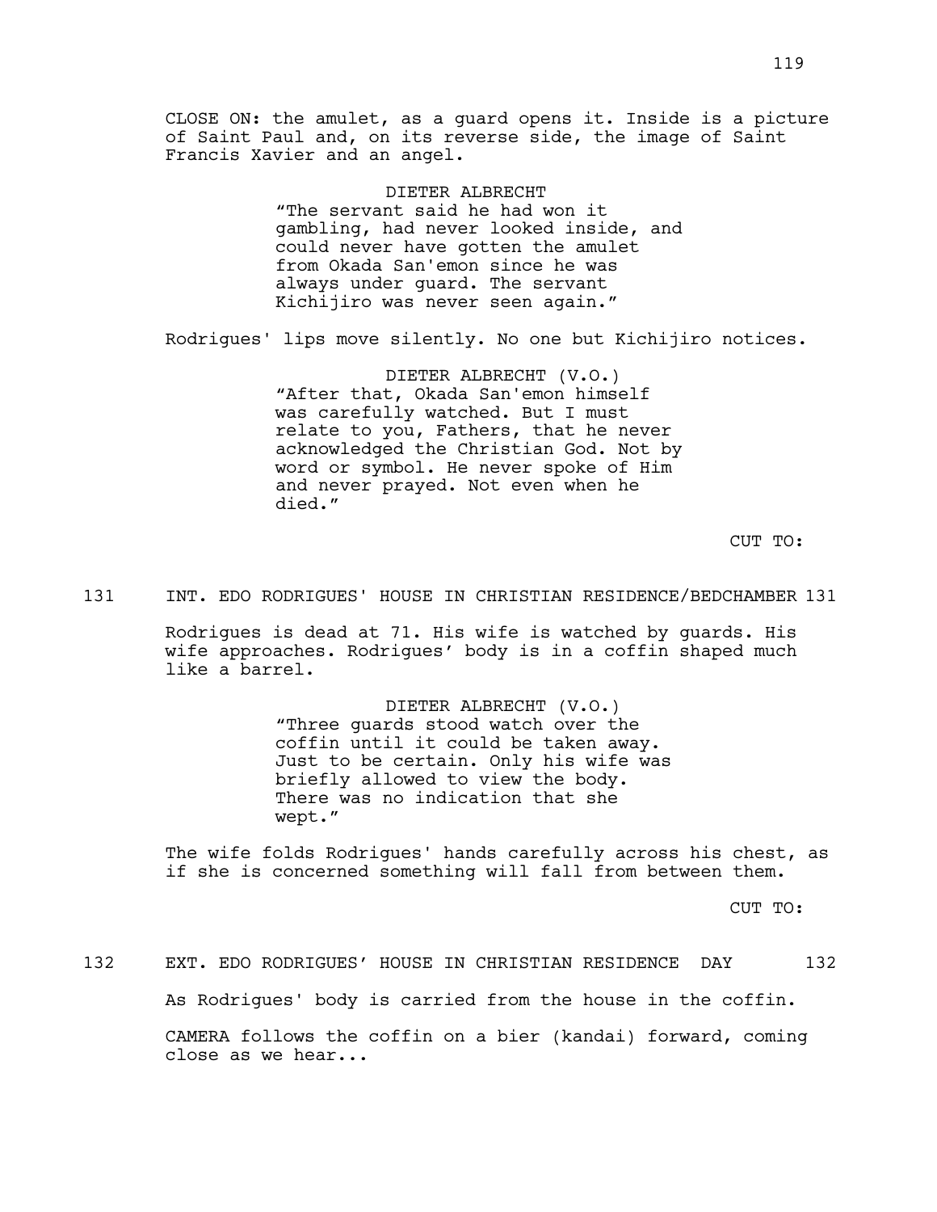CLOSE ON: the amulet, as a guard opens it. Inside is a picture of Saint Paul and, on its reverse side, the image of Saint Francis Xavier and an angel.

DIETER ALBRECHT
"The servant said he had won it gambling, had never looked inside, and could never have gotten the amulet from Okada San'emon since he was always under guard. The servant Kichijiro was never seen again."

Rodrigues' lips move silently. No one but Kichijiro notices.

DIETER ALBRECHT (V.O.)
"After that, Okada San'emon himself was carefully watched. But I must relate to you, Fathers, that he never acknowledged the Christian God. Not by word or symbol. He never spoke of Him and never prayed. Not even when he died."

CUT TO:

131 INT. EDO RODRIGUES' HOUSE IN CHRISTIAN RESIDENCE/BEDCHAMBER 131

Rodrigues is dead at 71. His wife is watched by guards. His wife approaches. Rodrigues' body is in a coffin shaped much like a barrel.

DIETER ALBRECHT (V.O.)
"Three guards stood watch over the coffin until it could be taken away. Just to be certain. Only his wife was briefly allowed to view the body. There was no indication that she wept."

The wife folds Rodrigues' hands carefully across his chest, as if she is concerned something will fall from between them.

CUT TO:

132 EXT. EDO RODRIGUES' HOUSE IN CHRISTIAN RESIDENCE DAY 132

As Rodrigues' body is carried from the house in the coffin.

CAMERA follows the coffin on a bier (kandai) forward, coming close as we hear...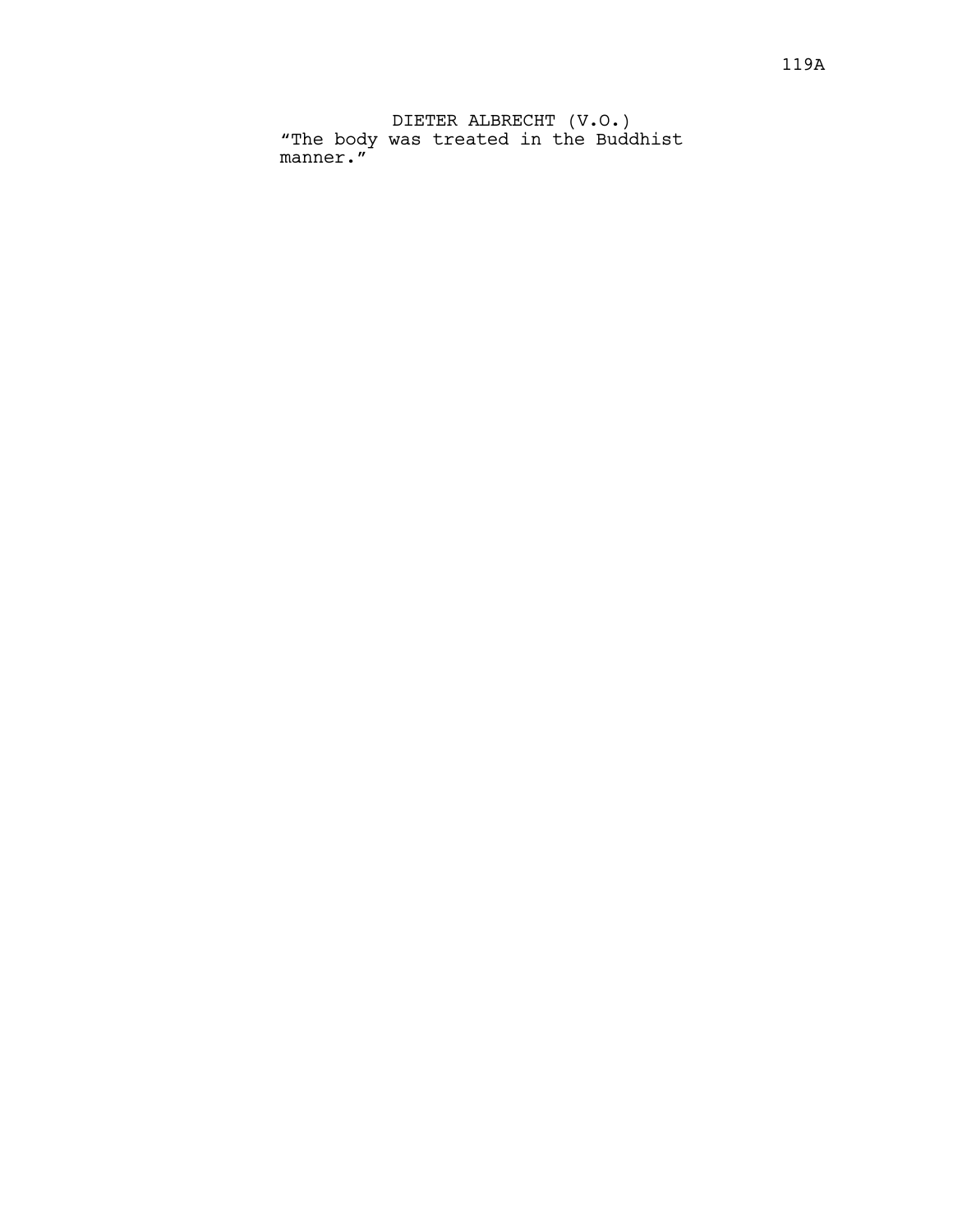DIETER ALBRECHT (V.O.)
"The body was treated in the Buddhist manner."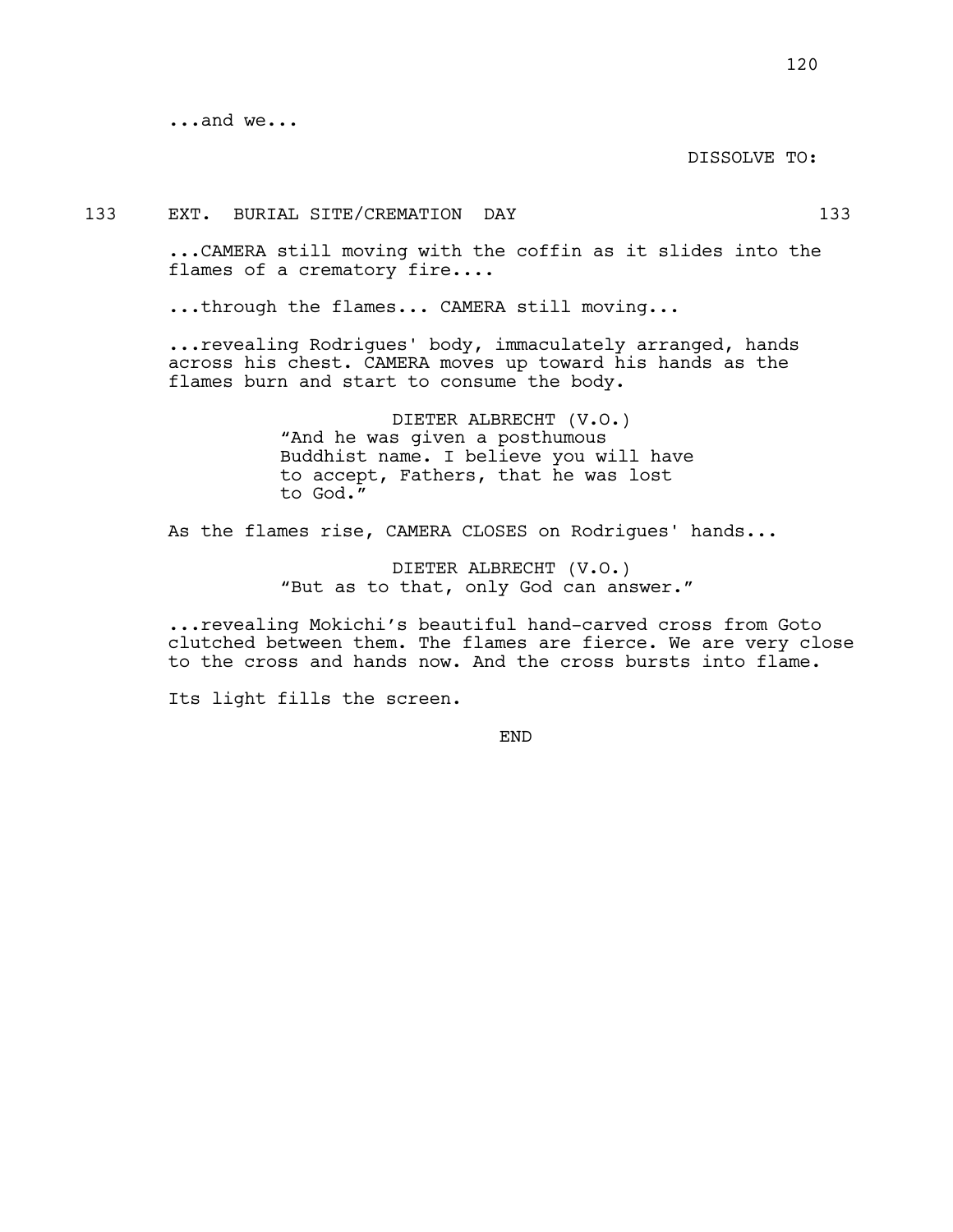...and we...

DISSOLVE TO:

133 EXT. BURIAL SITE/CREMATION DAY 133

...CAMERA still moving with the coffin as it slides into the flames of a crematory fire....

...through the flames... CAMERA still moving...

...revealing Rodrigues' body, immaculately arranged, hands across his chest. CAMERA moves up toward his hands as the flames burn and start to consume the body.

DIETER ALBRECHT (V.O.)
"And he was given a posthumous Buddhist name. I believe you will have to accept, Fathers, that he was lost to God."

As the flames rise, CAMERA CLOSES on Rodrigues' hands...

DIETER ALBRECHT (V.O.)
"But as to that, only God can answer."

...revealing Mokichi's beautiful hand-carved cross from Goto clutched between them. The flames are fierce. We are very close to the cross and hands now. And the cross bursts into flame.

Its light fills the screen.

END